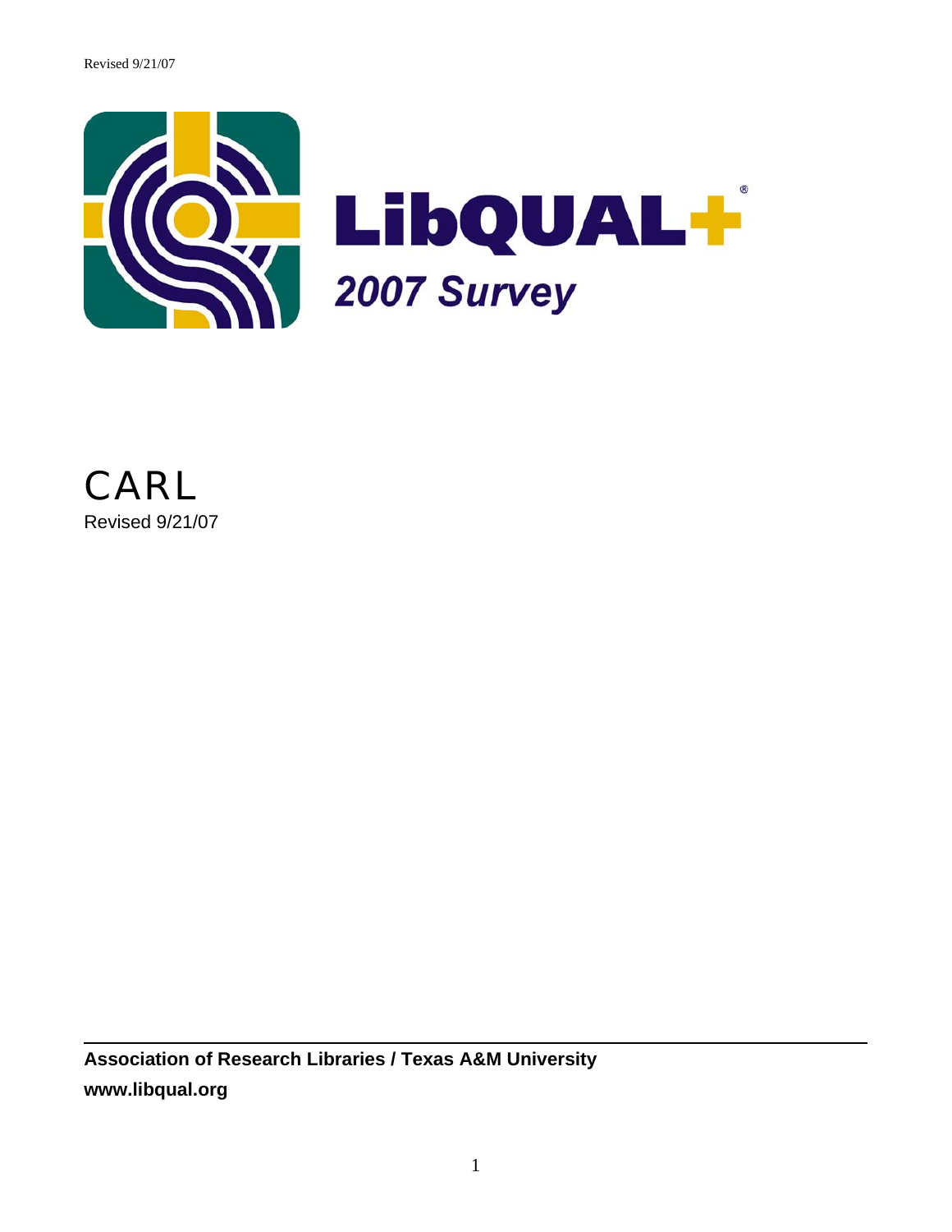Revised 9/21/07

# LibQUAL+®

*2007 Survey*

# CARL

Revised 9/21/07

**Association of Research Libraries / Texas A&M University**

**www.libqual.org**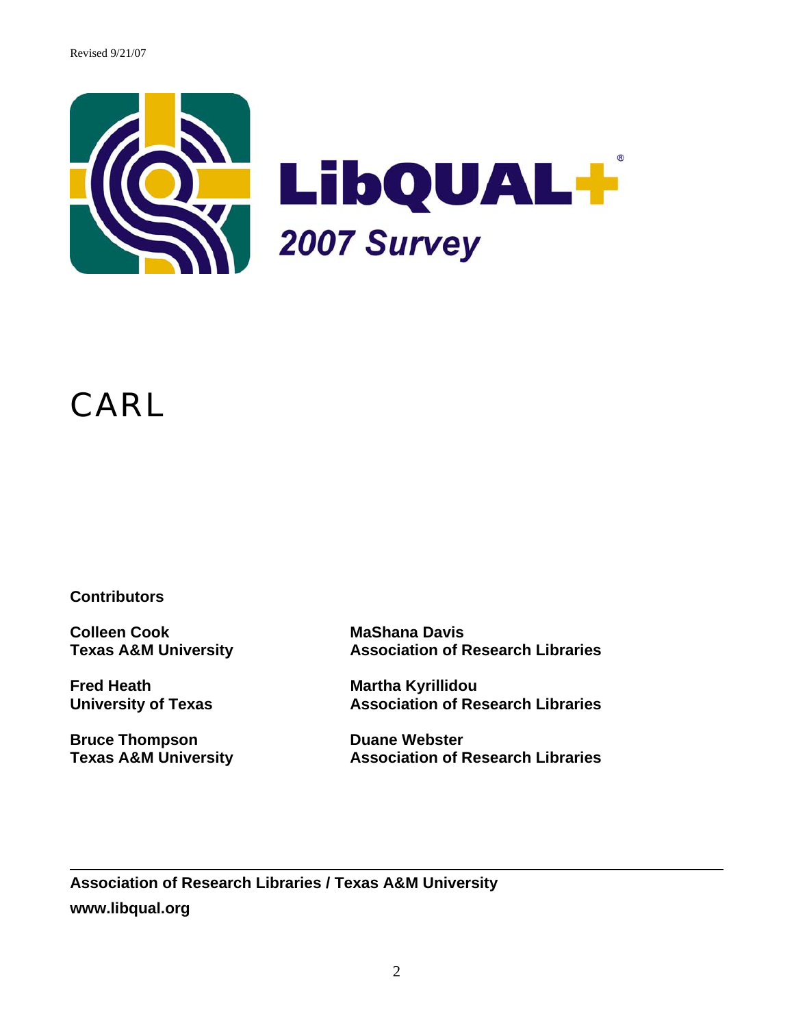Revised 9/21/07

# LibQUAL+®

## *2007 Survey*

# CARL

**Contributors**

**Colleen Cook**
**Texas A&M University**

**Fred Heath**
**University of Texas**

**Bruce Thompson**
**Texas A&M University**

**MaShana Davis**
**Association of Research Libraries**

**Martha Kyrillidou**
**Association of Research Libraries**

**Duane Webster**
**Association of Research Libraries**

---

**Association of Research Libraries / Texas A&M University**

**www.libqual.org**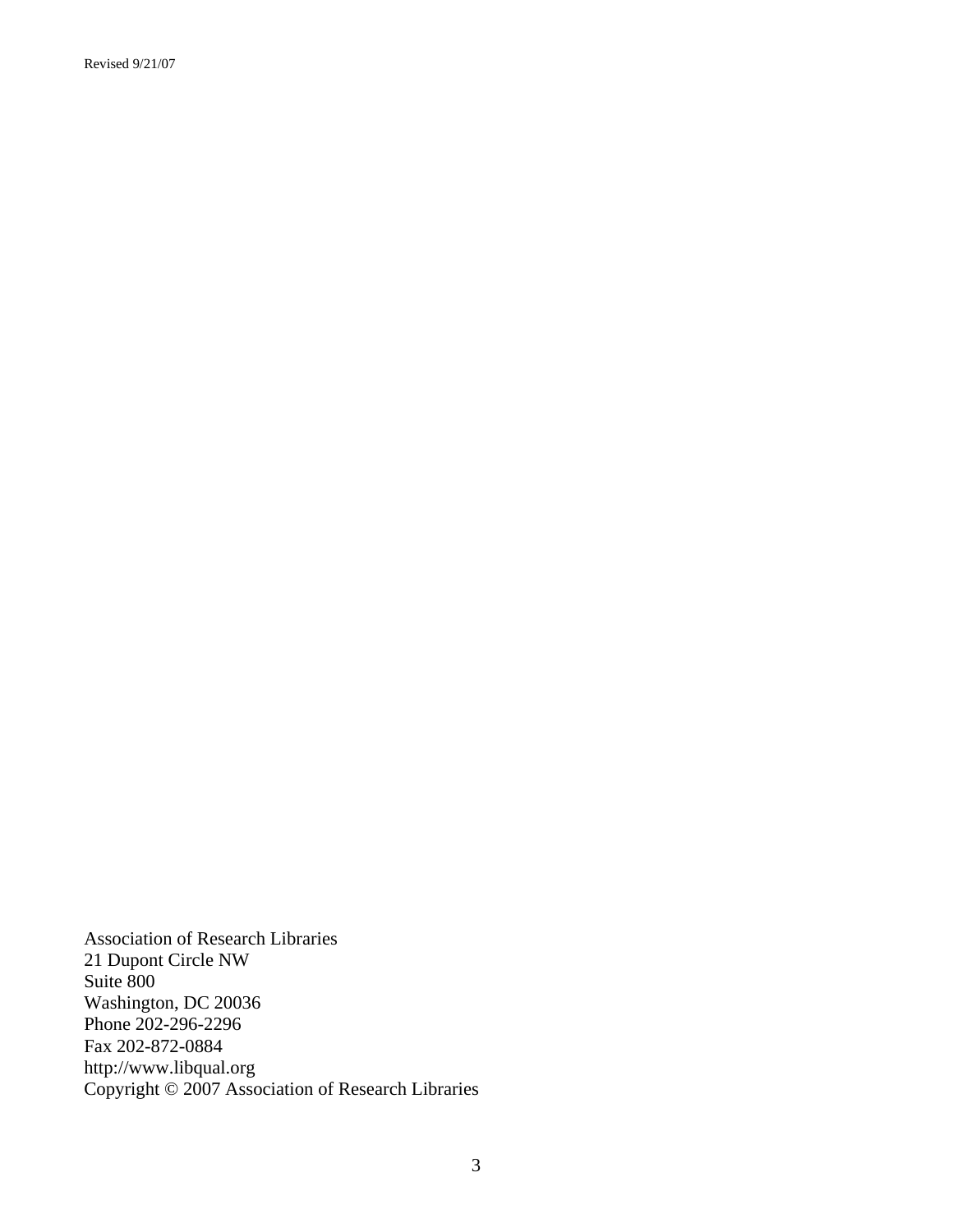Revised 9/21/07

Association of Research Libraries
21 Dupont Circle NW
Suite 800
Washington, DC 20036
Phone 202-296-2296
Fax 202-872-0884
http://www.libqual.org
Copyright © 2007 Association of Research Libraries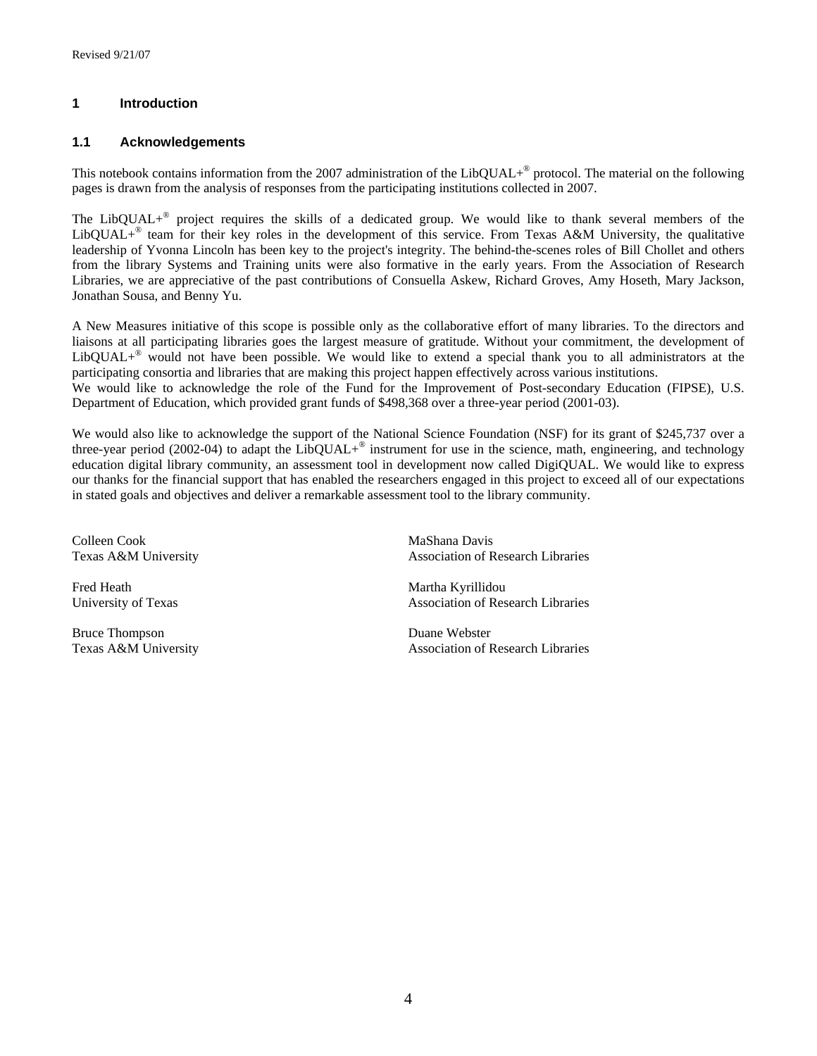Revised 9/21/07

# 1 Introduction

## 1.1 Acknowledgements

This notebook contains information from the 2007 administration of the LibQUAL+® protocol. The material on the following pages is drawn from the analysis of responses from the participating institutions collected in 2007.

The LibQUAL+® project requires the skills of a dedicated group. We would like to thank several members of the LibQUAL+® team for their key roles in the development of this service. From Texas A&M University, the qualitative leadership of Yvonna Lincoln has been key to the project's integrity. The behind-the-scenes roles of Bill Chollet and others from the library Systems and Training units were also formative in the early years. From the Association of Research Libraries, we are appreciative of the past contributions of Consuella Askew, Richard Groves, Amy Hoseth, Mary Jackson, Jonathan Sousa, and Benny Yu.

A New Measures initiative of this scope is possible only as the collaborative effort of many libraries. To the directors and liaisons at all participating libraries goes the largest measure of gratitude. Without your commitment, the development of LibQUAL+® would not have been possible. We would like to extend a special thank you to all administrators at the participating consortia and libraries that are making this project happen effectively across various institutions.
We would like to acknowledge the role of the Fund for the Improvement of Post-secondary Education (FIPSE), U.S. Department of Education, which provided grant funds of $498,368 over a three-year period (2001-03).

We would also like to acknowledge the support of the National Science Foundation (NSF) for its grant of $245,737 over a three-year period (2002-04) to adapt the LibQUAL+® instrument for use in the science, math, engineering, and technology education digital library community, an assessment tool in development now called DigiQUAL. We would like to express our thanks for the financial support that has enabled the researchers engaged in this project to exceed all of our expectations in stated goals and objectives and deliver a remarkable assessment tool to the library community.

Colleen Cook
Texas A&M University

Fred Heath
University of Texas

Bruce Thompson
Texas A&M University

MaShana Davis
Association of Research Libraries

Martha Kyrillidou
Association of Research Libraries

Duane Webster
Association of Research Libraries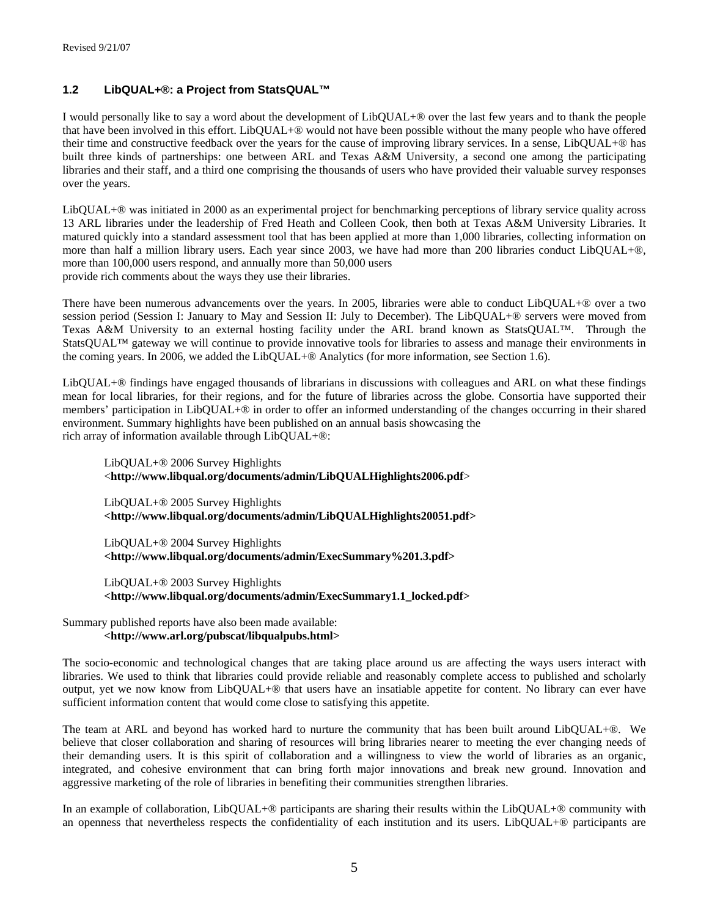### 1.2 LibQUAL+®: a Project from StatsQUAL™

I would personally like to say a word about the development of LibQUAL+® over the last few years and to thank the people that have been involved in this effort. LibQUAL+® would not have been possible without the many people who have offered their time and constructive feedback over the years for the cause of improving library services. In a sense, LibQUAL+® has built three kinds of partnerships: one between ARL and Texas A&M University, a second one among the participating libraries and their staff, and a third one comprising the thousands of users who have provided their valuable survey responses over the years.

LibQUAL+® was initiated in 2000 as an experimental project for benchmarking perceptions of library service quality across 13 ARL libraries under the leadership of Fred Heath and Colleen Cook, then both at Texas A&M University Libraries. It matured quickly into a standard assessment tool that has been applied at more than 1,000 libraries, collecting information on more than half a million library users. Each year since 2003, we have had more than 200 libraries conduct LibQUAL+®, more than 100,000 users respond, and annually more than 50,000 users provide rich comments about the ways they use their libraries.

There have been numerous advancements over the years. In 2005, libraries were able to conduct LibQUAL+® over a two session period (Session I: January to May and Session II: July to December). The LibQUAL+® servers were moved from Texas A&M University to an external hosting facility under the ARL brand known as StatsQUAL™. Through the StatsQUAL™ gateway we will continue to provide innovative tools for libraries to assess and manage their environments in the coming years. In 2006, we added the LibQUAL+® Analytics (for more information, see Section 1.6).

LibQUAL+® findings have engaged thousands of librarians in discussions with colleagues and ARL on what these findings mean for local libraries, for their regions, and for the future of libraries across the globe. Consortia have supported their members' participation in LibQUAL+® in order to offer an informed understanding of the changes occurring in their shared environment. Summary highlights have been published on an annual basis showcasing the rich array of information available through LibQUAL+®:

LibQUAL+® 2006 Survey Highlights
<**http://www.libqual.org/documents/admin/LibQUALHighlights2006.pdf**>

LibQUAL+® 2005 Survey Highlights
**<http://www.libqual.org/documents/admin/LibQUALHighlights20051.pdf>**

LibQUAL+® 2004 Survey Highlights
**<http://www.libqual.org/documents/admin/ExecSummary%201.3.pdf>**

LibQUAL+® 2003 Survey Highlights
**<http://www.libqual.org/documents/admin/ExecSummary1.1_locked.pdf>**

Summary published reports have also been made available:
**<http://www.arl.org/pubscat/libqualpubs.html>**

The socio-economic and technological changes that are taking place around us are affecting the ways users interact with libraries. We used to think that libraries could provide reliable and reasonably complete access to published and scholarly output, yet we now know from LibQUAL+® that users have an insatiable appetite for content. No library can ever have sufficient information content that would come close to satisfying this appetite.

The team at ARL and beyond has worked hard to nurture the community that has been built around LibQUAL+®. We believe that closer collaboration and sharing of resources will bring libraries nearer to meeting the ever changing needs of their demanding users. It is this spirit of collaboration and a willingness to view the world of libraries as an organic, integrated, and cohesive environment that can bring forth major innovations and break new ground. Innovation and aggressive marketing of the role of libraries in benefiting their communities strengthen libraries.

In an example of collaboration, LibQUAL+® participants are sharing their results within the LibQUAL+® community with an openness that nevertheless respects the confidentiality of each institution and its users. LibQUAL+® participants are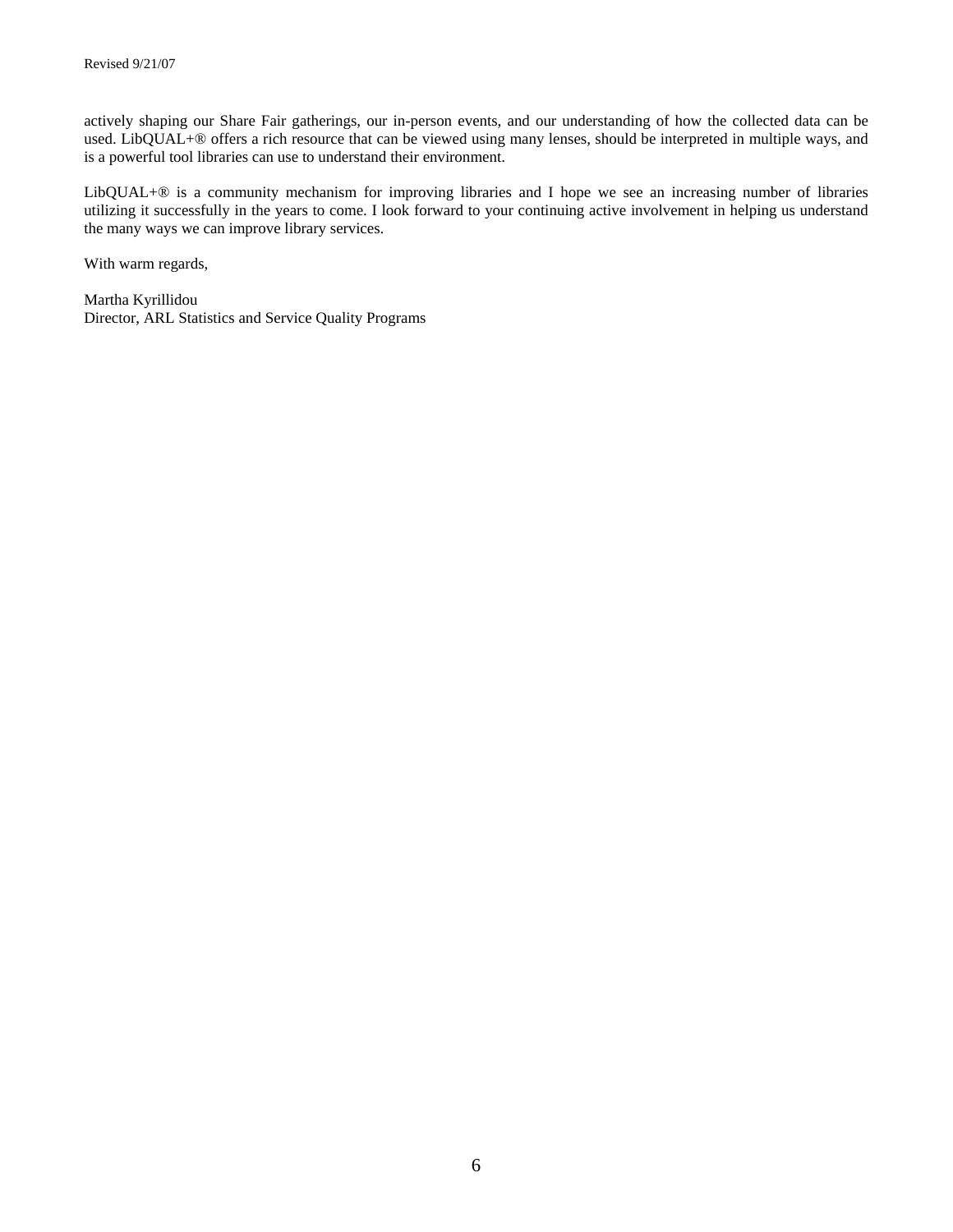actively shaping our Share Fair gatherings, our in-person events, and our understanding of how the collected data can be used. LibQUAL+® offers a rich resource that can be viewed using many lenses, should be interpreted in multiple ways, and is a powerful tool libraries can use to understand their environment.

LibQUAL+® is a community mechanism for improving libraries and I hope we see an increasing number of libraries utilizing it successfully in the years to come. I look forward to your continuing active involvement in helping us understand the many ways we can improve library services.

With warm regards,

Martha Kyrillidou
Director, ARL Statistics and Service Quality Programs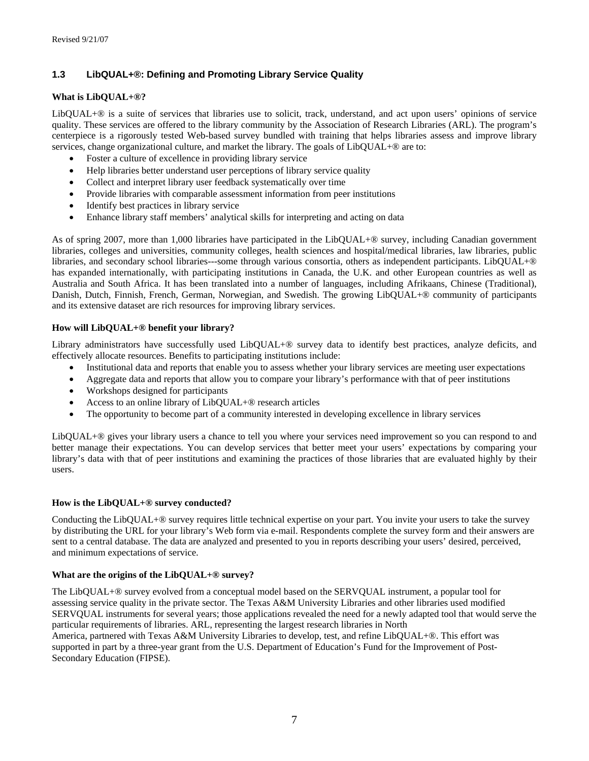## 1.3 LibQUAL+®: Defining and Promoting Library Service Quality

**What is LibQUAL+®?**

LibQUAL+® is a suite of services that libraries use to solicit, track, understand, and act upon users' opinions of service quality. These services are offered to the library community by the Association of Research Libraries (ARL). The program's centerpiece is a rigorously tested Web-based survey bundled with training that helps libraries assess and improve library services, change organizational culture, and market the library. The goals of LibQUAL+® are to:

- Foster a culture of excellence in providing library service
- Help libraries better understand user perceptions of library service quality
- Collect and interpret library user feedback systematically over time
- Provide libraries with comparable assessment information from peer institutions
- Identify best practices in library service
- Enhance library staff members' analytical skills for interpreting and acting on data

As of spring 2007, more than 1,000 libraries have participated in the LibQUAL+® survey, including Canadian government libraries, colleges and universities, community colleges, health sciences and hospital/medical libraries, law libraries, public libraries, and secondary school libraries---some through various consortia, others as independent participants. LibQUAL+® has expanded internationally, with participating institutions in Canada, the U.K. and other European countries as well as Australia and South Africa. It has been translated into a number of languages, including Afrikaans, Chinese (Traditional), Danish, Dutch, Finnish, French, German, Norwegian, and Swedish. The growing LibQUAL+® community of participants and its extensive dataset are rich resources for improving library services.

**How will LibQUAL+® benefit your library?**

Library administrators have successfully used LibQUAL+® survey data to identify best practices, analyze deficits, and effectively allocate resources. Benefits to participating institutions include:

- Institutional data and reports that enable you to assess whether your library services are meeting user expectations
- Aggregate data and reports that allow you to compare your library's performance with that of peer institutions
- Workshops designed for participants
- Access to an online library of LibQUAL+® research articles
- The opportunity to become part of a community interested in developing excellence in library services

LibQUAL+® gives your library users a chance to tell you where your services need improvement so you can respond to and better manage their expectations. You can develop services that better meet your users' expectations by comparing your library's data with that of peer institutions and examining the practices of those libraries that are evaluated highly by their users.

**How is the LibQUAL+® survey conducted?**

Conducting the LibQUAL+® survey requires little technical expertise on your part. You invite your users to take the survey by distributing the URL for your library's Web form via e-mail. Respondents complete the survey form and their answers are sent to a central database. The data are analyzed and presented to you in reports describing your users' desired, perceived, and minimum expectations of service.

**What are the origins of the LibQUAL+® survey?**

The LibQUAL+® survey evolved from a conceptual model based on the SERVQUAL instrument, a popular tool for assessing service quality in the private sector. The Texas A&M University Libraries and other libraries used modified SERVQUAL instruments for several years; those applications revealed the need for a newly adapted tool that would serve the particular requirements of libraries. ARL, representing the largest research libraries in North America, partnered with Texas A&M University Libraries to develop, test, and refine LibQUAL+®. This effort was supported in part by a three-year grant from the U.S. Department of Education's Fund for the Improvement of Post-Secondary Education (FIPSE).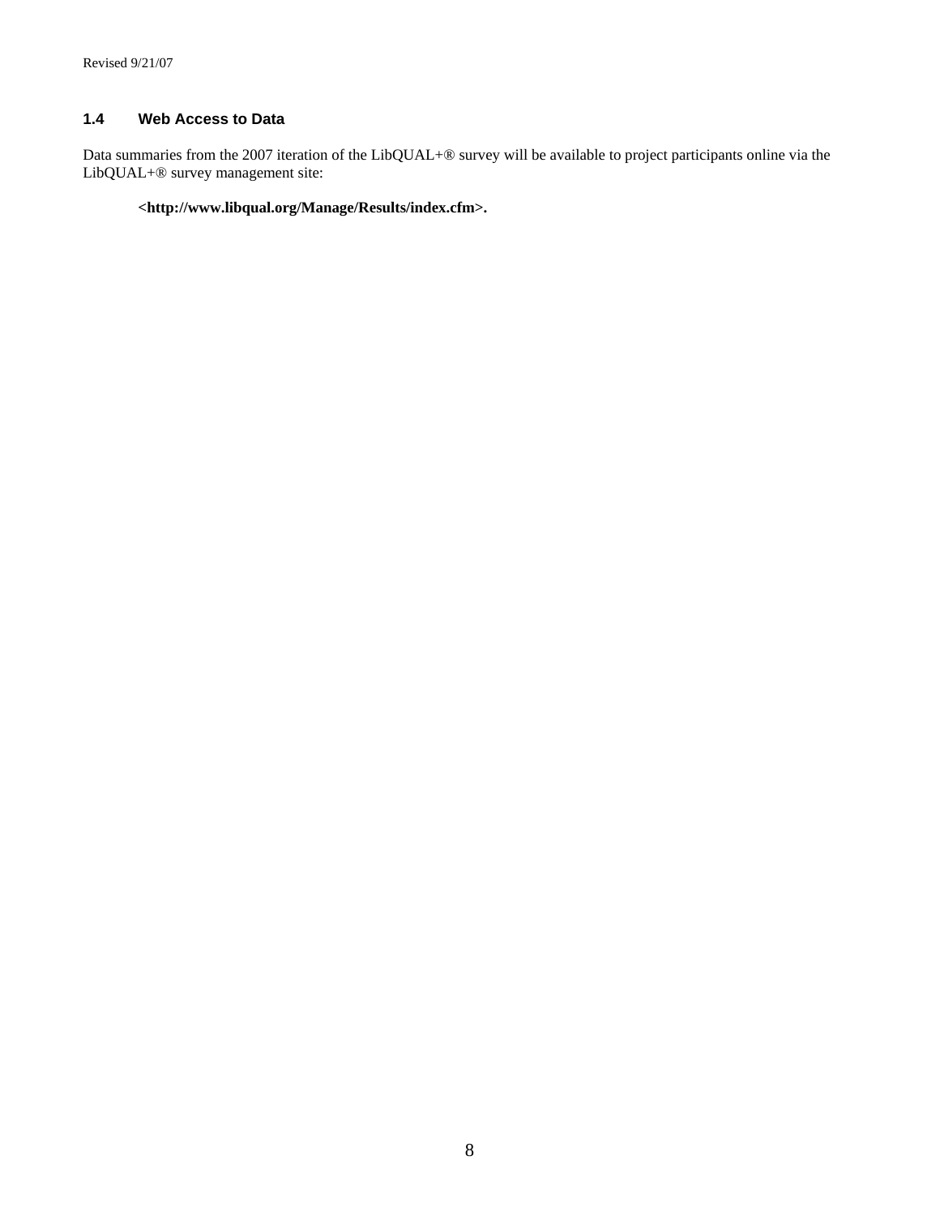### 1.4 Web Access to Data

Data summaries from the 2007 iteration of the LibQUAL+® survey will be available to project participants online via the LibQUAL+® survey management site:

> **<http://www.libqual.org/Manage/Results/index.cfm>.**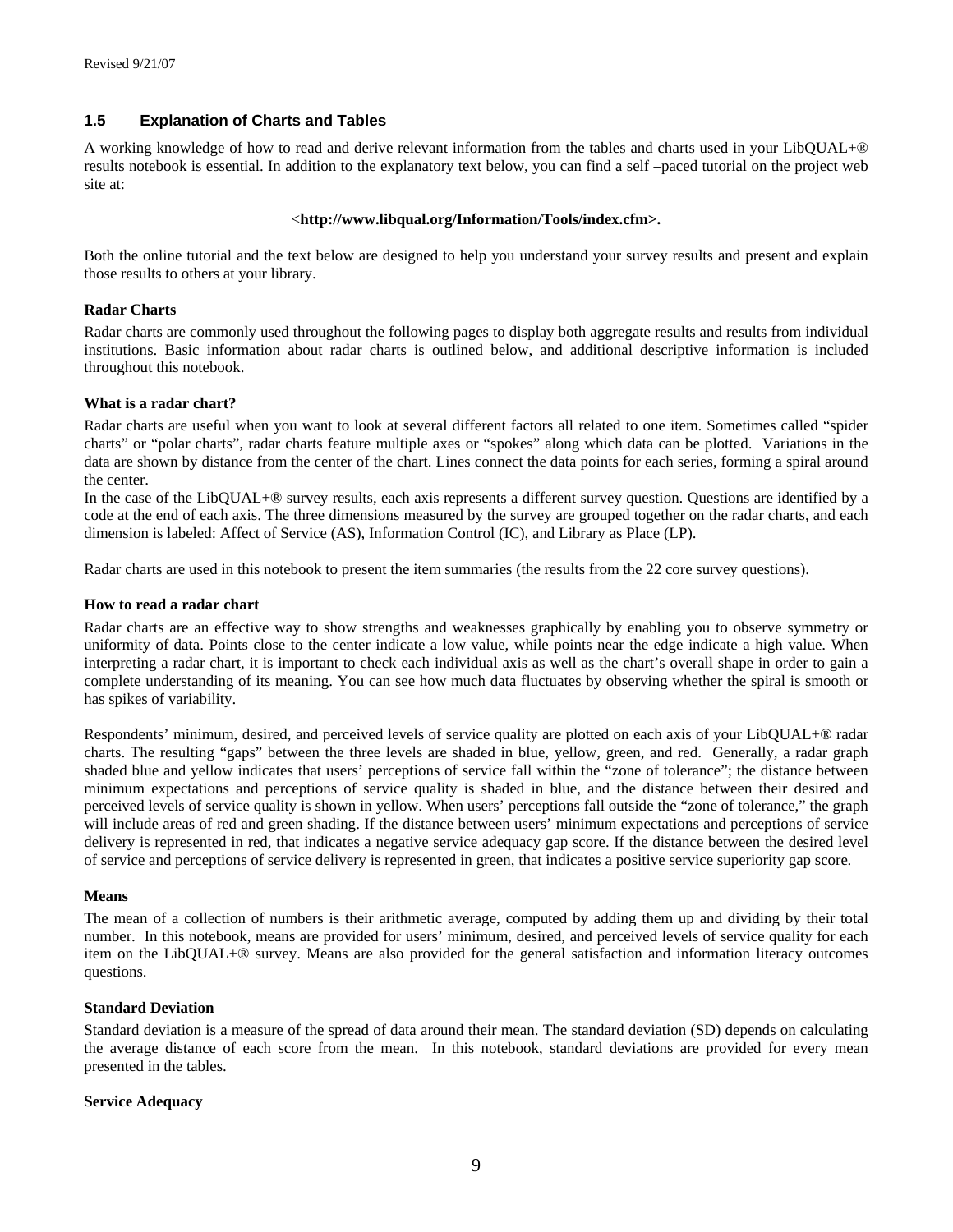## 1.5 Explanation of Charts and Tables

A working knowledge of how to read and derive relevant information from the tables and charts used in your LibQUAL+® results notebook is essential. In addition to the explanatory text below, you can find a self –paced tutorial on the project web site at:

<**http://www.libqual.org/Information/Tools/index.cfm>.**

Both the online tutorial and the text below are designed to help you understand your survey results and present and explain those results to others at your library.

**Radar Charts**

Radar charts are commonly used throughout the following pages to display both aggregate results and results from individual institutions. Basic information about radar charts is outlined below, and additional descriptive information is included throughout this notebook.

**What is a radar chart?**

Radar charts are useful when you want to look at several different factors all related to one item. Sometimes called "spider charts" or "polar charts", radar charts feature multiple axes or "spokes" along which data can be plotted. Variations in the data are shown by distance from the center of the chart. Lines connect the data points for each series, forming a spiral around the center.

In the case of the LibQUAL+® survey results, each axis represents a different survey question. Questions are identified by a code at the end of each axis. The three dimensions measured by the survey are grouped together on the radar charts, and each dimension is labeled: Affect of Service (AS), Information Control (IC), and Library as Place (LP).

Radar charts are used in this notebook to present the item summaries (the results from the 22 core survey questions).

**How to read a radar chart**

Radar charts are an effective way to show strengths and weaknesses graphically by enabling you to observe symmetry or uniformity of data. Points close to the center indicate a low value, while points near the edge indicate a high value. When interpreting a radar chart, it is important to check each individual axis as well as the chart's overall shape in order to gain a complete understanding of its meaning. You can see how much data fluctuates by observing whether the spiral is smooth or has spikes of variability.

Respondents' minimum, desired, and perceived levels of service quality are plotted on each axis of your LibQUAL+® radar charts. The resulting "gaps" between the three levels are shaded in blue, yellow, green, and red. Generally, a radar graph shaded blue and yellow indicates that users' perceptions of service fall within the "zone of tolerance"; the distance between minimum expectations and perceptions of service quality is shaded in blue, and the distance between their desired and perceived levels of service quality is shown in yellow. When users' perceptions fall outside the "zone of tolerance," the graph will include areas of red and green shading. If the distance between users' minimum expectations and perceptions of service delivery is represented in red, that indicates a negative service adequacy gap score. If the distance between the desired level of service and perceptions of service delivery is represented in green, that indicates a positive service superiority gap score.

**Means**

The mean of a collection of numbers is their arithmetic average, computed by adding them up and dividing by their total number. In this notebook, means are provided for users' minimum, desired, and perceived levels of service quality for each item on the LibQUAL+® survey. Means are also provided for the general satisfaction and information literacy outcomes questions.

**Standard Deviation**

Standard deviation is a measure of the spread of data around their mean. The standard deviation (SD) depends on calculating the average distance of each score from the mean. In this notebook, standard deviations are provided for every mean presented in the tables.

**Service Adequacy**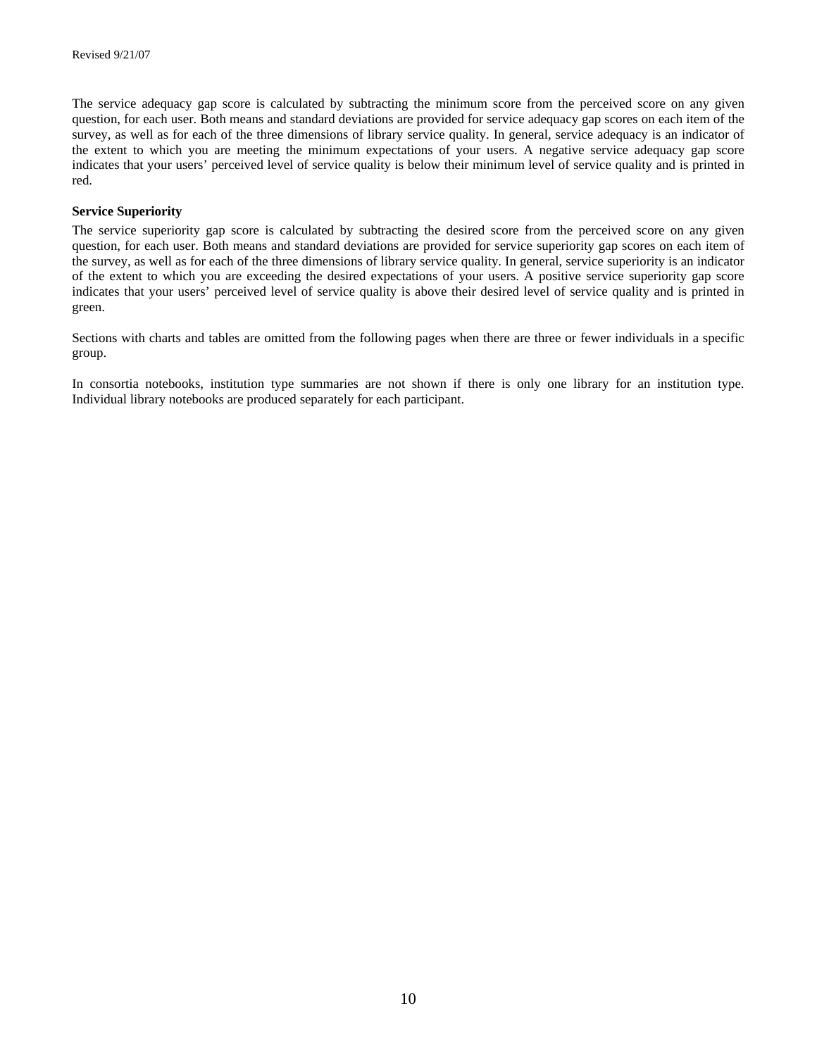The service adequacy gap score is calculated by subtracting the minimum score from the perceived score on any given question, for each user. Both means and standard deviations are provided for service adequacy gap scores on each item of the survey, as well as for each of the three dimensions of library service quality. In general, service adequacy is an indicator of the extent to which you are meeting the minimum expectations of your users. A negative service adequacy gap score indicates that your users' perceived level of service quality is below their minimum level of service quality and is printed in red.

**Service Superiority**

The service superiority gap score is calculated by subtracting the desired score from the perceived score on any given question, for each user. Both means and standard deviations are provided for service superiority gap scores on each item of the survey, as well as for each of the three dimensions of library service quality. In general, service superiority is an indicator of the extent to which you are exceeding the desired expectations of your users. A positive service superiority gap score indicates that your users' perceived level of service quality is above their desired level of service quality and is printed in green.

Sections with charts and tables are omitted from the following pages when there are three or fewer individuals in a specific group.

In consortia notebooks, institution type summaries are not shown if there is only one library for an institution type. Individual library notebooks are produced separately for each participant.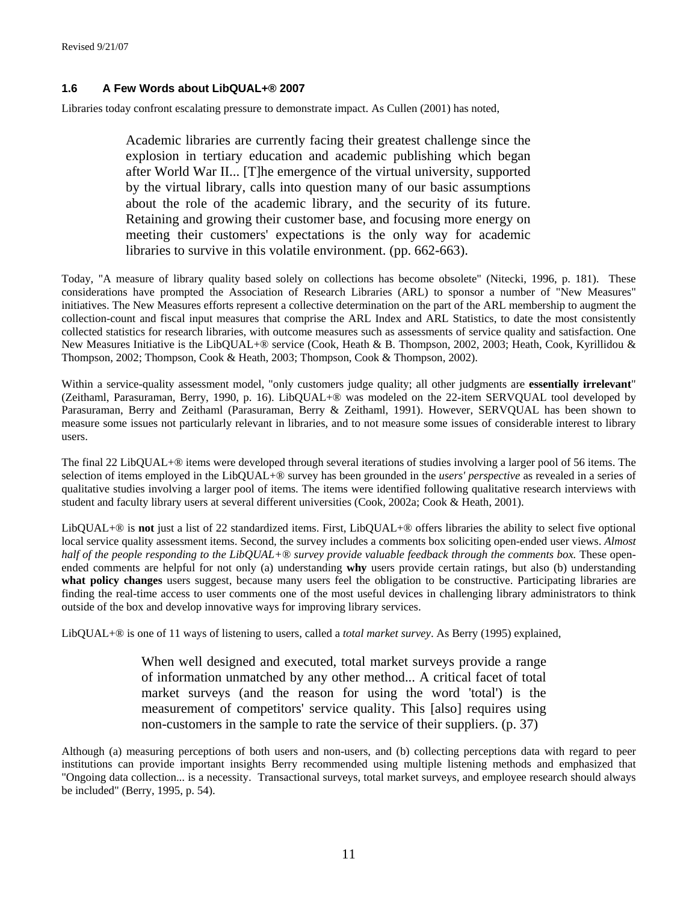### 1.6 A Few Words about LibQUAL+® 2007

Libraries today confront escalating pressure to demonstrate impact. As Cullen (2001) has noted,

> Academic libraries are currently facing their greatest challenge since the explosion in tertiary education and academic publishing which began after World War II... [T]he emergence of the virtual university, supported by the virtual library, calls into question many of our basic assumptions about the role of the academic library, and the security of its future. Retaining and growing their customer base, and focusing more energy on meeting their customers' expectations is the only way for academic libraries to survive in this volatile environment. (pp. 662-663).

Today, "A measure of library quality based solely on collections has become obsolete" (Nitecki, 1996, p. 181). These considerations have prompted the Association of Research Libraries (ARL) to sponsor a number of "New Measures" initiatives. The New Measures efforts represent a collective determination on the part of the ARL membership to augment the collection-count and fiscal input measures that comprise the ARL Index and ARL Statistics, to date the most consistently collected statistics for research libraries, with outcome measures such as assessments of service quality and satisfaction. One New Measures Initiative is the LibQUAL+® service (Cook, Heath & B. Thompson, 2002, 2003; Heath, Cook, Kyrillidou & Thompson, 2002; Thompson, Cook & Heath, 2003; Thompson, Cook & Thompson, 2002).

Within a service-quality assessment model, "only customers judge quality; all other judgments are **essentially irrelevant**" (Zeithaml, Parasuraman, Berry, 1990, p. 16). LibQUAL+® was modeled on the 22-item SERVQUAL tool developed by Parasuraman, Berry and Zeithaml (Parasuraman, Berry & Zeithaml, 1991). However, SERVQUAL has been shown to measure some issues not particularly relevant in libraries, and to not measure some issues of considerable interest to library users.

The final 22 LibQUAL+® items were developed through several iterations of studies involving a larger pool of 56 items. The selection of items employed in the LibQUAL+® survey has been grounded in the *users' perspective* as revealed in a series of qualitative studies involving a larger pool of items. The items were identified following qualitative research interviews with student and faculty library users at several different universities (Cook, 2002a; Cook & Heath, 2001).

LibQUAL+® is **not** just a list of 22 standardized items. First, LibQUAL+® offers libraries the ability to select five optional local service quality assessment items. Second, the survey includes a comments box soliciting open-ended user views. *Almost half of the people responding to the LibQUAL+® survey provide valuable feedback through the comments box.* These open-ended comments are helpful for not only (a) understanding **why** users provide certain ratings, but also (b) understanding **what policy changes** users suggest, because many users feel the obligation to be constructive. Participating libraries are finding the real-time access to user comments one of the most useful devices in challenging library administrators to think outside of the box and develop innovative ways for improving library services.

LibQUAL+® is one of 11 ways of listening to users, called a *total market survey*. As Berry (1995) explained,

> When well designed and executed, total market surveys provide a range of information unmatched by any other method... A critical facet of total market surveys (and the reason for using the word 'total') is the measurement of competitors' service quality. This [also] requires using non-customers in the sample to rate the service of their suppliers. (p. 37)

Although (a) measuring perceptions of both users and non-users, and (b) collecting perceptions data with regard to peer institutions can provide important insights Berry recommended using multiple listening methods and emphasized that "Ongoing data collection... is a necessity. Transactional surveys, total market surveys, and employee research should always be included" (Berry, 1995, p. 54).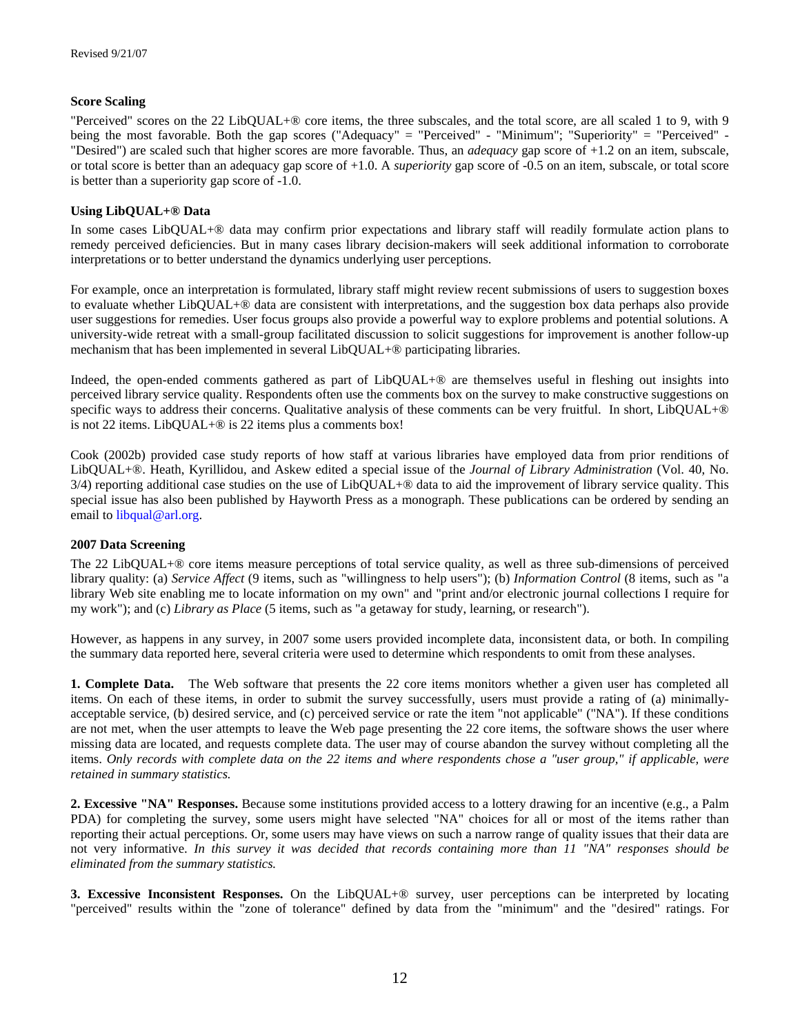### Score Scaling

"Perceived" scores on the 22 LibQUAL+® core items, the three subscales, and the total score, are all scaled 1 to 9, with 9 being the most favorable. Both the gap scores ("Adequacy" = "Perceived" - "Minimum"; "Superiority" = "Perceived" - "Desired") are scaled such that higher scores are more favorable. Thus, an *adequacy* gap score of +1.2 on an item, subscale, or total score is better than an adequacy gap score of +1.0. A *superiority* gap score of -0.5 on an item, subscale, or total score is better than a superiority gap score of -1.0.

### Using LibQUAL+® Data

In some cases LibQUAL+® data may confirm prior expectations and library staff will readily formulate action plans to remedy perceived deficiencies. But in many cases library decision-makers will seek additional information to corroborate interpretations or to better understand the dynamics underlying user perceptions.

For example, once an interpretation is formulated, library staff might review recent submissions of users to suggestion boxes to evaluate whether LibQUAL+® data are consistent with interpretations, and the suggestion box data perhaps also provide user suggestions for remedies. User focus groups also provide a powerful way to explore problems and potential solutions. A university-wide retreat with a small-group facilitated discussion to solicit suggestions for improvement is another follow-up mechanism that has been implemented in several LibQUAL+® participating libraries.

Indeed, the open-ended comments gathered as part of LibQUAL+® are themselves useful in fleshing out insights into perceived library service quality. Respondents often use the comments box on the survey to make constructive suggestions on specific ways to address their concerns. Qualitative analysis of these comments can be very fruitful. In short, LibQUAL+® is not 22 items. LibQUAL+® is 22 items plus a comments box!

Cook (2002b) provided case study reports of how staff at various libraries have employed data from prior renditions of LibQUAL+®. Heath, Kyrillidou, and Askew edited a special issue of the *Journal of Library Administration* (Vol. 40, No. 3/4) reporting additional case studies on the use of LibQUAL+® data to aid the improvement of library service quality. This special issue has also been published by Hayworth Press as a monograph. These publications can be ordered by sending an email to libqual@arl.org.

### 2007 Data Screening

The 22 LibQUAL+® core items measure perceptions of total service quality, as well as three sub-dimensions of perceived library quality: (a) *Service Affect* (9 items, such as "willingness to help users"); (b) *Information Control* (8 items, such as "a library Web site enabling me to locate information on my own" and "print and/or electronic journal collections I require for my work"); and (c) *Library as Place* (5 items, such as "a getaway for study, learning, or research").

However, as happens in any survey, in 2007 some users provided incomplete data, inconsistent data, or both. In compiling the summary data reported here, several criteria were used to determine which respondents to omit from these analyses.

**1. Complete Data.** The Web software that presents the 22 core items monitors whether a given user has completed all items. On each of these items, in order to submit the survey successfully, users must provide a rating of (a) minimally-acceptable service, (b) desired service, and (c) perceived service or rate the item "not applicable" ("NA"). If these conditions are not met, when the user attempts to leave the Web page presenting the 22 core items, the software shows the user where missing data are located, and requests complete data. The user may of course abandon the survey without completing all the items. *Only records with complete data on the 22 items and where respondents chose a "user group," if applicable, were retained in summary statistics.*

**2. Excessive "NA" Responses.** Because some institutions provided access to a lottery drawing for an incentive (e.g., a Palm PDA) for completing the survey, some users might have selected "NA" choices for all or most of the items rather than reporting their actual perceptions. Or, some users may have views on such a narrow range of quality issues that their data are not very informative. *In this survey it was decided that records containing more than 11 "NA" responses should be eliminated from the summary statistics.*

**3. Excessive Inconsistent Responses.** On the LibQUAL+® survey, user perceptions can be interpreted by locating "perceived" results within the "zone of tolerance" defined by data from the "minimum" and the "desired" ratings. For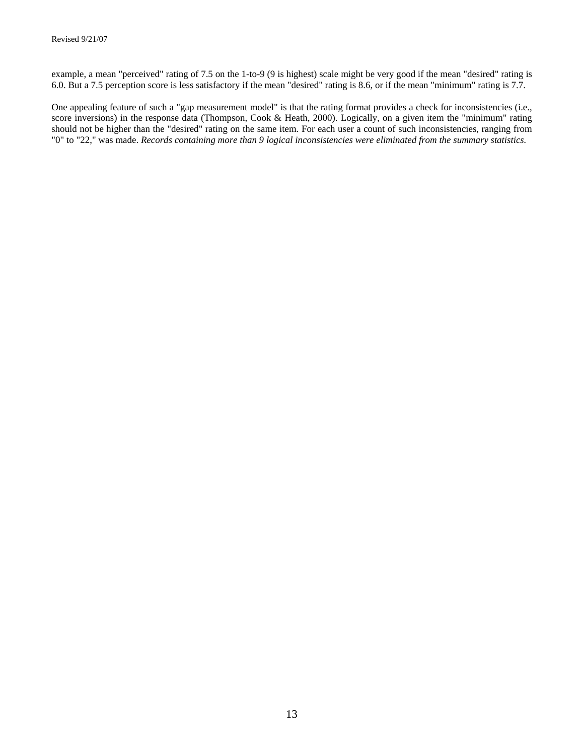example, a mean "perceived" rating of 7.5 on the 1-to-9 (9 is highest) scale might be very good if the mean "desired" rating is 6.0. But a 7.5 perception score is less satisfactory if the mean "desired" rating is 8.6, or if the mean "minimum" rating is 7.7.

One appealing feature of such a "gap measurement model" is that the rating format provides a check for inconsistencies (i.e., score inversions) in the response data (Thompson, Cook & Heath, 2000). Logically, on a given item the "minimum" rating should not be higher than the "desired" rating on the same item. For each user a count of such inconsistencies, ranging from "0" to "22," was made. *Records containing more than 9 logical inconsistencies were eliminated from the summary statistics.*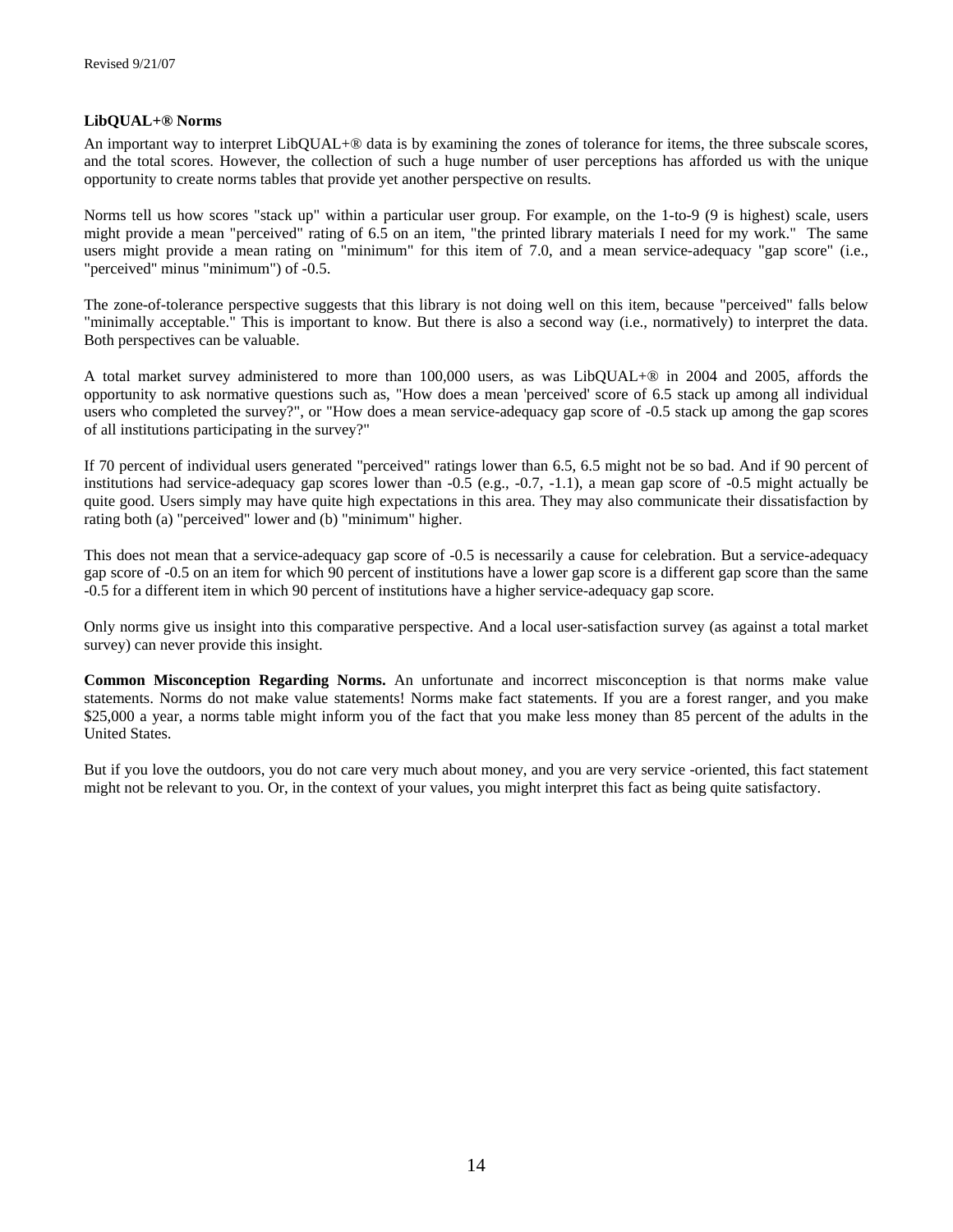### LibQUAL+® Norms

An important way to interpret LibQUAL+® data is by examining the zones of tolerance for items, the three subscale scores, and the total scores. However, the collection of such a huge number of user perceptions has afforded us with the unique opportunity to create norms tables that provide yet another perspective on results.

Norms tell us how scores "stack up" within a particular user group. For example, on the 1-to-9 (9 is highest) scale, users might provide a mean "perceived" rating of 6.5 on an item, "the printed library materials I need for my work." The same users might provide a mean rating on "minimum" for this item of 7.0, and a mean service-adequacy "gap score" (i.e., "perceived" minus "minimum") of -0.5.

The zone-of-tolerance perspective suggests that this library is not doing well on this item, because "perceived" falls below "minimally acceptable." This is important to know. But there is also a second way (i.e., normatively) to interpret the data. Both perspectives can be valuable.

A total market survey administered to more than 100,000 users, as was LibQUAL+® in 2004 and 2005, affords the opportunity to ask normative questions such as, "How does a mean 'perceived' score of 6.5 stack up among all individual users who completed the survey?", or "How does a mean service-adequacy gap score of -0.5 stack up among the gap scores of all institutions participating in the survey?"

If 70 percent of individual users generated "perceived" ratings lower than 6.5, 6.5 might not be so bad. And if 90 percent of institutions had service-adequacy gap scores lower than -0.5 (e.g., -0.7, -1.1), a mean gap score of -0.5 might actually be quite good. Users simply may have quite high expectations in this area. They may also communicate their dissatisfaction by rating both (a) "perceived" lower and (b) "minimum" higher.

This does not mean that a service-adequacy gap score of -0.5 is necessarily a cause for celebration. But a service-adequacy gap score of -0.5 on an item for which 90 percent of institutions have a lower gap score is a different gap score than the same -0.5 for a different item in which 90 percent of institutions have a higher service-adequacy gap score.

Only norms give us insight into this comparative perspective. And a local user-satisfaction survey (as against a total market survey) can never provide this insight.

**Common Misconception Regarding Norms.** An unfortunate and incorrect misconception is that norms make value statements. Norms do not make value statements! Norms make fact statements. If you are a forest ranger, and you make $25,000 a year, a norms table might inform you of the fact that you make less money than 85 percent of the adults in the United States.

But if you love the outdoors, you do not care very much about money, and you are very service -oriented, this fact statement might not be relevant to you. Or, in the context of your values, you might interpret this fact as being quite satisfactory.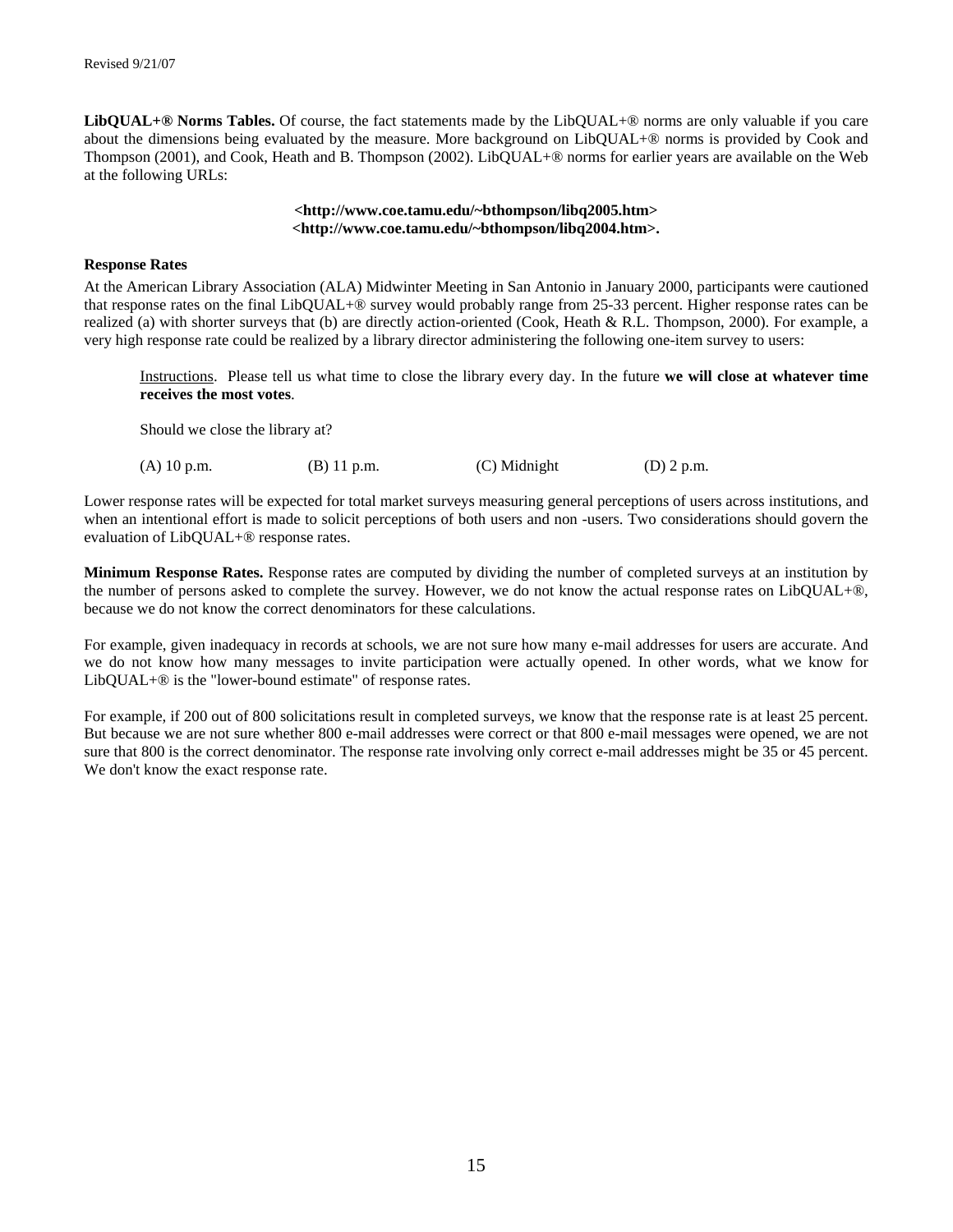**LibQUAL+® Norms Tables.** Of course, the fact statements made by the LibQUAL+® norms are only valuable if you care about the dimensions being evaluated by the measure. More background on LibQUAL+® norms is provided by Cook and Thompson (2001), and Cook, Heath and B. Thompson (2002). LibQUAL+® norms for earlier years are available on the Web at the following URLs:

**<http://www.coe.tamu.edu/~bthompson/libq2005.htm>**
**<http://www.coe.tamu.edu/~bthompson/libq2004.htm>.**

### Response Rates

At the American Library Association (ALA) Midwinter Meeting in San Antonio in January 2000, participants were cautioned that response rates on the final LibQUAL+® survey would probably range from 25-33 percent. Higher response rates can be realized (a) with shorter surveys that (b) are directly action-oriented (Cook, Heath & R.L. Thompson, 2000). For example, a very high response rate could be realized by a library director administering the following one-item survey to users:

> <u>Instructions</u>. Please tell us what time to close the library every day. In the future **we will close at whatever time receives the most votes**.
>
> Should we close the library at?
>
> (A) 10 p.m. (B) 11 p.m. (C) Midnight (D) 2 p.m.

Lower response rates will be expected for total market surveys measuring general perceptions of users across institutions, and when an intentional effort is made to solicit perceptions of both users and non -users. Two considerations should govern the evaluation of LibQUAL+® response rates.

**Minimum Response Rates.** Response rates are computed by dividing the number of completed surveys at an institution by the number of persons asked to complete the survey. However, we do not know the actual response rates on LibQUAL+®, because we do not know the correct denominators for these calculations.

For example, given inadequacy in records at schools, we are not sure how many e-mail addresses for users are accurate. And we do not know how many messages to invite participation were actually opened. In other words, what we know for LibQUAL+® is the "lower-bound estimate" of response rates.

For example, if 200 out of 800 solicitations result in completed surveys, we know that the response rate is at least 25 percent. But because we are not sure whether 800 e-mail addresses were correct or that 800 e-mail messages were opened, we are not sure that 800 is the correct denominator. The response rate involving only correct e-mail addresses might be 35 or 45 percent. We don't know the exact response rate.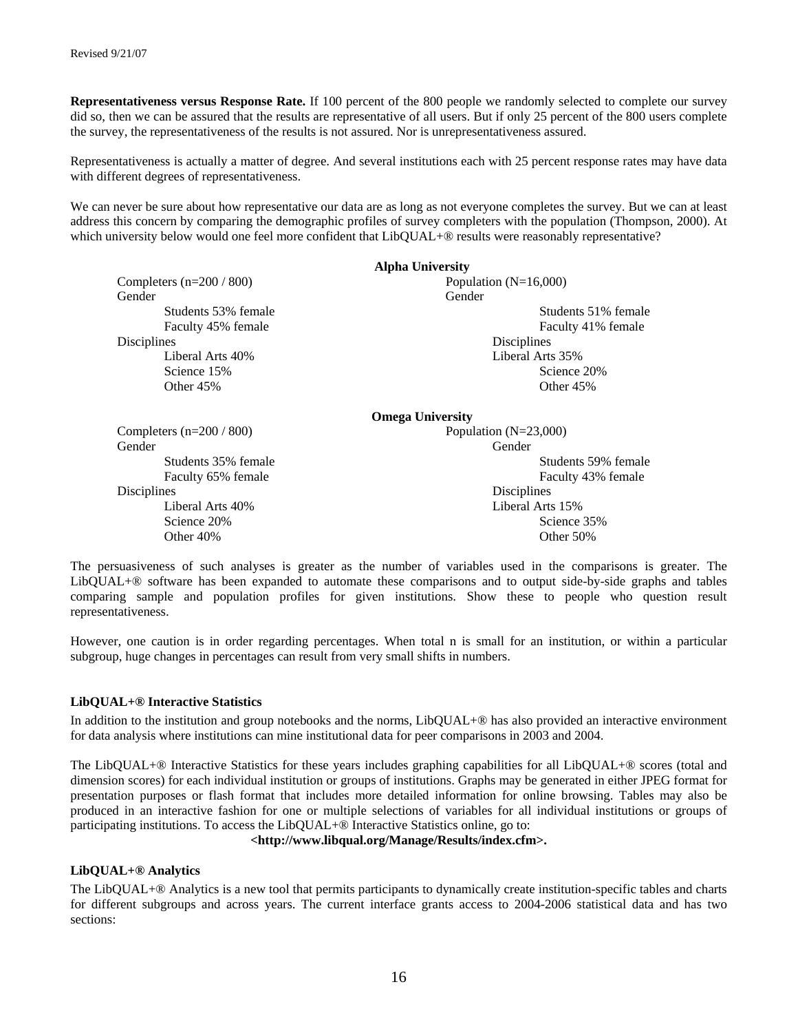**Representativeness versus Response Rate.** If 100 percent of the 800 people we randomly selected to complete our survey did so, then we can be assured that the results are representative of all users. But if only 25 percent of the 800 users complete the survey, the representativeness of the results is not assured. Nor is unrepresentativeness assured.

Representativeness is actually a matter of degree. And several institutions each with 25 percent response rates may have data with different degrees of representativeness.

We can never be sure about how representative our data are as long as not everyone completes the survey. But we can at least address this concern by comparing the demographic profiles of survey completers with the population (Thompson, 2000). At which university below would one feel more confident that LibQUAL+® results were reasonably representative?

**Alpha University**

| Completers (n=200 / 800) | Population (N=16,000) |
|---|---|
| **Gender** | **Gender** |
| Students 53% female | Students 51% female |
| Faculty 45% female | Faculty 41% female |
| **Disciplines** | **Disciplines** |
| Liberal Arts 40% | Liberal Arts 35% |
| Science 15% | Science 20% |
| Other 45% | Other 45% |

**Omega University**

| Completers (n=200 / 800) | Population (N=23,000) |
|---|---|
| **Gender** | **Gender** |
| Students 35% female | Students 59% female |
| Faculty 65% female | Faculty 43% female |
| **Disciplines** | **Disciplines** |
| Liberal Arts 40% | Liberal Arts 15% |
| Science 20% | Science 35% |
| Other 40% | Other 50% |

The persuasiveness of such analyses is greater as the number of variables used in the comparisons is greater. The LibQUAL+® software has been expanded to automate these comparisons and to output side-by-side graphs and tables comparing sample and population profiles for given institutions. Show these to people who question result representativeness.

However, one caution is in order regarding percentages. When total n is small for an institution, or within a particular subgroup, huge changes in percentages can result from very small shifts in numbers.

### LibQUAL+® Interactive Statistics

In addition to the institution and group notebooks and the norms, LibQUAL+® has also provided an interactive environment for data analysis where institutions can mine institutional data for peer comparisons in 2003 and 2004.

The LibQUAL+® Interactive Statistics for these years includes graphing capabilities for all LibQUAL+® scores (total and dimension scores) for each individual institution or groups of institutions. Graphs may be generated in either JPEG format for presentation purposes or flash format that includes more detailed information for online browsing. Tables may also be produced in an interactive fashion for one or multiple selections of variables for all individual institutions or groups of participating institutions. To access the LibQUAL+® Interactive Statistics online, go to:

**<http://www.libqual.org/Manage/Results/index.cfm>.**

### LibQUAL+® Analytics

The LibQUAL+® Analytics is a new tool that permits participants to dynamically create institution-specific tables and charts for different subgroups and across years. The current interface grants access to 2004-2006 statistical data and has two sections: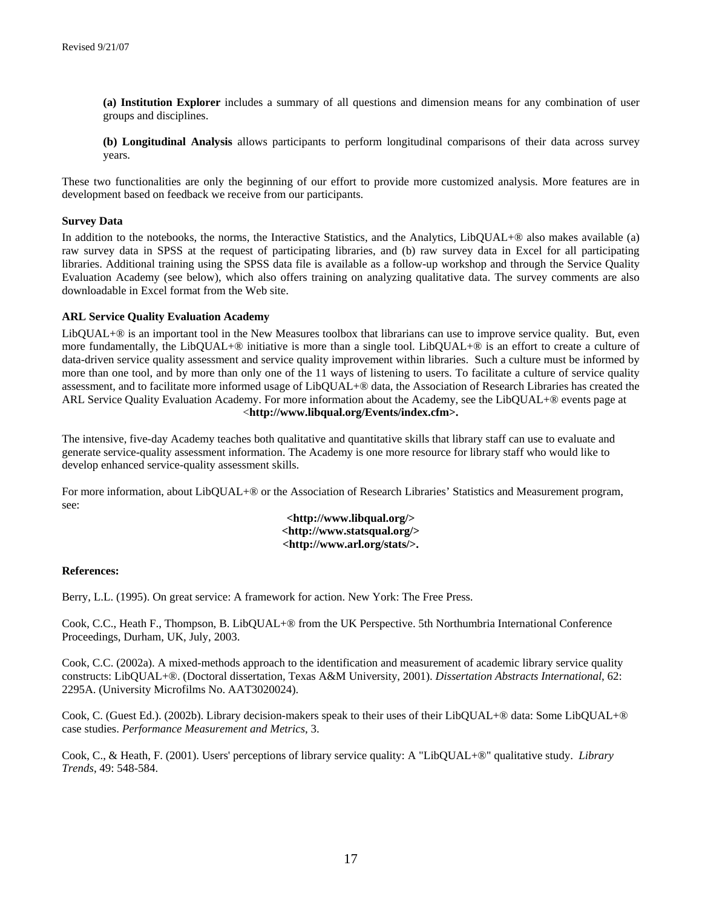**(a) Institution Explorer** includes a summary of all questions and dimension means for any combination of user groups and disciplines.

**(b) Longitudinal Analysis** allows participants to perform longitudinal comparisons of their data across survey years.

These two functionalities are only the beginning of our effort to provide more customized analysis. More features are in development based on feedback we receive from our participants.

**Survey Data**

In addition to the notebooks, the norms, the Interactive Statistics, and the Analytics, LibQUAL+® also makes available (a) raw survey data in SPSS at the request of participating libraries, and (b) raw survey data in Excel for all participating libraries. Additional training using the SPSS data file is available as a follow-up workshop and through the Service Quality Evaluation Academy (see below), which also offers training on analyzing qualitative data. The survey comments are also downloadable in Excel format from the Web site.

**ARL Service Quality Evaluation Academy**

LibQUAL+® is an important tool in the New Measures toolbox that librarians can use to improve service quality. But, even more fundamentally, the LibQUAL+® initiative is more than a single tool. LibQUAL+® is an effort to create a culture of data-driven service quality assessment and service quality improvement within libraries. Such a culture must be informed by more than one tool, and by more than only one of the 11 ways of listening to users. To facilitate a culture of service quality assessment, and to facilitate more informed usage of LibQUAL+® data, the Association of Research Libraries has created the ARL Service Quality Evaluation Academy. For more information about the Academy, see the LibQUAL+® events page at <**http://www.libqual.org/Events/index.cfm>.**

The intensive, five-day Academy teaches both qualitative and quantitative skills that library staff can use to evaluate and generate service-quality assessment information. The Academy is one more resource for library staff who would like to develop enhanced service-quality assessment skills.

For more information, about LibQUAL+® or the Association of Research Libraries' Statistics and Measurement program, see:

**<http://www.libqual.org/>**
**<http://www.statsqual.org/>**
**<http://www.arl.org/stats/>.**

**References:**

Berry, L.L. (1995). On great service: A framework for action. New York: The Free Press.

Cook, C.C., Heath F., Thompson, B. LibQUAL+® from the UK Perspective. 5th Northumbria International Conference Proceedings, Durham, UK, July, 2003.

Cook, C.C. (2002a). A mixed-methods approach to the identification and measurement of academic library service quality constructs: LibQUAL+®. (Doctoral dissertation, Texas A&M University, 2001). *Dissertation Abstracts International*, 62: 2295A. (University Microfilms No. AAT3020024).

Cook, C. (Guest Ed.). (2002b). Library decision-makers speak to their uses of their LibQUAL+® data: Some LibQUAL+® case studies. *Performance Measurement and Metrics*, 3.

Cook, C., & Heath, F. (2001). Users' perceptions of library service quality: A "LibQUAL+®" qualitative study. *Library Trends*, 49: 548-584.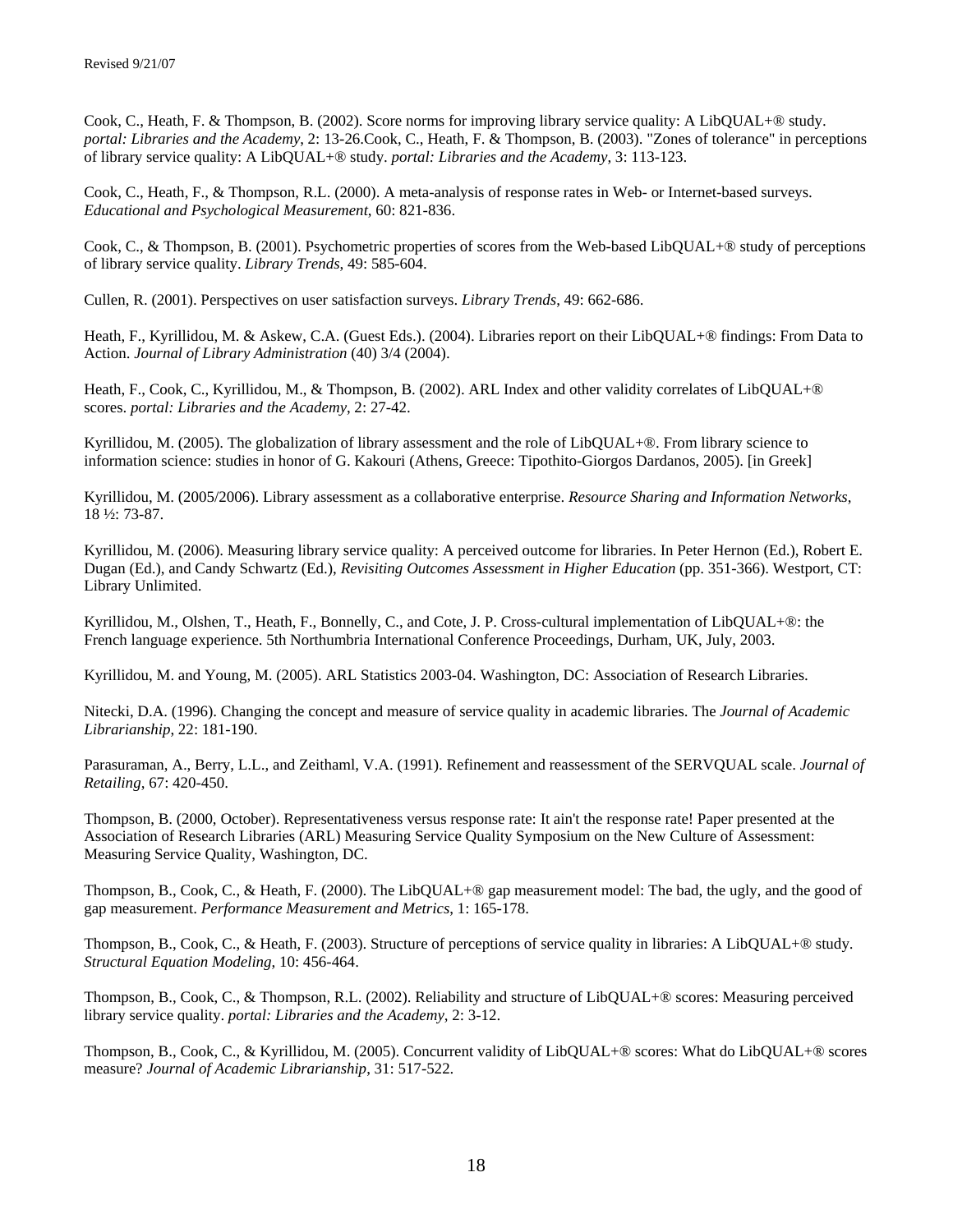Cook, C., Heath, F. & Thompson, B. (2002). Score norms for improving library service quality: A LibQUAL+® study. *portal: Libraries and the Academy*, 2: 13-26.Cook, C., Heath, F. & Thompson, B. (2003). "Zones of tolerance" in perceptions of library service quality: A LibQUAL+® study. *portal: Libraries and the Academy*, 3: 113-123.

Cook, C., Heath, F., & Thompson, R.L. (2000). A meta-analysis of response rates in Web- or Internet-based surveys. *Educational and Psychological Measurement*, 60: 821-836.

Cook, C., & Thompson, B. (2001). Psychometric properties of scores from the Web-based LibQUAL+® study of perceptions of library service quality. *Library Trends*, 49: 585-604.

Cullen, R. (2001). Perspectives on user satisfaction surveys. *Library Trends*, 49: 662-686.

Heath, F., Kyrillidou, M. & Askew, C.A. (Guest Eds.). (2004). Libraries report on their LibQUAL+® findings: From Data to Action. *Journal of Library Administration* (40) 3/4 (2004).

Heath, F., Cook, C., Kyrillidou, M., & Thompson, B. (2002). ARL Index and other validity correlates of LibQUAL+® scores. *portal: Libraries and the Academy*, 2: 27-42.

Kyrillidou, M. (2005). The globalization of library assessment and the role of LibQUAL+®. From library science to information science: studies in honor of G. Kakouri (Athens, Greece: Tipothito-Giorgos Dardanos, 2005). [in Greek]

Kyrillidou, M. (2005/2006). Library assessment as a collaborative enterprise. *Resource Sharing and Information Networks*, 18 ½: 73-87.

Kyrillidou, M. (2006). Measuring library service quality: A perceived outcome for libraries. In Peter Hernon (Ed.), Robert E. Dugan (Ed.), and Candy Schwartz (Ed.), *Revisiting Outcomes Assessment in Higher Education* (pp. 351-366). Westport, CT: Library Unlimited.

Kyrillidou, M., Olshen, T., Heath, F., Bonnelly, C., and Cote, J. P. Cross-cultural implementation of LibQUAL+®: the French language experience. 5th Northumbria International Conference Proceedings, Durham, UK, July, 2003.

Kyrillidou, M. and Young, M. (2005). ARL Statistics 2003-04. Washington, DC: Association of Research Libraries.

Nitecki, D.A. (1996). Changing the concept and measure of service quality in academic libraries. The *Journal of Academic Librarianship*, 22: 181-190.

Parasuraman, A., Berry, L.L., and Zeithaml, V.A. (1991). Refinement and reassessment of the SERVQUAL scale. *Journal of Retailing*, 67: 420-450.

Thompson, B. (2000, October). Representativeness versus response rate: It ain't the response rate! Paper presented at the Association of Research Libraries (ARL) Measuring Service Quality Symposium on the New Culture of Assessment: Measuring Service Quality, Washington, DC.

Thompson, B., Cook, C., & Heath, F. (2000). The LibQUAL+® gap measurement model: The bad, the ugly, and the good of gap measurement. *Performance Measurement and Metrics*, 1: 165-178.

Thompson, B., Cook, C., & Heath, F. (2003). Structure of perceptions of service quality in libraries: A LibQUAL+® study. *Structural Equation Modeling*, 10: 456-464.

Thompson, B., Cook, C., & Thompson, R.L. (2002). Reliability and structure of LibQUAL+® scores: Measuring perceived library service quality. *portal: Libraries and the Academy*, 2: 3-12.

Thompson, B., Cook, C., & Kyrillidou, M. (2005). Concurrent validity of LibQUAL+® scores: What do LibQUAL+® scores measure? *Journal of Academic Librarianship*, 31: 517-522.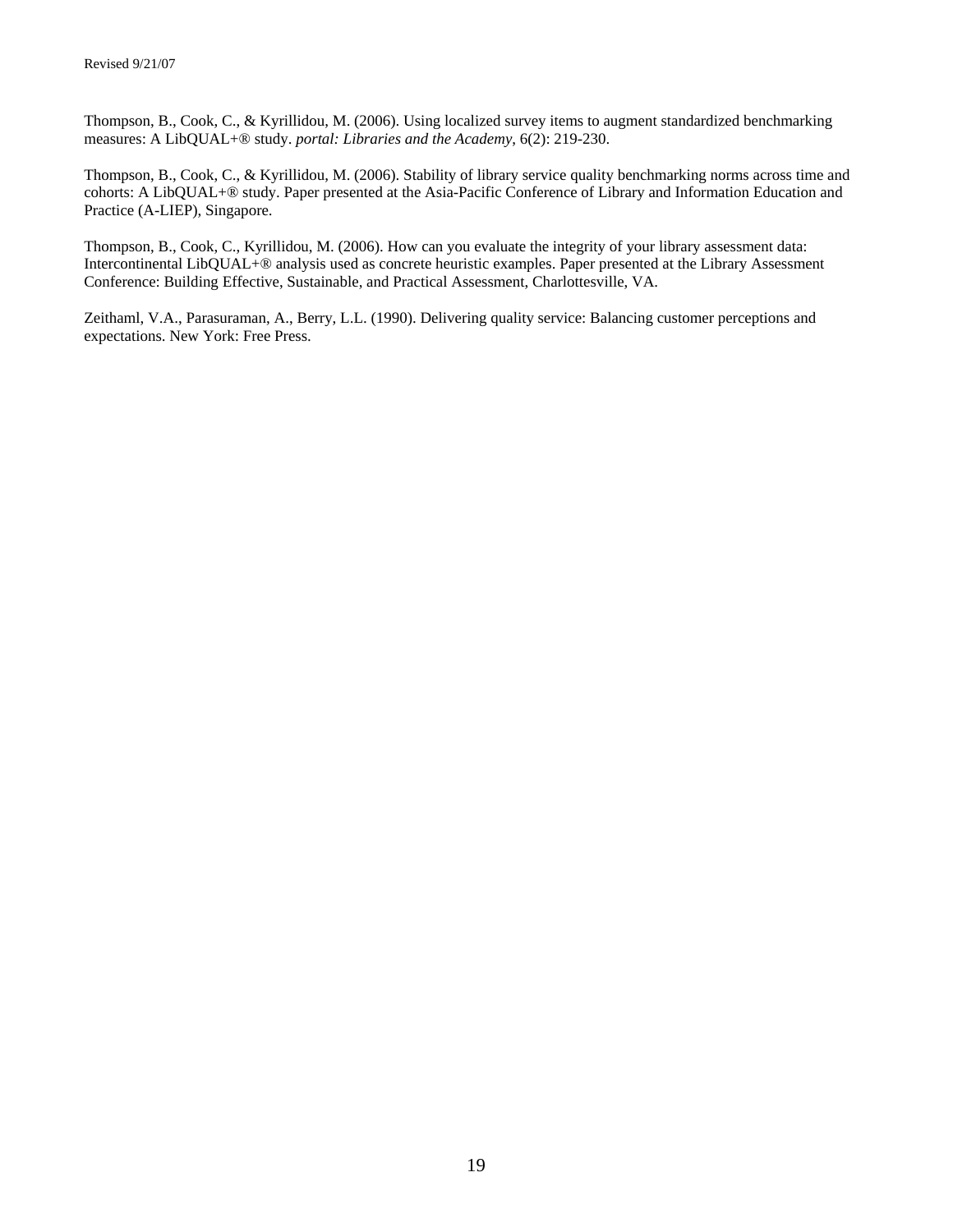Thompson, B., Cook, C., & Kyrillidou, M. (2006). Using localized survey items to augment standardized benchmarking measures: A LibQUAL+® study. *portal: Libraries and the Academy*, 6(2): 219-230.

Thompson, B., Cook, C., & Kyrillidou, M. (2006). Stability of library service quality benchmarking norms across time and cohorts: A LibQUAL+® study. Paper presented at the Asia-Pacific Conference of Library and Information Education and Practice (A-LIEP), Singapore.

Thompson, B., Cook, C., Kyrillidou, M. (2006). How can you evaluate the integrity of your library assessment data: Intercontinental LibQUAL+® analysis used as concrete heuristic examples. Paper presented at the Library Assessment Conference: Building Effective, Sustainable, and Practical Assessment, Charlottesville, VA.

Zeithaml, V.A., Parasuraman, A., Berry, L.L. (1990). Delivering quality service: Balancing customer perceptions and expectations. New York: Free Press.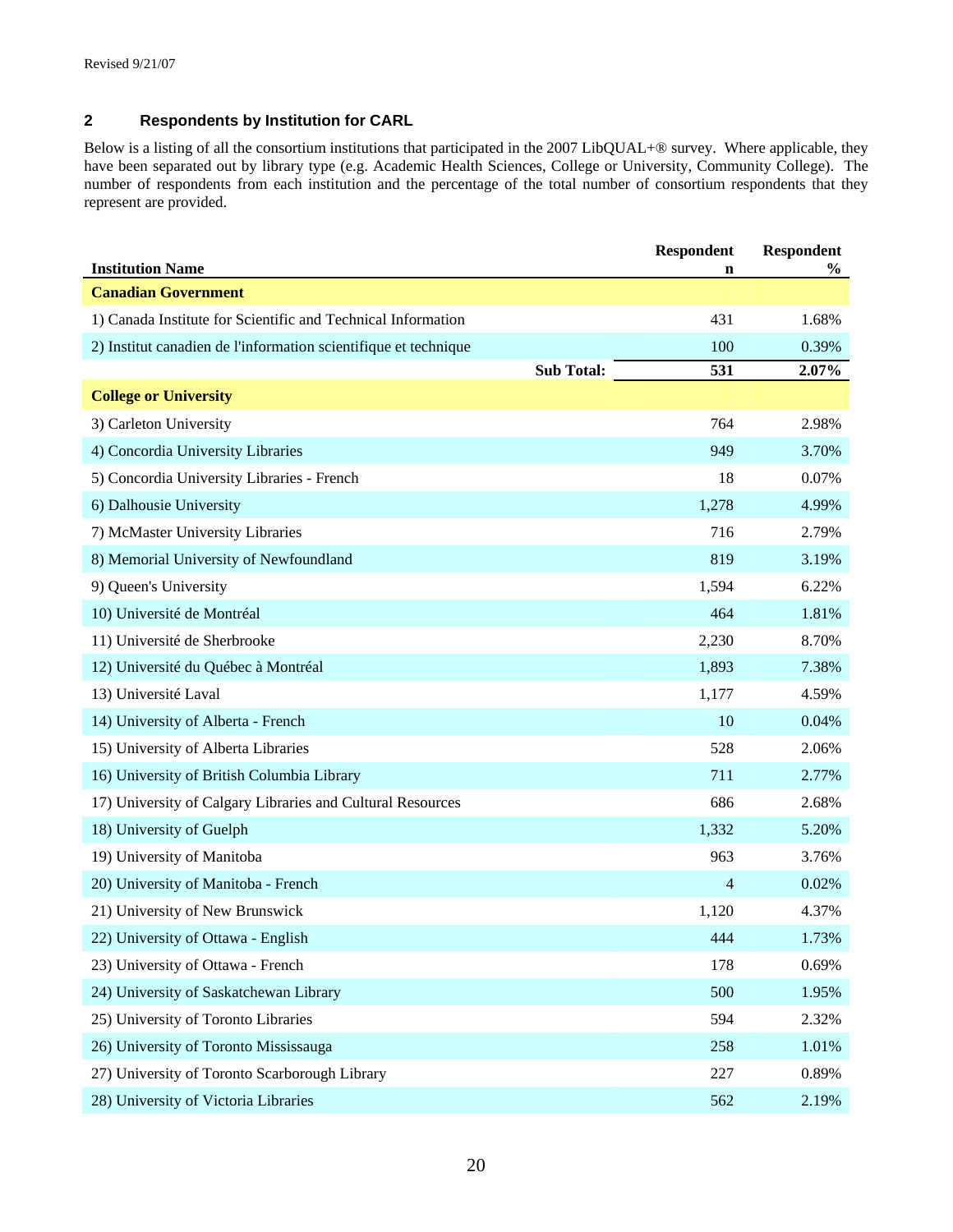Revised 9/21/07

## 2 Respondents by Institution for CARL

Below is a listing of all the consortium institutions that participated in the 2007 LibQUAL+® survey. Where applicable, they have been separated out by library type (e.g. Academic Health Sciences, College or University, Community College). The number of respondents from each institution and the percentage of the total number of consortium respondents that they represent are provided.

| Institution Name | Respondent n | Respondent % |
|---|---|---|
| **Canadian Government** | | |
| 1) Canada Institute for Scientific and Technical Information | 431 | 1.68% |
| 2) Institut canadien de l'information scientifique et technique | 100 | 0.39% |
| **Sub Total:** | **531** | **2.07%** |
| **College or University** | | |
| 3) Carleton University | 764 | 2.98% |
| 4) Concordia University Libraries | 949 | 3.70% |
| 5) Concordia University Libraries - French | 18 | 0.07% |
| 6) Dalhousie University | 1,278 | 4.99% |
| 7) McMaster University Libraries | 716 | 2.79% |
| 8) Memorial University of Newfoundland | 819 | 3.19% |
| 9) Queen's University | 1,594 | 6.22% |
| 10) Université de Montréal | 464 | 1.81% |
| 11) Université de Sherbrooke | 2,230 | 8.70% |
| 12) Université du Québec à Montréal | 1,893 | 7.38% |
| 13) Université Laval | 1,177 | 4.59% |
| 14) University of Alberta - French | 10 | 0.04% |
| 15) University of Alberta Libraries | 528 | 2.06% |
| 16) University of British Columbia Library | 711 | 2.77% |
| 17) University of Calgary Libraries and Cultural Resources | 686 | 2.68% |
| 18) University of Guelph | 1,332 | 5.20% |
| 19) University of Manitoba | 963 | 3.76% |
| 20) University of Manitoba - French | 4 | 0.02% |
| 21) University of New Brunswick | 1,120 | 4.37% |
| 22) University of Ottawa - English | 444 | 1.73% |
| 23) University of Ottawa - French | 178 | 0.69% |
| 24) University of Saskatchewan Library | 500 | 1.95% |
| 25) University of Toronto Libraries | 594 | 2.32% |
| 26) University of Toronto Mississauga | 258 | 1.01% |
| 27) University of Toronto Scarborough Library | 227 | 0.89% |
| 28) University of Victoria Libraries | 562 | 2.19% |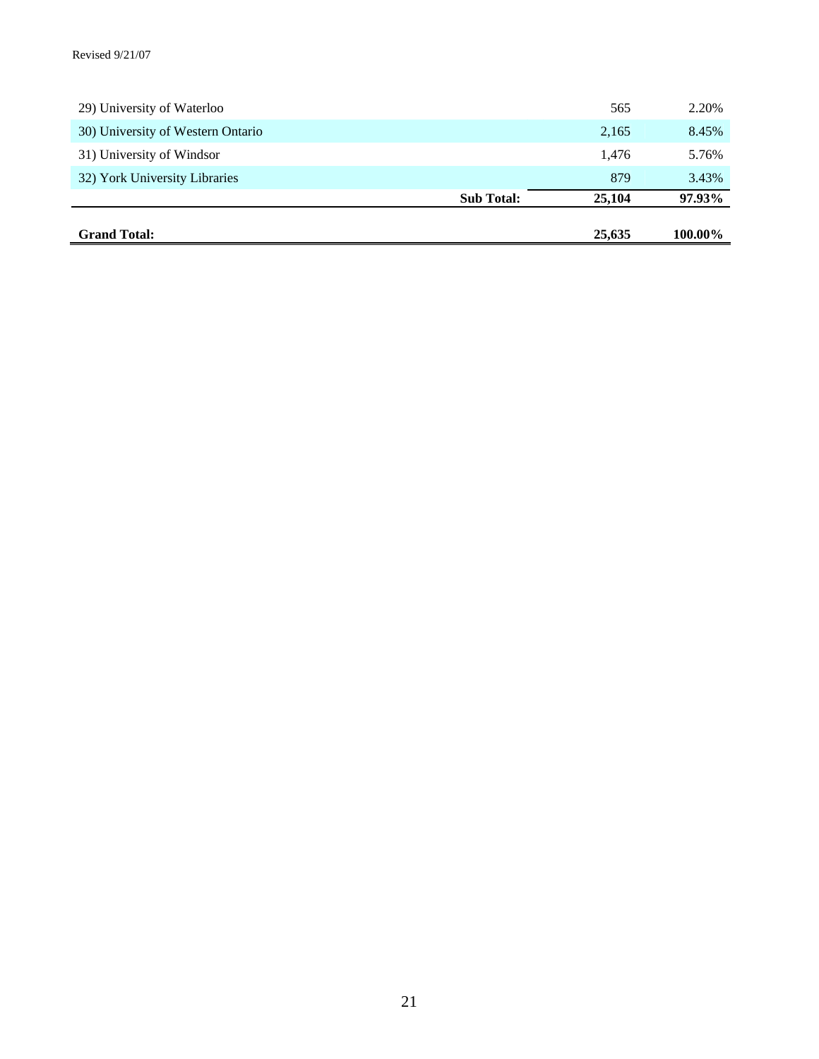Revised 9/21/07

| | | | |
|---|---|---|---|
| 29) University of Waterloo | | 565 | 2.20% |
| 30) University of Western Ontario | | 2,165 | 8.45% |
| 31) University of Windsor | | 1,476 | 5.76% |
| 32) York University Libraries | | 879 | 3.43% |
| | **Sub Total:** | **25,104** | **97.93%** |
| **Grand Total:** | | **25,635** | **100.00%** |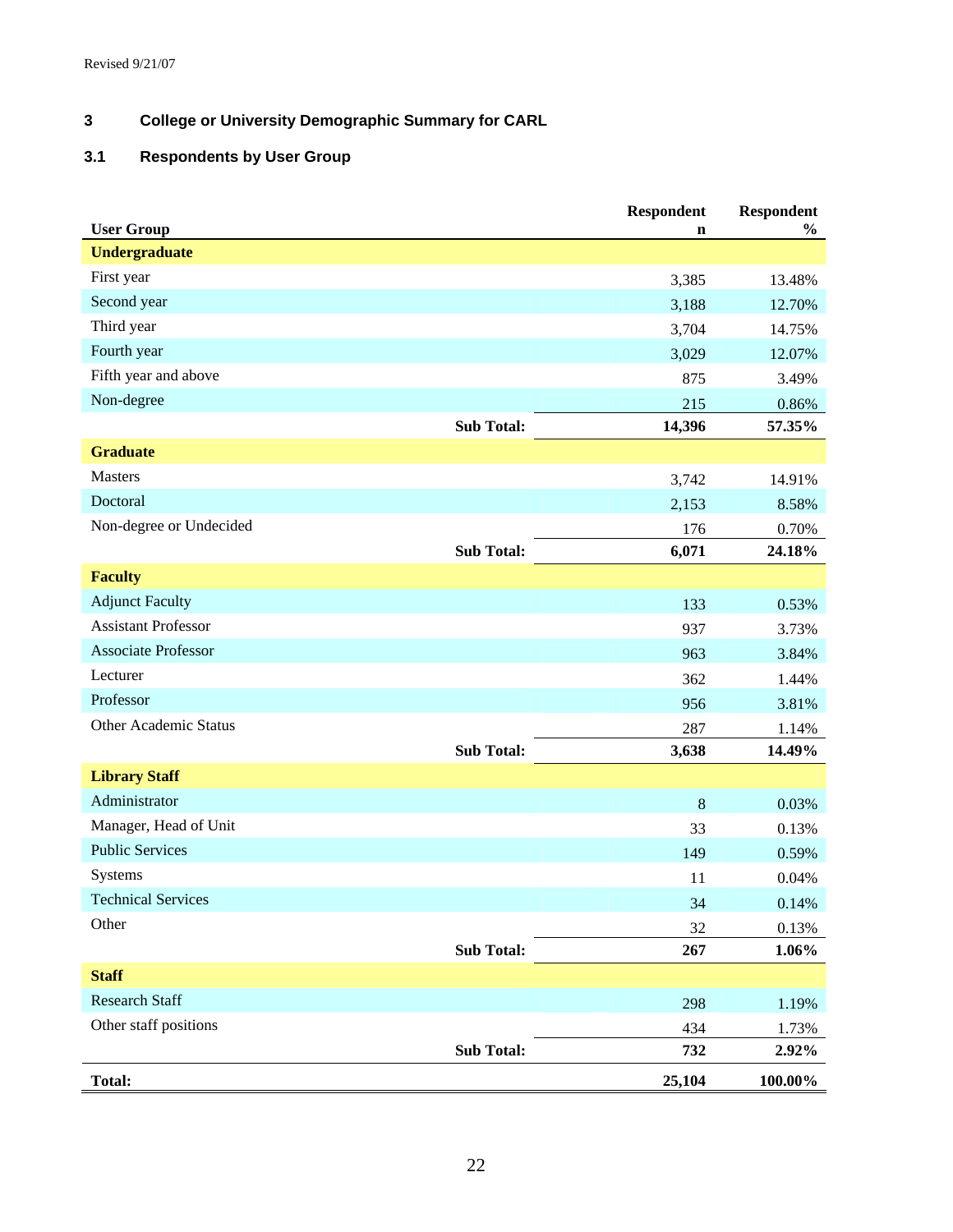Revised 9/21/07

## 3 College or University Demographic Summary for CARL

### 3.1 Respondents by User Group

| User Group | | Respondent n | Respondent % |
|---|---|---|---|
| **Undergraduate** | | | |
| First year | | 3,385 | 13.48% |
| Second year | | 3,188 | 12.70% |
| Third year | | 3,704 | 14.75% |
| Fourth year | | 3,029 | 12.07% |
| Fifth year and above | | 875 | 3.49% |
| Non-degree | | 215 | 0.86% |
| | **Sub Total:** | **14,396** | **57.35%** |
| **Graduate** | | | |
| Masters | | 3,742 | 14.91% |
| Doctoral | | 2,153 | 8.58% |
| Non-degree or Undecided | | 176 | 0.70% |
| | **Sub Total:** | **6,071** | **24.18%** |
| **Faculty** | | | |
| Adjunct Faculty | | 133 | 0.53% |
| Assistant Professor | | 937 | 3.73% |
| Associate Professor | | 963 | 3.84% |
| Lecturer | | 362 | 1.44% |
| Professor | | 956 | 3.81% |
| Other Academic Status | | 287 | 1.14% |
| | **Sub Total:** | **3,638** | **14.49%** |
| **Library Staff** | | | |
| Administrator | | 8 | 0.03% |
| Manager, Head of Unit | | 33 | 0.13% |
| Public Services | | 149 | 0.59% |
| Systems | | 11 | 0.04% |
| Technical Services | | 34 | 0.14% |
| Other | | 32 | 0.13% |
| | **Sub Total:** | **267** | **1.06%** |
| **Staff** | | | |
| Research Staff | | 298 | 1.19% |
| Other staff positions | | 434 | 1.73% |
| | **Sub Total:** | **732** | **2.92%** |
| **Total:** | | **25,104** | **100.00%** |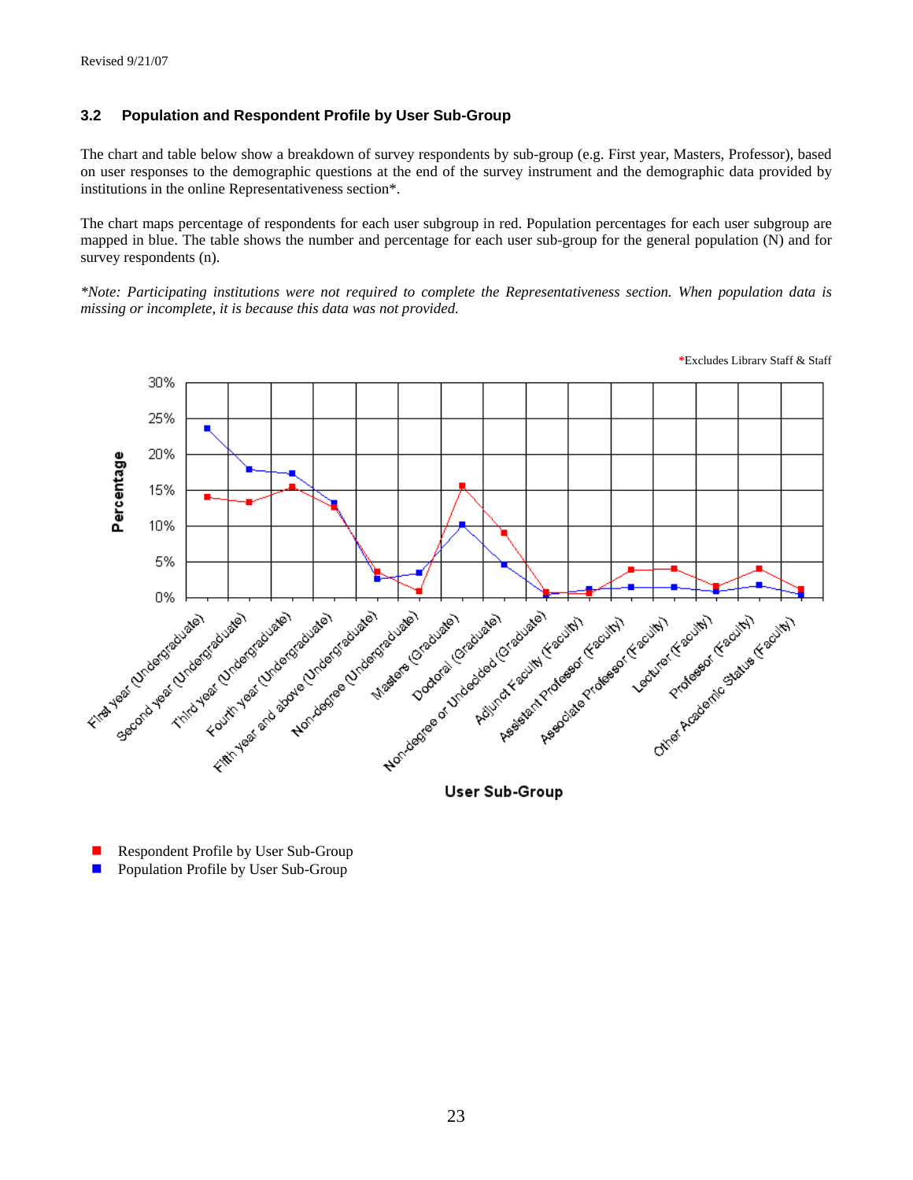### 3.2 Population and Respondent Profile by User Sub-Group

The chart and table below show a breakdown of survey respondents by sub-group (e.g. First year, Masters, Professor), based on user responses to the demographic questions at the end of the survey instrument and the demographic data provided by institutions in the online Representativeness section*.

The chart maps percentage of respondents for each user subgroup in red. Population percentages for each user subgroup are mapped in blue. The table shows the number and percentage for each user sub-group for the general population (N) and for survey respondents (n).

*\*Note: Participating institutions were not required to complete the Representativeness section. When population data is missing or incomplete, it is because this data was not provided.*

*Excludes Library Staff & Staff

Respondent Profile by User Sub-Group

Population Profile by User Sub-Group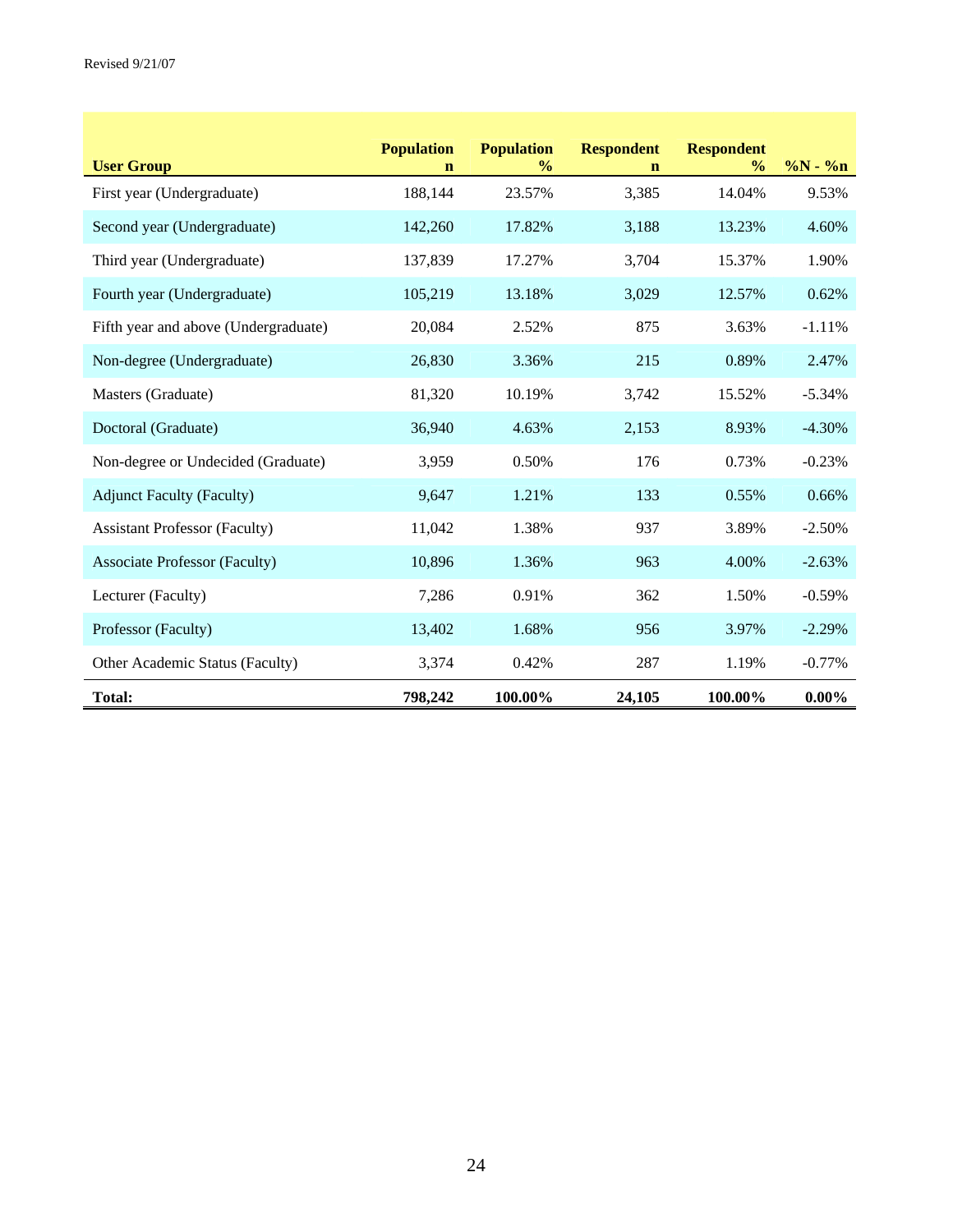Revised 9/21/07

| User Group | Population n | Population % | Respondent n | Respondent % | %N - %n |
|---|---|---|---|---|---|
| First year (Undergraduate) | 188,144 | 23.57% | 3,385 | 14.04% | 9.53% |
| Second year (Undergraduate) | 142,260 | 17.82% | 3,188 | 13.23% | 4.60% |
| Third year (Undergraduate) | 137,839 | 17.27% | 3,704 | 15.37% | 1.90% |
| Fourth year (Undergraduate) | 105,219 | 13.18% | 3,029 | 12.57% | 0.62% |
| Fifth year and above (Undergraduate) | 20,084 | 2.52% | 875 | 3.63% | -1.11% |
| Non-degree (Undergraduate) | 26,830 | 3.36% | 215 | 0.89% | 2.47% |
| Masters (Graduate) | 81,320 | 10.19% | 3,742 | 15.52% | -5.34% |
| Doctoral (Graduate) | 36,940 | 4.63% | 2,153 | 8.93% | -4.30% |
| Non-degree or Undecided (Graduate) | 3,959 | 0.50% | 176 | 0.73% | -0.23% |
| Adjunct Faculty (Faculty) | 9,647 | 1.21% | 133 | 0.55% | 0.66% |
| Assistant Professor (Faculty) | 11,042 | 1.38% | 937 | 3.89% | -2.50% |
| Associate Professor (Faculty) | 10,896 | 1.36% | 963 | 4.00% | -2.63% |
| Lecturer (Faculty) | 7,286 | 0.91% | 362 | 1.50% | -0.59% |
| Professor (Faculty) | 13,402 | 1.68% | 956 | 3.97% | -2.29% |
| Other Academic Status (Faculty) | 3,374 | 0.42% | 287 | 1.19% | -0.77% |
| **Total:** | **798,242** | **100.00%** | **24,105** | **100.00%** | **0.00%** |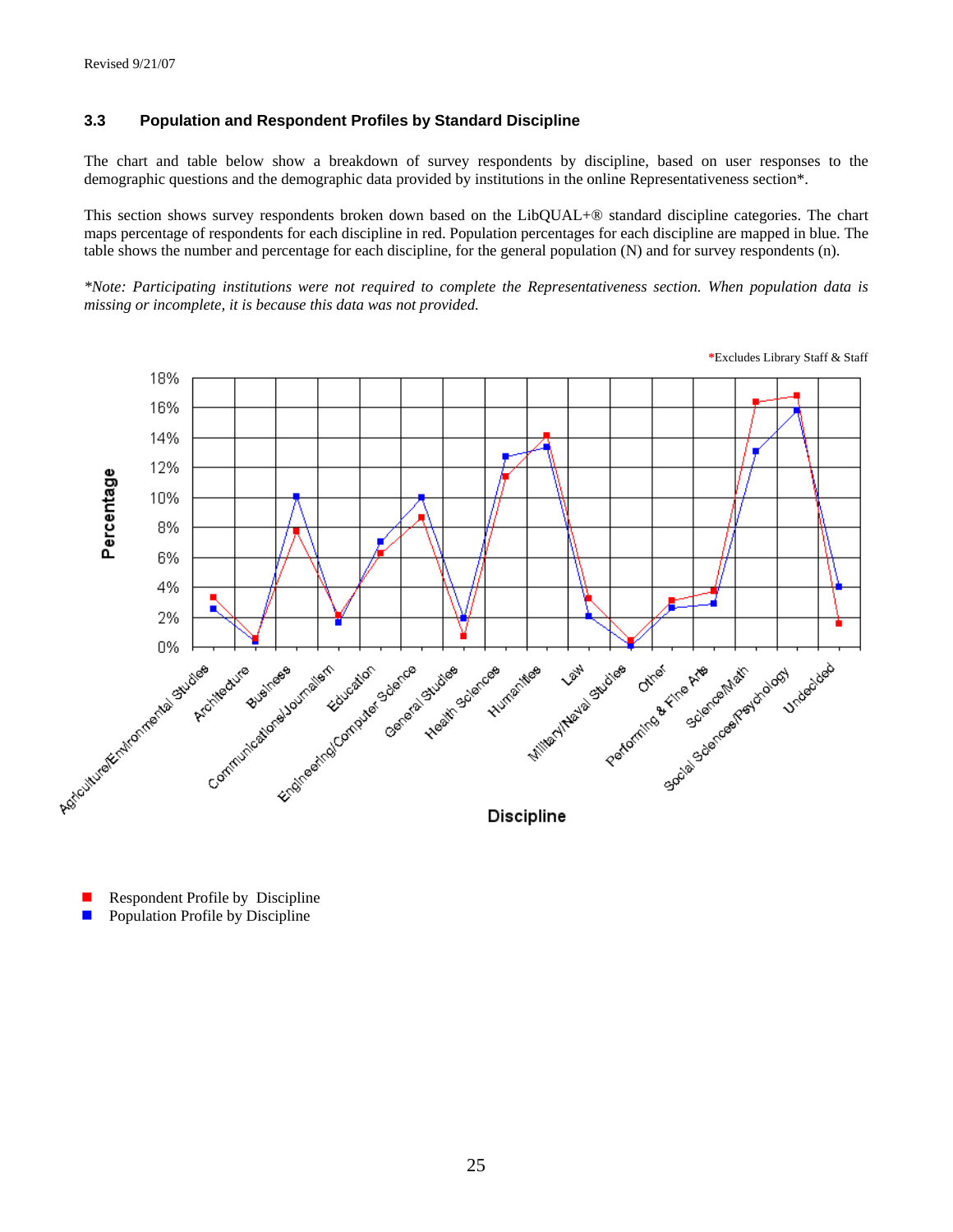Revised 9/21/07

### 3.3 Population and Respondent Profiles by Standard Discipline

The chart and table below show a breakdown of survey respondents by discipline, based on user responses to the demographic questions and the demographic data provided by institutions in the online Representativeness section*.

This section shows survey respondents broken down based on the LibQUAL+® standard discipline categories. The chart maps percentage of respondents for each discipline in red. Population percentages for each discipline are mapped in blue. The table shows the number and percentage for each discipline, for the general population (N) and for survey respondents (n).

*\*Note: Participating institutions were not required to complete the Representativeness section. When population data is missing or incomplete, it is because this data was not provided.*

*Excludes Library Staff & Staff

Percentage

18%
16%
14%
12%
10%
8%
6%
4%
2%
0%

Agriculture/Environmental Studies, Architecture, Business, Communications/Journalism, Education, Engineering/Computer Science, General Studies, Health Sciences, Humanities, Law, Military/Naval Studies, Other, Performing & Fine Arts, Science/Math, Social Sciences/Psychology, Undecided

Discipline

- Respondent Profile by Discipline
- Population Profile by Discipline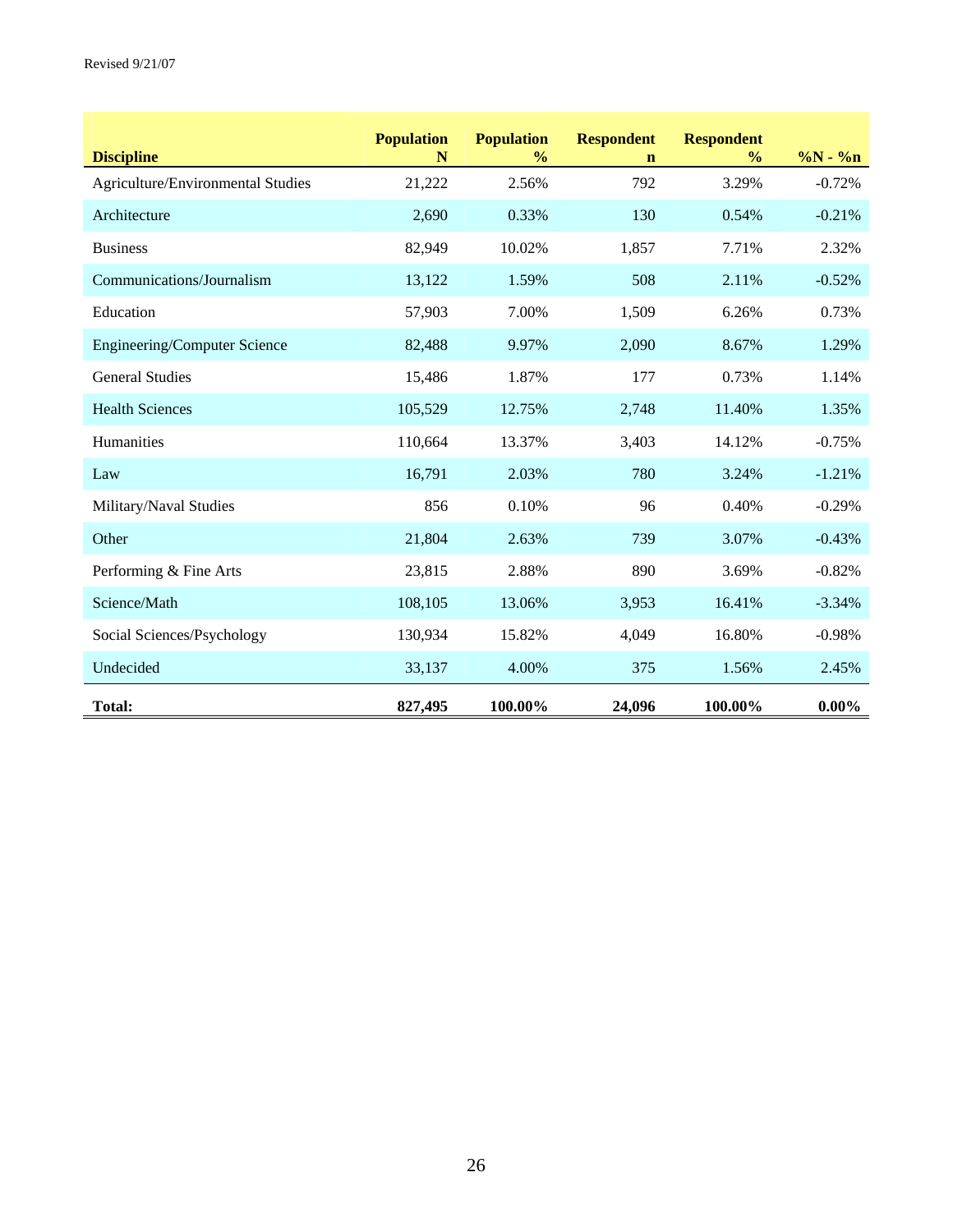| Discipline | Population N | Population % | Respondent n | Respondent % | %N - %n |
|---|---|---|---|---|---|
| Agriculture/Environmental Studies | 21,222 | 2.56% | 792 | 3.29% | -0.72% |
| Architecture | 2,690 | 0.33% | 130 | 0.54% | -0.21% |
| Business | 82,949 | 10.02% | 1,857 | 7.71% | 2.32% |
| Communications/Journalism | 13,122 | 1.59% | 508 | 2.11% | -0.52% |
| Education | 57,903 | 7.00% | 1,509 | 6.26% | 0.73% |
| Engineering/Computer Science | 82,488 | 9.97% | 2,090 | 8.67% | 1.29% |
| General Studies | 15,486 | 1.87% | 177 | 0.73% | 1.14% |
| Health Sciences | 105,529 | 12.75% | 2,748 | 11.40% | 1.35% |
| Humanities | 110,664 | 13.37% | 3,403 | 14.12% | -0.75% |
| Law | 16,791 | 2.03% | 780 | 3.24% | -1.21% |
| Military/Naval Studies | 856 | 0.10% | 96 | 0.40% | -0.29% |
| Other | 21,804 | 2.63% | 739 | 3.07% | -0.43% |
| Performing & Fine Arts | 23,815 | 2.88% | 890 | 3.69% | -0.82% |
| Science/Math | 108,105 | 13.06% | 3,953 | 16.41% | -3.34% |
| Social Sciences/Psychology | 130,934 | 15.82% | 4,049 | 16.80% | -0.98% |
| Undecided | 33,137 | 4.00% | 375 | 1.56% | 2.45% |
| **Total:** | **827,495** | **100.00%** | **24,096** | **100.00%** | **0.00%** |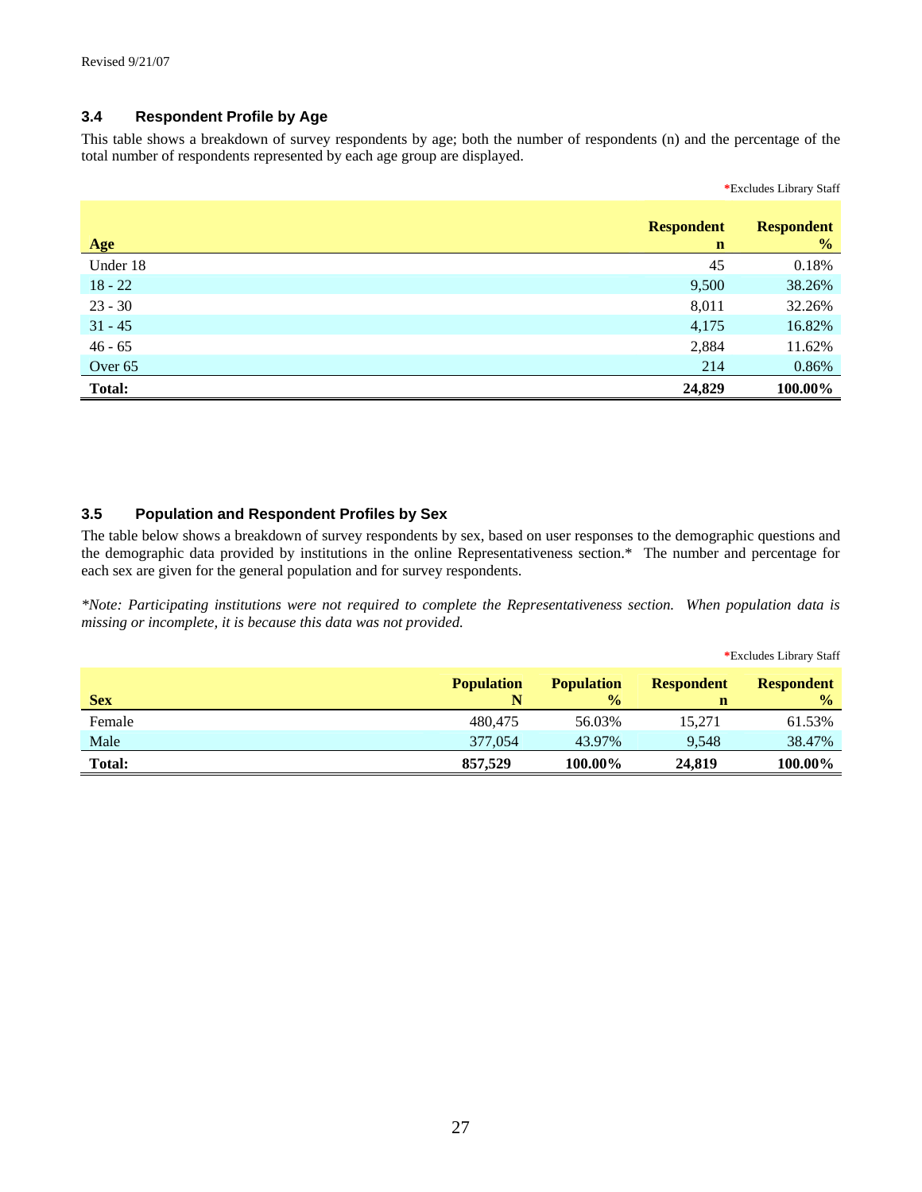Revised 9/21/07

### 3.4 Respondent Profile by Age

This table shows a breakdown of survey respondents by age; both the number of respondents (n) and the percentage of the total number of respondents represented by each age group are displayed.

*Excludes Library Staff

| Age | Respondent n | Respondent % |
|---|---|---|
| Under 18 | 45 | 0.18% |
| 18 - 22 | 9,500 | 38.26% |
| 23 - 30 | 8,011 | 32.26% |
| 31 - 45 | 4,175 | 16.82% |
| 46 - 65 | 2,884 | 11.62% |
| Over 65 | 214 | 0.86% |
| **Total:** | **24,829** | **100.00%** |

### 3.5 Population and Respondent Profiles by Sex

The table below shows a breakdown of survey respondents by sex, based on user responses to the demographic questions and the demographic data provided by institutions in the online Representativeness section.* The number and percentage for each sex are given for the general population and for survey respondents.

*\*Note: Participating institutions were not required to complete the Representativeness section. When population data is missing or incomplete, it is because this data was not provided.*

*Excludes Library Staff

| Sex | Population N | Population % | Respondent n | Respondent % |
|---|---|---|---|---|
| Female | 480,475 | 56.03% | 15,271 | 61.53% |
| Male | 377,054 | 43.97% | 9,548 | 38.47% |
| **Total:** | **857,529** | **100.00%** | **24,819** | **100.00%** |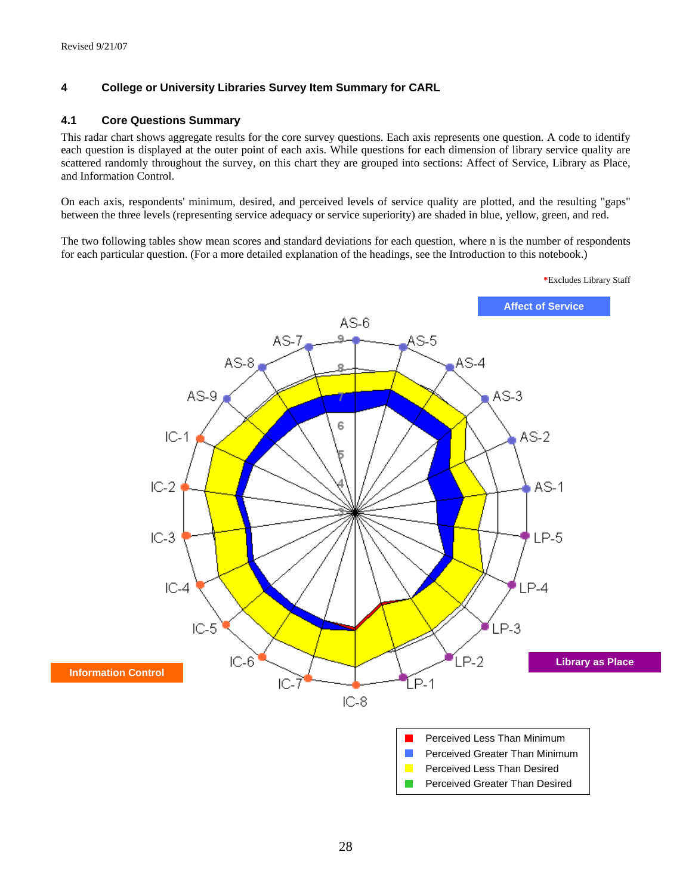Revised 9/21/07

## 4 College or University Libraries Survey Item Summary for CARL

### 4.1 Core Questions Summary

This radar chart shows aggregate results for the core survey questions. Each axis represents one question. A code to identify each question is displayed at the outer point of each axis. While questions for each dimension of library service quality are scattered randomly throughout the survey, on this chart they are grouped into sections: Affect of Service, Library as Place, and Information Control.

On each axis, respondents' minimum, desired, and perceived levels of service quality are plotted, and the resulting "gaps" between the three levels (representing service adequacy or service superiority) are shaded in blue, yellow, green, and red.

The two following tables show mean scores and standard deviations for each question, where n is the number of respondents for each particular question. (For a more detailed explanation of the headings, see the Introduction to this notebook.)

*Excludes Library Staff

Affect of Service

AS-6, AS-5, AS-4, AS-3, AS-2, AS-1, LP-5, LP-4, LP-3, LP-2, LP-1, IC-8, IC-7, IC-6, IC-5, IC-4, IC-3, IC-2, IC-1, AS-9, AS-8, AS-7

Library as Place

Information Control

- Perceived Less Than Minimum
- Perceived Greater Than Minimum
- Perceived Less Than Desired
- Perceived Greater Than Desired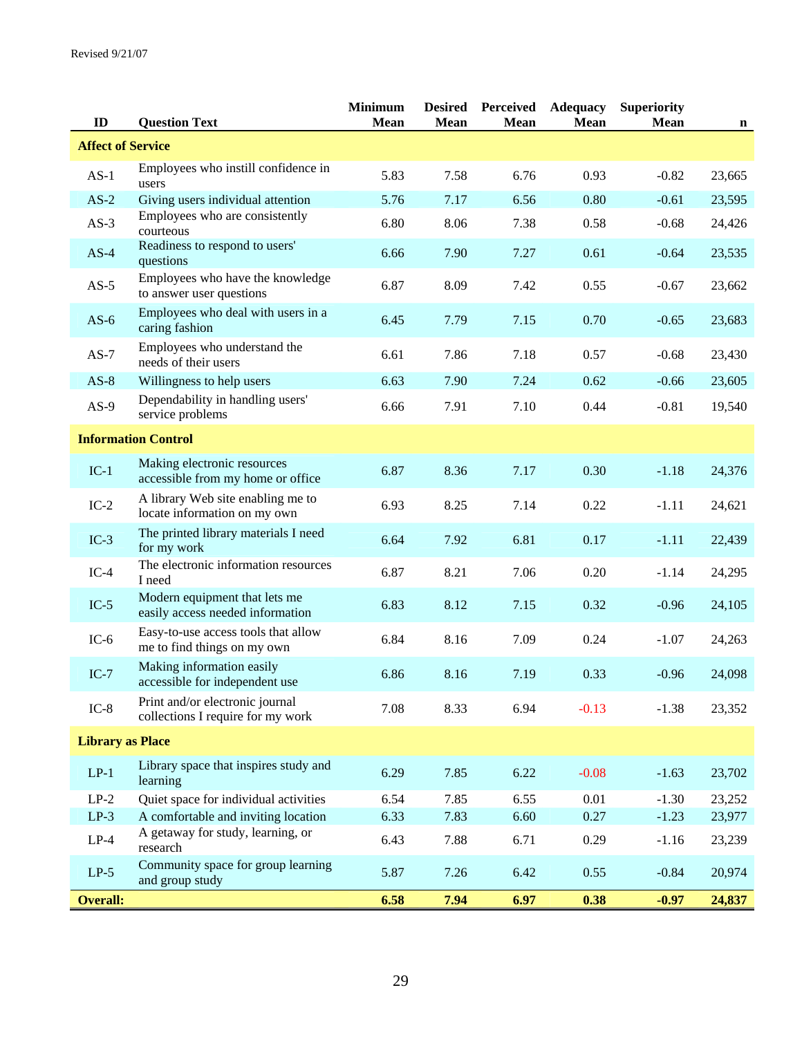Revised 9/21/07

| ID | Question Text | Minimum Mean | Desired Mean | Perceived Mean | Adequacy Mean | Superiority Mean | n |
|---|---|---|---|---|---|---|---|
| **Affect of Service** | | | | | | | |
| AS-1 | Employees who instill confidence in users | 5.83 | 7.58 | 6.76 | 0.93 | -0.82 | 23,665 |
| AS-2 | Giving users individual attention | 5.76 | 7.17 | 6.56 | 0.80 | -0.61 | 23,595 |
| AS-3 | Employees who are consistently courteous | 6.80 | 8.06 | 7.38 | 0.58 | -0.68 | 24,426 |
| AS-4 | Readiness to respond to users' questions | 6.66 | 7.90 | 7.27 | 0.61 | -0.64 | 23,535 |
| AS-5 | Employees who have the knowledge to answer user questions | 6.87 | 8.09 | 7.42 | 0.55 | -0.67 | 23,662 |
| AS-6 | Employees who deal with users in a caring fashion | 6.45 | 7.79 | 7.15 | 0.70 | -0.65 | 23,683 |
| AS-7 | Employees who understand the needs of their users | 6.61 | 7.86 | 7.18 | 0.57 | -0.68 | 23,430 |
| AS-8 | Willingness to help users | 6.63 | 7.90 | 7.24 | 0.62 | -0.66 | 23,605 |
| AS-9 | Dependability in handling users' service problems | 6.66 | 7.91 | 7.10 | 0.44 | -0.81 | 19,540 |
| **Information Control** | | | | | | | |
| IC-1 | Making electronic resources accessible from my home or office | 6.87 | 8.36 | 7.17 | 0.30 | -1.18 | 24,376 |
| IC-2 | A library Web site enabling me to locate information on my own | 6.93 | 8.25 | 7.14 | 0.22 | -1.11 | 24,621 |
| IC-3 | The printed library materials I need for my work | 6.64 | 7.92 | 6.81 | 0.17 | -1.11 | 22,439 |
| IC-4 | The electronic information resources I need | 6.87 | 8.21 | 7.06 | 0.20 | -1.14 | 24,295 |
| IC-5 | Modern equipment that lets me easily access needed information | 6.83 | 8.12 | 7.15 | 0.32 | -0.96 | 24,105 |
| IC-6 | Easy-to-use access tools that allow me to find things on my own | 6.84 | 8.16 | 7.09 | 0.24 | -1.07 | 24,263 |
| IC-7 | Making information easily accessible for independent use | 6.86 | 8.16 | 7.19 | 0.33 | -0.96 | 24,098 |
| IC-8 | Print and/or electronic journal collections I require for my work | 7.08 | 8.33 | 6.94 | -0.13 | -1.38 | 23,352 |
| **Library as Place** | | | | | | | |
| LP-1 | Library space that inspires study and learning | 6.29 | 7.85 | 6.22 | -0.08 | -1.63 | 23,702 |
| LP-2 | Quiet space for individual activities | 6.54 | 7.85 | 6.55 | 0.01 | -1.30 | 23,252 |
| LP-3 | A comfortable and inviting location | 6.33 | 7.83 | 6.60 | 0.27 | -1.23 | 23,977 |
| LP-4 | A getaway for study, learning, or research | 6.43 | 7.88 | 6.71 | 0.29 | -1.16 | 23,239 |
| LP-5 | Community space for group learning and group study | 5.87 | 7.26 | 6.42 | 0.55 | -0.84 | 20,974 |
| **Overall:** | | **6.58** | **7.94** | **6.97** | **0.38** | **-0.97** | **24,837** |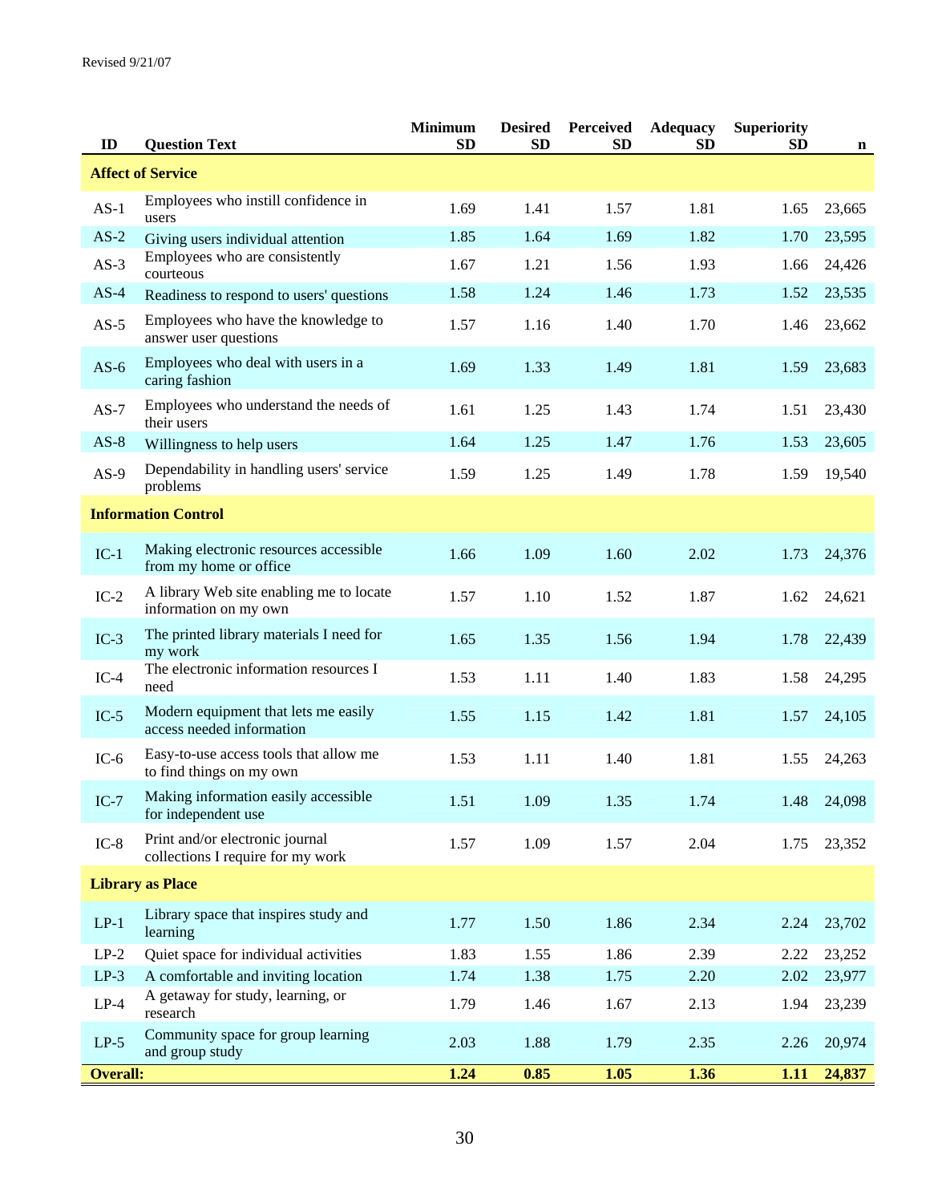Revised 9/21/07

| ID | Question Text | Minimum SD | Desired SD | Perceived SD | Adequacy SD | Superiority SD | n |
|---|---|---|---|---|---|---|---|
| **Affect of Service** | | | | | | | |
| AS-1 | Employees who instill confidence in users | 1.69 | 1.41 | 1.57 | 1.81 | 1.65 | 23,665 |
| AS-2 | Giving users individual attention | 1.85 | 1.64 | 1.69 | 1.82 | 1.70 | 23,595 |
| AS-3 | Employees who are consistently courteous | 1.67 | 1.21 | 1.56 | 1.93 | 1.66 | 24,426 |
| AS-4 | Readiness to respond to users' questions | 1.58 | 1.24 | 1.46 | 1.73 | 1.52 | 23,535 |
| AS-5 | Employees who have the knowledge to answer user questions | 1.57 | 1.16 | 1.40 | 1.70 | 1.46 | 23,662 |
| AS-6 | Employees who deal with users in a caring fashion | 1.69 | 1.33 | 1.49 | 1.81 | 1.59 | 23,683 |
| AS-7 | Employees who understand the needs of their users | 1.61 | 1.25 | 1.43 | 1.74 | 1.51 | 23,430 |
| AS-8 | Willingness to help users | 1.64 | 1.25 | 1.47 | 1.76 | 1.53 | 23,605 |
| AS-9 | Dependability in handling users' service problems | 1.59 | 1.25 | 1.49 | 1.78 | 1.59 | 19,540 |
| **Information Control** | | | | | | | |
| IC-1 | Making electronic resources accessible from my home or office | 1.66 | 1.09 | 1.60 | 2.02 | 1.73 | 24,376 |
| IC-2 | A library Web site enabling me to locate information on my own | 1.57 | 1.10 | 1.52 | 1.87 | 1.62 | 24,621 |
| IC-3 | The printed library materials I need for my work | 1.65 | 1.35 | 1.56 | 1.94 | 1.78 | 22,439 |
| IC-4 | The electronic information resources I need | 1.53 | 1.11 | 1.40 | 1.83 | 1.58 | 24,295 |
| IC-5 | Modern equipment that lets me easily access needed information | 1.55 | 1.15 | 1.42 | 1.81 | 1.57 | 24,105 |
| IC-6 | Easy-to-use access tools that allow me to find things on my own | 1.53 | 1.11 | 1.40 | 1.81 | 1.55 | 24,263 |
| IC-7 | Making information easily accessible for independent use | 1.51 | 1.09 | 1.35 | 1.74 | 1.48 | 24,098 |
| IC-8 | Print and/or electronic journal collections I require for my work | 1.57 | 1.09 | 1.57 | 2.04 | 1.75 | 23,352 |
| **Library as Place** | | | | | | | |
| LP-1 | Library space that inspires study and learning | 1.77 | 1.50 | 1.86 | 2.34 | 2.24 | 23,702 |
| LP-2 | Quiet space for individual activities | 1.83 | 1.55 | 1.86 | 2.39 | 2.22 | 23,252 |
| LP-3 | A comfortable and inviting location | 1.74 | 1.38 | 1.75 | 2.20 | 2.02 | 23,977 |
| LP-4 | A getaway for study, learning, or research | 1.79 | 1.46 | 1.67 | 2.13 | 1.94 | 23,239 |
| LP-5 | Community space for group learning and group study | 2.03 | 1.88 | 1.79 | 2.35 | 2.26 | 20,974 |
| **Overall:** | | **1.24** | **0.85** | **1.05** | **1.36** | **1.11** | **24,837** |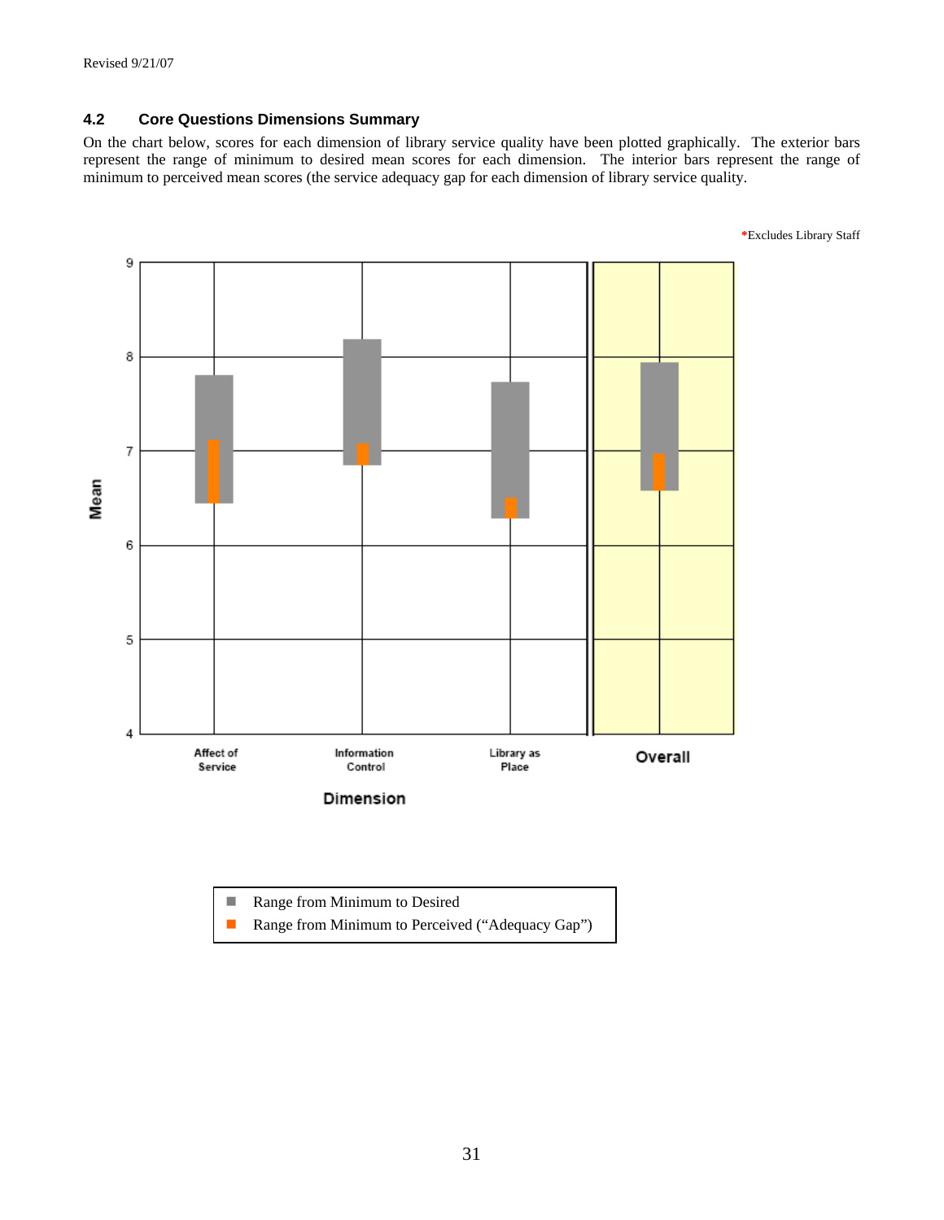Revised 9/21/07

### 4.2 Core Questions Dimensions Summary

On the chart below, scores for each dimension of library service quality have been plotted graphically. The exterior bars represent the range of minimum to desired mean scores for each dimension. The interior bars represent the range of minimum to perceived mean scores (the service adequacy gap for each dimension of library service quality.

*Excludes Library Staff

Mean

Dimension: Affect of Service | Information Control | Library as Place | Overall

- Range from Minimum to Desired
- Range from Minimum to Perceived ("Adequacy Gap")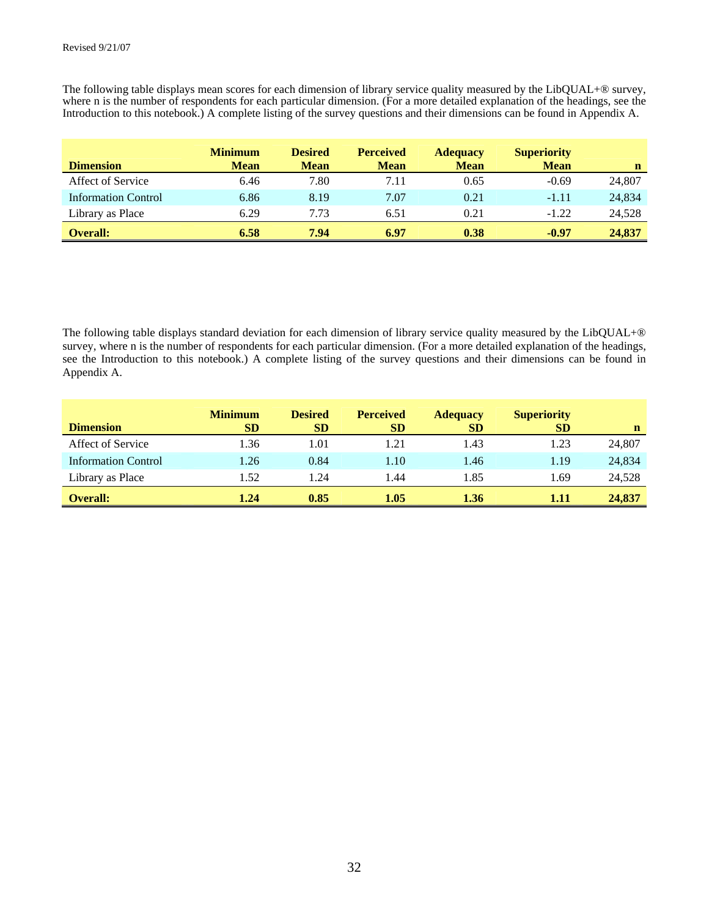The following table displays mean scores for each dimension of library service quality measured by the LibQUAL+® survey, where n is the number of respondents for each particular dimension. (For a more detailed explanation of the headings, see the Introduction to this notebook.) A complete listing of the survey questions and their dimensions can be found in Appendix A.

| Dimension | Minimum Mean | Desired Mean | Perceived Mean | Adequacy Mean | Superiority Mean | n |
|---|---|---|---|---|---|---|
| Affect of Service | 6.46 | 7.80 | 7.11 | 0.65 | -0.69 | 24,807 |
| Information Control | 6.86 | 8.19 | 7.07 | 0.21 | -1.11 | 24,834 |
| Library as Place | 6.29 | 7.73 | 6.51 | 0.21 | -1.22 | 24,528 |
| **Overall:** | **6.58** | **7.94** | **6.97** | **0.38** | **-0.97** | **24,837** |

The following table displays standard deviation for each dimension of library service quality measured by the LibQUAL+® survey, where n is the number of respondents for each particular dimension. (For a more detailed explanation of the headings, see the Introduction to this notebook.) A complete listing of the survey questions and their dimensions can be found in Appendix A.

| Dimension | Minimum SD | Desired SD | Perceived SD | Adequacy SD | Superiority SD | n |
|---|---|---|---|---|---|---|
| Affect of Service | 1.36 | 1.01 | 1.21 | 1.43 | 1.23 | 24,807 |
| Information Control | 1.26 | 0.84 | 1.10 | 1.46 | 1.19 | 24,834 |
| Library as Place | 1.52 | 1.24 | 1.44 | 1.85 | 1.69 | 24,528 |
| **Overall:** | **1.24** | **0.85** | **1.05** | **1.36** | **1.11** | **24,837** |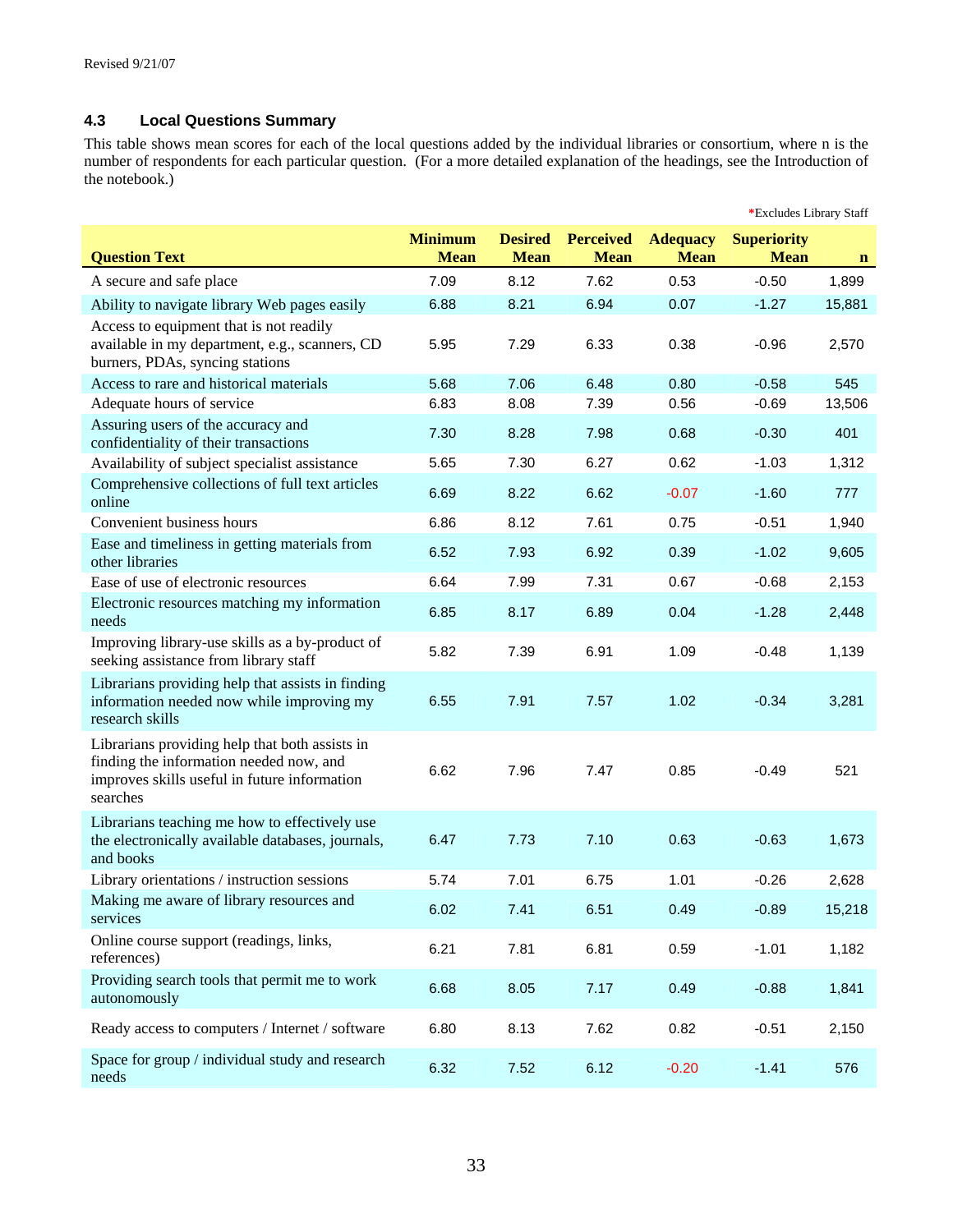Revised 9/21/07

### 4.3 Local Questions Summary

This table shows mean scores for each of the local questions added by the individual libraries or consortium, where n is the number of respondents for each particular question. (For a more detailed explanation of the headings, see the Introduction of the notebook.)

*Excludes Library Staff

| Question Text | Minimum Mean | Desired Mean | Perceived Mean | Adequacy Mean | Superiority Mean | n |
|---|---|---|---|---|---|---|
| A secure and safe place | 7.09 | 8.12 | 7.62 | 0.53 | -0.50 | 1,899 |
| Ability to navigate library Web pages easily | 6.88 | 8.21 | 6.94 | 0.07 | -1.27 | 15,881 |
| Access to equipment that is not readily available in my department, e.g., scanners, CD burners, PDAs, syncing stations | 5.95 | 7.29 | 6.33 | 0.38 | -0.96 | 2,570 |
| Access to rare and historical materials | 5.68 | 7.06 | 6.48 | 0.80 | -0.58 | 545 |
| Adequate hours of service | 6.83 | 8.08 | 7.39 | 0.56 | -0.69 | 13,506 |
| Assuring users of the accuracy and confidentiality of their transactions | 7.30 | 8.28 | 7.98 | 0.68 | -0.30 | 401 |
| Availability of subject specialist assistance | 5.65 | 7.30 | 6.27 | 0.62 | -1.03 | 1,312 |
| Comprehensive collections of full text articles online | 6.69 | 8.22 | 6.62 | -0.07 | -1.60 | 777 |
| Convenient business hours | 6.86 | 8.12 | 7.61 | 0.75 | -0.51 | 1,940 |
| Ease and timeliness in getting materials from other libraries | 6.52 | 7.93 | 6.92 | 0.39 | -1.02 | 9,605 |
| Ease of use of electronic resources | 6.64 | 7.99 | 7.31 | 0.67 | -0.68 | 2,153 |
| Electronic resources matching my information needs | 6.85 | 8.17 | 6.89 | 0.04 | -1.28 | 2,448 |
| Improving library-use skills as a by-product of seeking assistance from library staff | 5.82 | 7.39 | 6.91 | 1.09 | -0.48 | 1,139 |
| Librarians providing help that assists in finding information needed now while improving my research skills | 6.55 | 7.91 | 7.57 | 1.02 | -0.34 | 3,281 |
| Librarians providing help that both assists in finding the information needed now, and improves skills useful in future information searches | 6.62 | 7.96 | 7.47 | 0.85 | -0.49 | 521 |
| Librarians teaching me how to effectively use the electronically available databases, journals, and books | 6.47 | 7.73 | 7.10 | 0.63 | -0.63 | 1,673 |
| Library orientations / instruction sessions | 5.74 | 7.01 | 6.75 | 1.01 | -0.26 | 2,628 |
| Making me aware of library resources and services | 6.02 | 7.41 | 6.51 | 0.49 | -0.89 | 15,218 |
| Online course support (readings, links, references) | 6.21 | 7.81 | 6.81 | 0.59 | -1.01 | 1,182 |
| Providing search tools that permit me to work autonomously | 6.68 | 8.05 | 7.17 | 0.49 | -0.88 | 1,841 |
| Ready access to computers / Internet / software | 6.80 | 8.13 | 7.62 | 0.82 | -0.51 | 2,150 |
| Space for group / individual study and research needs | 6.32 | 7.52 | 6.12 | -0.20 | -1.41 | 576 |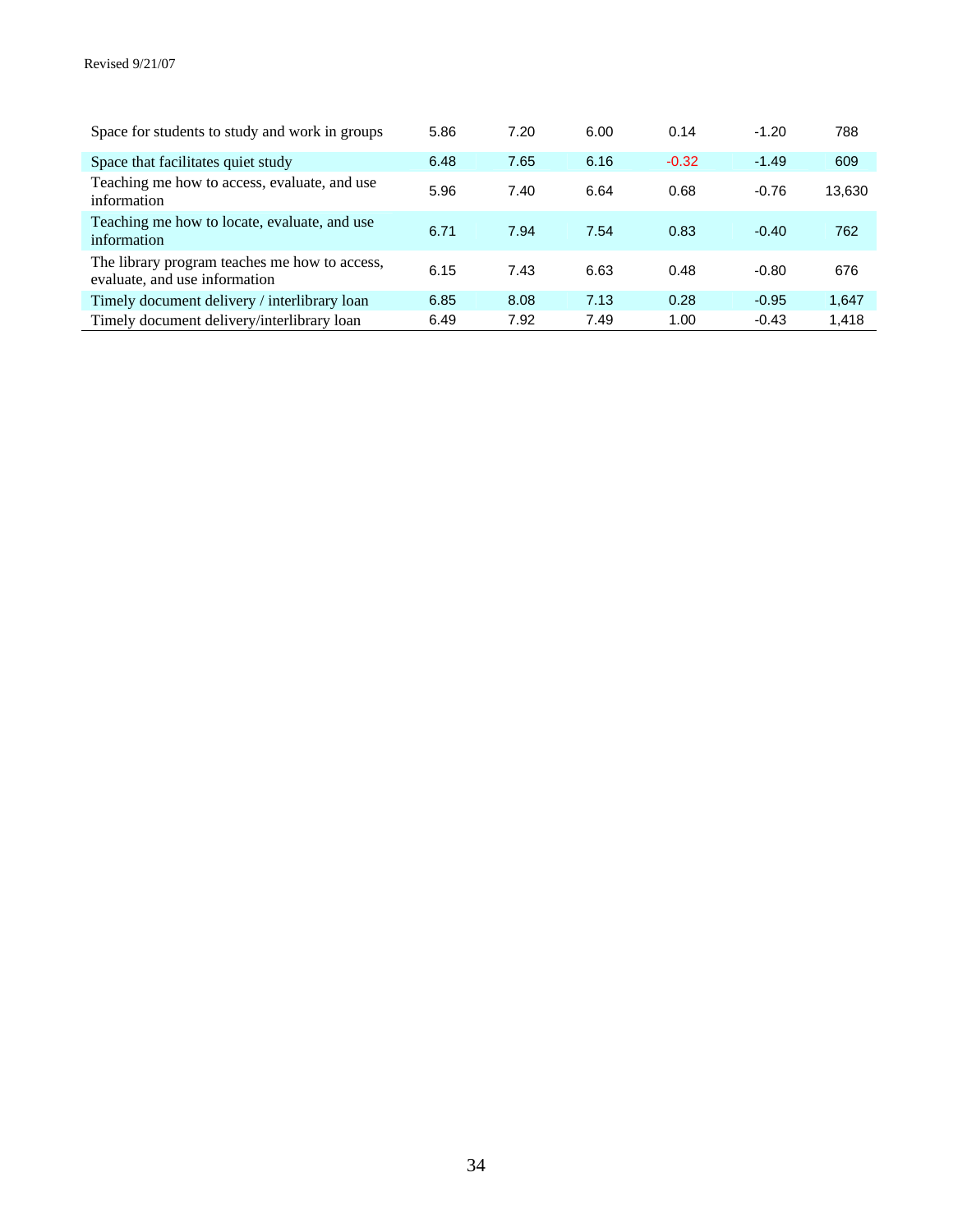| | | | | | | |
|---|---|---|---|---|---|---|
| Space for students to study and work in groups | 5.86 | 7.20 | 6.00 | 0.14 | -1.20 | 788 |
| Space that facilitates quiet study | 6.48 | 7.65 | 6.16 | -0.32 | -1.49 | 609 |
| Teaching me how to access, evaluate, and use information | 5.96 | 7.40 | 6.64 | 0.68 | -0.76 | 13,630 |
| Teaching me how to locate, evaluate, and use information | 6.71 | 7.94 | 7.54 | 0.83 | -0.40 | 762 |
| The library program teaches me how to access, evaluate, and use information | 6.15 | 7.43 | 6.63 | 0.48 | -0.80 | 676 |
| Timely document delivery / interlibrary loan | 6.85 | 8.08 | 7.13 | 0.28 | -0.95 | 1,647 |
| Timely document delivery/interlibrary loan | 6.49 | 7.92 | 7.49 | 1.00 | -0.43 | 1,418 |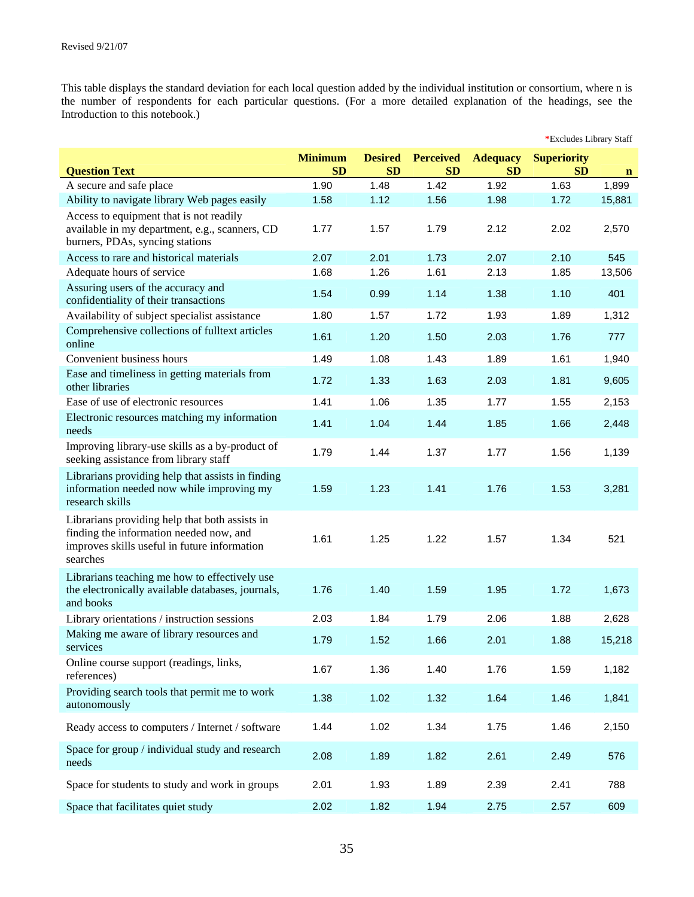Revised 9/21/07

This table displays the standard deviation for each local question added by the individual institution or consortium, where n is the number of respondents for each particular questions. (For a more detailed explanation of the headings, see the Introduction to this notebook.)

*Excludes Library Staff

| Question Text | Minimum SD | Desired SD | Perceived SD | Adequacy SD | Superiority SD | n |
|---|---|---|---|---|---|---|
| A secure and safe place | 1.90 | 1.48 | 1.42 | 1.92 | 1.63 | 1,899 |
| Ability to navigate library Web pages easily | 1.58 | 1.12 | 1.56 | 1.98 | 1.72 | 15,881 |
| Access to equipment that is not readily available in my department, e.g., scanners, CD burners, PDAs, syncing stations | 1.77 | 1.57 | 1.79 | 2.12 | 2.02 | 2,570 |
| Access to rare and historical materials | 2.07 | 2.01 | 1.73 | 2.07 | 2.10 | 545 |
| Adequate hours of service | 1.68 | 1.26 | 1.61 | 2.13 | 1.85 | 13,506 |
| Assuring users of the accuracy and confidentiality of their transactions | 1.54 | 0.99 | 1.14 | 1.38 | 1.10 | 401 |
| Availability of subject specialist assistance | 1.80 | 1.57 | 1.72 | 1.93 | 1.89 | 1,312 |
| Comprehensive collections of fulltext articles online | 1.61 | 1.20 | 1.50 | 2.03 | 1.76 | 777 |
| Convenient business hours | 1.49 | 1.08 | 1.43 | 1.89 | 1.61 | 1,940 |
| Ease and timeliness in getting materials from other libraries | 1.72 | 1.33 | 1.63 | 2.03 | 1.81 | 9,605 |
| Ease of use of electronic resources | 1.41 | 1.06 | 1.35 | 1.77 | 1.55 | 2,153 |
| Electronic resources matching my information needs | 1.41 | 1.04 | 1.44 | 1.85 | 1.66 | 2,448 |
| Improving library-use skills as a by-product of seeking assistance from library staff | 1.79 | 1.44 | 1.37 | 1.77 | 1.56 | 1,139 |
| Librarians providing help that assists in finding information needed now while improving my research skills | 1.59 | 1.23 | 1.41 | 1.76 | 1.53 | 3,281 |
| Librarians providing help that both assists in finding the information needed now, and improves skills useful in future information searches | 1.61 | 1.25 | 1.22 | 1.57 | 1.34 | 521 |
| Librarians teaching me how to effectively use the electronically available databases, journals, and books | 1.76 | 1.40 | 1.59 | 1.95 | 1.72 | 1,673 |
| Library orientations / instruction sessions | 2.03 | 1.84 | 1.79 | 2.06 | 1.88 | 2,628 |
| Making me aware of library resources and services | 1.79 | 1.52 | 1.66 | 2.01 | 1.88 | 15,218 |
| Online course support (readings, links, references) | 1.67 | 1.36 | 1.40 | 1.76 | 1.59 | 1,182 |
| Providing search tools that permit me to work autonomously | 1.38 | 1.02 | 1.32 | 1.64 | 1.46 | 1,841 |
| Ready access to computers / Internet / software | 1.44 | 1.02 | 1.34 | 1.75 | 1.46 | 2,150 |
| Space for group / individual study and research needs | 2.08 | 1.89 | 1.82 | 2.61 | 2.49 | 576 |
| Space for students to study and work in groups | 2.01 | 1.93 | 1.89 | 2.39 | 2.41 | 788 |
| Space that facilitates quiet study | 2.02 | 1.82 | 1.94 | 2.75 | 2.57 | 609 |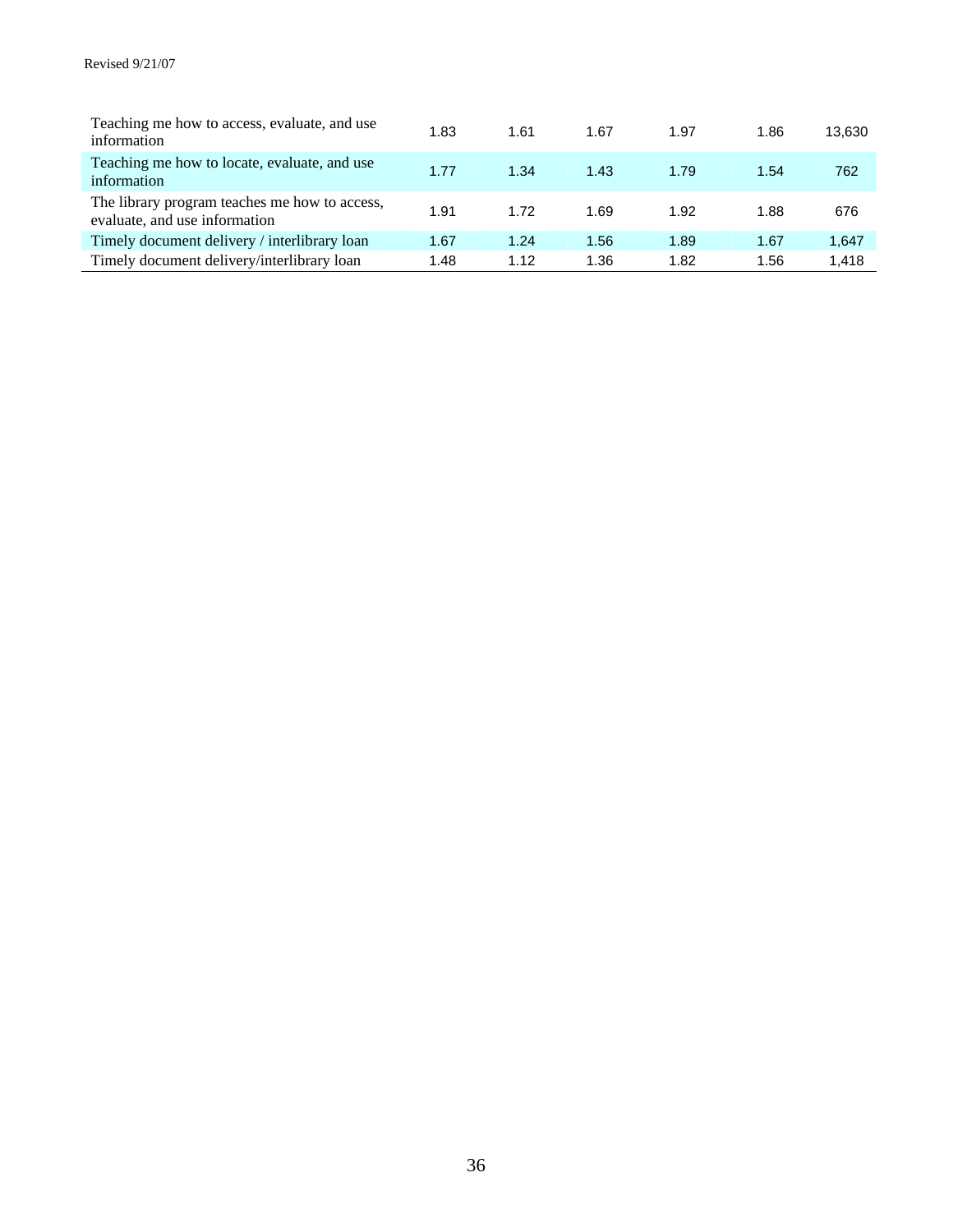| | | | | | | |
|---|---|---|---|---|---|---|
| Teaching me how to access, evaluate, and use information | 1.83 | 1.61 | 1.67 | 1.97 | 1.86 | 13,630 |
| Teaching me how to locate, evaluate, and use information | 1.77 | 1.34 | 1.43 | 1.79 | 1.54 | 762 |
| The library program teaches me how to access, evaluate, and use information | 1.91 | 1.72 | 1.69 | 1.92 | 1.88 | 676 |
| Timely document delivery / interlibrary loan | 1.67 | 1.24 | 1.56 | 1.89 | 1.67 | 1,647 |
| Timely document delivery/interlibrary loan | 1.48 | 1.12 | 1.36 | 1.82 | 1.56 | 1,418 |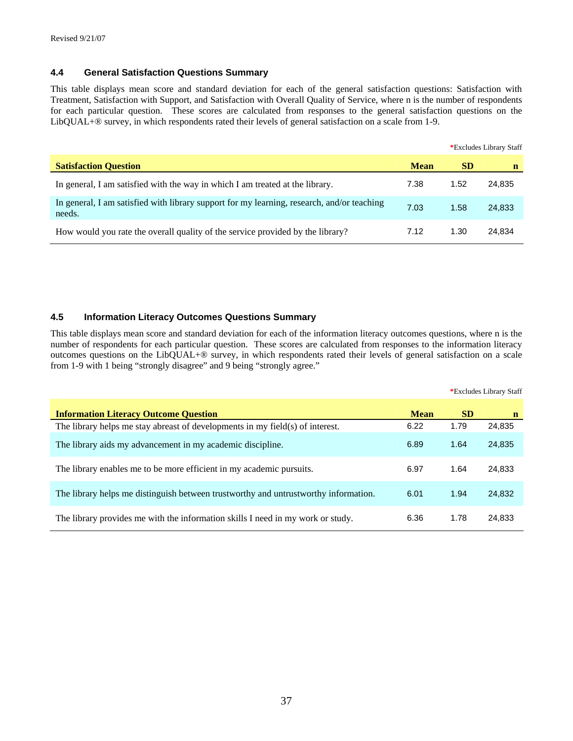Revised 9/21/07

### 4.4 General Satisfaction Questions Summary

This table displays mean score and standard deviation for each of the general satisfaction questions: Satisfaction with Treatment, Satisfaction with Support, and Satisfaction with Overall Quality of Service, where n is the number of respondents for each particular question. These scores are calculated from responses to the general satisfaction questions on the LibQUAL+® survey, in which respondents rated their levels of general satisfaction on a scale from 1-9.

*Excludes Library Staff

| Satisfaction Question | Mean | SD | n |
|---|---|---|---|
| In general, I am satisfied with the way in which I am treated at the library. | 7.38 | 1.52 | 24,835 |
| In general, I am satisfied with library support for my learning, research, and/or teaching needs. | 7.03 | 1.58 | 24,833 |
| How would you rate the overall quality of the service provided by the library? | 7.12 | 1.30 | 24,834 |

### 4.5 Information Literacy Outcomes Questions Summary

This table displays mean score and standard deviation for each of the information literacy outcomes questions, where n is the number of respondents for each particular question. These scores are calculated from responses to the information literacy outcomes questions on the LibQUAL+® survey, in which respondents rated their levels of general satisfaction on a scale from 1-9 with 1 being "strongly disagree" and 9 being "strongly agree."

*Excludes Library Staff

| Information Literacy Outcome Question | Mean | SD | n |
|---|---|---|---|
| The library helps me stay abreast of developments in my field(s) of interest. | 6.22 | 1.79 | 24,835 |
| The library aids my advancement in my academic discipline. | 6.89 | 1.64 | 24,835 |
| The library enables me to be more efficient in my academic pursuits. | 6.97 | 1.64 | 24,833 |
| The library helps me distinguish between trustworthy and untrustworthy information. | 6.01 | 1.94 | 24,832 |
| The library provides me with the information skills I need in my work or study. | 6.36 | 1.78 | 24,833 |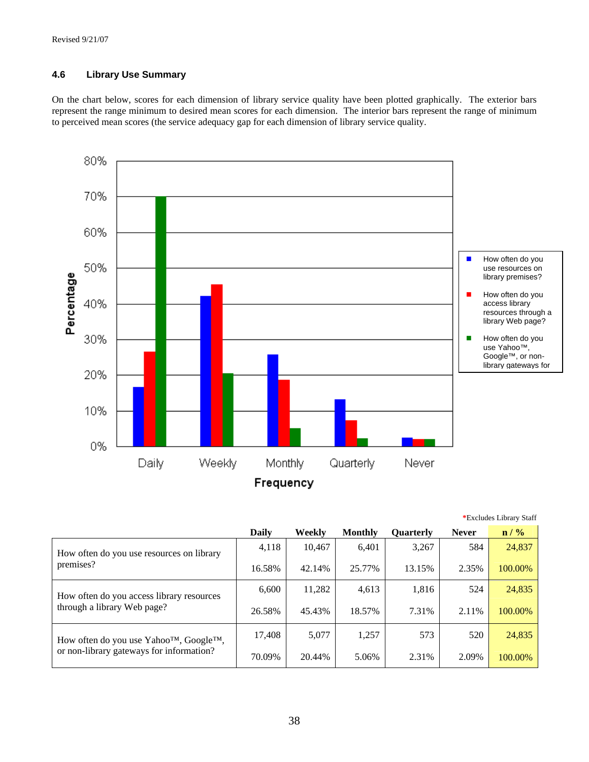Revised 9/21/07

### 4.6 Library Use Summary

On the chart below, scores for each dimension of library service quality have been plotted graphically. The exterior bars represent the range minimum to desired mean scores for each dimension. The interior bars represent the range of minimum to perceived mean scores (the service adequacy gap for each dimension of library service quality.

*Excludes Library Staff

| | Daily | Weekly | Monthly | Quarterly | Never | n / % |
|---|---|---|---|---|---|---|
| How often do you use resources on library premises? | 4,118 | 10,467 | 6,401 | 3,267 | 584 | 24,837 |
| | 16.58% | 42.14% | 25.77% | 13.15% | 2.35% | 100.00% |
| How often do you access library resources through a library Web page? | 6,600 | 11,282 | 4,613 | 1,816 | 524 | 24,835 |
| | 26.58% | 45.43% | 18.57% | 7.31% | 2.11% | 100.00% |
| How often do you use Yahoo™, Google™, or non-library gateways for information? | 17,408 | 5,077 | 1,257 | 573 | 520 | 24,835 |
| | 70.09% | 20.44% | 5.06% | 2.31% | 2.09% | 100.00% |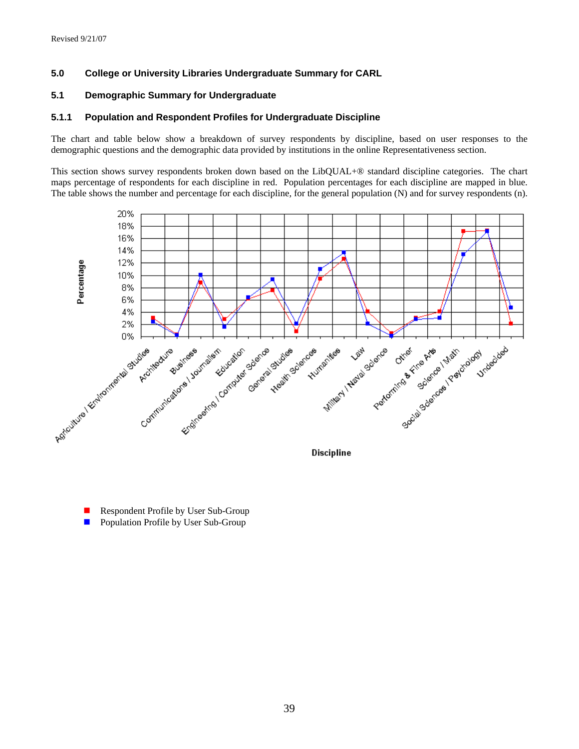Revised 9/21/07

## 5.0 College or University Libraries Undergraduate Summary for CARL

### 5.1 Demographic Summary for Undergraduate

#### 5.1.1 Population and Respondent Profiles for Undergraduate Discipline

The chart and table below show a breakdown of survey respondents by discipline, based on user responses to the demographic questions and the demographic data provided by institutions in the online Representativeness section.

This section shows survey respondents broken down based on the LibQUAL+® standard discipline categories. The chart maps percentage of respondents for each discipline in red. Population percentages for each discipline are mapped in blue. The table shows the number and percentage for each discipline, for the general population (N) and for survey respondents (n).

Percentage

Discipline

Agriculture / Environmental Studies, Architecture, Business, Communications / Journalism, Education, Engineering / Computer Science, General Studies, Health Sciences, Humanities, Law, Military / Naval Science, Other, Performing & Fine Arts, Science / Math, Social Sciences / Psychology, Undecided

- Respondent Profile by User Sub-Group
- Population Profile by User Sub-Group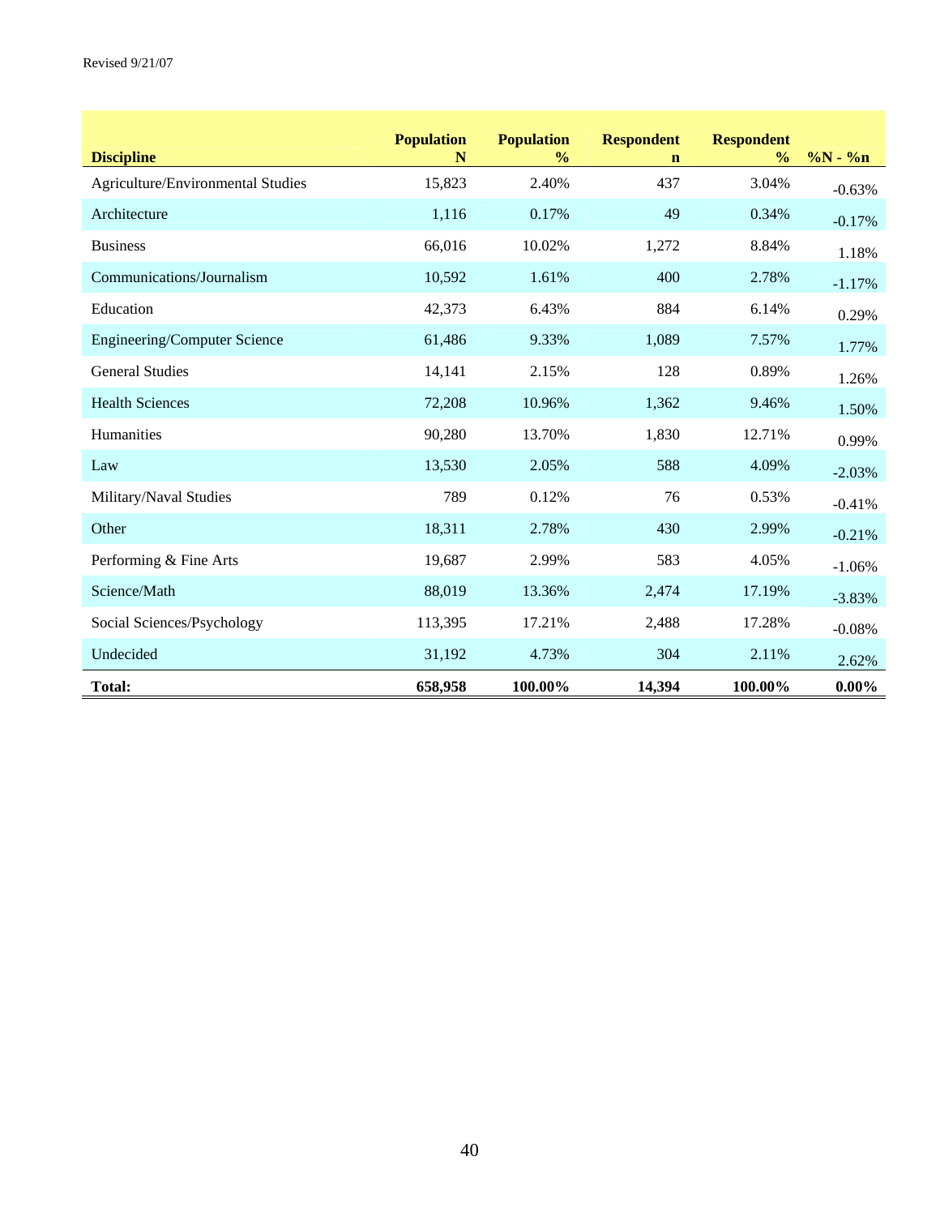Revised 9/21/07

| Discipline | Population N | Population % | Respondent n | Respondent % | %N - %n |
|---|---|---|---|---|---|
| Agriculture/Environmental Studies | 15,823 | 2.40% | 437 | 3.04% | -0.63% |
| Architecture | 1,116 | 0.17% | 49 | 0.34% | -0.17% |
| Business | 66,016 | 10.02% | 1,272 | 8.84% | 1.18% |
| Communications/Journalism | 10,592 | 1.61% | 400 | 2.78% | -1.17% |
| Education | 42,373 | 6.43% | 884 | 6.14% | 0.29% |
| Engineering/Computer Science | 61,486 | 9.33% | 1,089 | 7.57% | 1.77% |
| General Studies | 14,141 | 2.15% | 128 | 0.89% | 1.26% |
| Health Sciences | 72,208 | 10.96% | 1,362 | 9.46% | 1.50% |
| Humanities | 90,280 | 13.70% | 1,830 | 12.71% | 0.99% |
| Law | 13,530 | 2.05% | 588 | 4.09% | -2.03% |
| Military/Naval Studies | 789 | 0.12% | 76 | 0.53% | -0.41% |
| Other | 18,311 | 2.78% | 430 | 2.99% | -0.21% |
| Performing & Fine Arts | 19,687 | 2.99% | 583 | 4.05% | -1.06% |
| Science/Math | 88,019 | 13.36% | 2,474 | 17.19% | -3.83% |
| Social Sciences/Psychology | 113,395 | 17.21% | 2,488 | 17.28% | -0.08% |
| Undecided | 31,192 | 4.73% | 304 | 2.11% | 2.62% |
| **Total:** | **658,958** | **100.00%** | **14,394** | **100.00%** | **0.00%** |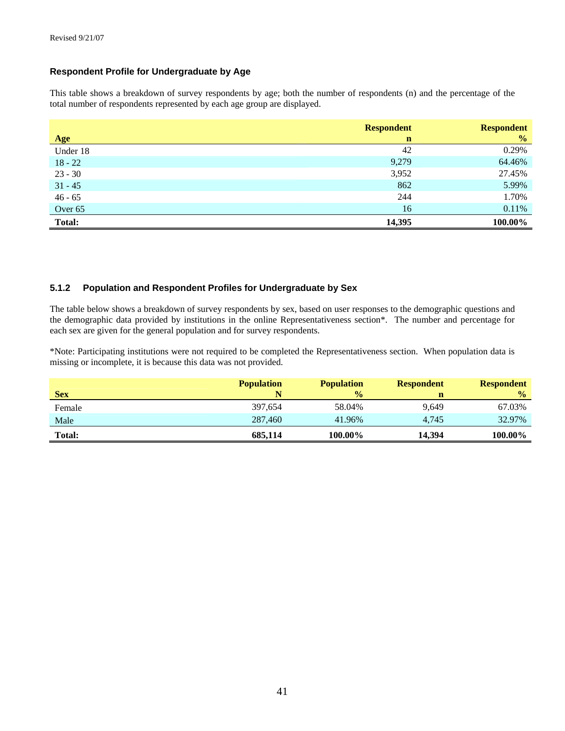Revised 9/21/07

### Respondent Profile for Undergraduate by Age

This table shows a breakdown of survey respondents by age; both the number of respondents (n) and the percentage of the total number of respondents represented by each age group are displayed.

| Age | Respondent n | Respondent % |
|---|---|---|
| Under 18 | 42 | 0.29% |
| 18 - 22 | 9,279 | 64.46% |
| 23 - 30 | 3,952 | 27.45% |
| 31 - 45 | 862 | 5.99% |
| 46 - 65 | 244 | 1.70% |
| Over 65 | 16 | 0.11% |
| **Total:** | **14,395** | **100.00%** |

### 5.1.2 Population and Respondent Profiles for Undergraduate by Sex

The table below shows a breakdown of survey respondents by sex, based on user responses to the demographic questions and the demographic data provided by institutions in the online Representativeness section*. The number and percentage for each sex are given for the general population and for survey respondents.

*Note: Participating institutions were not required to be completed the Representativeness section. When population data is missing or incomplete, it is because this data was not provided.

| Sex | Population N | Population % | Respondent n | Respondent % |
|---|---|---|---|---|
| Female | 397,654 | 58.04% | 9,649 | 67.03% |
| Male | 287,460 | 41.96% | 4,745 | 32.97% |
| **Total:** | **685,114** | **100.00%** | **14,394** | **100.00%** |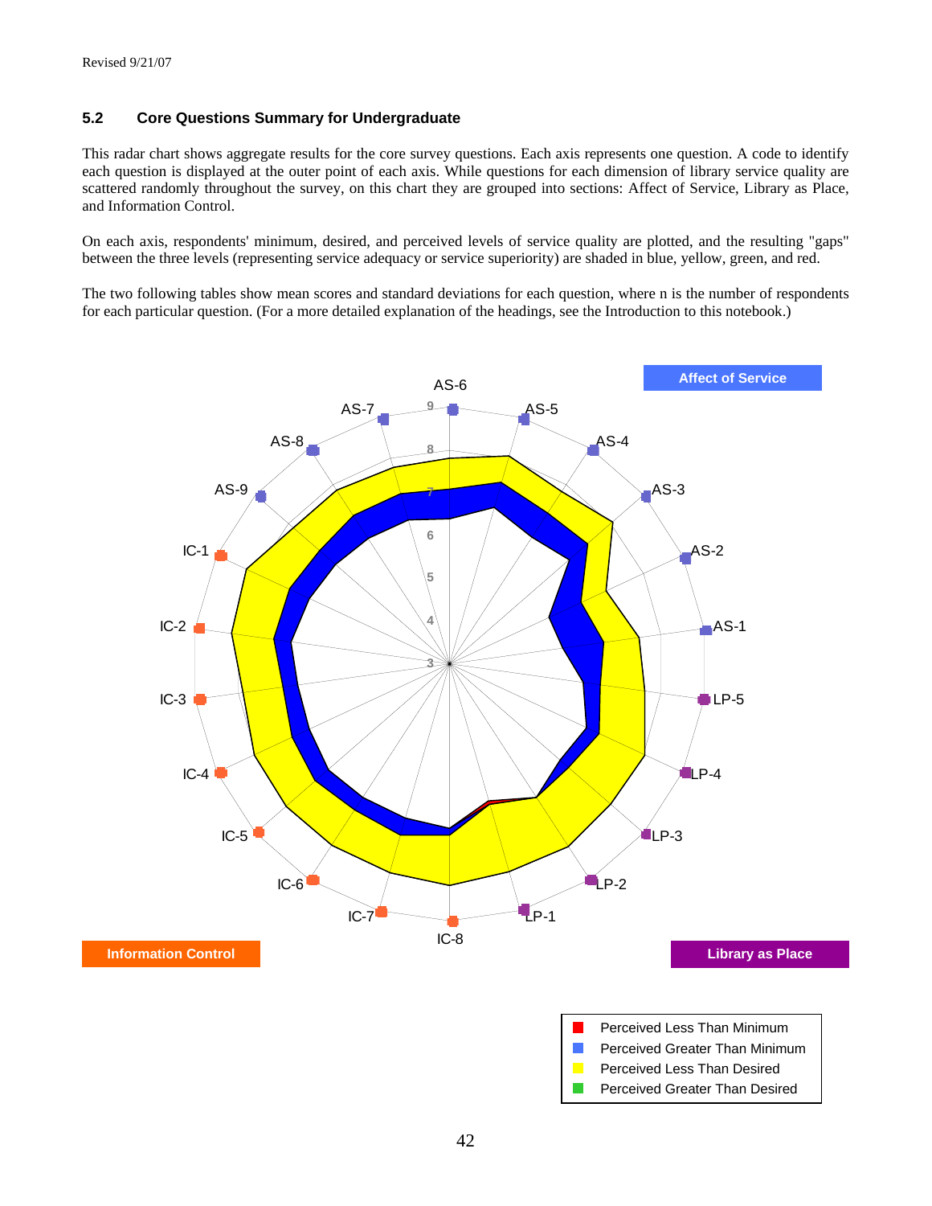Revised 9/21/07

### 5.2 Core Questions Summary for Undergraduate

This radar chart shows aggregate results for the core survey questions. Each axis represents one question. A code to identify each question is displayed at the outer point of each axis. While questions for each dimension of library service quality are scattered randomly throughout the survey, on this chart they are grouped into sections: Affect of Service, Library as Place, and Information Control.

On each axis, respondents' minimum, desired, and perceived levels of service quality are plotted, and the resulting "gaps" between the three levels (representing service adequacy or service superiority) are shaded in blue, yellow, green, and red.

The two following tables show mean scores and standard deviations for each question, where n is the number of respondents for each particular question. (For a more detailed explanation of the headings, see the Introduction to this notebook.)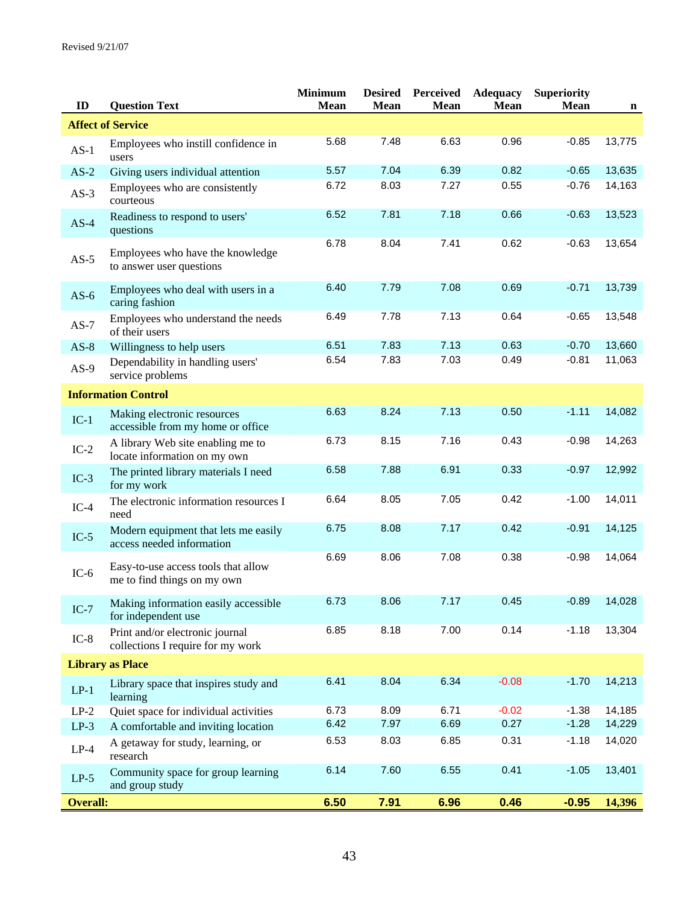Revised 9/21/07

| ID | Question Text | Minimum Mean | Desired Mean | Perceived Mean | Adequacy Mean | Superiority Mean | n |
|---|---|---|---|---|---|---|---|
| **Affect of Service** | | | | | | | |
| AS-1 | Employees who instill confidence in users | 5.68 | 7.48 | 6.63 | 0.96 | -0.85 | 13,775 |
| AS-2 | Giving users individual attention | 5.57 | 7.04 | 6.39 | 0.82 | -0.65 | 13,635 |
| AS-3 | Employees who are consistently courteous | 6.72 | 8.03 | 7.27 | 0.55 | -0.76 | 14,163 |
| AS-4 | Readiness to respond to users' questions | 6.52 | 7.81 | 7.18 | 0.66 | -0.63 | 13,523 |
| AS-5 | Employees who have the knowledge to answer user questions | 6.78 | 8.04 | 7.41 | 0.62 | -0.63 | 13,654 |
| AS-6 | Employees who deal with users in a caring fashion | 6.40 | 7.79 | 7.08 | 0.69 | -0.71 | 13,739 |
| AS-7 | Employees who understand the needs of their users | 6.49 | 7.78 | 7.13 | 0.64 | -0.65 | 13,548 |
| AS-8 | Willingness to help users | 6.51 | 7.83 | 7.13 | 0.63 | -0.70 | 13,660 |
| AS-9 | Dependability in handling users' service problems | 6.54 | 7.83 | 7.03 | 0.49 | -0.81 | 11,063 |
| **Information Control** | | | | | | | |
| IC-1 | Making electronic resources accessible from my home or office | 6.63 | 8.24 | 7.13 | 0.50 | -1.11 | 14,082 |
| IC-2 | A library Web site enabling me to locate information on my own | 6.73 | 8.15 | 7.16 | 0.43 | -0.98 | 14,263 |
| IC-3 | The printed library materials I need for my work | 6.58 | 7.88 | 6.91 | 0.33 | -0.97 | 12,992 |
| IC-4 | The electronic information resources I need | 6.64 | 8.05 | 7.05 | 0.42 | -1.00 | 14,011 |
| IC-5 | Modern equipment that lets me easily access needed information | 6.75 | 8.08 | 7.17 | 0.42 | -0.91 | 14,125 |
| IC-6 | Easy-to-use access tools that allow me to find things on my own | 6.69 | 8.06 | 7.08 | 0.38 | -0.98 | 14,064 |
| IC-7 | Making information easily accessible for independent use | 6.73 | 8.06 | 7.17 | 0.45 | -0.89 | 14,028 |
| IC-8 | Print and/or electronic journal collections I require for my work | 6.85 | 8.18 | 7.00 | 0.14 | -1.18 | 13,304 |
| **Library as Place** | | | | | | | |
| LP-1 | Library space that inspires study and learning | 6.41 | 8.04 | 6.34 | -0.08 | -1.70 | 14,213 |
| LP-2 | Quiet space for individual activities | 6.73 | 8.09 | 6.71 | -0.02 | -1.38 | 14,185 |
| LP-3 | A comfortable and inviting location | 6.42 | 7.97 | 6.69 | 0.27 | -1.28 | 14,229 |
| LP-4 | A getaway for study, learning, or research | 6.53 | 8.03 | 6.85 | 0.31 | -1.18 | 14,020 |
| LP-5 | Community space for group learning and group study | 6.14 | 7.60 | 6.55 | 0.41 | -1.05 | 13,401 |
| **Overall:** | | **6.50** | **7.91** | **6.96** | **0.46** | **-0.95** | **14,396** |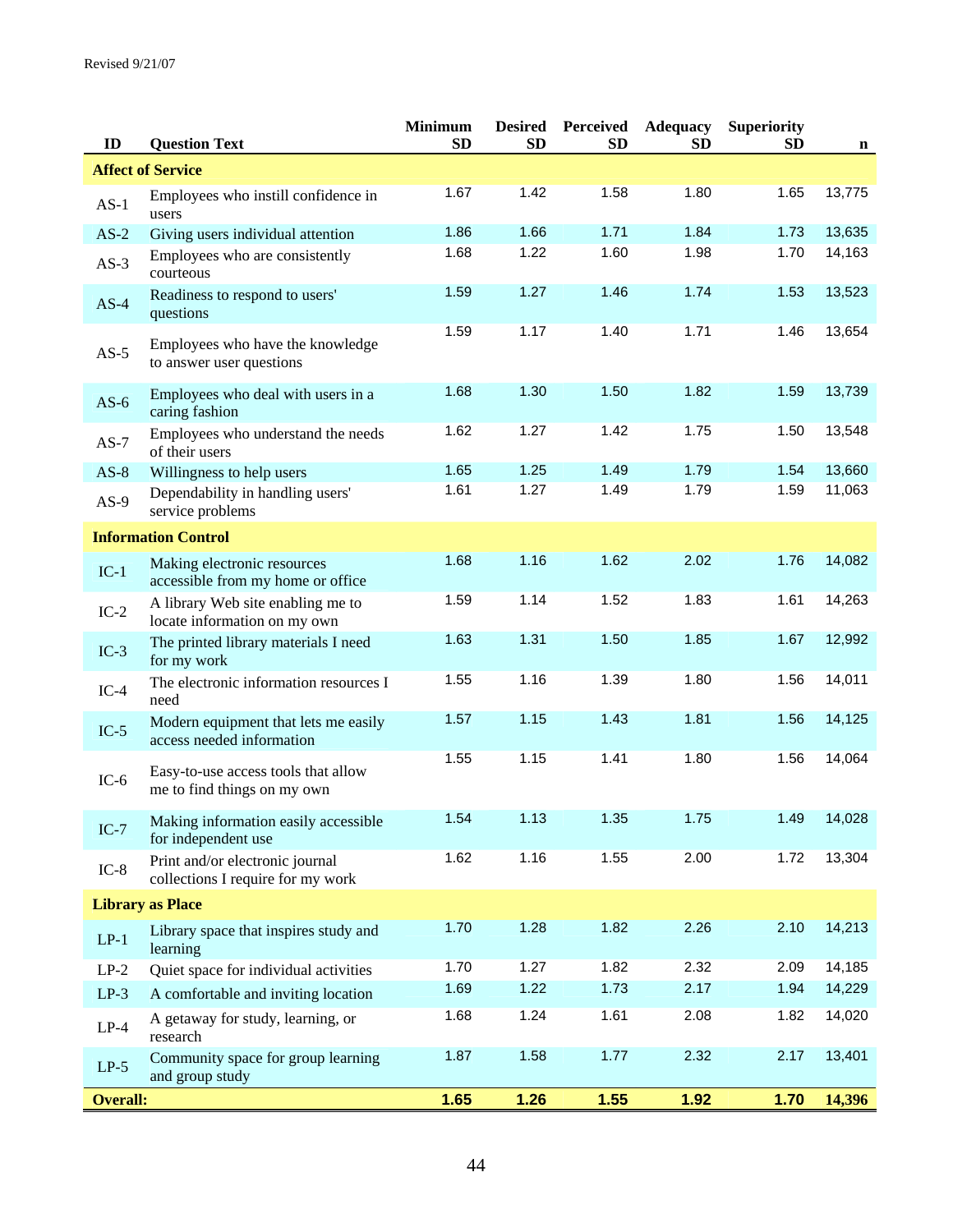Revised 9/21/07

| ID | Question Text | Minimum SD | Desired SD | Perceived SD | Adequacy SD | Superiority SD | n |
|---|---|---|---|---|---|---|---|
| **Affect of Service** | | | | | | | |
| AS-1 | Employees who instill confidence in users | 1.67 | 1.42 | 1.58 | 1.80 | 1.65 | 13,775 |
| AS-2 | Giving users individual attention | 1.86 | 1.66 | 1.71 | 1.84 | 1.73 | 13,635 |
| AS-3 | Employees who are consistently courteous | 1.68 | 1.22 | 1.60 | 1.98 | 1.70 | 14,163 |
| AS-4 | Readiness to respond to users' questions | 1.59 | 1.27 | 1.46 | 1.74 | 1.53 | 13,523 |
| AS-5 | Employees who have the knowledge to answer user questions | 1.59 | 1.17 | 1.40 | 1.71 | 1.46 | 13,654 |
| AS-6 | Employees who deal with users in a caring fashion | 1.68 | 1.30 | 1.50 | 1.82 | 1.59 | 13,739 |
| AS-7 | Employees who understand the needs of their users | 1.62 | 1.27 | 1.42 | 1.75 | 1.50 | 13,548 |
| AS-8 | Willingness to help users | 1.65 | 1.25 | 1.49 | 1.79 | 1.54 | 13,660 |
| AS-9 | Dependability in handling users' service problems | 1.61 | 1.27 | 1.49 | 1.79 | 1.59 | 11,063 |
| **Information Control** | | | | | | | |
| IC-1 | Making electronic resources accessible from my home or office | 1.68 | 1.16 | 1.62 | 2.02 | 1.76 | 14,082 |
| IC-2 | A library Web site enabling me to locate information on my own | 1.59 | 1.14 | 1.52 | 1.83 | 1.61 | 14,263 |
| IC-3 | The printed library materials I need for my work | 1.63 | 1.31 | 1.50 | 1.85 | 1.67 | 12,992 |
| IC-4 | The electronic information resources I need | 1.55 | 1.16 | 1.39 | 1.80 | 1.56 | 14,011 |
| IC-5 | Modern equipment that lets me easily access needed information | 1.57 | 1.15 | 1.43 | 1.81 | 1.56 | 14,125 |
| IC-6 | Easy-to-use access tools that allow me to find things on my own | 1.55 | 1.15 | 1.41 | 1.80 | 1.56 | 14,064 |
| IC-7 | Making information easily accessible for independent use | 1.54 | 1.13 | 1.35 | 1.75 | 1.49 | 14,028 |
| IC-8 | Print and/or electronic journal collections I require for my work | 1.62 | 1.16 | 1.55 | 2.00 | 1.72 | 13,304 |
| **Library as Place** | | | | | | | |
| LP-1 | Library space that inspires study and learning | 1.70 | 1.28 | 1.82 | 2.26 | 2.10 | 14,213 |
| LP-2 | Quiet space for individual activities | 1.70 | 1.27 | 1.82 | 2.32 | 2.09 | 14,185 |
| LP-3 | A comfortable and inviting location | 1.69 | 1.22 | 1.73 | 2.17 | 1.94 | 14,229 |
| LP-4 | A getaway for study, learning, or research | 1.68 | 1.24 | 1.61 | 2.08 | 1.82 | 14,020 |
| LP-5 | Community space for group learning and group study | 1.87 | 1.58 | 1.77 | 2.32 | 2.17 | 13,401 |
| **Overall:** | | **1.65** | **1.26** | **1.55** | **1.92** | **1.70** | **14,396** |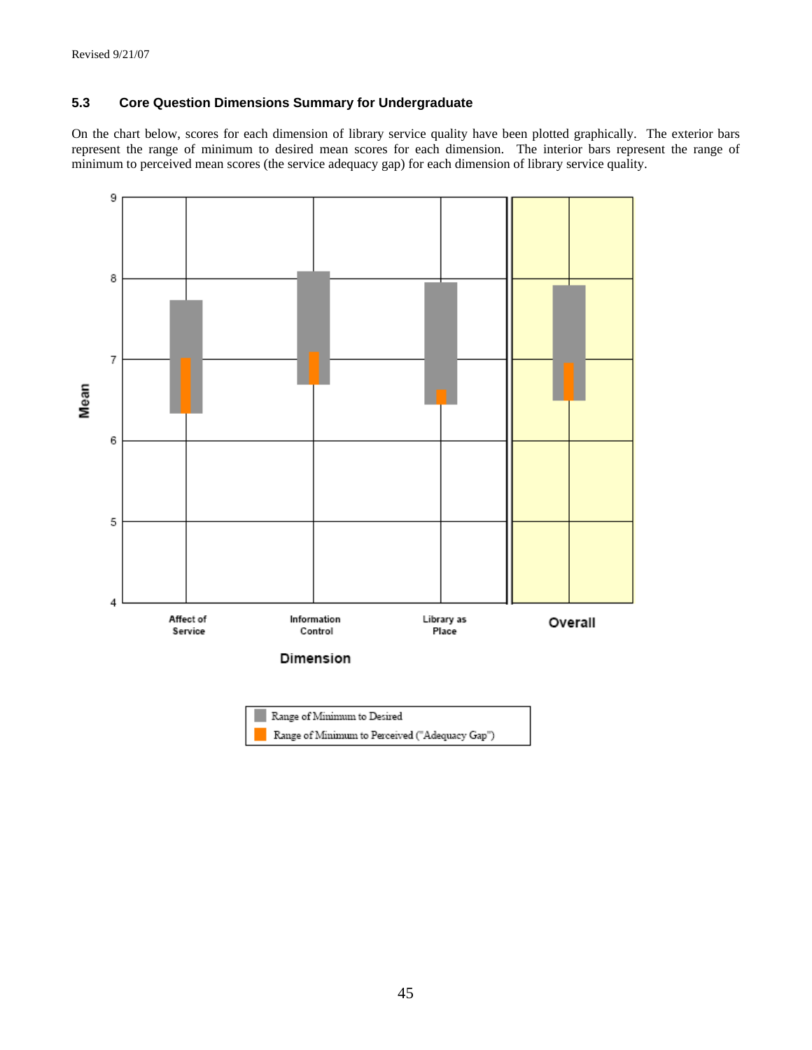### 5.3 Core Question Dimensions Summary for Undergraduate

On the chart below, scores for each dimension of library service quality have been plotted graphically. The exterior bars represent the range of minimum to desired mean scores for each dimension. The interior bars represent the range of minimum to perceived mean scores (the service adequacy gap) for each dimension of library service quality.

Mean

Affect of Service | Information Control | Library as Place | Overall

Dimension

Range of Minimum to Desired

Range of Minimum to Perceived ("Adequacy Gap")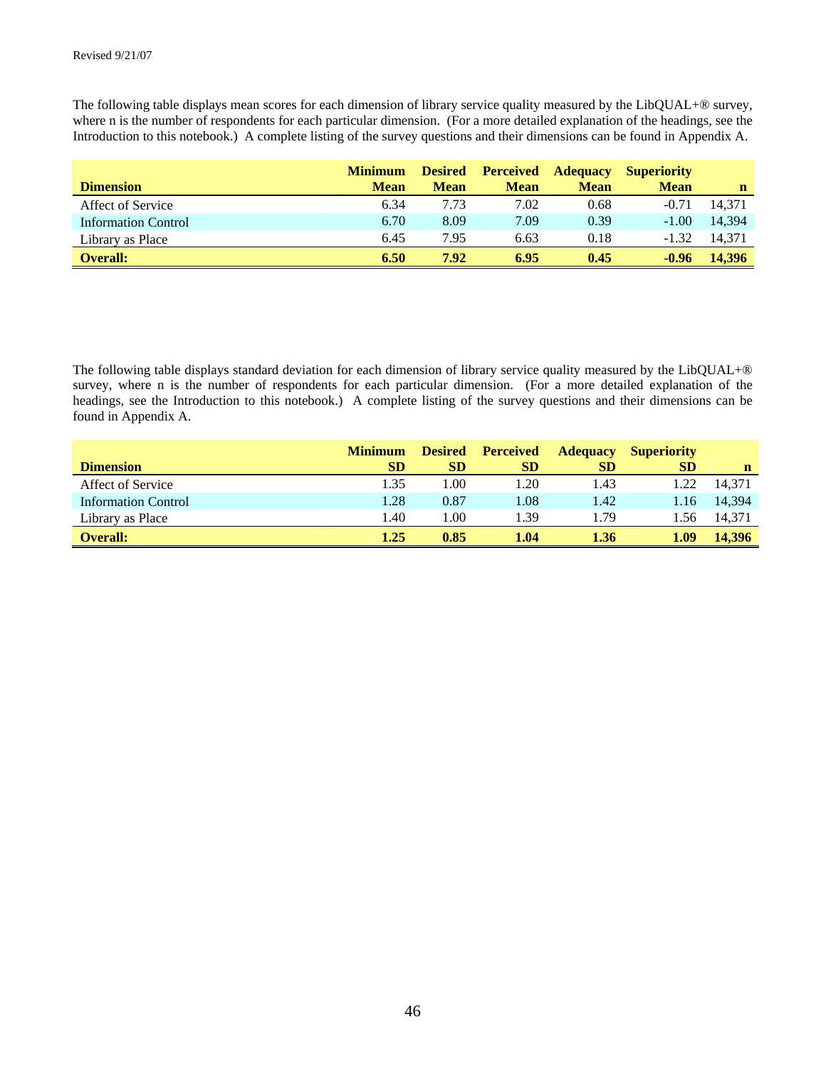The following table displays mean scores for each dimension of library service quality measured by the LibQUAL+® survey, where n is the number of respondents for each particular dimension. (For a more detailed explanation of the headings, see the Introduction to this notebook.) A complete listing of the survey questions and their dimensions can be found in Appendix A.

| Dimension | Minimum Mean | Desired Mean | Perceived Mean | Adequacy Mean | Superiority Mean | n |
|---|---|---|---|---|---|---|
| Affect of Service | 6.34 | 7.73 | 7.02 | 0.68 | -0.71 | 14,371 |
| Information Control | 6.70 | 8.09 | 7.09 | 0.39 | -1.00 | 14,394 |
| Library as Place | 6.45 | 7.95 | 6.63 | 0.18 | -1.32 | 14,371 |
| **Overall:** | **6.50** | **7.92** | **6.95** | **0.45** | **-0.96** | **14,396** |

The following table displays standard deviation for each dimension of library service quality measured by the LibQUAL+® survey, where n is the number of respondents for each particular dimension. (For a more detailed explanation of the headings, see the Introduction to this notebook.) A complete listing of the survey questions and their dimensions can be found in Appendix A.

| Dimension | Minimum SD | Desired SD | Perceived SD | Adequacy SD | Superiority SD | n |
|---|---|---|---|---|---|---|
| Affect of Service | 1.35 | 1.00 | 1.20 | 1.43 | 1.22 | 14,371 |
| Information Control | 1.28 | 0.87 | 1.08 | 1.42 | 1.16 | 14,394 |
| Library as Place | 1.40 | 1.00 | 1.39 | 1.79 | 1.56 | 14,371 |
| **Overall:** | **1.25** | **0.85** | **1.04** | **1.36** | **1.09** | **14,396** |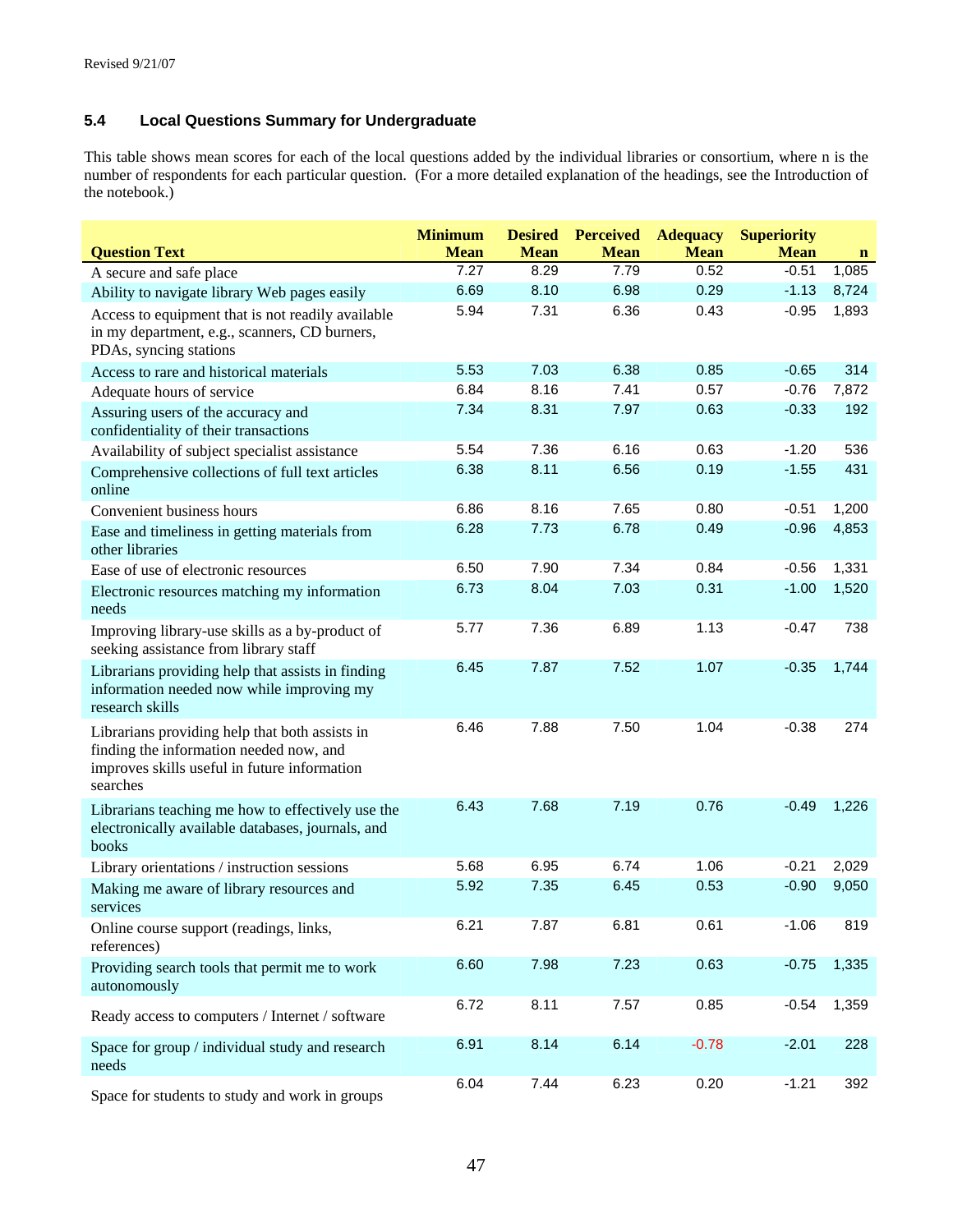Revised 9/21/07

### 5.4 Local Questions Summary for Undergraduate

This table shows mean scores for each of the local questions added by the individual libraries or consortium, where n is the number of respondents for each particular question. (For a more detailed explanation of the headings, see the Introduction of the notebook.)

| Question Text | Minimum Mean | Desired Mean | Perceived Mean | Adequacy Mean | Superiority Mean | n |
|---|---|---|---|---|---|---|
| A secure and safe place | 7.27 | 8.29 | 7.79 | 0.52 | -0.51 | 1,085 |
| Ability to navigate library Web pages easily | 6.69 | 8.10 | 6.98 | 0.29 | -1.13 | 8,724 |
| Access to equipment that is not readily available in my department, e.g., scanners, CD burners, PDAs, syncing stations | 5.94 | 7.31 | 6.36 | 0.43 | -0.95 | 1,893 |
| Access to rare and historical materials | 5.53 | 7.03 | 6.38 | 0.85 | -0.65 | 314 |
| Adequate hours of service | 6.84 | 8.16 | 7.41 | 0.57 | -0.76 | 7,872 |
| Assuring users of the accuracy and confidentiality of their transactions | 7.34 | 8.31 | 7.97 | 0.63 | -0.33 | 192 |
| Availability of subject specialist assistance | 5.54 | 7.36 | 6.16 | 0.63 | -1.20 | 536 |
| Comprehensive collections of full text articles online | 6.38 | 8.11 | 6.56 | 0.19 | -1.55 | 431 |
| Convenient business hours | 6.86 | 8.16 | 7.65 | 0.80 | -0.51 | 1,200 |
| Ease and timeliness in getting materials from other libraries | 6.28 | 7.73 | 6.78 | 0.49 | -0.96 | 4,853 |
| Ease of use of electronic resources | 6.50 | 7.90 | 7.34 | 0.84 | -0.56 | 1,331 |
| Electronic resources matching my information needs | 6.73 | 8.04 | 7.03 | 0.31 | -1.00 | 1,520 |
| Improving library-use skills as a by-product of seeking assistance from library staff | 5.77 | 7.36 | 6.89 | 1.13 | -0.47 | 738 |
| Librarians providing help that assists in finding information needed now while improving my research skills | 6.45 | 7.87 | 7.52 | 1.07 | -0.35 | 1,744 |
| Librarians providing help that both assists in finding the information needed now, and improves skills useful in future information searches | 6.46 | 7.88 | 7.50 | 1.04 | -0.38 | 274 |
| Librarians teaching me how to effectively use the electronically available databases, journals, and books | 6.43 | 7.68 | 7.19 | 0.76 | -0.49 | 1,226 |
| Library orientations / instruction sessions | 5.68 | 6.95 | 6.74 | 1.06 | -0.21 | 2,029 |
| Making me aware of library resources and services | 5.92 | 7.35 | 6.45 | 0.53 | -0.90 | 9,050 |
| Online course support (readings, links, references) | 6.21 | 7.87 | 6.81 | 0.61 | -1.06 | 819 |
| Providing search tools that permit me to work autonomously | 6.60 | 7.98 | 7.23 | 0.63 | -0.75 | 1,335 |
| Ready access to computers / Internet / software | 6.72 | 8.11 | 7.57 | 0.85 | -0.54 | 1,359 |
| Space for group / individual study and research needs | 6.91 | 8.14 | 6.14 | -0.78 | -2.01 | 228 |
| Space for students to study and work in groups | 6.04 | 7.44 | 6.23 | 0.20 | -1.21 | 392 |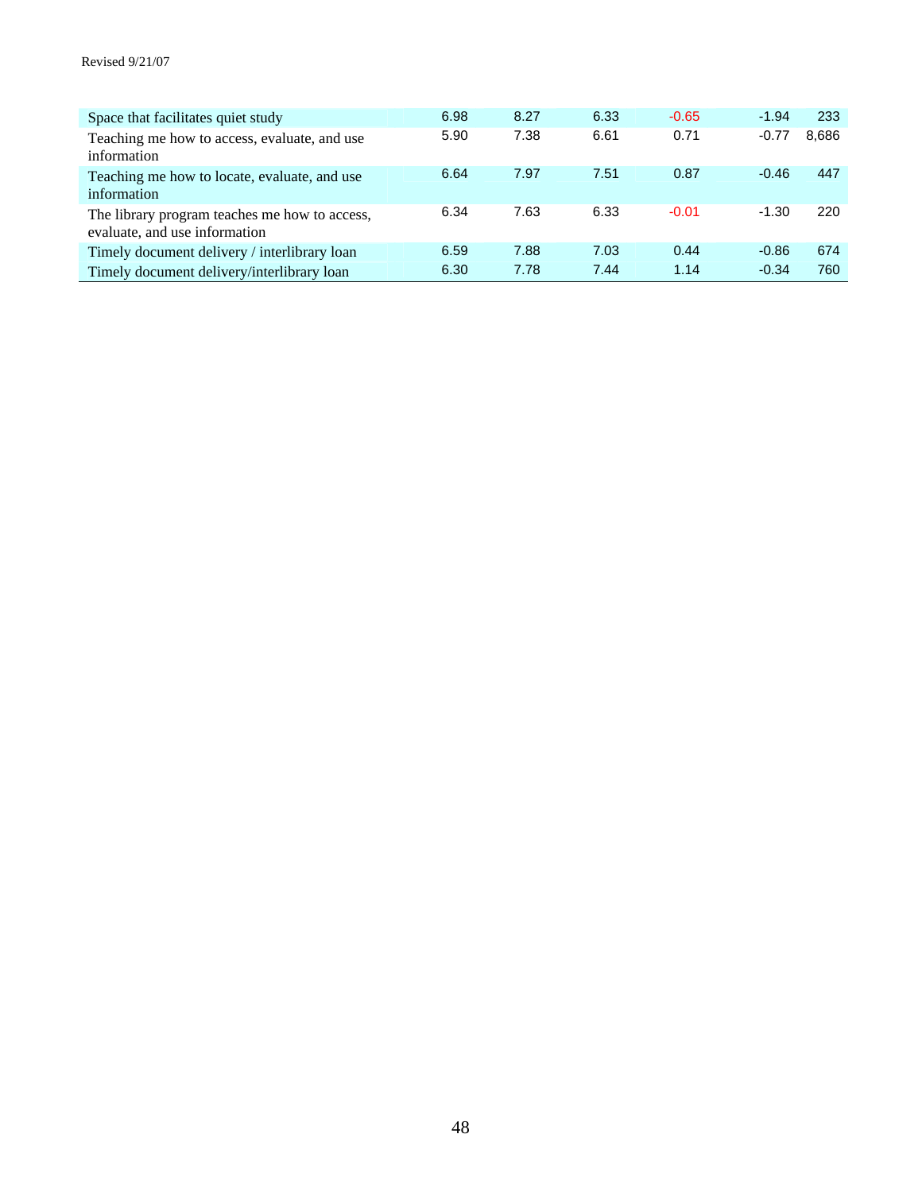| | | | | | | |
|---|---|---|---|---|---|---|
| Space that facilitates quiet study | 6.98 | 8.27 | 6.33 | -0.65 | -1.94 | 233 |
| Teaching me how to access, evaluate, and use information | 5.90 | 7.38 | 6.61 | 0.71 | -0.77 | 8,686 |
| Teaching me how to locate, evaluate, and use information | 6.64 | 7.97 | 7.51 | 0.87 | -0.46 | 447 |
| The library program teaches me how to access, evaluate, and use information | 6.34 | 7.63 | 6.33 | -0.01 | -1.30 | 220 |
| Timely document delivery / interlibrary loan | 6.59 | 7.88 | 7.03 | 0.44 | -0.86 | 674 |
| Timely document delivery/interlibrary loan | 6.30 | 7.78 | 7.44 | 1.14 | -0.34 | 760 |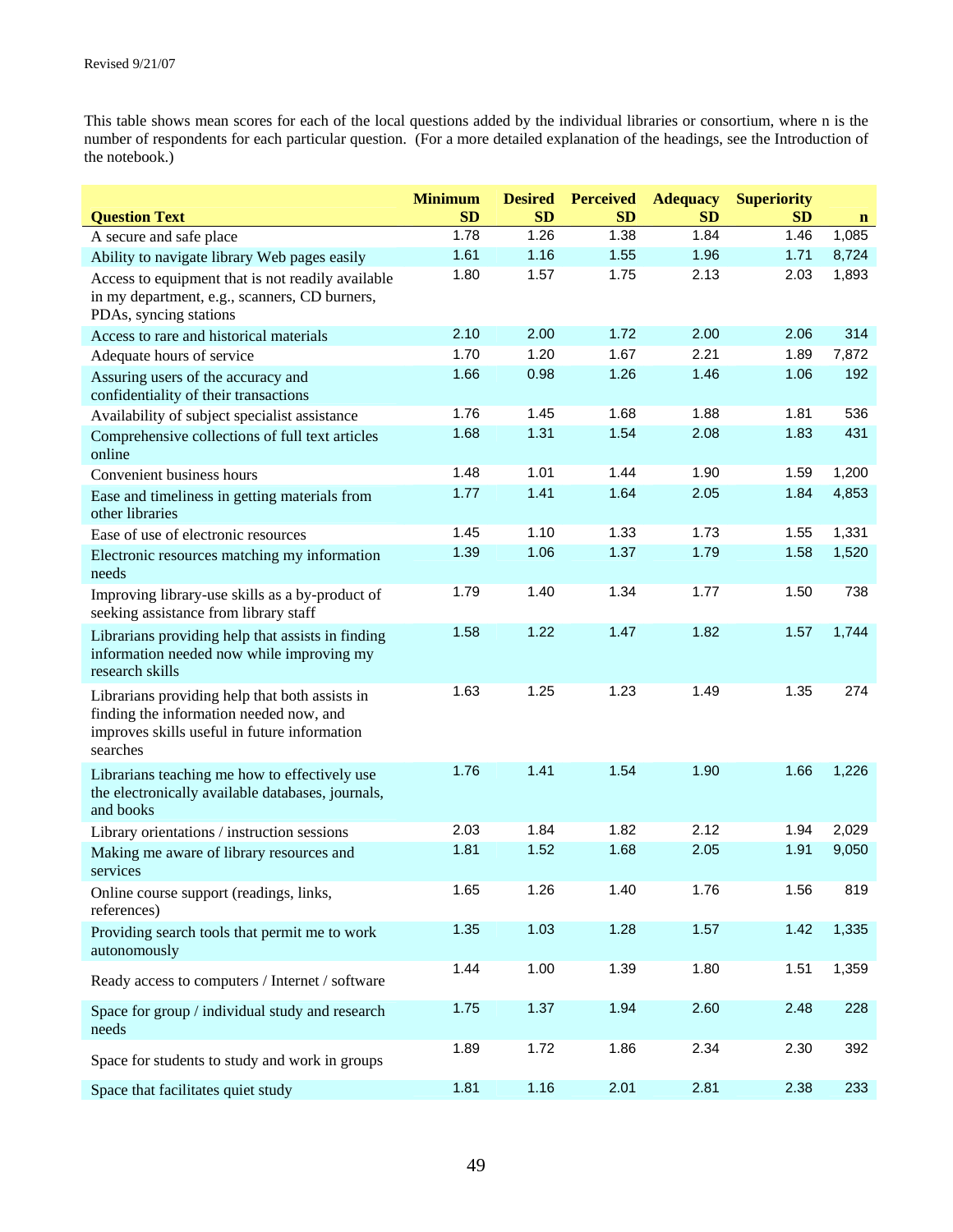Revised 9/21/07

This table shows mean scores for each of the local questions added by the individual libraries or consortium, where n is the number of respondents for each particular question. (For a more detailed explanation of the headings, see the Introduction of the notebook.)

| Question Text | Minimum SD | Desired SD | Perceived SD | Adequacy SD | Superiority SD | n |
|---|---|---|---|---|---|---|
| A secure and safe place | 1.78 | 1.26 | 1.38 | 1.84 | 1.46 | 1,085 |
| Ability to navigate library Web pages easily | 1.61 | 1.16 | 1.55 | 1.96 | 1.71 | 8,724 |
| Access to equipment that is not readily available in my department, e.g., scanners, CD burners, PDAs, syncing stations | 1.80 | 1.57 | 1.75 | 2.13 | 2.03 | 1,893 |
| Access to rare and historical materials | 2.10 | 2.00 | 1.72 | 2.00 | 2.06 | 314 |
| Adequate hours of service | 1.70 | 1.20 | 1.67 | 2.21 | 1.89 | 7,872 |
| Assuring users of the accuracy and confidentiality of their transactions | 1.66 | 0.98 | 1.26 | 1.46 | 1.06 | 192 |
| Availability of subject specialist assistance | 1.76 | 1.45 | 1.68 | 1.88 | 1.81 | 536 |
| Comprehensive collections of full text articles online | 1.68 | 1.31 | 1.54 | 2.08 | 1.83 | 431 |
| Convenient business hours | 1.48 | 1.01 | 1.44 | 1.90 | 1.59 | 1,200 |
| Ease and timeliness in getting materials from other libraries | 1.77 | 1.41 | 1.64 | 2.05 | 1.84 | 4,853 |
| Ease of use of electronic resources | 1.45 | 1.10 | 1.33 | 1.73 | 1.55 | 1,331 |
| Electronic resources matching my information needs | 1.39 | 1.06 | 1.37 | 1.79 | 1.58 | 1,520 |
| Improving library-use skills as a by-product of seeking assistance from library staff | 1.79 | 1.40 | 1.34 | 1.77 | 1.50 | 738 |
| Librarians providing help that assists in finding information needed now while improving my research skills | 1.58 | 1.22 | 1.47 | 1.82 | 1.57 | 1,744 |
| Librarians providing help that both assists in finding the information needed now, and improves skills useful in future information searches | 1.63 | 1.25 | 1.23 | 1.49 | 1.35 | 274 |
| Librarians teaching me how to effectively use the electronically available databases, journals, and books | 1.76 | 1.41 | 1.54 | 1.90 | 1.66 | 1,226 |
| Library orientations / instruction sessions | 2.03 | 1.84 | 1.82 | 2.12 | 1.94 | 2,029 |
| Making me aware of library resources and services | 1.81 | 1.52 | 1.68 | 2.05 | 1.91 | 9,050 |
| Online course support (readings, links, references) | 1.65 | 1.26 | 1.40 | 1.76 | 1.56 | 819 |
| Providing search tools that permit me to work autonomously | 1.35 | 1.03 | 1.28 | 1.57 | 1.42 | 1,335 |
| Ready access to computers / Internet / software | 1.44 | 1.00 | 1.39 | 1.80 | 1.51 | 1,359 |
| Space for group / individual study and research needs | 1.75 | 1.37 | 1.94 | 2.60 | 2.48 | 228 |
| Space for students to study and work in groups | 1.89 | 1.72 | 1.86 | 2.34 | 2.30 | 392 |
| Space that facilitates quiet study | 1.81 | 1.16 | 2.01 | 2.81 | 2.38 | 233 |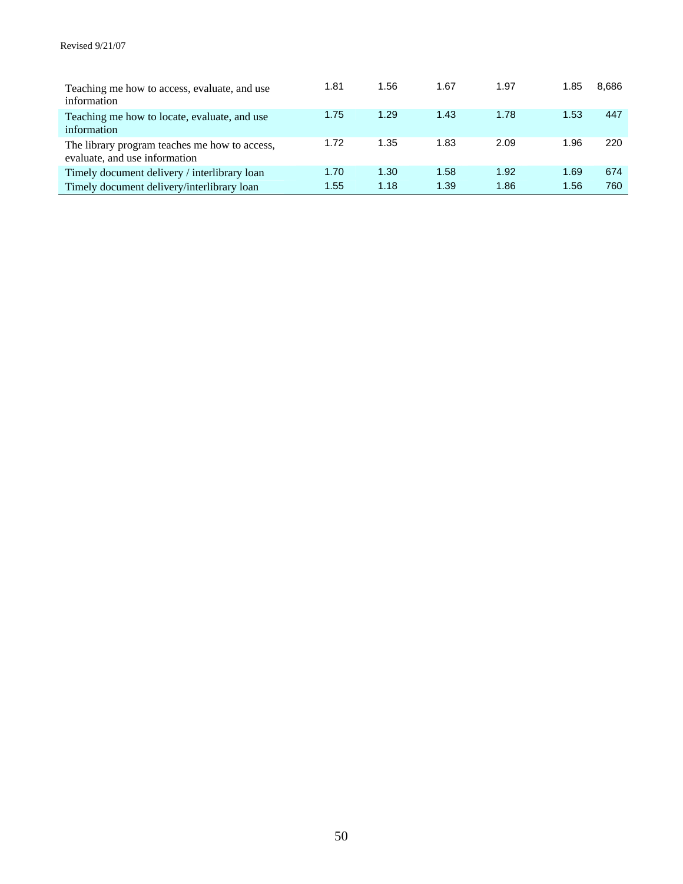| | | | | | | |
|---|---|---|---|---|---|---|
| Teaching me how to access, evaluate, and use information | 1.81 | 1.56 | 1.67 | 1.97 | 1.85 | 8,686 |
| Teaching me how to locate, evaluate, and use information | 1.75 | 1.29 | 1.43 | 1.78 | 1.53 | 447 |
| The library program teaches me how to access, evaluate, and use information | 1.72 | 1.35 | 1.83 | 2.09 | 1.96 | 220 |
| Timely document delivery / interlibrary loan | 1.70 | 1.30 | 1.58 | 1.92 | 1.69 | 674 |
| Timely document delivery/interlibrary loan | 1.55 | 1.18 | 1.39 | 1.86 | 1.56 | 760 |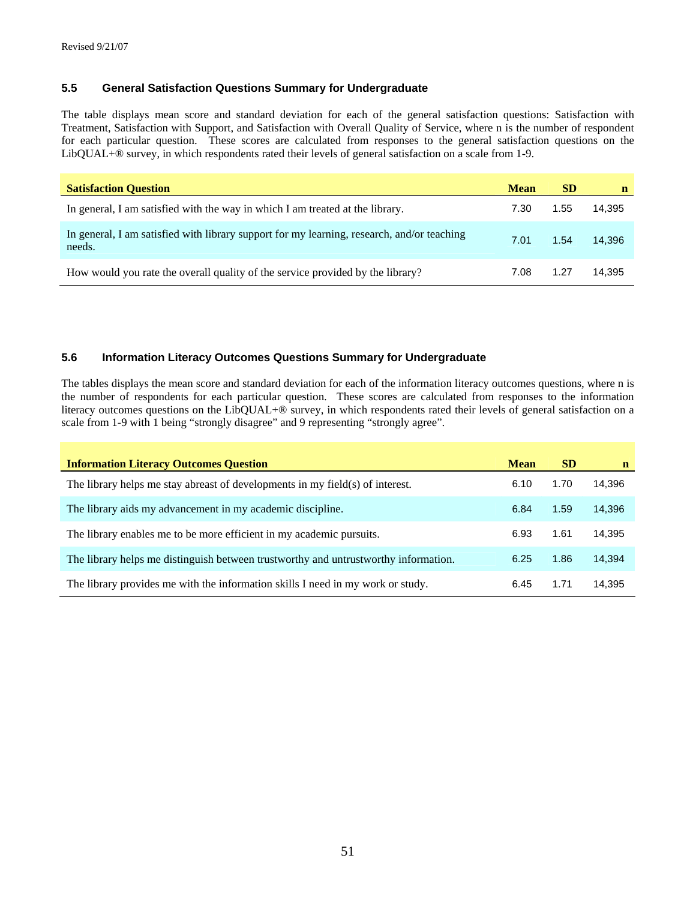### 5.5 General Satisfaction Questions Summary for Undergraduate

The table displays mean score and standard deviation for each of the general satisfaction questions: Satisfaction with Treatment, Satisfaction with Support, and Satisfaction with Overall Quality of Service, where n is the number of respondent for each particular question. These scores are calculated from responses to the general satisfaction questions on the LibQUAL+® survey, in which respondents rated their levels of general satisfaction on a scale from 1-9.

| Satisfaction Question | Mean | SD | n |
|---|---|---|---|
| In general, I am satisfied with the way in which I am treated at the library. | 7.30 | 1.55 | 14,395 |
| In general, I am satisfied with library support for my learning, research, and/or teaching needs. | 7.01 | 1.54 | 14,396 |
| How would you rate the overall quality of the service provided by the library? | 7.08 | 1.27 | 14,395 |

### 5.6 Information Literacy Outcomes Questions Summary for Undergraduate

The tables displays the mean score and standard deviation for each of the information literacy outcomes questions, where n is the number of respondents for each particular question. These scores are calculated from responses to the information literacy outcomes questions on the LibQUAL+® survey, in which respondents rated their levels of general satisfaction on a scale from 1-9 with 1 being "strongly disagree" and 9 representing "strongly agree".

| Information Literacy Outcomes Question | Mean | SD | n |
|---|---|---|---|
| The library helps me stay abreast of developments in my field(s) of interest. | 6.10 | 1.70 | 14,396 |
| The library aids my advancement in my academic discipline. | 6.84 | 1.59 | 14,396 |
| The library enables me to be more efficient in my academic pursuits. | 6.93 | 1.61 | 14,395 |
| The library helps me distinguish between trustworthy and untrustworthy information. | 6.25 | 1.86 | 14,394 |
| The library provides me with the information skills I need in my work or study. | 6.45 | 1.71 | 14,395 |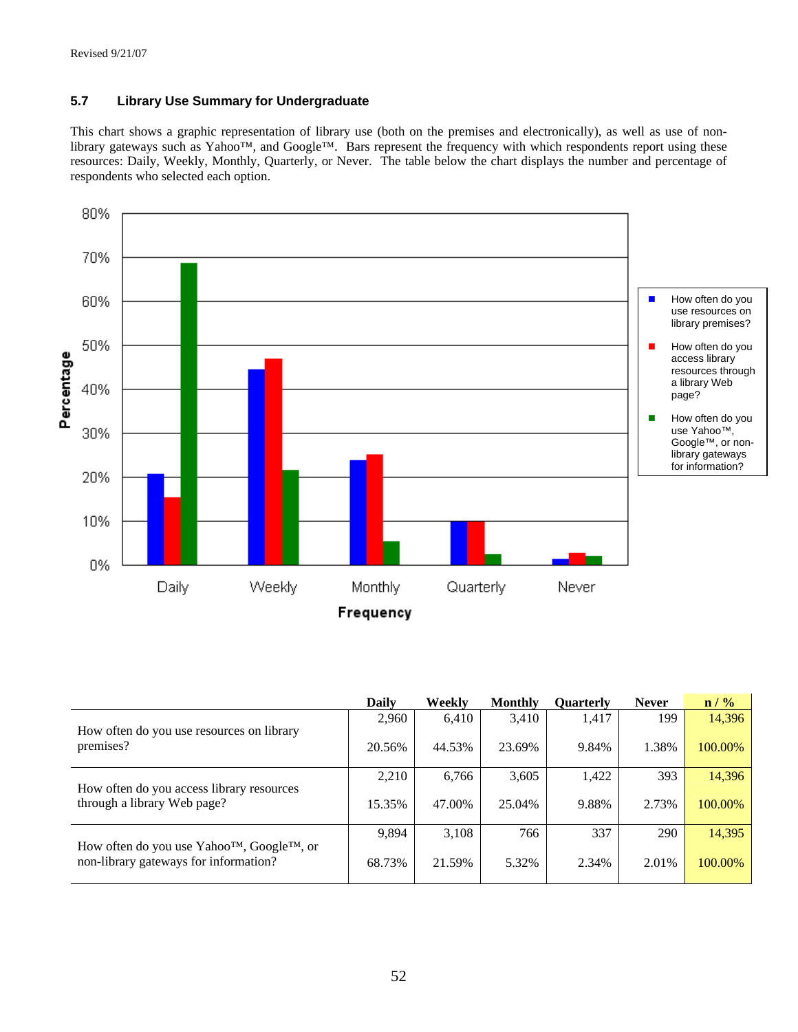Revised 9/21/07

### 5.7 Library Use Summary for Undergraduate

This chart shows a graphic representation of library use (both on the premises and electronically), as well as use of non-library gateways such as Yahoo™, and Google™. Bars represent the frequency with which respondents report using these resources: Daily, Weekly, Monthly, Quarterly, or Never. The table below the chart displays the number and percentage of respondents who selected each option.

| | Daily | Weekly | Monthly | Quarterly | Never | n / % |
|---|---|---|---|---|---|---|
| How often do you use resources on library premises? | 2,960<br>20.56% | 6,410<br>44.53% | 3,410<br>23.69% | 1,417<br>9.84% | 199<br>1.38% | 14,396<br>100.00% |
| How often do you access library resources through a library Web page? | 2,210<br>15.35% | 6,766<br>47.00% | 3,605<br>25.04% | 1,422<br>9.88% | 393<br>2.73% | 14,396<br>100.00% |
| How often do you use Yahoo™, Google™, or non-library gateways for information? | 9,894<br>68.73% | 3,108<br>21.59% | 766<br>5.32% | 337<br>2.34% | 290<br>2.01% | 14,395<br>100.00% |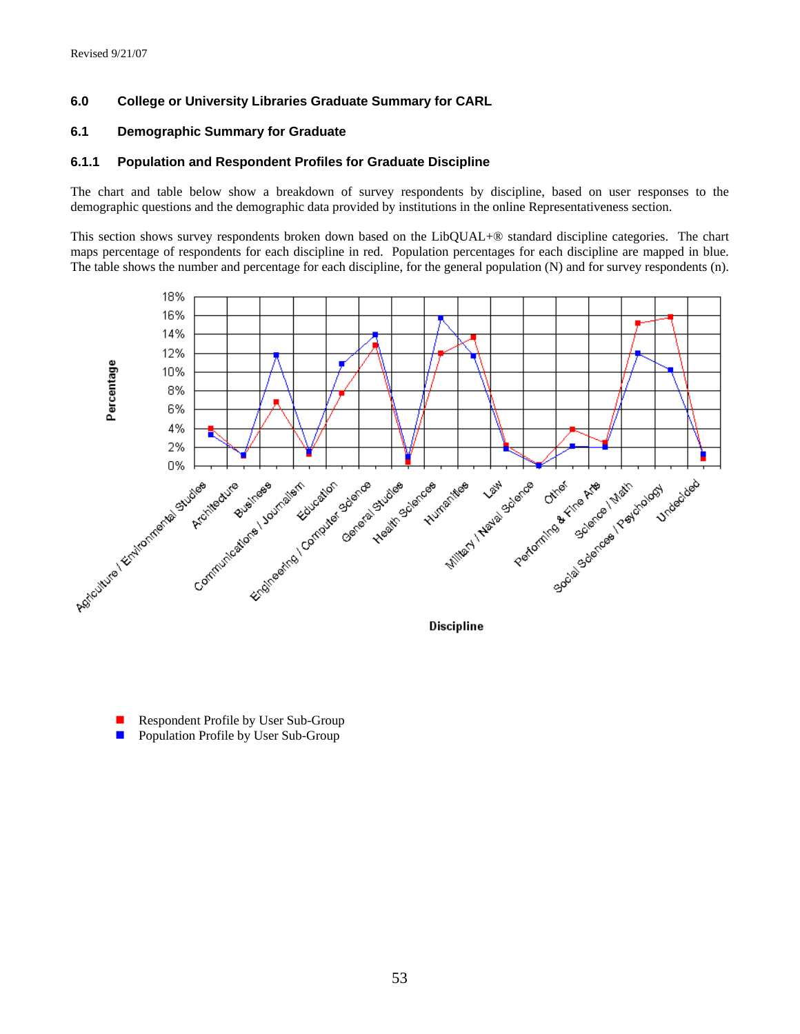Revised 9/21/07

## 6.0 College or University Libraries Graduate Summary for CARL

### 6.1 Demographic Summary for Graduate

#### 6.1.1 Population and Respondent Profiles for Graduate Discipline

The chart and table below show a breakdown of survey respondents by discipline, based on user responses to the demographic questions and the demographic data provided by institutions in the online Representativeness section.

This section shows survey respondents broken down based on the LibQUAL+® standard discipline categories. The chart maps percentage of respondents for each discipline in red. Population percentages for each discipline are mapped in blue. The table shows the number and percentage for each discipline, for the general population (N) and for survey respondents (n).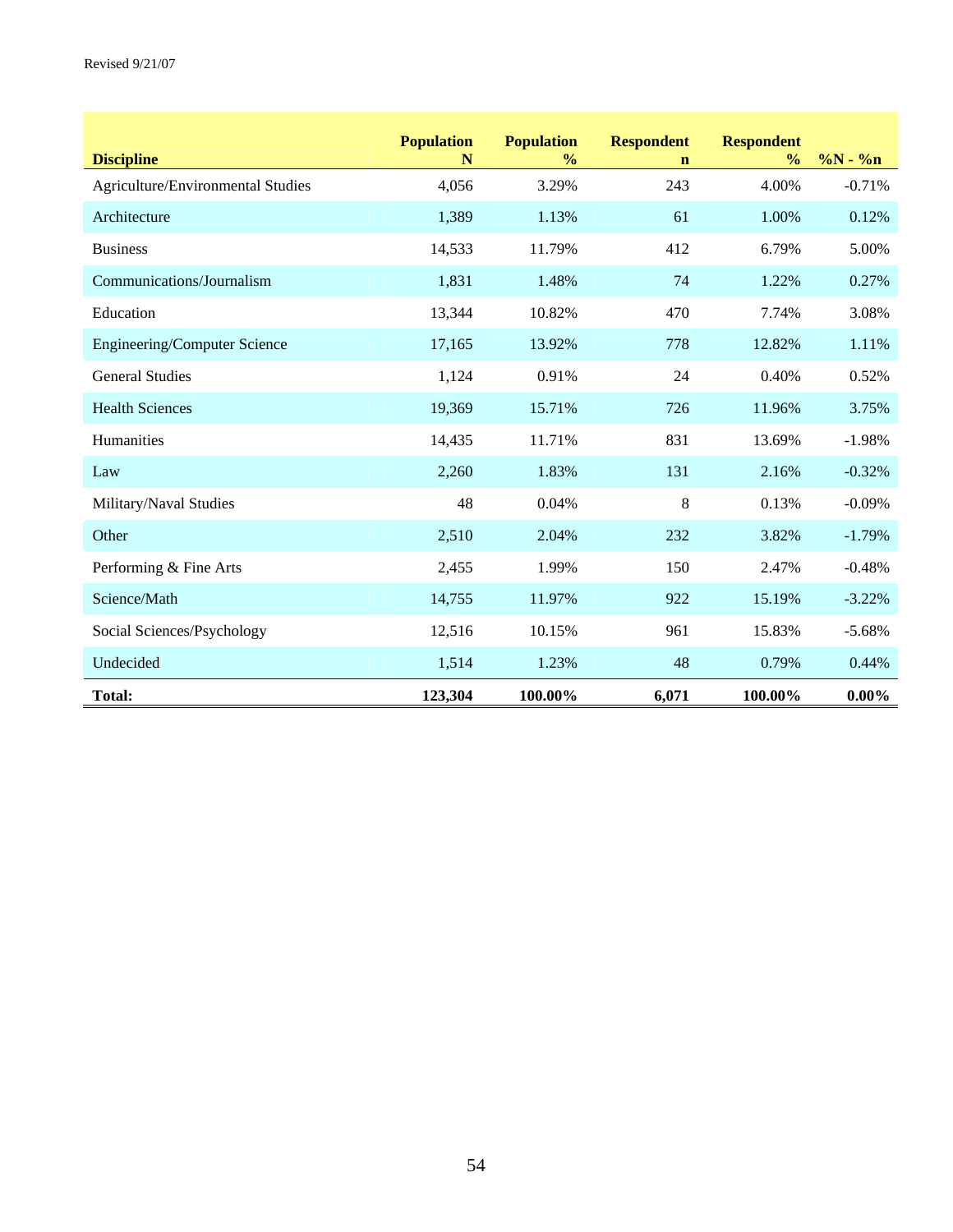Revised 9/21/07

| Discipline | Population N | Population % | Respondent n | Respondent % | %N - %n |
|---|---|---|---|---|---|
| Agriculture/Environmental Studies | 4,056 | 3.29% | 243 | 4.00% | -0.71% |
| Architecture | 1,389 | 1.13% | 61 | 1.00% | 0.12% |
| Business | 14,533 | 11.79% | 412 | 6.79% | 5.00% |
| Communications/Journalism | 1,831 | 1.48% | 74 | 1.22% | 0.27% |
| Education | 13,344 | 10.82% | 470 | 7.74% | 3.08% |
| Engineering/Computer Science | 17,165 | 13.92% | 778 | 12.82% | 1.11% |
| General Studies | 1,124 | 0.91% | 24 | 0.40% | 0.52% |
| Health Sciences | 19,369 | 15.71% | 726 | 11.96% | 3.75% |
| Humanities | 14,435 | 11.71% | 831 | 13.69% | -1.98% |
| Law | 2,260 | 1.83% | 131 | 2.16% | -0.32% |
| Military/Naval Studies | 48 | 0.04% | 8 | 0.13% | -0.09% |
| Other | 2,510 | 2.04% | 232 | 3.82% | -1.79% |
| Performing & Fine Arts | 2,455 | 1.99% | 150 | 2.47% | -0.48% |
| Science/Math | 14,755 | 11.97% | 922 | 15.19% | -3.22% |
| Social Sciences/Psychology | 12,516 | 10.15% | 961 | 15.83% | -5.68% |
| Undecided | 1,514 | 1.23% | 48 | 0.79% | 0.44% |
| **Total:** | **123,304** | **100.00%** | **6,071** | **100.00%** | **0.00%** |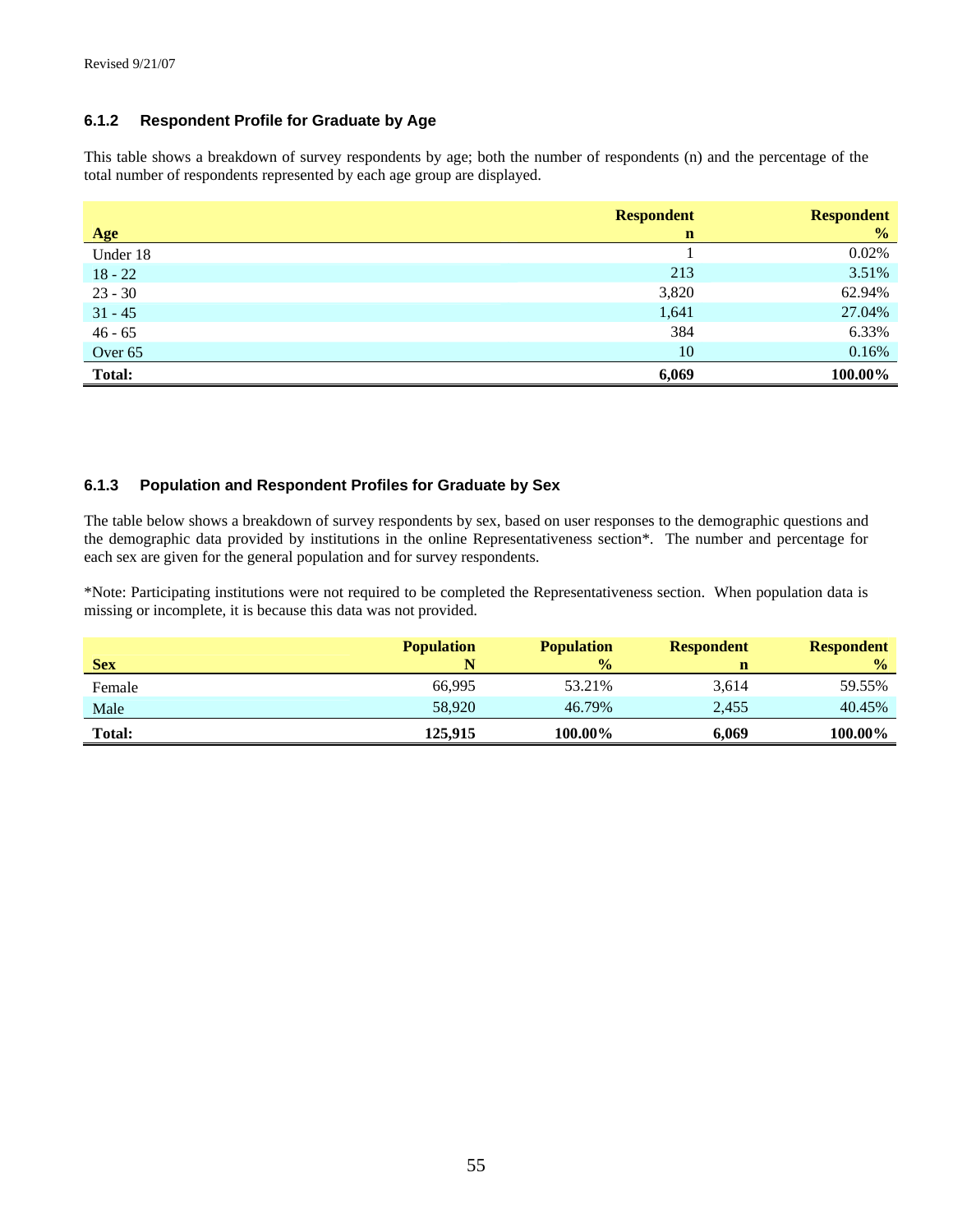Revised 9/21/07

### 6.1.2 Respondent Profile for Graduate by Age

This table shows a breakdown of survey respondents by age; both the number of respondents (n) and the percentage of the total number of respondents represented by each age group are displayed.

| Age | Respondent n | Respondent % |
|---|---|---|
| Under 18 | 1 | 0.02% |
| 18 - 22 | 213 | 3.51% |
| 23 - 30 | 3,820 | 62.94% |
| 31 - 45 | 1,641 | 27.04% |
| 46 - 65 | 384 | 6.33% |
| Over 65 | 10 | 0.16% |
| **Total:** | **6,069** | **100.00%** |

### 6.1.3 Population and Respondent Profiles for Graduate by Sex

The table below shows a breakdown of survey respondents by sex, based on user responses to the demographic questions and the demographic data provided by institutions in the online Representativeness section*. The number and percentage for each sex are given for the general population and for survey respondents.

*Note: Participating institutions were not required to be completed the Representativeness section. When population data is missing or incomplete, it is because this data was not provided.

| Sex | Population N | Population % | Respondent n | Respondent % |
|---|---|---|---|---|
| Female | 66,995 | 53.21% | 3,614 | 59.55% |
| Male | 58,920 | 46.79% | 2,455 | 40.45% |
| **Total:** | **125,915** | **100.00%** | **6,069** | **100.00%** |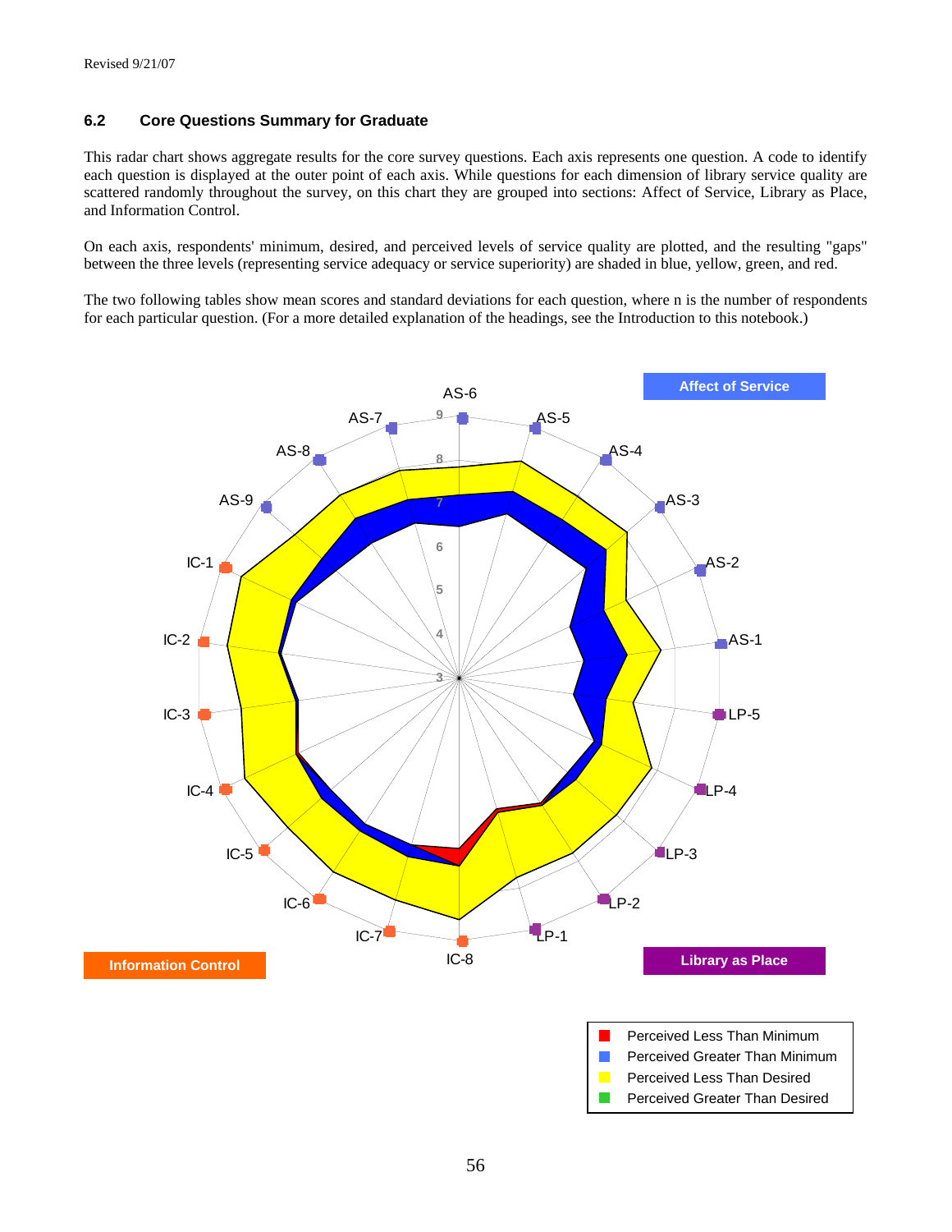Revised 9/21/07

### 6.2 Core Questions Summary for Graduate

This radar chart shows aggregate results for the core survey questions. Each axis represents one question. A code to identify each question is displayed at the outer point of each axis. While questions for each dimension of library service quality are scattered randomly throughout the survey, on this chart they are grouped into sections: Affect of Service, Library as Place, and Information Control.

On each axis, respondents' minimum, desired, and perceived levels of service quality are plotted, and the resulting "gaps" between the three levels (representing service adequacy or service superiority) are shaded in blue, yellow, green, and red.

The two following tables show mean scores and standard deviations for each question, where n is the number of respondents for each particular question. (For a more detailed explanation of the headings, see the Introduction to this notebook.)

Affect of Service

Information Control

Library as Place

- Perceived Less Than Minimum
- Perceived Greater Than Minimum
- Perceived Less Than Desired
- Perceived Greater Than Desired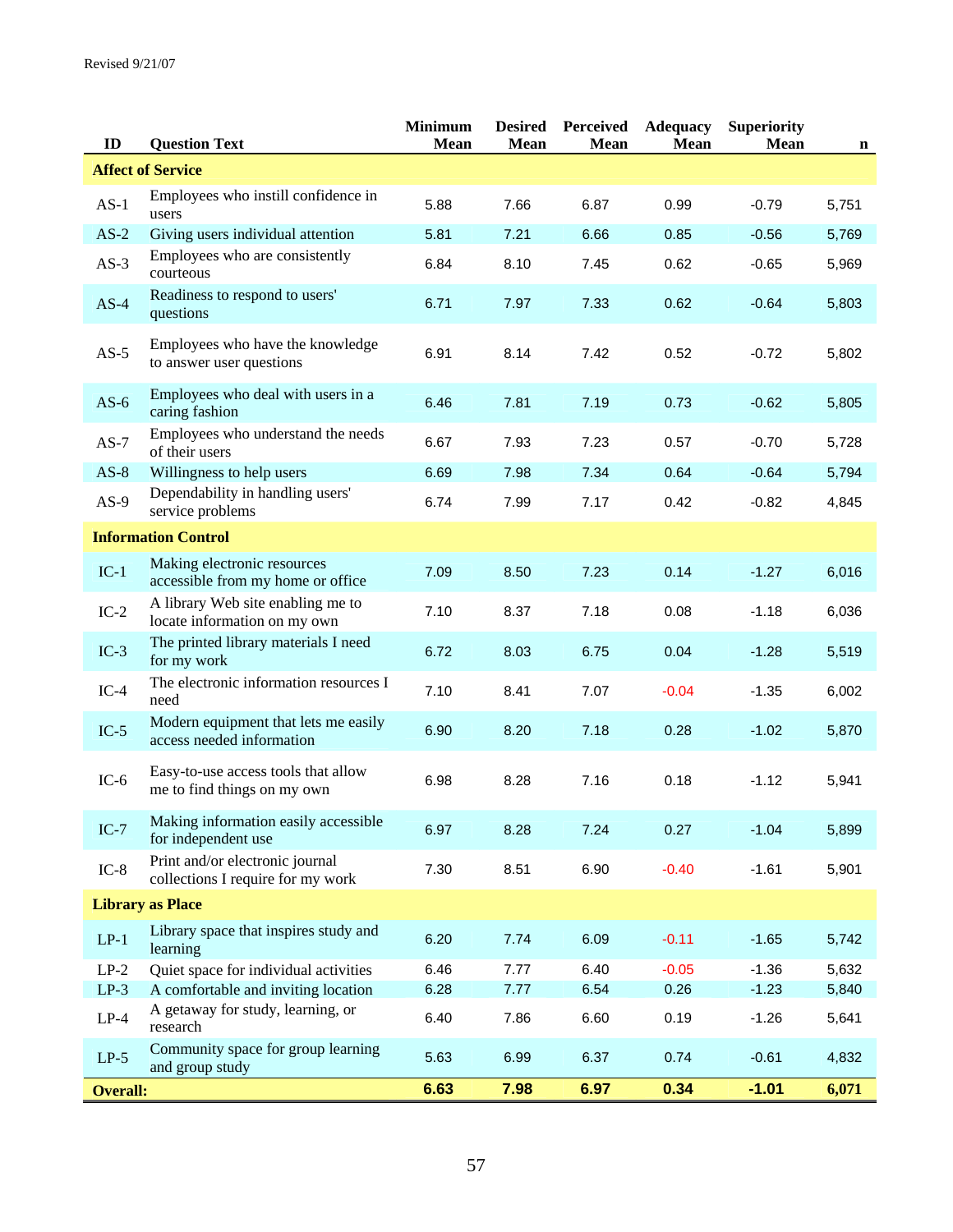Revised 9/21/07

| ID | Question Text | Minimum Mean | Desired Mean | Perceived Mean | Adequacy Mean | Superiority Mean | n |
|---|---|---|---|---|---|---|---|
| **Affect of Service** | | | | | | | |
| AS-1 | Employees who instill confidence in users | 5.88 | 7.66 | 6.87 | 0.99 | -0.79 | 5,751 |
| AS-2 | Giving users individual attention | 5.81 | 7.21 | 6.66 | 0.85 | -0.56 | 5,769 |
| AS-3 | Employees who are consistently courteous | 6.84 | 8.10 | 7.45 | 0.62 | -0.65 | 5,969 |
| AS-4 | Readiness to respond to users' questions | 6.71 | 7.97 | 7.33 | 0.62 | -0.64 | 5,803 |
| AS-5 | Employees who have the knowledge to answer user questions | 6.91 | 8.14 | 7.42 | 0.52 | -0.72 | 5,802 |
| AS-6 | Employees who deal with users in a caring fashion | 6.46 | 7.81 | 7.19 | 0.73 | -0.62 | 5,805 |
| AS-7 | Employees who understand the needs of their users | 6.67 | 7.93 | 7.23 | 0.57 | -0.70 | 5,728 |
| AS-8 | Willingness to help users | 6.69 | 7.98 | 7.34 | 0.64 | -0.64 | 5,794 |
| AS-9 | Dependability in handling users' service problems | 6.74 | 7.99 | 7.17 | 0.42 | -0.82 | 4,845 |
| **Information Control** | | | | | | | |
| IC-1 | Making electronic resources accessible from my home or office | 7.09 | 8.50 | 7.23 | 0.14 | -1.27 | 6,016 |
| IC-2 | A library Web site enabling me to locate information on my own | 7.10 | 8.37 | 7.18 | 0.08 | -1.18 | 6,036 |
| IC-3 | The printed library materials I need for my work | 6.72 | 8.03 | 6.75 | 0.04 | -1.28 | 5,519 |
| IC-4 | The electronic information resources I need | 7.10 | 8.41 | 7.07 | -0.04 | -1.35 | 6,002 |
| IC-5 | Modern equipment that lets me easily access needed information | 6.90 | 8.20 | 7.18 | 0.28 | -1.02 | 5,870 |
| IC-6 | Easy-to-use access tools that allow me to find things on my own | 6.98 | 8.28 | 7.16 | 0.18 | -1.12 | 5,941 |
| IC-7 | Making information easily accessible for independent use | 6.97 | 8.28 | 7.24 | 0.27 | -1.04 | 5,899 |
| IC-8 | Print and/or electronic journal collections I require for my work | 7.30 | 8.51 | 6.90 | -0.40 | -1.61 | 5,901 |
| **Library as Place** | | | | | | | |
| LP-1 | Library space that inspires study and learning | 6.20 | 7.74 | 6.09 | -0.11 | -1.65 | 5,742 |
| LP-2 | Quiet space for individual activities | 6.46 | 7.77 | 6.40 | -0.05 | -1.36 | 5,632 |
| LP-3 | A comfortable and inviting location | 6.28 | 7.77 | 6.54 | 0.26 | -1.23 | 5,840 |
| LP-4 | A getaway for study, learning, or research | 6.40 | 7.86 | 6.60 | 0.19 | -1.26 | 5,641 |
| LP-5 | Community space for group learning and group study | 5.63 | 6.99 | 6.37 | 0.74 | -0.61 | 4,832 |
| **Overall:** | | **6.63** | **7.98** | **6.97** | **0.34** | **-1.01** | **6,071** |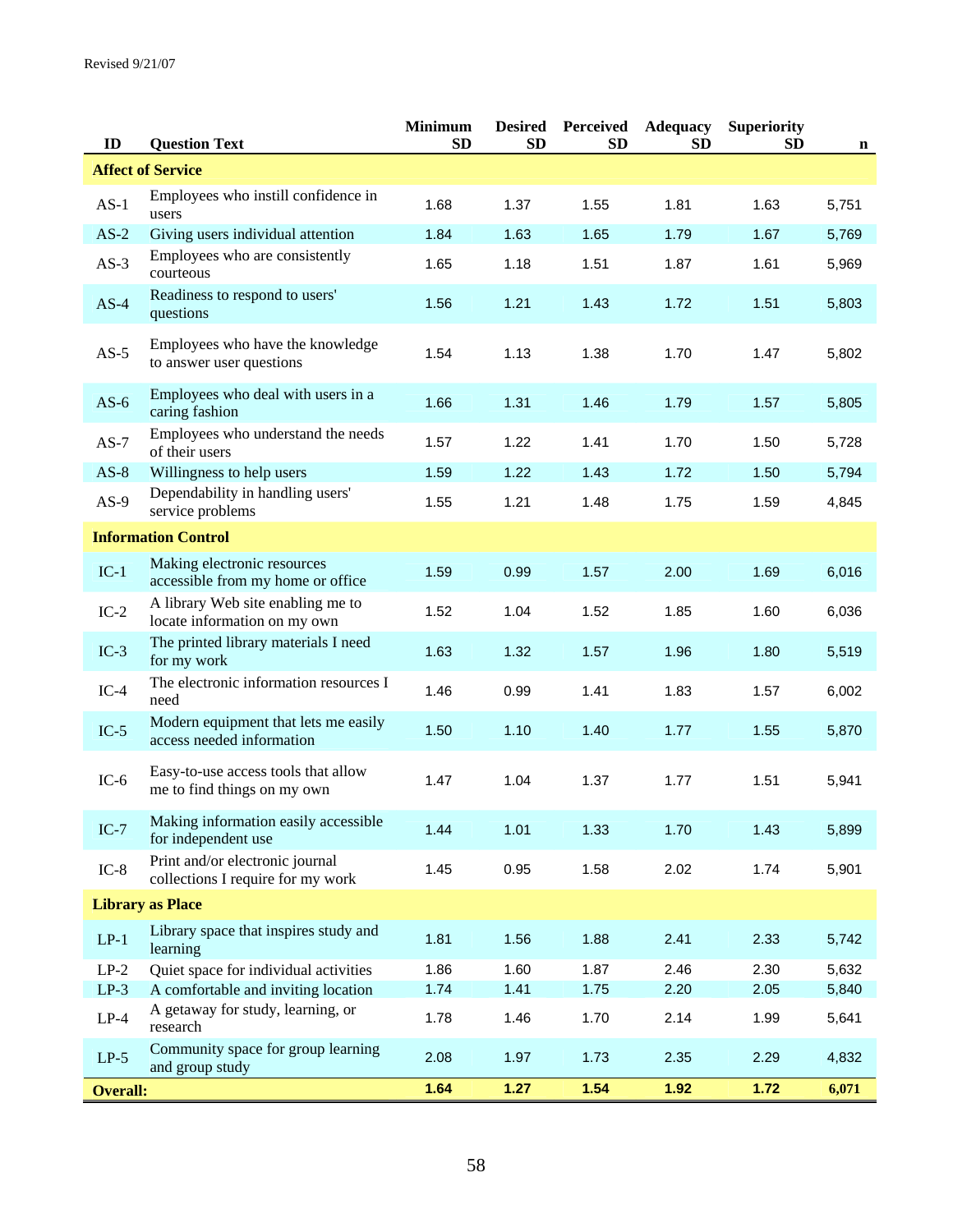Revised 9/21/07

| ID | Question Text | Minimum SD | Desired SD | Perceived SD | Adequacy SD | Superiority SD | n |
|---|---|---|---|---|---|---|---|
| **Affect of Service** | | | | | | | |
| AS-1 | Employees who instill confidence in users | 1.68 | 1.37 | 1.55 | 1.81 | 1.63 | 5,751 |
| AS-2 | Giving users individual attention | 1.84 | 1.63 | 1.65 | 1.79 | 1.67 | 5,769 |
| AS-3 | Employees who are consistently courteous | 1.65 | 1.18 | 1.51 | 1.87 | 1.61 | 5,969 |
| AS-4 | Readiness to respond to users' questions | 1.56 | 1.21 | 1.43 | 1.72 | 1.51 | 5,803 |
| AS-5 | Employees who have the knowledge to answer user questions | 1.54 | 1.13 | 1.38 | 1.70 | 1.47 | 5,802 |
| AS-6 | Employees who deal with users in a caring fashion | 1.66 | 1.31 | 1.46 | 1.79 | 1.57 | 5,805 |
| AS-7 | Employees who understand the needs of their users | 1.57 | 1.22 | 1.41 | 1.70 | 1.50 | 5,728 |
| AS-8 | Willingness to help users | 1.59 | 1.22 | 1.43 | 1.72 | 1.50 | 5,794 |
| AS-9 | Dependability in handling users' service problems | 1.55 | 1.21 | 1.48 | 1.75 | 1.59 | 4,845 |
| **Information Control** | | | | | | | |
| IC-1 | Making electronic resources accessible from my home or office | 1.59 | 0.99 | 1.57 | 2.00 | 1.69 | 6,016 |
| IC-2 | A library Web site enabling me to locate information on my own | 1.52 | 1.04 | 1.52 | 1.85 | 1.60 | 6,036 |
| IC-3 | The printed library materials I need for my work | 1.63 | 1.32 | 1.57 | 1.96 | 1.80 | 5,519 |
| IC-4 | The electronic information resources I need | 1.46 | 0.99 | 1.41 | 1.83 | 1.57 | 6,002 |
| IC-5 | Modern equipment that lets me easily access needed information | 1.50 | 1.10 | 1.40 | 1.77 | 1.55 | 5,870 |
| IC-6 | Easy-to-use access tools that allow me to find things on my own | 1.47 | 1.04 | 1.37 | 1.77 | 1.51 | 5,941 |
| IC-7 | Making information easily accessible for independent use | 1.44 | 1.01 | 1.33 | 1.70 | 1.43 | 5,899 |
| IC-8 | Print and/or electronic journal collections I require for my work | 1.45 | 0.95 | 1.58 | 2.02 | 1.74 | 5,901 |
| **Library as Place** | | | | | | | |
| LP-1 | Library space that inspires study and learning | 1.81 | 1.56 | 1.88 | 2.41 | 2.33 | 5,742 |
| LP-2 | Quiet space for individual activities | 1.86 | 1.60 | 1.87 | 2.46 | 2.30 | 5,632 |
| LP-3 | A comfortable and inviting location | 1.74 | 1.41 | 1.75 | 2.20 | 2.05 | 5,840 |
| LP-4 | A getaway for study, learning, or research | 1.78 | 1.46 | 1.70 | 2.14 | 1.99 | 5,641 |
| LP-5 | Community space for group learning and group study | 2.08 | 1.97 | 1.73 | 2.35 | 2.29 | 4,832 |
| **Overall:** | | **1.64** | **1.27** | **1.54** | **1.92** | **1.72** | **6,071** |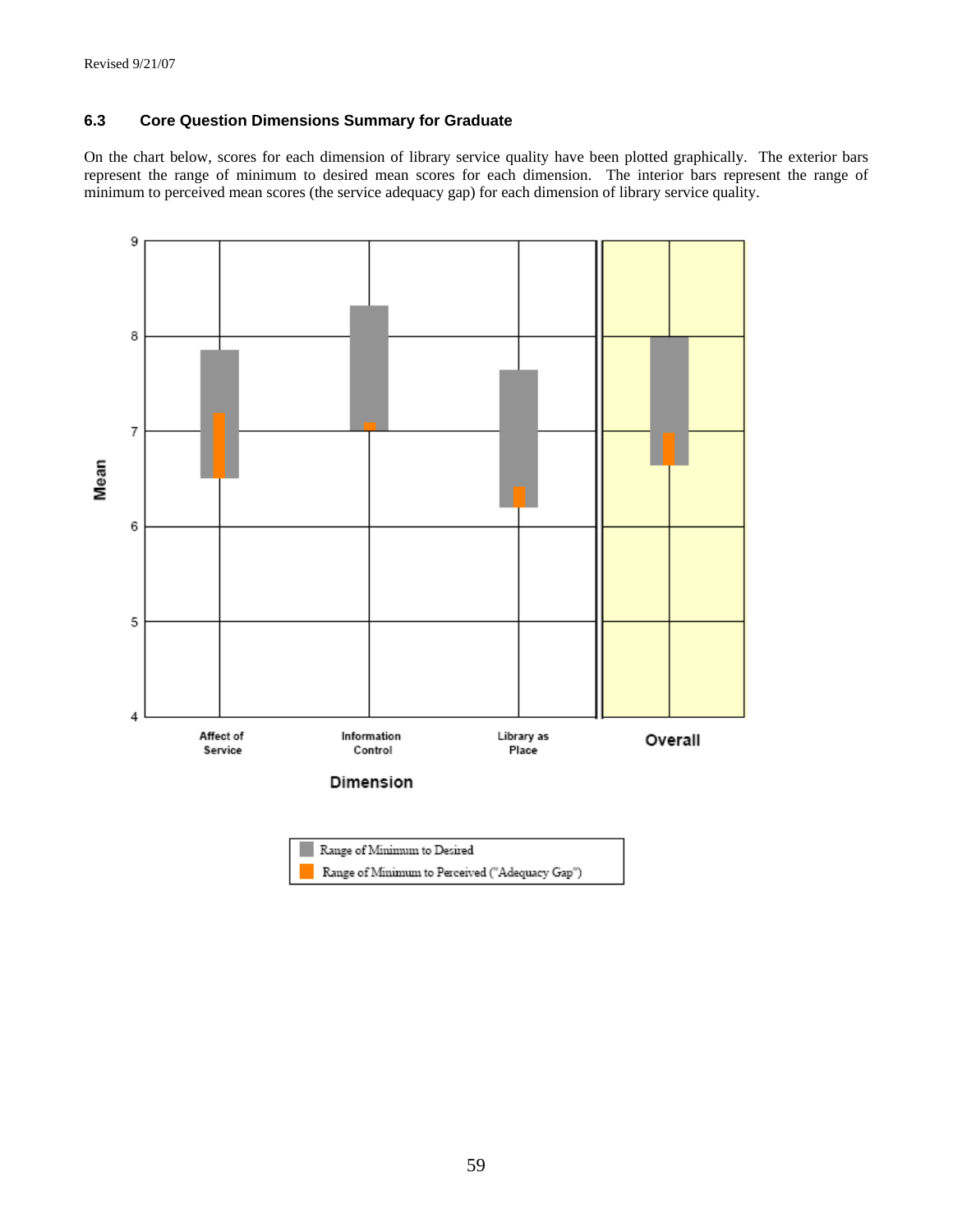### 6.3 Core Question Dimensions Summary for Graduate

On the chart below, scores for each dimension of library service quality have been plotted graphically. The exterior bars represent the range of minimum to desired mean scores for each dimension. The interior bars represent the range of minimum to perceived mean scores (the service adequacy gap) for each dimension of library service quality.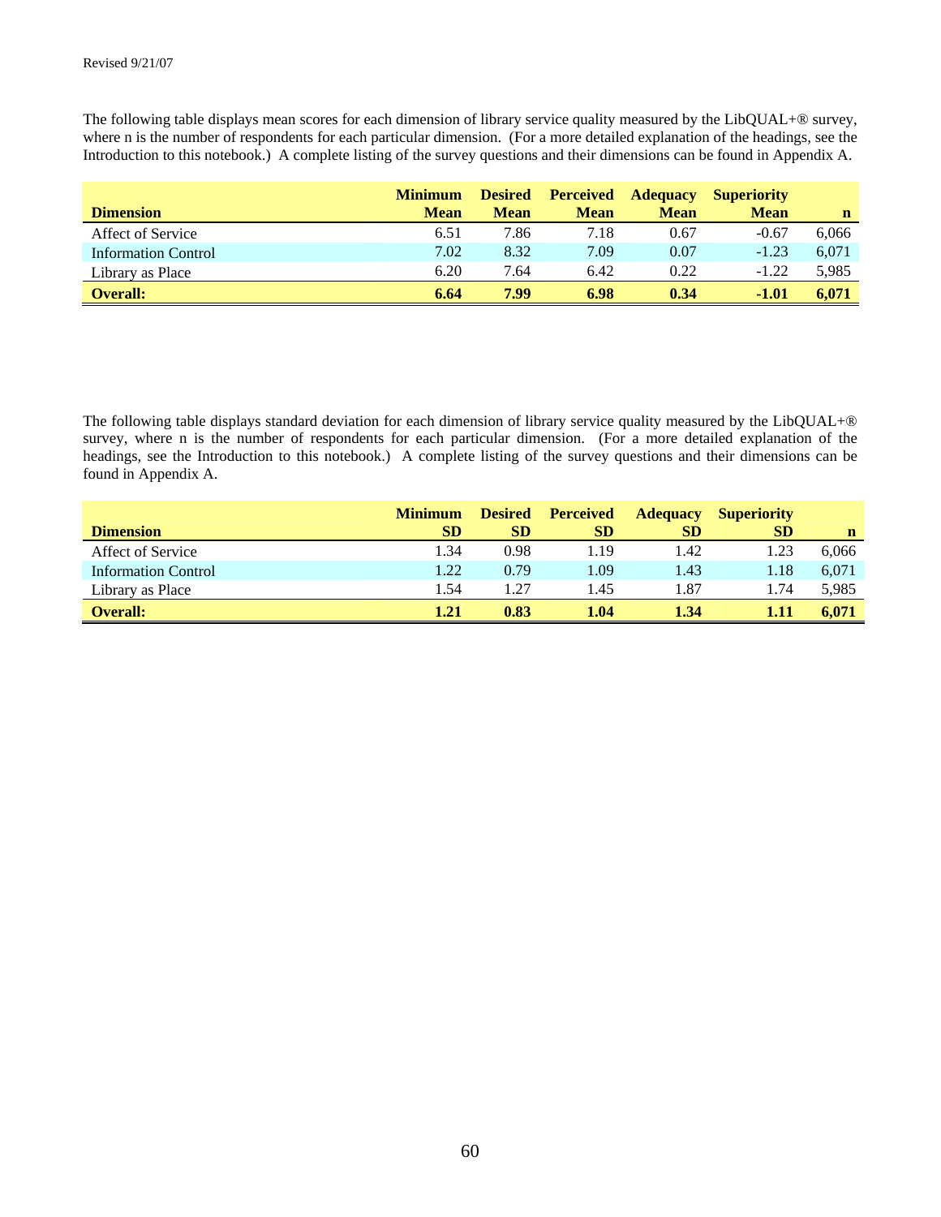Revised 9/21/07

The following table displays mean scores for each dimension of library service quality measured by the LibQUAL+® survey, where n is the number of respondents for each particular dimension. (For a more detailed explanation of the headings, see the Introduction to this notebook.) A complete listing of the survey questions and their dimensions can be found in Appendix A.

| Dimension | Minimum Mean | Desired Mean | Perceived Mean | Adequacy Mean | Superiority Mean | n |
|---|---|---|---|---|---|---|
| Affect of Service | 6.51 | 7.86 | 7.18 | 0.67 | -0.67 | 6,066 |
| Information Control | 7.02 | 8.32 | 7.09 | 0.07 | -1.23 | 6,071 |
| Library as Place | 6.20 | 7.64 | 6.42 | 0.22 | -1.22 | 5,985 |
| **Overall:** | **6.64** | **7.99** | **6.98** | **0.34** | **-1.01** | **6,071** |

The following table displays standard deviation for each dimension of library service quality measured by the LibQUAL+® survey, where n is the number of respondents for each particular dimension. (For a more detailed explanation of the headings, see the Introduction to this notebook.) A complete listing of the survey questions and their dimensions can be found in Appendix A.

| Dimension | Minimum SD | Desired SD | Perceived SD | Adequacy SD | Superiority SD | n |
|---|---|---|---|---|---|---|
| Affect of Service | 1.34 | 0.98 | 1.19 | 1.42 | 1.23 | 6,066 |
| Information Control | 1.22 | 0.79 | 1.09 | 1.43 | 1.18 | 6,071 |
| Library as Place | 1.54 | 1.27 | 1.45 | 1.87 | 1.74 | 5,985 |
| **Overall:** | **1.21** | **0.83** | **1.04** | **1.34** | **1.11** | **6,071** |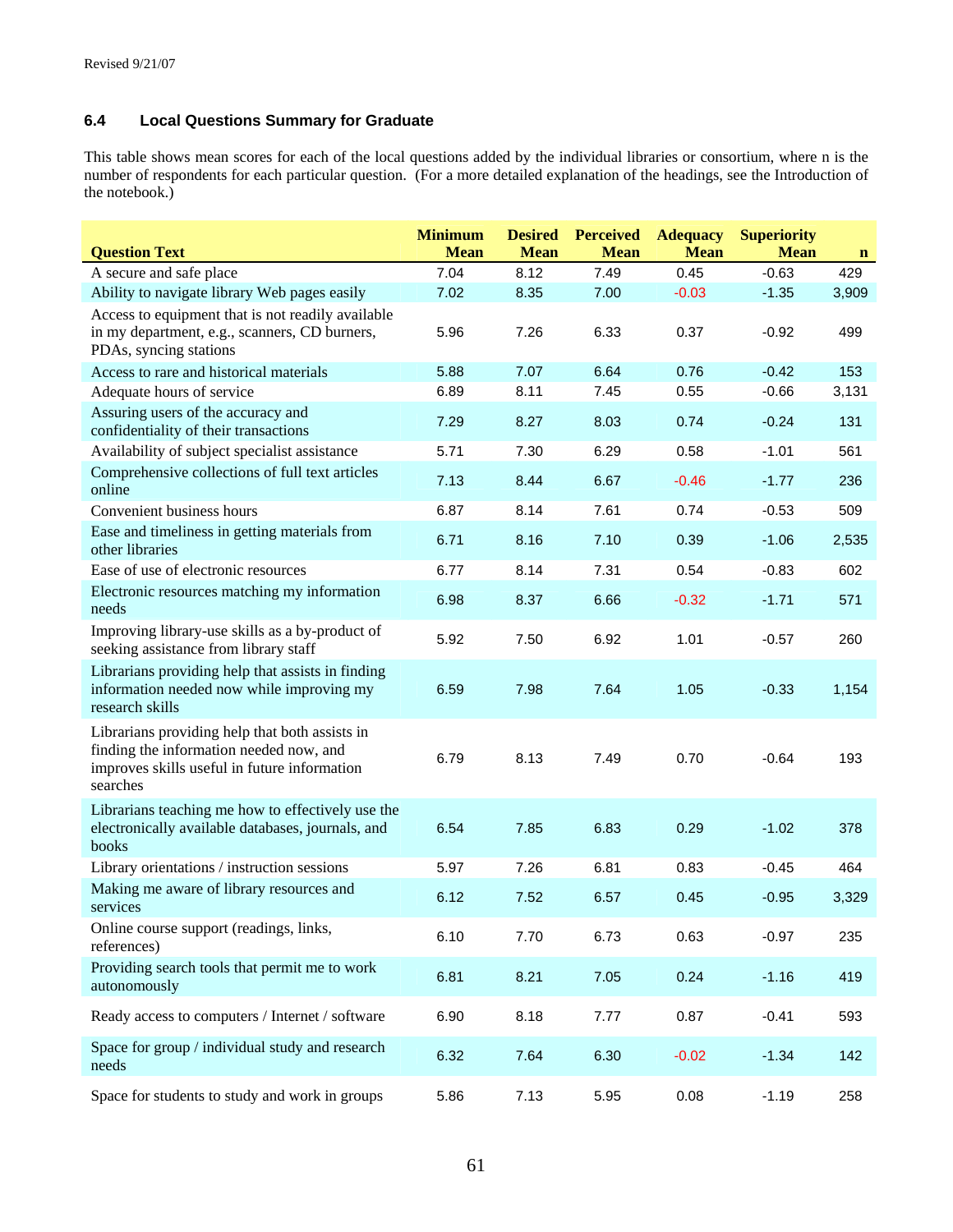### 6.4 Local Questions Summary for Graduate

This table shows mean scores for each of the local questions added by the individual libraries or consortium, where n is the number of respondents for each particular question. (For a more detailed explanation of the headings, see the Introduction of the notebook.)

| Question Text | Minimum Mean | Desired Mean | Perceived Mean | Adequacy Mean | Superiority Mean | n |
|---|---|---|---|---|---|---|
| A secure and safe place | 7.04 | 8.12 | 7.49 | 0.45 | -0.63 | 429 |
| Ability to navigate library Web pages easily | 7.02 | 8.35 | 7.00 | -0.03 | -1.35 | 3,909 |
| Access to equipment that is not readily available in my department, e.g., scanners, CD burners, PDAs, syncing stations | 5.96 | 7.26 | 6.33 | 0.37 | -0.92 | 499 |
| Access to rare and historical materials | 5.88 | 7.07 | 6.64 | 0.76 | -0.42 | 153 |
| Adequate hours of service | 6.89 | 8.11 | 7.45 | 0.55 | -0.66 | 3,131 |
| Assuring users of the accuracy and confidentiality of their transactions | 7.29 | 8.27 | 8.03 | 0.74 | -0.24 | 131 |
| Availability of subject specialist assistance | 5.71 | 7.30 | 6.29 | 0.58 | -1.01 | 561 |
| Comprehensive collections of full text articles online | 7.13 | 8.44 | 6.67 | -0.46 | -1.77 | 236 |
| Convenient business hours | 6.87 | 8.14 | 7.61 | 0.74 | -0.53 | 509 |
| Ease and timeliness in getting materials from other libraries | 6.71 | 8.16 | 7.10 | 0.39 | -1.06 | 2,535 |
| Ease of use of electronic resources | 6.77 | 8.14 | 7.31 | 0.54 | -0.83 | 602 |
| Electronic resources matching my information needs | 6.98 | 8.37 | 6.66 | -0.32 | -1.71 | 571 |
| Improving library-use skills as a by-product of seeking assistance from library staff | 5.92 | 7.50 | 6.92 | 1.01 | -0.57 | 260 |
| Librarians providing help that assists in finding information needed now while improving my research skills | 6.59 | 7.98 | 7.64 | 1.05 | -0.33 | 1,154 |
| Librarians providing help that both assists in finding the information needed now, and improves skills useful in future information searches | 6.79 | 8.13 | 7.49 | 0.70 | -0.64 | 193 |
| Librarians teaching me how to effectively use the electronically available databases, journals, and books | 6.54 | 7.85 | 6.83 | 0.29 | -1.02 | 378 |
| Library orientations / instruction sessions | 5.97 | 7.26 | 6.81 | 0.83 | -0.45 | 464 |
| Making me aware of library resources and services | 6.12 | 7.52 | 6.57 | 0.45 | -0.95 | 3,329 |
| Online course support (readings, links, references) | 6.10 | 7.70 | 6.73 | 0.63 | -0.97 | 235 |
| Providing search tools that permit me to work autonomously | 6.81 | 8.21 | 7.05 | 0.24 | -1.16 | 419 |
| Ready access to computers / Internet / software | 6.90 | 8.18 | 7.77 | 0.87 | -0.41 | 593 |
| Space for group / individual study and research needs | 6.32 | 7.64 | 6.30 | -0.02 | -1.34 | 142 |
| Space for students to study and work in groups | 5.86 | 7.13 | 5.95 | 0.08 | -1.19 | 258 |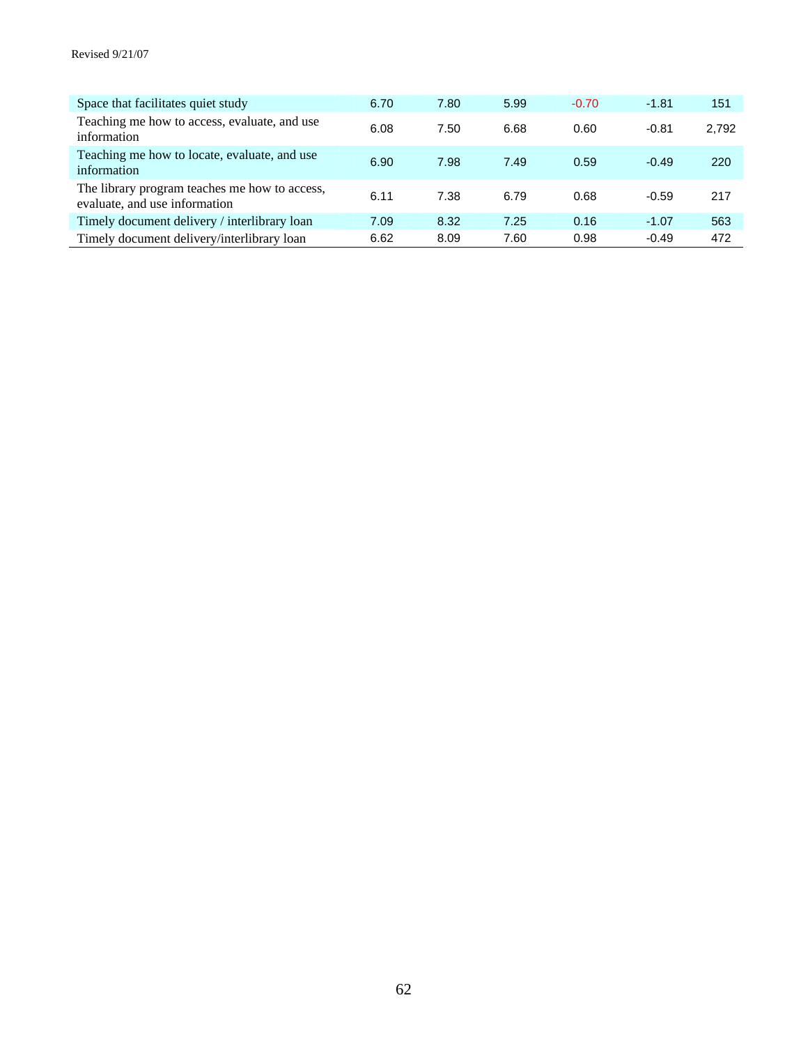| | | | | | | |
|---|---|---|---|---|---|---|
| Space that facilitates quiet study | 6.70 | 7.80 | 5.99 | -0.70 | -1.81 | 151 |
| Teaching me how to access, evaluate, and use information | 6.08 | 7.50 | 6.68 | 0.60 | -0.81 | 2,792 |
| Teaching me how to locate, evaluate, and use information | 6.90 | 7.98 | 7.49 | 0.59 | -0.49 | 220 |
| The library program teaches me how to access, evaluate, and use information | 6.11 | 7.38 | 6.79 | 0.68 | -0.59 | 217 |
| Timely document delivery / interlibrary loan | 7.09 | 8.32 | 7.25 | 0.16 | -1.07 | 563 |
| Timely document delivery/interlibrary loan | 6.62 | 8.09 | 7.60 | 0.98 | -0.49 | 472 |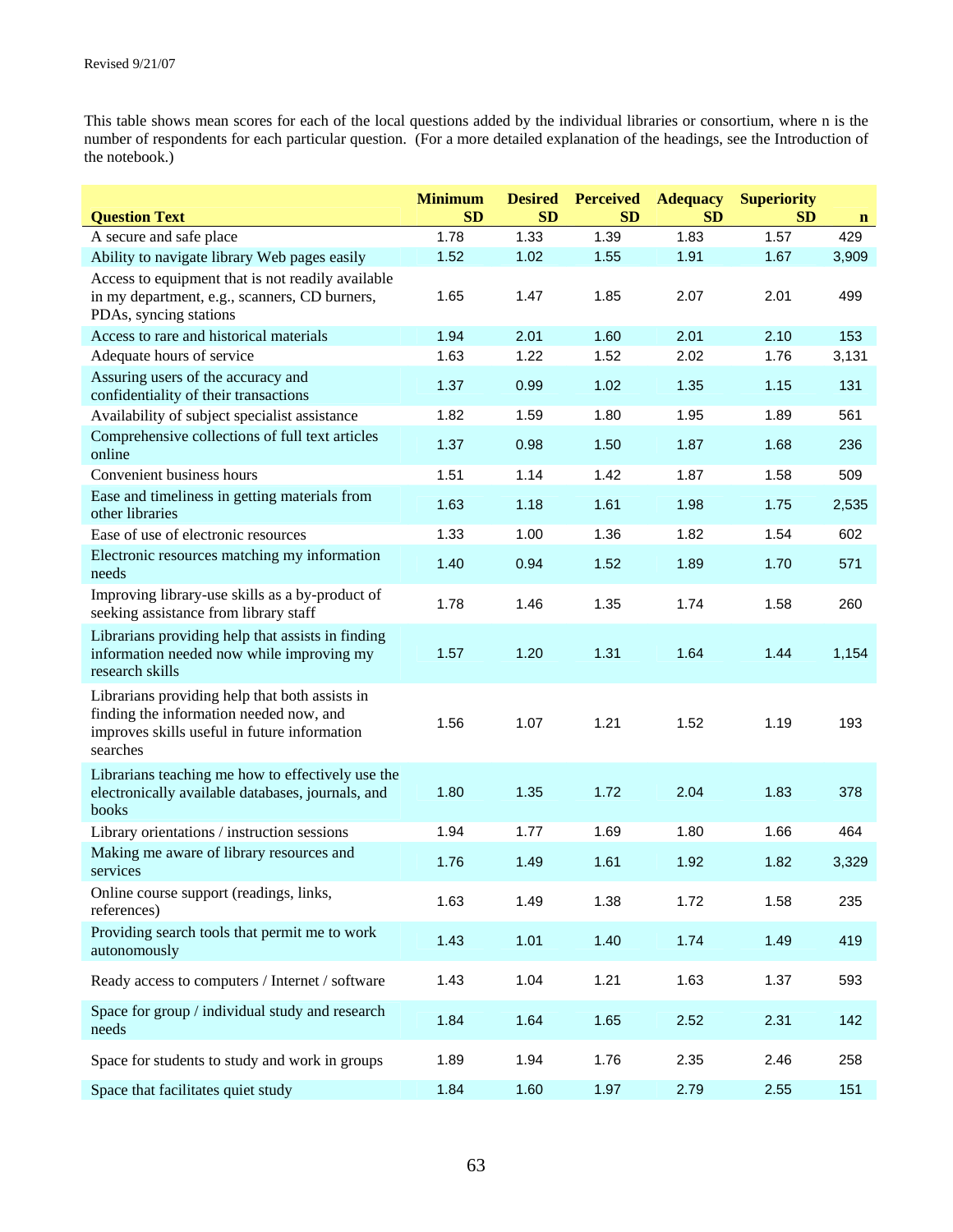Revised 9/21/07

This table shows mean scores for each of the local questions added by the individual libraries or consortium, where n is the number of respondents for each particular question. (For a more detailed explanation of the headings, see the Introduction of the notebook.)

| Question Text | Minimum SD | Desired SD | Perceived SD | Adequacy SD | Superiority SD | n |
|---|---|---|---|---|---|---|
| A secure and safe place | 1.78 | 1.33 | 1.39 | 1.83 | 1.57 | 429 |
| Ability to navigate library Web pages easily | 1.52 | 1.02 | 1.55 | 1.91 | 1.67 | 3,909 |
| Access to equipment that is not readily available in my department, e.g., scanners, CD burners, PDAs, syncing stations | 1.65 | 1.47 | 1.85 | 2.07 | 2.01 | 499 |
| Access to rare and historical materials | 1.94 | 2.01 | 1.60 | 2.01 | 2.10 | 153 |
| Adequate hours of service | 1.63 | 1.22 | 1.52 | 2.02 | 1.76 | 3,131 |
| Assuring users of the accuracy and confidentiality of their transactions | 1.37 | 0.99 | 1.02 | 1.35 | 1.15 | 131 |
| Availability of subject specialist assistance | 1.82 | 1.59 | 1.80 | 1.95 | 1.89 | 561 |
| Comprehensive collections of full text articles online | 1.37 | 0.98 | 1.50 | 1.87 | 1.68 | 236 |
| Convenient business hours | 1.51 | 1.14 | 1.42 | 1.87 | 1.58 | 509 |
| Ease and timeliness in getting materials from other libraries | 1.63 | 1.18 | 1.61 | 1.98 | 1.75 | 2,535 |
| Ease of use of electronic resources | 1.33 | 1.00 | 1.36 | 1.82 | 1.54 | 602 |
| Electronic resources matching my information needs | 1.40 | 0.94 | 1.52 | 1.89 | 1.70 | 571 |
| Improving library-use skills as a by-product of seeking assistance from library staff | 1.78 | 1.46 | 1.35 | 1.74 | 1.58 | 260 |
| Librarians providing help that assists in finding information needed now while improving my research skills | 1.57 | 1.20 | 1.31 | 1.64 | 1.44 | 1,154 |
| Librarians providing help that both assists in finding the information needed now, and improves skills useful in future information searches | 1.56 | 1.07 | 1.21 | 1.52 | 1.19 | 193 |
| Librarians teaching me how to effectively use the electronically available databases, journals, and books | 1.80 | 1.35 | 1.72 | 2.04 | 1.83 | 378 |
| Library orientations / instruction sessions | 1.94 | 1.77 | 1.69 | 1.80 | 1.66 | 464 |
| Making me aware of library resources and services | 1.76 | 1.49 | 1.61 | 1.92 | 1.82 | 3,329 |
| Online course support (readings, links, references) | 1.63 | 1.49 | 1.38 | 1.72 | 1.58 | 235 |
| Providing search tools that permit me to work autonomously | 1.43 | 1.01 | 1.40 | 1.74 | 1.49 | 419 |
| Ready access to computers / Internet / software | 1.43 | 1.04 | 1.21 | 1.63 | 1.37 | 593 |
| Space for group / individual study and research needs | 1.84 | 1.64 | 1.65 | 2.52 | 2.31 | 142 |
| Space for students to study and work in groups | 1.89 | 1.94 | 1.76 | 2.35 | 2.46 | 258 |
| Space that facilitates quiet study | 1.84 | 1.60 | 1.97 | 2.79 | 2.55 | 151 |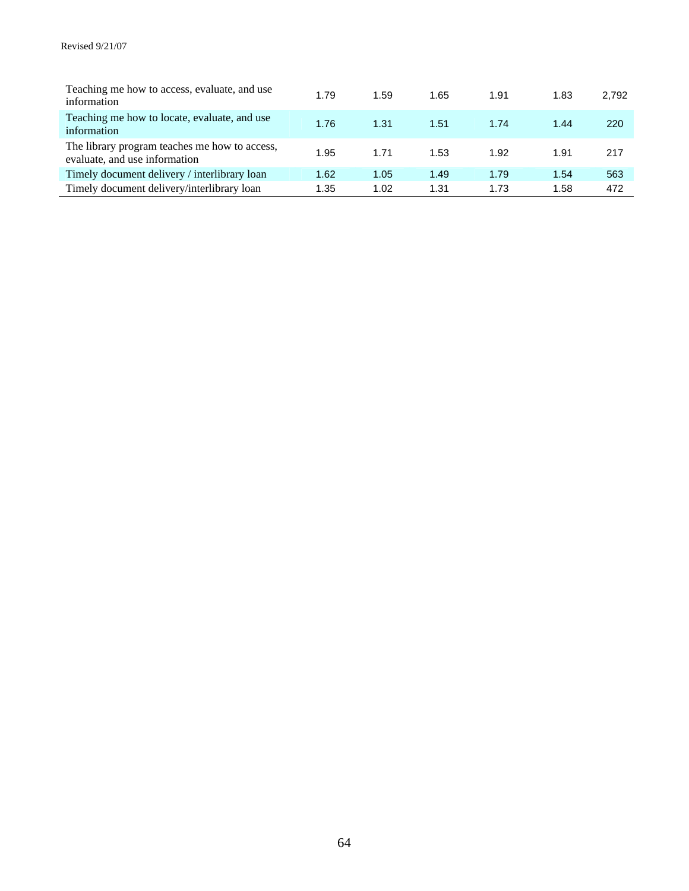| | | | | | | |
|---|---|---|---|---|---|---|
| Teaching me how to access, evaluate, and use information | 1.79 | 1.59 | 1.65 | 1.91 | 1.83 | 2,792 |
| Teaching me how to locate, evaluate, and use information | 1.76 | 1.31 | 1.51 | 1.74 | 1.44 | 220 |
| The library program teaches me how to access, evaluate, and use information | 1.95 | 1.71 | 1.53 | 1.92 | 1.91 | 217 |
| Timely document delivery / interlibrary loan | 1.62 | 1.05 | 1.49 | 1.79 | 1.54 | 563 |
| Timely document delivery/interlibrary loan | 1.35 | 1.02 | 1.31 | 1.73 | 1.58 | 472 |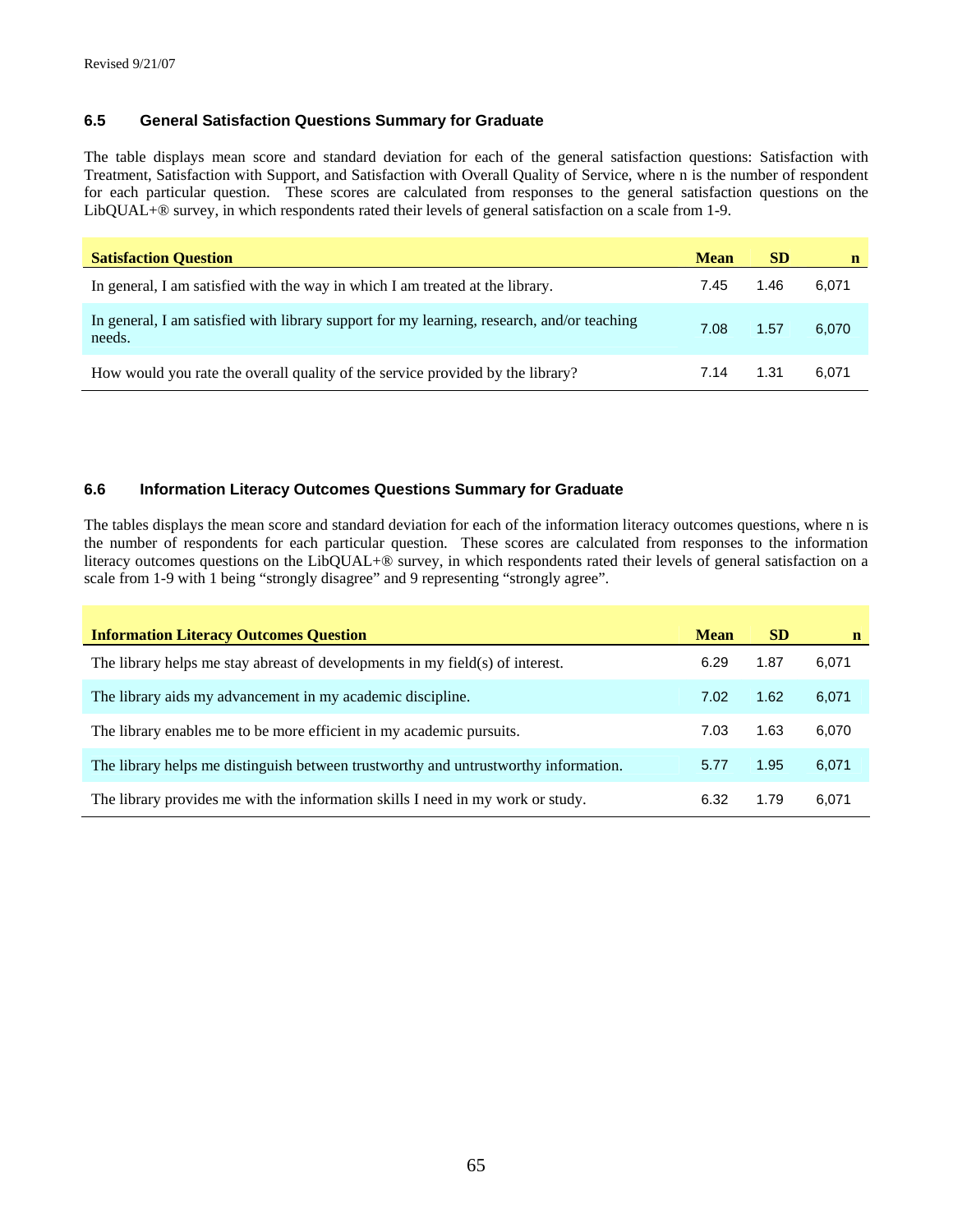### 6.5 General Satisfaction Questions Summary for Graduate

The table displays mean score and standard deviation for each of the general satisfaction questions: Satisfaction with Treatment, Satisfaction with Support, and Satisfaction with Overall Quality of Service, where n is the number of respondent for each particular question. These scores are calculated from responses to the general satisfaction questions on the LibQUAL+® survey, in which respondents rated their levels of general satisfaction on a scale from 1-9.

| Satisfaction Question | Mean | SD | n |
|---|---|---|---|
| In general, I am satisfied with the way in which I am treated at the library. | 7.45 | 1.46 | 6,071 |
| In general, I am satisfied with library support for my learning, research, and/or teaching needs. | 7.08 | 1.57 | 6,070 |
| How would you rate the overall quality of the service provided by the library? | 7.14 | 1.31 | 6,071 |

### 6.6 Information Literacy Outcomes Questions Summary for Graduate

The tables displays the mean score and standard deviation for each of the information literacy outcomes questions, where n is the number of respondents for each particular question. These scores are calculated from responses to the information literacy outcomes questions on the LibQUAL+® survey, in which respondents rated their levels of general satisfaction on a scale from 1-9 with 1 being "strongly disagree" and 9 representing "strongly agree".

| Information Literacy Outcomes Question | Mean | SD | n |
|---|---|---|---|
| The library helps me stay abreast of developments in my field(s) of interest. | 6.29 | 1.87 | 6,071 |
| The library aids my advancement in my academic discipline. | 7.02 | 1.62 | 6,071 |
| The library enables me to be more efficient in my academic pursuits. | 7.03 | 1.63 | 6,070 |
| The library helps me distinguish between trustworthy and untrustworthy information. | 5.77 | 1.95 | 6,071 |
| The library provides me with the information skills I need in my work or study. | 6.32 | 1.79 | 6,071 |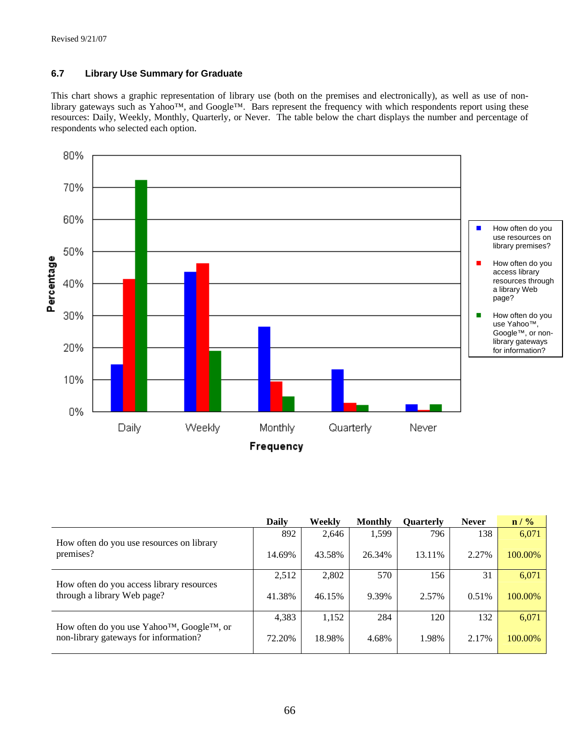Revised 9/21/07

### 6.7 Library Use Summary for Graduate

This chart shows a graphic representation of library use (both on the premises and electronically), as well as use of non-library gateways such as Yahoo™, and Google™. Bars represent the frequency with which respondents report using these resources: Daily, Weekly, Monthly, Quarterly, or Never. The table below the chart displays the number and percentage of respondents who selected each option.

| | Daily | Weekly | Monthly | Quarterly | Never | n / % |
|---|---|---|---|---|---|---|
| How often do you use resources on library premises? | 892 | 2,646 | 1,599 | 796 | 138 | 6,071 |
| | 14.69% | 43.58% | 26.34% | 13.11% | 2.27% | 100.00% |
| How often do you access library resources through a library Web page? | 2,512 | 2,802 | 570 | 156 | 31 | 6,071 |
| | 41.38% | 46.15% | 9.39% | 2.57% | 0.51% | 100.00% |
| How often do you use Yahoo™, Google™, or non-library gateways for information? | 4,383 | 1,152 | 284 | 120 | 132 | 6,071 |
| | 72.20% | 18.98% | 4.68% | 1.98% | 2.17% | 100.00% |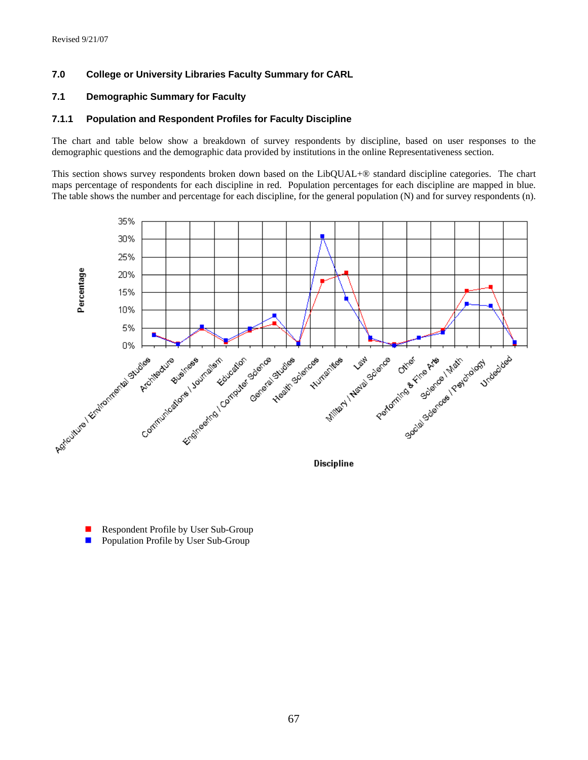Revised 9/21/07

# 7.0 College or University Libraries Faculty Summary for CARL

## 7.1 Demographic Summary for Faculty

### 7.1.1 Population and Respondent Profiles for Faculty Discipline

The chart and table below show a breakdown of survey respondents by discipline, based on user responses to the demographic questions and the demographic data provided by institutions in the online Representativeness section.

This section shows survey respondents broken down based on the LibQUAL+® standard discipline categories. The chart maps percentage of respondents for each discipline in red. Population percentages for each discipline are mapped in blue. The table shows the number and percentage for each discipline, for the general population (N) and for survey respondents (n).

Percentage

35%
30%
25%
20%
15%
10%
5%
0%

Agriculture / Environmental Studies
Architecture
Business
Communications / Journalism
Education
Engineering / Computer Science
General Studies
Health Sciences
Humanities
Law
Military / Naval Science
Other
Performing & Fine Arts
Science / Math
Social Sciences / Psychology
Undecided

Discipline

- Respondent Profile by User Sub-Group
- Population Profile by User Sub-Group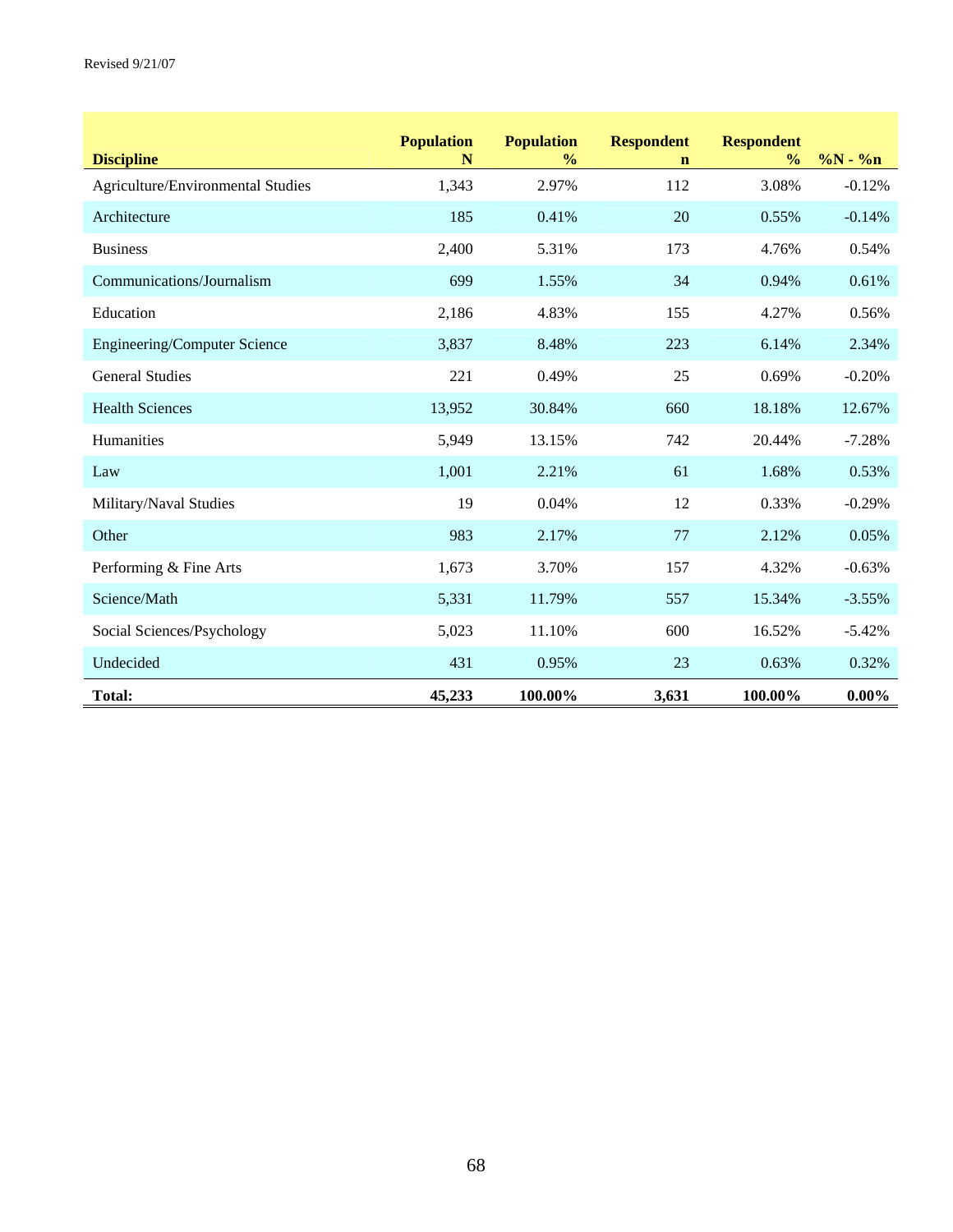Revised 9/21/07

| Discipline | Population N | Population % | Respondent n | Respondent % | %N - %n |
|---|---|---|---|---|---|
| Agriculture/Environmental Studies | 1,343 | 2.97% | 112 | 3.08% | -0.12% |
| Architecture | 185 | 0.41% | 20 | 0.55% | -0.14% |
| Business | 2,400 | 5.31% | 173 | 4.76% | 0.54% |
| Communications/Journalism | 699 | 1.55% | 34 | 0.94% | 0.61% |
| Education | 2,186 | 4.83% | 155 | 4.27% | 0.56% |
| Engineering/Computer Science | 3,837 | 8.48% | 223 | 6.14% | 2.34% |
| General Studies | 221 | 0.49% | 25 | 0.69% | -0.20% |
| Health Sciences | 13,952 | 30.84% | 660 | 18.18% | 12.67% |
| Humanities | 5,949 | 13.15% | 742 | 20.44% | -7.28% |
| Law | 1,001 | 2.21% | 61 | 1.68% | 0.53% |
| Military/Naval Studies | 19 | 0.04% | 12 | 0.33% | -0.29% |
| Other | 983 | 2.17% | 77 | 2.12% | 0.05% |
| Performing & Fine Arts | 1,673 | 3.70% | 157 | 4.32% | -0.63% |
| Science/Math | 5,331 | 11.79% | 557 | 15.34% | -3.55% |
| Social Sciences/Psychology | 5,023 | 11.10% | 600 | 16.52% | -5.42% |
| Undecided | 431 | 0.95% | 23 | 0.63% | 0.32% |
| **Total:** | **45,233** | **100.00%** | **3,631** | **100.00%** | **0.00%** |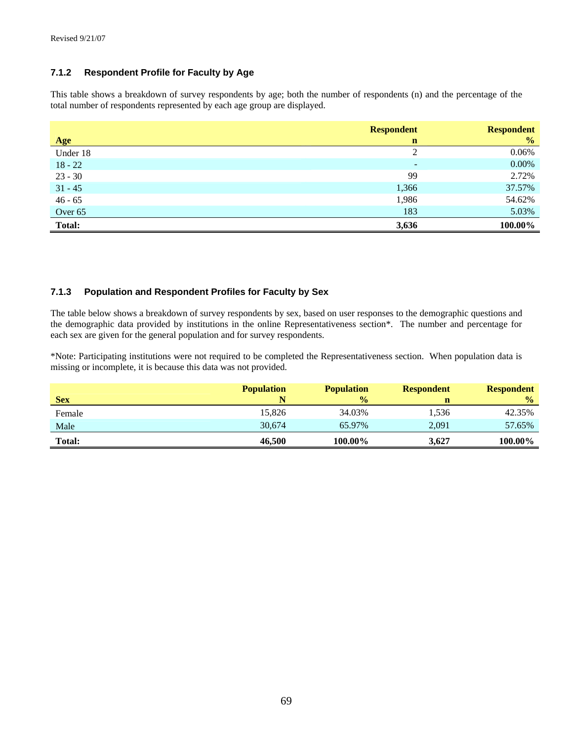Revised 9/21/07

### 7.1.2 Respondent Profile for Faculty by Age

This table shows a breakdown of survey respondents by age; both the number of respondents (n) and the percentage of the total number of respondents represented by each age group are displayed.

| Age | Respondent n | Respondent % |
|---|---|---|
| Under 18 | 2 | 0.06% |
| 18 - 22 | - | 0.00% |
| 23 - 30 | 99 | 2.72% |
| 31 - 45 | 1,366 | 37.57% |
| 46 - 65 | 1,986 | 54.62% |
| Over 65 | 183 | 5.03% |
| **Total:** | **3,636** | **100.00%** |

### 7.1.3 Population and Respondent Profiles for Faculty by Sex

The table below shows a breakdown of survey respondents by sex, based on user responses to the demographic questions and the demographic data provided by institutions in the online Representativeness section*. The number and percentage for each sex are given for the general population and for survey respondents.

*Note: Participating institutions were not required to be completed the Representativeness section. When population data is missing or incomplete, it is because this data was not provided.

| Sex | Population N | Population % | Respondent n | Respondent % |
|---|---|---|---|---|
| Female | 15,826 | 34.03% | 1,536 | 42.35% |
| Male | 30,674 | 65.97% | 2,091 | 57.65% |
| **Total:** | **46,500** | **100.00%** | **3,627** | **100.00%** |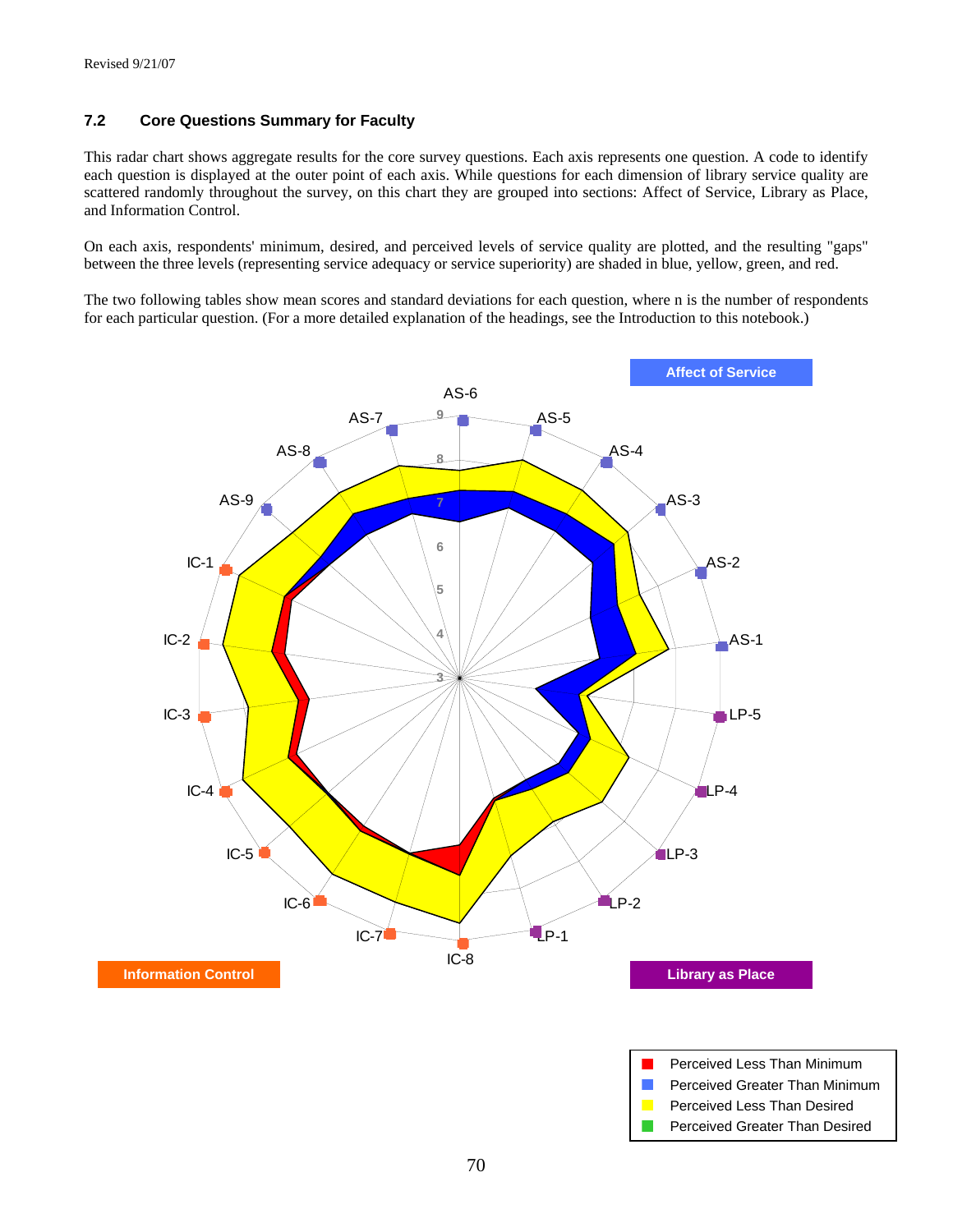## 7.2 Core Questions Summary for Faculty

This radar chart shows aggregate results for the core survey questions. Each axis represents one question. A code to identify each question is displayed at the outer point of each axis. While questions for each dimension of library service quality are scattered randomly throughout the survey, on this chart they are grouped into sections: Affect of Service, Library as Place, and Information Control.

On each axis, respondents' minimum, desired, and perceived levels of service quality are plotted, and the resulting "gaps" between the three levels (representing service adequacy or service superiority) are shaded in blue, yellow, green, and red.

The two following tables show mean scores and standard deviations for each question, where n is the number of respondents for each particular question. (For a more detailed explanation of the headings, see the Introduction to this notebook.)

Affect of Service

AS-6, AS-5, AS-4, AS-3, AS-2, AS-1, LP-5, LP-4, LP-3, LP-2, LP-1, IC-8, IC-7, IC-6, IC-5, IC-4, IC-3, IC-2, IC-1, AS-9, AS-8, AS-7

Information Control

Library as Place

- Perceived Less Than Minimum
- Perceived Greater Than Minimum
- Perceived Less Than Desired
- Perceived Greater Than Desired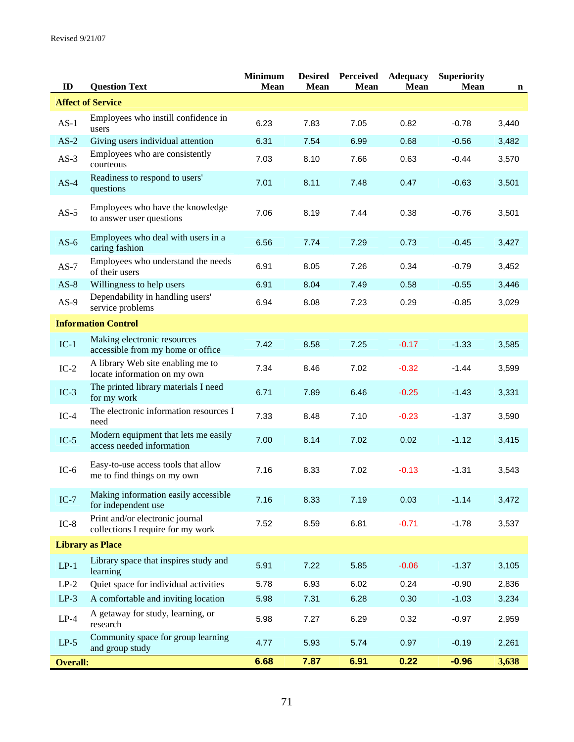Revised 9/21/07

| ID | Question Text | Minimum Mean | Desired Mean | Perceived Mean | Adequacy Mean | Superiority Mean | n |
|---|---|---|---|---|---|---|---|
| **Affect of Service** | | | | | | | |
| AS-1 | Employees who instill confidence in users | 6.23 | 7.83 | 7.05 | 0.82 | -0.78 | 3,440 |
| AS-2 | Giving users individual attention | 6.31 | 7.54 | 6.99 | 0.68 | -0.56 | 3,482 |
| AS-3 | Employees who are consistently courteous | 7.03 | 8.10 | 7.66 | 0.63 | -0.44 | 3,570 |
| AS-4 | Readiness to respond to users' questions | 7.01 | 8.11 | 7.48 | 0.47 | -0.63 | 3,501 |
| AS-5 | Employees who have the knowledge to answer user questions | 7.06 | 8.19 | 7.44 | 0.38 | -0.76 | 3,501 |
| AS-6 | Employees who deal with users in a caring fashion | 6.56 | 7.74 | 7.29 | 0.73 | -0.45 | 3,427 |
| AS-7 | Employees who understand the needs of their users | 6.91 | 8.05 | 7.26 | 0.34 | -0.79 | 3,452 |
| AS-8 | Willingness to help users | 6.91 | 8.04 | 7.49 | 0.58 | -0.55 | 3,446 |
| AS-9 | Dependability in handling users' service problems | 6.94 | 8.08 | 7.23 | 0.29 | -0.85 | 3,029 |
| **Information Control** | | | | | | | |
| IC-1 | Making electronic resources accessible from my home or office | 7.42 | 8.58 | 7.25 | -0.17 | -1.33 | 3,585 |
| IC-2 | A library Web site enabling me to locate information on my own | 7.34 | 8.46 | 7.02 | -0.32 | -1.44 | 3,599 |
| IC-3 | The printed library materials I need for my work | 6.71 | 7.89 | 6.46 | -0.25 | -1.43 | 3,331 |
| IC-4 | The electronic information resources I need | 7.33 | 8.48 | 7.10 | -0.23 | -1.37 | 3,590 |
| IC-5 | Modern equipment that lets me easily access needed information | 7.00 | 8.14 | 7.02 | 0.02 | -1.12 | 3,415 |
| IC-6 | Easy-to-use access tools that allow me to find things on my own | 7.16 | 8.33 | 7.02 | -0.13 | -1.31 | 3,543 |
| IC-7 | Making information easily accessible for independent use | 7.16 | 8.33 | 7.19 | 0.03 | -1.14 | 3,472 |
| IC-8 | Print and/or electronic journal collections I require for my work | 7.52 | 8.59 | 6.81 | -0.71 | -1.78 | 3,537 |
| **Library as Place** | | | | | | | |
| LP-1 | Library space that inspires study and learning | 5.91 | 7.22 | 5.85 | -0.06 | -1.37 | 3,105 |
| LP-2 | Quiet space for individual activities | 5.78 | 6.93 | 6.02 | 0.24 | -0.90 | 2,836 |
| LP-3 | A comfortable and inviting location | 5.98 | 7.31 | 6.28 | 0.30 | -1.03 | 3,234 |
| LP-4 | A getaway for study, learning, or research | 5.98 | 7.27 | 6.29 | 0.32 | -0.97 | 2,959 |
| LP-5 | Community space for group learning and group study | 4.77 | 5.93 | 5.74 | 0.97 | -0.19 | 2,261 |
| **Overall:** | | **6.68** | **7.87** | **6.91** | **0.22** | **-0.96** | **3,638** |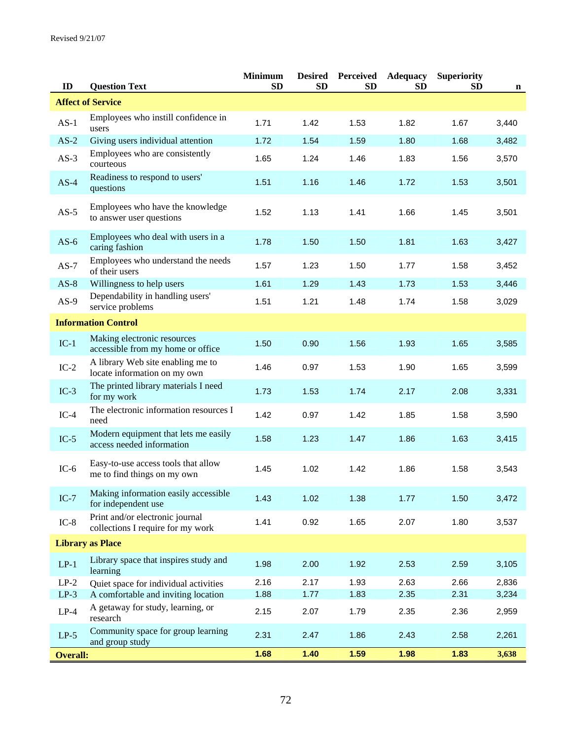Revised 9/21/07

| ID | Question Text | Minimum SD | Desired SD | Perceived SD | Adequacy SD | Superiority SD | n |
|---|---|---|---|---|---|---|---|
| **Affect of Service** | | | | | | | |
| AS-1 | Employees who instill confidence in users | 1.71 | 1.42 | 1.53 | 1.82 | 1.67 | 3,440 |
| AS-2 | Giving users individual attention | 1.72 | 1.54 | 1.59 | 1.80 | 1.68 | 3,482 |
| AS-3 | Employees who are consistently courteous | 1.65 | 1.24 | 1.46 | 1.83 | 1.56 | 3,570 |
| AS-4 | Readiness to respond to users' questions | 1.51 | 1.16 | 1.46 | 1.72 | 1.53 | 3,501 |
| AS-5 | Employees who have the knowledge to answer user questions | 1.52 | 1.13 | 1.41 | 1.66 | 1.45 | 3,501 |
| AS-6 | Employees who deal with users in a caring fashion | 1.78 | 1.50 | 1.50 | 1.81 | 1.63 | 3,427 |
| AS-7 | Employees who understand the needs of their users | 1.57 | 1.23 | 1.50 | 1.77 | 1.58 | 3,452 |
| AS-8 | Willingness to help users | 1.61 | 1.29 | 1.43 | 1.73 | 1.53 | 3,446 |
| AS-9 | Dependability in handling users' service problems | 1.51 | 1.21 | 1.48 | 1.74 | 1.58 | 3,029 |
| **Information Control** | | | | | | | |
| IC-1 | Making electronic resources accessible from my home or office | 1.50 | 0.90 | 1.56 | 1.93 | 1.65 | 3,585 |
| IC-2 | A library Web site enabling me to locate information on my own | 1.46 | 0.97 | 1.53 | 1.90 | 1.65 | 3,599 |
| IC-3 | The printed library materials I need for my work | 1.73 | 1.53 | 1.74 | 2.17 | 2.08 | 3,331 |
| IC-4 | The electronic information resources I need | 1.42 | 0.97 | 1.42 | 1.85 | 1.58 | 3,590 |
| IC-5 | Modern equipment that lets me easily access needed information | 1.58 | 1.23 | 1.47 | 1.86 | 1.63 | 3,415 |
| IC-6 | Easy-to-use access tools that allow me to find things on my own | 1.45 | 1.02 | 1.42 | 1.86 | 1.58 | 3,543 |
| IC-7 | Making information easily accessible for independent use | 1.43 | 1.02 | 1.38 | 1.77 | 1.50 | 3,472 |
| IC-8 | Print and/or electronic journal collections I require for my work | 1.41 | 0.92 | 1.65 | 2.07 | 1.80 | 3,537 |
| **Library as Place** | | | | | | | |
| LP-1 | Library space that inspires study and learning | 1.98 | 2.00 | 1.92 | 2.53 | 2.59 | 3,105 |
| LP-2 | Quiet space for individual activities | 2.16 | 2.17 | 1.93 | 2.63 | 2.66 | 2,836 |
| LP-3 | A comfortable and inviting location | 1.88 | 1.77 | 1.83 | 2.35 | 2.31 | 3,234 |
| LP-4 | A getaway for study, learning, or research | 2.15 | 2.07 | 1.79 | 2.35 | 2.36 | 2,959 |
| LP-5 | Community space for group learning and group study | 2.31 | 2.47 | 1.86 | 2.43 | 2.58 | 2,261 |
| **Overall:** | | **1.68** | **1.40** | **1.59** | **1.98** | **1.83** | **3,638** |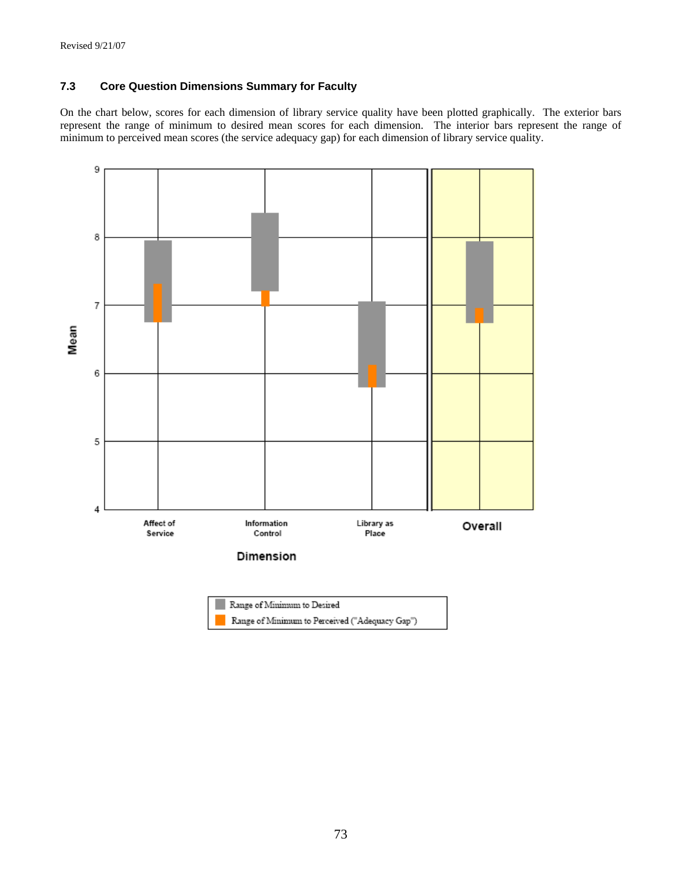### 7.3 Core Question Dimensions Summary for Faculty

On the chart below, scores for each dimension of library service quality have been plotted graphically. The exterior bars represent the range of minimum to desired mean scores for each dimension. The interior bars represent the range of minimum to perceived mean scores (the service adequacy gap) for each dimension of library service quality.

Mean

9

8

7

6

5

4

Affect of Service

Information Control

Library as Place

Overall

Dimension

Range of Minimum to Desired

Range of Minimum to Perceived ("Adequacy Gap")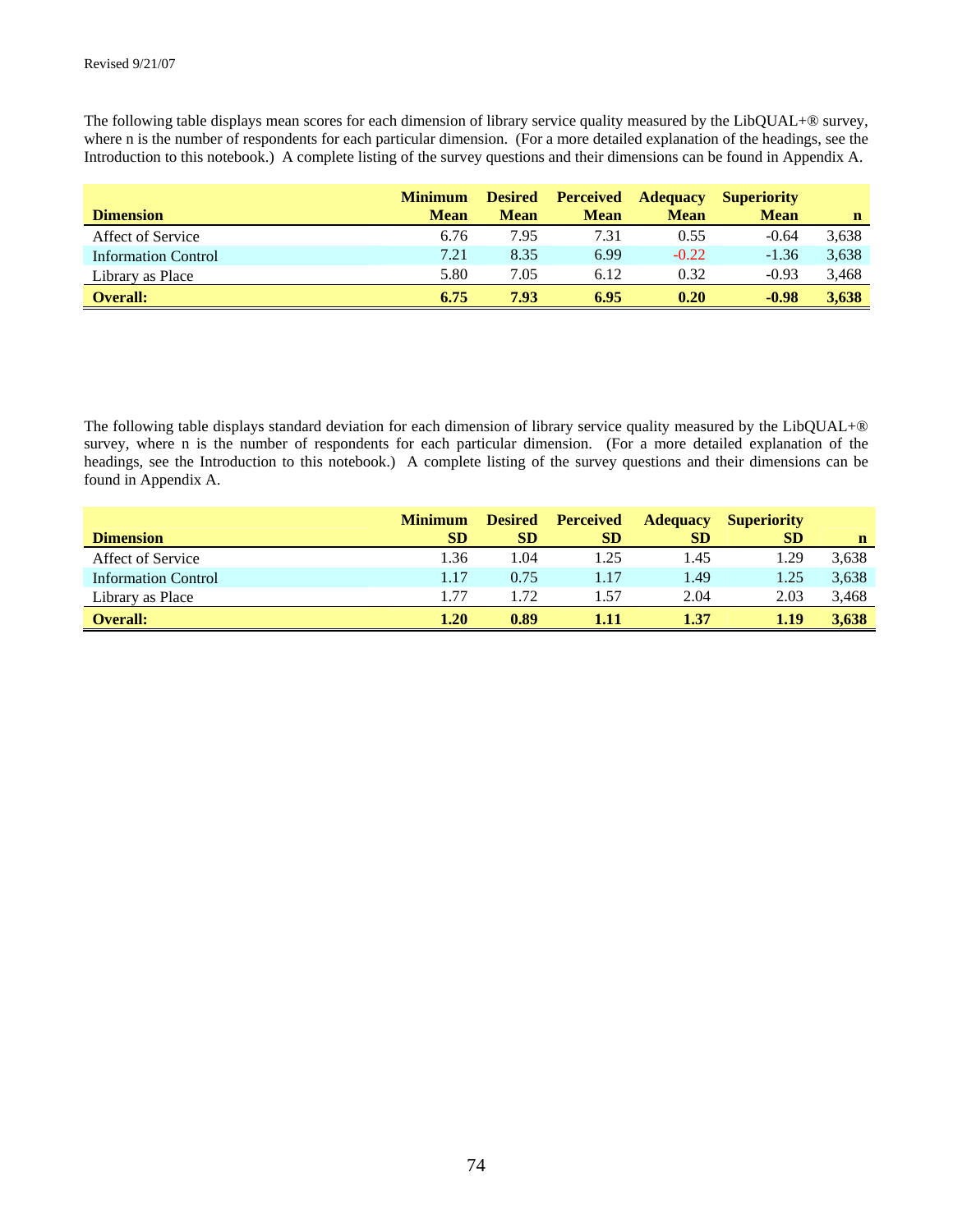The following table displays mean scores for each dimension of library service quality measured by the LibQUAL+® survey, where n is the number of respondents for each particular dimension. (For a more detailed explanation of the headings, see the Introduction to this notebook.) A complete listing of the survey questions and their dimensions can be found in Appendix A.

| Dimension | Minimum Mean | Desired Mean | Perceived Mean | Adequacy Mean | Superiority Mean | n |
|---|---|---|---|---|---|---|
| Affect of Service | 6.76 | 7.95 | 7.31 | 0.55 | -0.64 | 3,638 |
| Information Control | 7.21 | 8.35 | 6.99 | -0.22 | -1.36 | 3,638 |
| Library as Place | 5.80 | 7.05 | 6.12 | 0.32 | -0.93 | 3,468 |
| **Overall:** | **6.75** | **7.93** | **6.95** | **0.20** | **-0.98** | **3,638** |

The following table displays standard deviation for each dimension of library service quality measured by the LibQUAL+® survey, where n is the number of respondents for each particular dimension. (For a more detailed explanation of the headings, see the Introduction to this notebook.) A complete listing of the survey questions and their dimensions can be found in Appendix A.

| Dimension | Minimum SD | Desired SD | Perceived SD | Adequacy SD | Superiority SD | n |
|---|---|---|---|---|---|---|
| Affect of Service | 1.36 | 1.04 | 1.25 | 1.45 | 1.29 | 3,638 |
| Information Control | 1.17 | 0.75 | 1.17 | 1.49 | 1.25 | 3,638 |
| Library as Place | 1.77 | 1.72 | 1.57 | 2.04 | 2.03 | 3,468 |
| **Overall:** | **1.20** | **0.89** | **1.11** | **1.37** | **1.19** | **3,638** |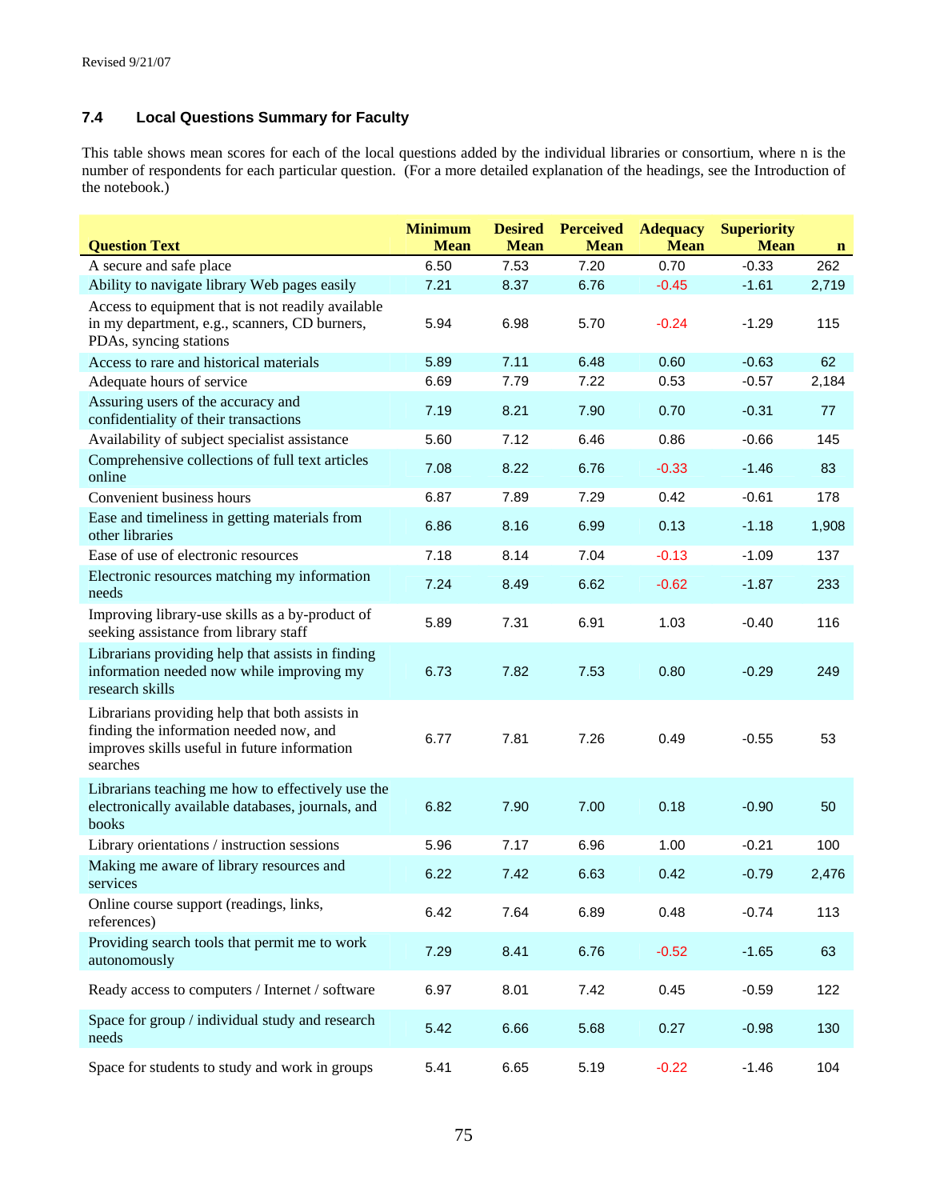### 7.4 Local Questions Summary for Faculty

This table shows mean scores for each of the local questions added by the individual libraries or consortium, where n is the number of respondents for each particular question. (For a more detailed explanation of the headings, see the Introduction of the notebook.)

| Question Text | Minimum Mean | Desired Mean | Perceived Mean | Adequacy Mean | Superiority Mean | n |
|---|---|---|---|---|---|---|
| A secure and safe place | 6.50 | 7.53 | 7.20 | 0.70 | -0.33 | 262 |
| Ability to navigate library Web pages easily | 7.21 | 8.37 | 6.76 | -0.45 | -1.61 | 2,719 |
| Access to equipment that is not readily available in my department, e.g., scanners, CD burners, PDAs, syncing stations | 5.94 | 6.98 | 5.70 | -0.24 | -1.29 | 115 |
| Access to rare and historical materials | 5.89 | 7.11 | 6.48 | 0.60 | -0.63 | 62 |
| Adequate hours of service | 6.69 | 7.79 | 7.22 | 0.53 | -0.57 | 2,184 |
| Assuring users of the accuracy and confidentiality of their transactions | 7.19 | 8.21 | 7.90 | 0.70 | -0.31 | 77 |
| Availability of subject specialist assistance | 5.60 | 7.12 | 6.46 | 0.86 | -0.66 | 145 |
| Comprehensive collections of full text articles online | 7.08 | 8.22 | 6.76 | -0.33 | -1.46 | 83 |
| Convenient business hours | 6.87 | 7.89 | 7.29 | 0.42 | -0.61 | 178 |
| Ease and timeliness in getting materials from other libraries | 6.86 | 8.16 | 6.99 | 0.13 | -1.18 | 1,908 |
| Ease of use of electronic resources | 7.18 | 8.14 | 7.04 | -0.13 | -1.09 | 137 |
| Electronic resources matching my information needs | 7.24 | 8.49 | 6.62 | -0.62 | -1.87 | 233 |
| Improving library-use skills as a by-product of seeking assistance from library staff | 5.89 | 7.31 | 6.91 | 1.03 | -0.40 | 116 |
| Librarians providing help that assists in finding information needed now while improving my research skills | 6.73 | 7.82 | 7.53 | 0.80 | -0.29 | 249 |
| Librarians providing help that both assists in finding the information needed now, and improves skills useful in future information searches | 6.77 | 7.81 | 7.26 | 0.49 | -0.55 | 53 |
| Librarians teaching me how to effectively use the electronically available databases, journals, and books | 6.82 | 7.90 | 7.00 | 0.18 | -0.90 | 50 |
| Library orientations / instruction sessions | 5.96 | 7.17 | 6.96 | 1.00 | -0.21 | 100 |
| Making me aware of library resources and services | 6.22 | 7.42 | 6.63 | 0.42 | -0.79 | 2,476 |
| Online course support (readings, links, references) | 6.42 | 7.64 | 6.89 | 0.48 | -0.74 | 113 |
| Providing search tools that permit me to work autonomously | 7.29 | 8.41 | 6.76 | -0.52 | -1.65 | 63 |
| Ready access to computers / Internet / software | 6.97 | 8.01 | 7.42 | 0.45 | -0.59 | 122 |
| Space for group / individual study and research needs | 5.42 | 6.66 | 5.68 | 0.27 | -0.98 | 130 |
| Space for students to study and work in groups | 5.41 | 6.65 | 5.19 | -0.22 | -1.46 | 104 |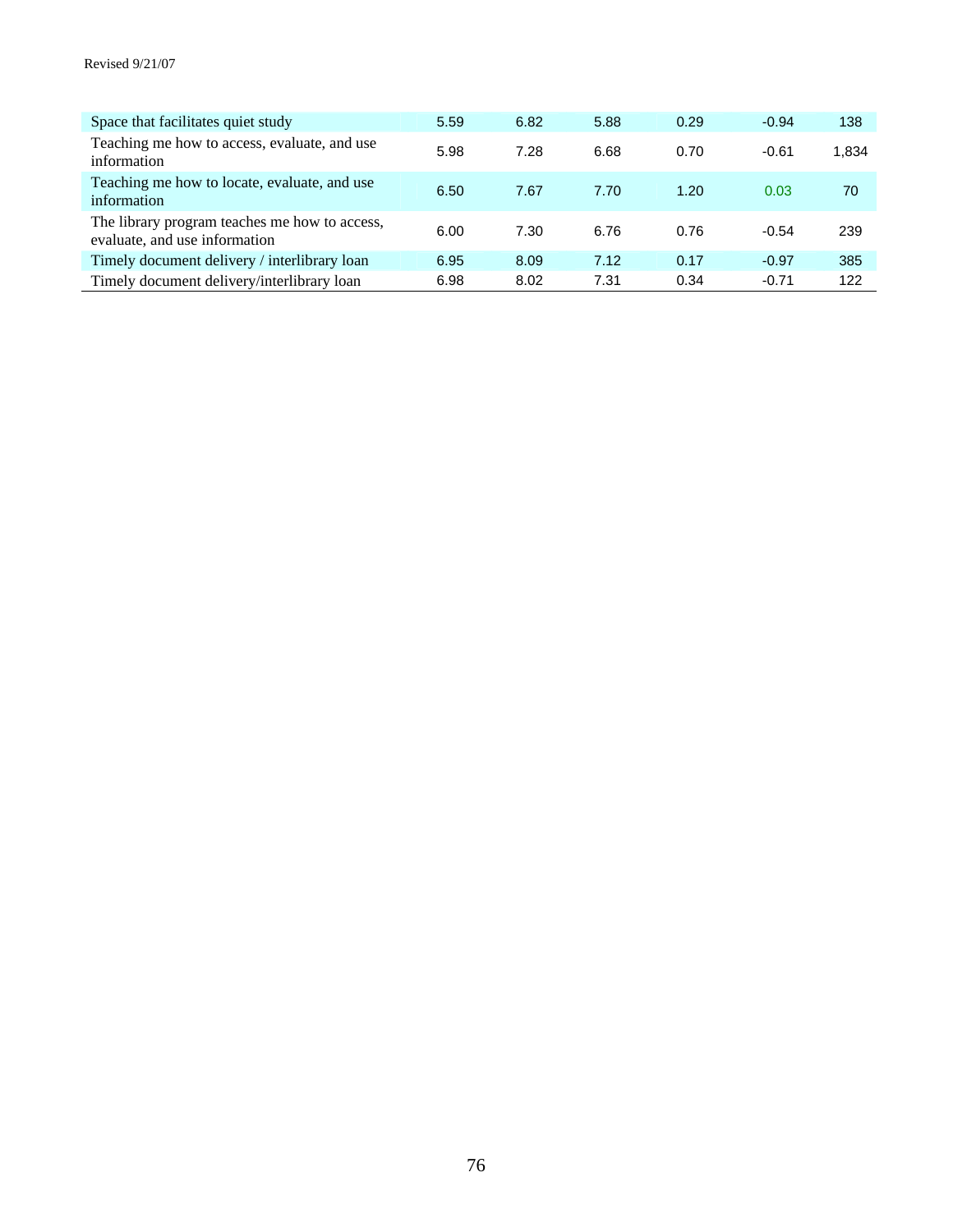| | | | | | | |
|---|---|---|---|---|---|---|
| Space that facilitates quiet study | 5.59 | 6.82 | 5.88 | 0.29 | -0.94 | 138 |
| Teaching me how to access, evaluate, and use information | 5.98 | 7.28 | 6.68 | 0.70 | -0.61 | 1,834 |
| Teaching me how to locate, evaluate, and use information | 6.50 | 7.67 | 7.70 | 1.20 | 0.03 | 70 |
| The library program teaches me how to access, evaluate, and use information | 6.00 | 7.30 | 6.76 | 0.76 | -0.54 | 239 |
| Timely document delivery / interlibrary loan | 6.95 | 8.09 | 7.12 | 0.17 | -0.97 | 385 |
| Timely document delivery/interlibrary loan | 6.98 | 8.02 | 7.31 | 0.34 | -0.71 | 122 |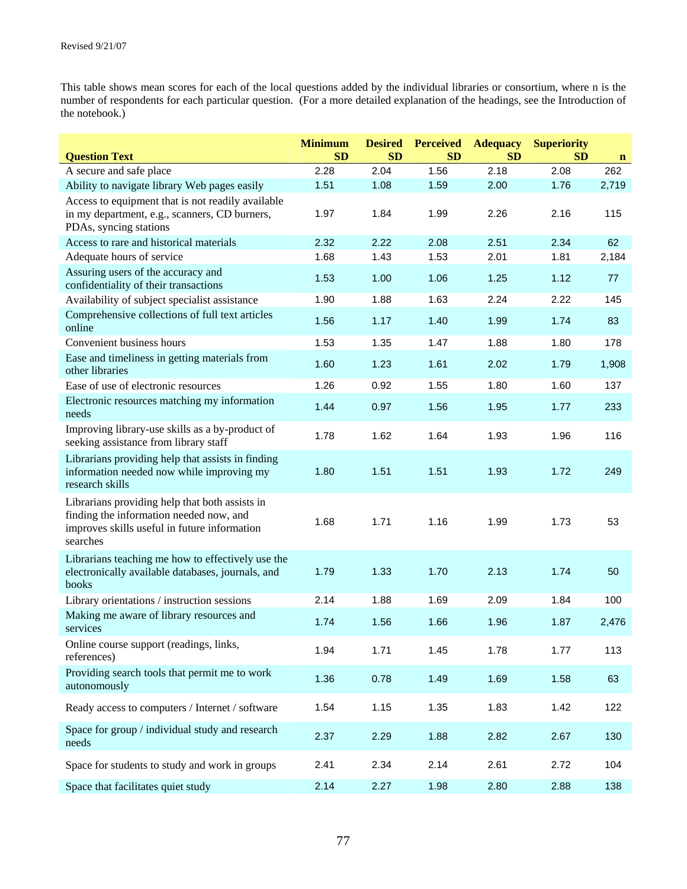Revised 9/21/07

This table shows mean scores for each of the local questions added by the individual libraries or consortium, where n is the number of respondents for each particular question. (For a more detailed explanation of the headings, see the Introduction of the notebook.)

| Question Text | Minimum SD | Desired SD | Perceived SD | Adequacy SD | Superiority SD | n |
|---|---|---|---|---|---|---|
| A secure and safe place | 2.28 | 2.04 | 1.56 | 2.18 | 2.08 | 262 |
| Ability to navigate library Web pages easily | 1.51 | 1.08 | 1.59 | 2.00 | 1.76 | 2,719 |
| Access to equipment that is not readily available in my department, e.g., scanners, CD burners, PDAs, syncing stations | 1.97 | 1.84 | 1.99 | 2.26 | 2.16 | 115 |
| Access to rare and historical materials | 2.32 | 2.22 | 2.08 | 2.51 | 2.34 | 62 |
| Adequate hours of service | 1.68 | 1.43 | 1.53 | 2.01 | 1.81 | 2,184 |
| Assuring users of the accuracy and confidentiality of their transactions | 1.53 | 1.00 | 1.06 | 1.25 | 1.12 | 77 |
| Availability of subject specialist assistance | 1.90 | 1.88 | 1.63 | 2.24 | 2.22 | 145 |
| Comprehensive collections of full text articles online | 1.56 | 1.17 | 1.40 | 1.99 | 1.74 | 83 |
| Convenient business hours | 1.53 | 1.35 | 1.47 | 1.88 | 1.80 | 178 |
| Ease and timeliness in getting materials from other libraries | 1.60 | 1.23 | 1.61 | 2.02 | 1.79 | 1,908 |
| Ease of use of electronic resources | 1.26 | 0.92 | 1.55 | 1.80 | 1.60 | 137 |
| Electronic resources matching my information needs | 1.44 | 0.97 | 1.56 | 1.95 | 1.77 | 233 |
| Improving library-use skills as a by-product of seeking assistance from library staff | 1.78 | 1.62 | 1.64 | 1.93 | 1.96 | 116 |
| Librarians providing help that assists in finding information needed now while improving my research skills | 1.80 | 1.51 | 1.51 | 1.93 | 1.72 | 249 |
| Librarians providing help that both assists in finding the information needed now, and improves skills useful in future information searches | 1.68 | 1.71 | 1.16 | 1.99 | 1.73 | 53 |
| Librarians teaching me how to effectively use the electronically available databases, journals, and books | 1.79 | 1.33 | 1.70 | 2.13 | 1.74 | 50 |
| Library orientations / instruction sessions | 2.14 | 1.88 | 1.69 | 2.09 | 1.84 | 100 |
| Making me aware of library resources and services | 1.74 | 1.56 | 1.66 | 1.96 | 1.87 | 2,476 |
| Online course support (readings, links, references) | 1.94 | 1.71 | 1.45 | 1.78 | 1.77 | 113 |
| Providing search tools that permit me to work autonomously | 1.36 | 0.78 | 1.49 | 1.69 | 1.58 | 63 |
| Ready access to computers / Internet / software | 1.54 | 1.15 | 1.35 | 1.83 | 1.42 | 122 |
| Space for group / individual study and research needs | 2.37 | 2.29 | 1.88 | 2.82 | 2.67 | 130 |
| Space for students to study and work in groups | 2.41 | 2.34 | 2.14 | 2.61 | 2.72 | 104 |
| Space that facilitates quiet study | 2.14 | 2.27 | 1.98 | 2.80 | 2.88 | 138 |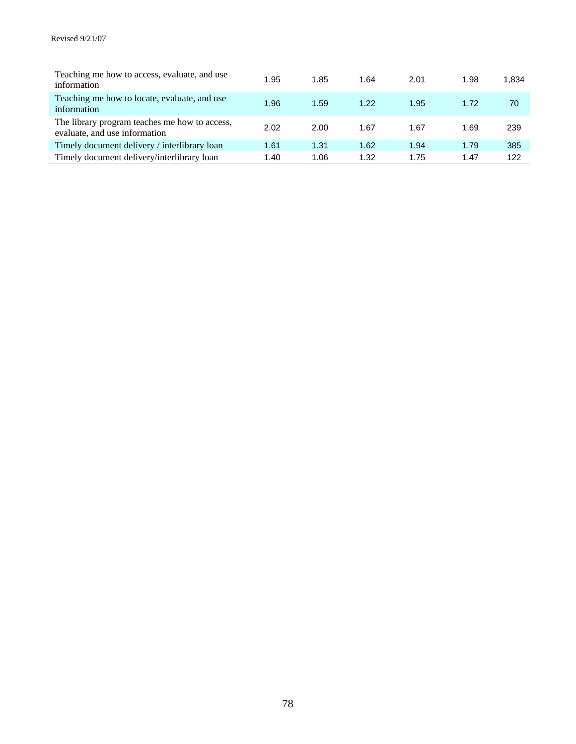| | | | | | | |
|---|---|---|---|---|---|---|
| Teaching me how to access, evaluate, and use information | 1.95 | 1.85 | 1.64 | 2.01 | 1.98 | 1,834 |
| Teaching me how to locate, evaluate, and use information | 1.96 | 1.59 | 1.22 | 1.95 | 1.72 | 70 |
| The library program teaches me how to access, evaluate, and use information | 2.02 | 2.00 | 1.67 | 1.67 | 1.69 | 239 |
| Timely document delivery / interlibrary loan | 1.61 | 1.31 | 1.62 | 1.94 | 1.79 | 385 |
| Timely document delivery/interlibrary loan | 1.40 | 1.06 | 1.32 | 1.75 | 1.47 | 122 |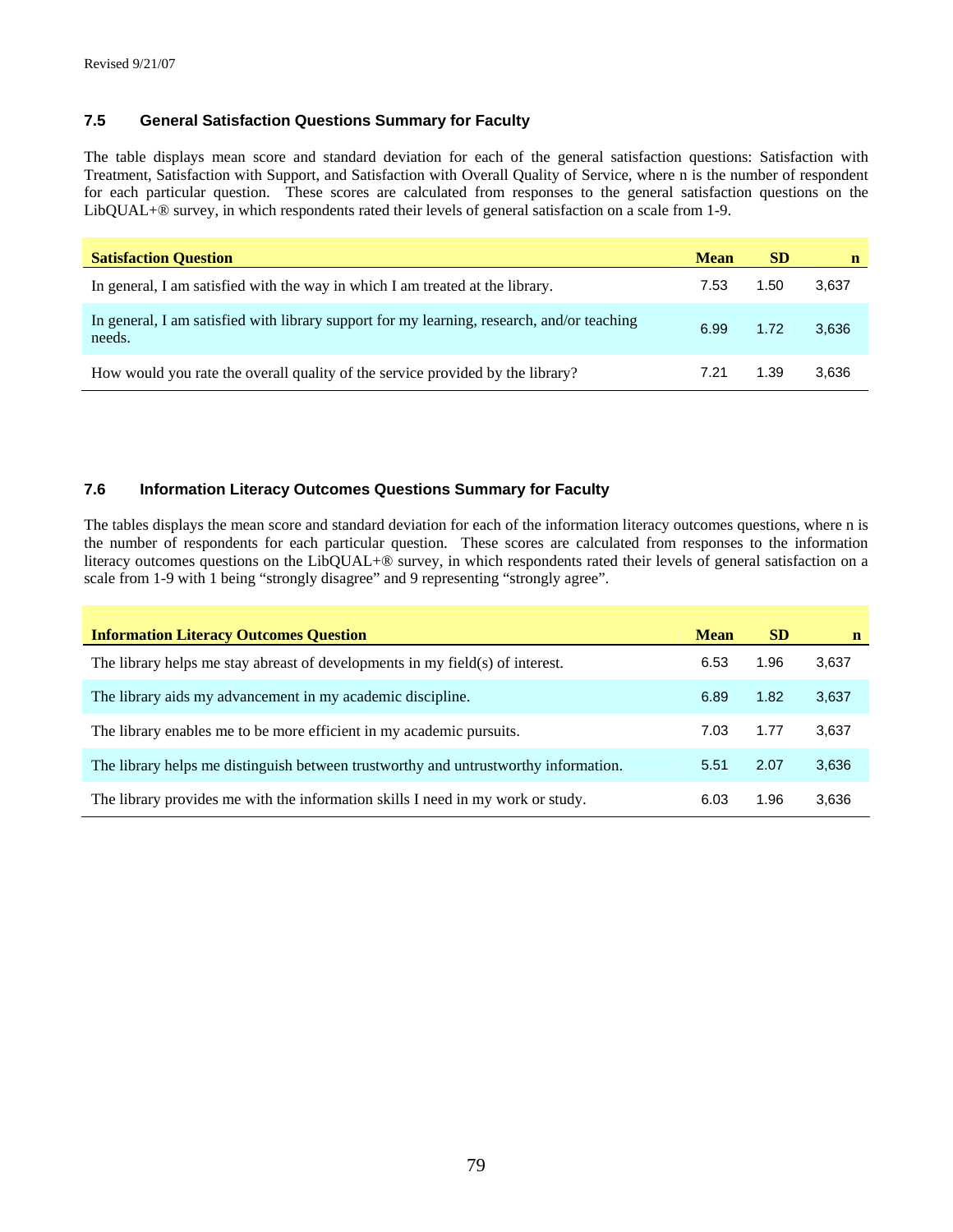Revised 9/21/07

### 7.5 General Satisfaction Questions Summary for Faculty

The table displays mean score and standard deviation for each of the general satisfaction questions: Satisfaction with Treatment, Satisfaction with Support, and Satisfaction with Overall Quality of Service, where n is the number of respondent for each particular question. These scores are calculated from responses to the general satisfaction questions on the LibQUAL+® survey, in which respondents rated their levels of general satisfaction on a scale from 1-9.

| Satisfaction Question | Mean | SD | n |
|---|---|---|---|
| In general, I am satisfied with the way in which I am treated at the library. | 7.53 | 1.50 | 3,637 |
| In general, I am satisfied with library support for my learning, research, and/or teaching needs. | 6.99 | 1.72 | 3,636 |
| How would you rate the overall quality of the service provided by the library? | 7.21 | 1.39 | 3,636 |

### 7.6 Information Literacy Outcomes Questions Summary for Faculty

The tables displays the mean score and standard deviation for each of the information literacy outcomes questions, where n is the number of respondents for each particular question. These scores are calculated from responses to the information literacy outcomes questions on the LibQUAL+® survey, in which respondents rated their levels of general satisfaction on a scale from 1-9 with 1 being "strongly disagree" and 9 representing "strongly agree".

| Information Literacy Outcomes Question | Mean | SD | n |
|---|---|---|---|
| The library helps me stay abreast of developments in my field(s) of interest. | 6.53 | 1.96 | 3,637 |
| The library aids my advancement in my academic discipline. | 6.89 | 1.82 | 3,637 |
| The library enables me to be more efficient in my academic pursuits. | 7.03 | 1.77 | 3,637 |
| The library helps me distinguish between trustworthy and untrustworthy information. | 5.51 | 2.07 | 3,636 |
| The library provides me with the information skills I need in my work or study. | 6.03 | 1.96 | 3,636 |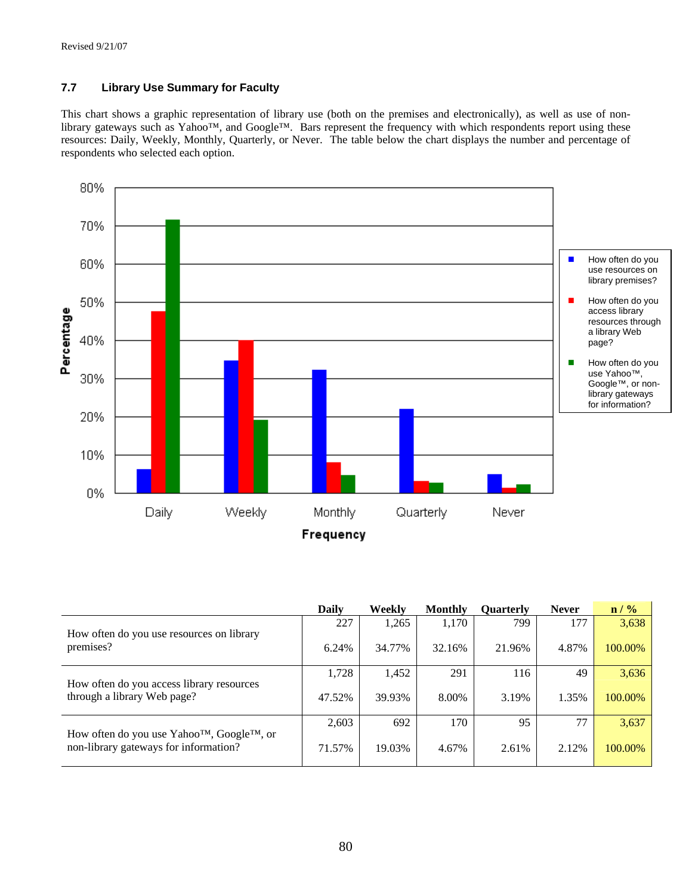Revised 9/21/07

### 7.7 Library Use Summary for Faculty

This chart shows a graphic representation of library use (both on the premises and electronically), as well as use of non-library gateways such as Yahoo™, and Google™. Bars represent the frequency with which respondents report using these resources: Daily, Weekly, Monthly, Quarterly, or Never. The table below the chart displays the number and percentage of respondents who selected each option.

| | Daily | Weekly | Monthly | Quarterly | Never | n / % |
|---|---|---|---|---|---|---|
| How often do you use resources on library premises? | 227 | 1,265 | 1,170 | 799 | 177 | 3,638 |
| | 6.24% | 34.77% | 32.16% | 21.96% | 4.87% | 100.00% |
| How often do you access library resources through a library Web page? | 1,728 | 1,452 | 291 | 116 | 49 | 3,636 |
| | 47.52% | 39.93% | 8.00% | 3.19% | 1.35% | 100.00% |
| How often do you use Yahoo™, Google™, or non-library gateways for information? | 2,603 | 692 | 170 | 95 | 77 | 3,637 |
| | 71.57% | 19.03% | 4.67% | 2.61% | 2.12% | 100.00% |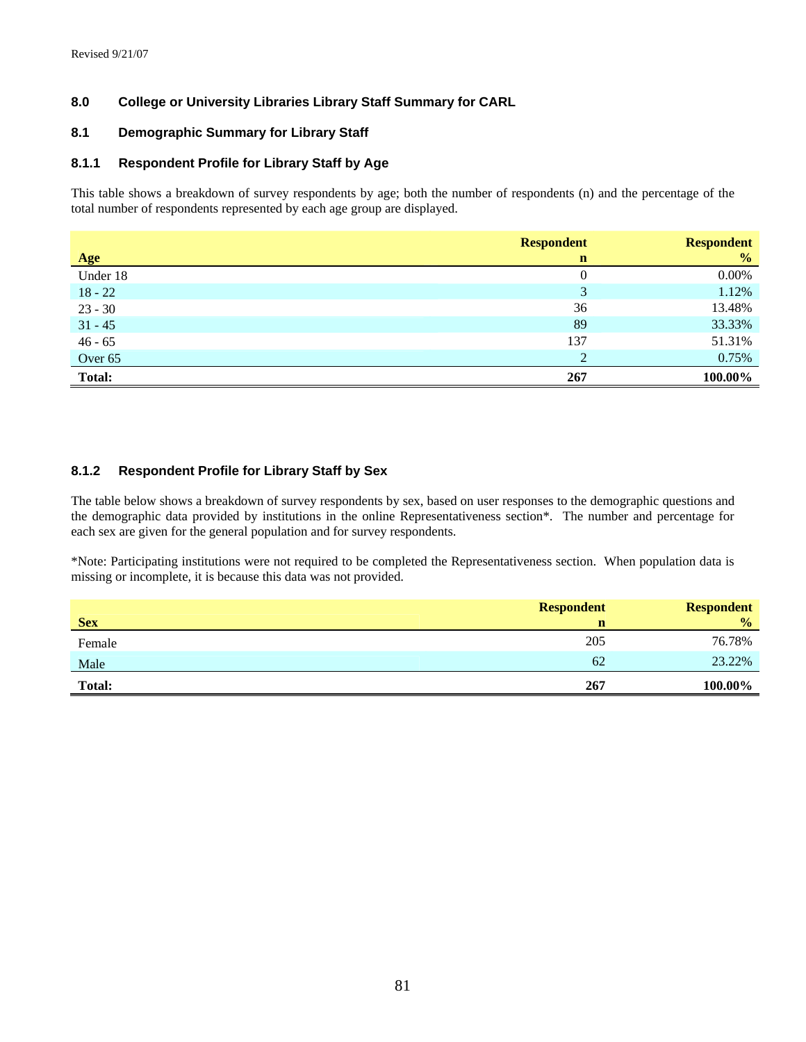Revised 9/21/07

## 8.0 College or University Libraries Library Staff Summary for CARL

### 8.1 Demographic Summary for Library Staff

#### 8.1.1 Respondent Profile for Library Staff by Age

This table shows a breakdown of survey respondents by age; both the number of respondents (n) and the percentage of the total number of respondents represented by each age group are displayed.

| Age | Respondent n | Respondent % |
|---|---:|---:|
| Under 18 | 0 | 0.00% |
| 18 - 22 | 3 | 1.12% |
| 23 - 30 | 36 | 13.48% |
| 31 - 45 | 89 | 33.33% |
| 46 - 65 | 137 | 51.31% |
| Over 65 | 2 | 0.75% |
| **Total:** | **267** | **100.00%** |

#### 8.1.2 Respondent Profile for Library Staff by Sex

The table below shows a breakdown of survey respondents by sex, based on user responses to the demographic questions and the demographic data provided by institutions in the online Representativeness section*. The number and percentage for each sex are given for the general population and for survey respondents.

*Note: Participating institutions were not required to be completed the Representativeness section. When population data is missing or incomplete, it is because this data was not provided.

| Sex | Respondent n | Respondent % |
|---|---:|---:|
| Female | 205 | 76.78% |
| Male | 62 | 23.22% |
| **Total:** | **267** | **100.00%** |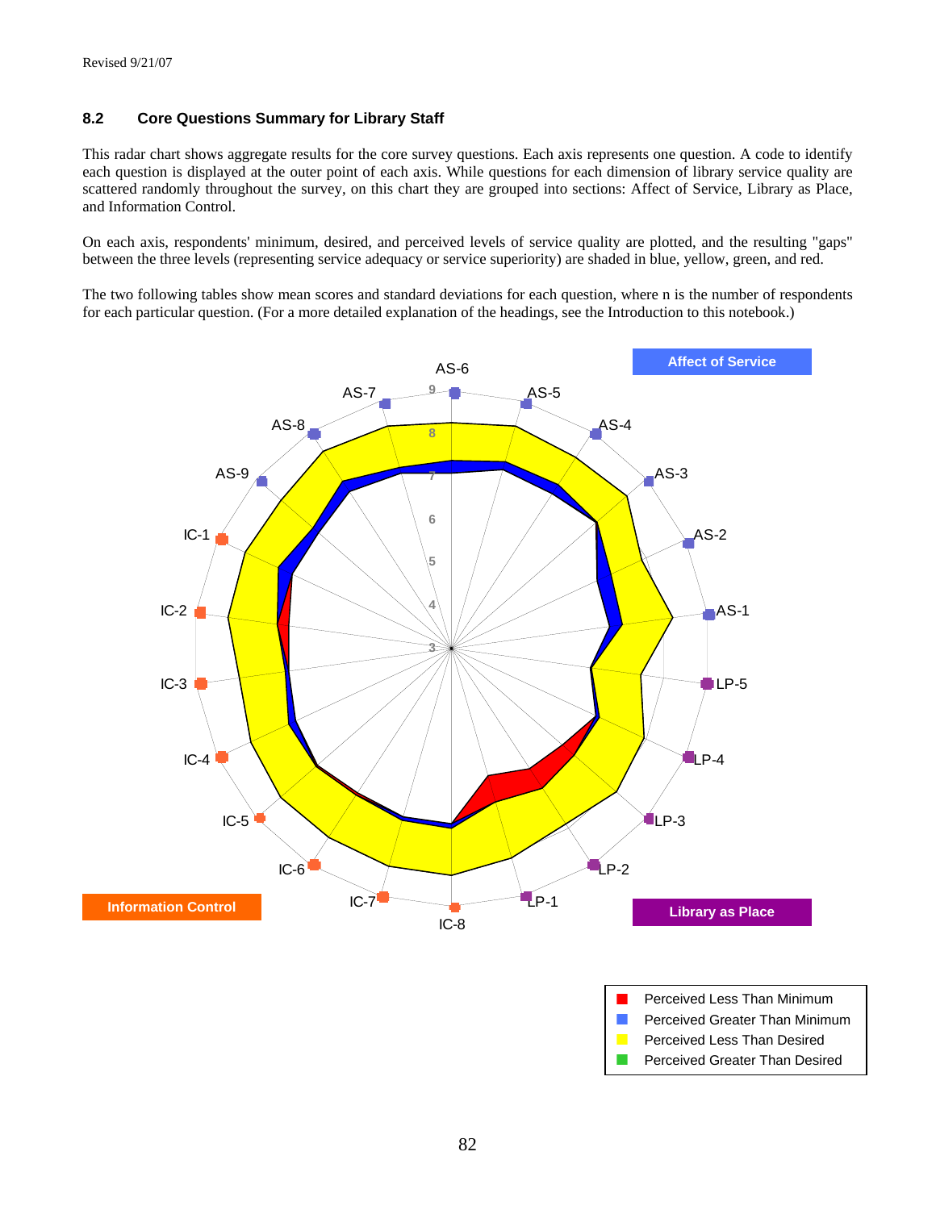Revised 9/21/07

## 8.2 Core Questions Summary for Library Staff

This radar chart shows aggregate results for the core survey questions. Each axis represents one question. A code to identify each question is displayed at the outer point of each axis. While questions for each dimension of library service quality are scattered randomly throughout the survey, on this chart they are grouped into sections: Affect of Service, Library as Place, and Information Control.

On each axis, respondents' minimum, desired, and perceived levels of service quality are plotted, and the resulting "gaps" between the three levels (representing service adequacy or service superiority) are shaded in blue, yellow, green, and red.

The two following tables show mean scores and standard deviations for each question, where n is the number of respondents for each particular question. (For a more detailed explanation of the headings, see the Introduction to this notebook.)

Affect of Service

AS-6, AS-5, AS-4, AS-3, AS-2, AS-1, LP-5, LP-4, LP-3, LP-2, LP-1, IC-8, IC-7, IC-6, IC-5, IC-4, IC-3, IC-2, IC-1, AS-9, AS-8, AS-7

Information Control

Library as Place

- Perceived Less Than Minimum
- Perceived Greater Than Minimum
- Perceived Less Than Desired
- Perceived Greater Than Desired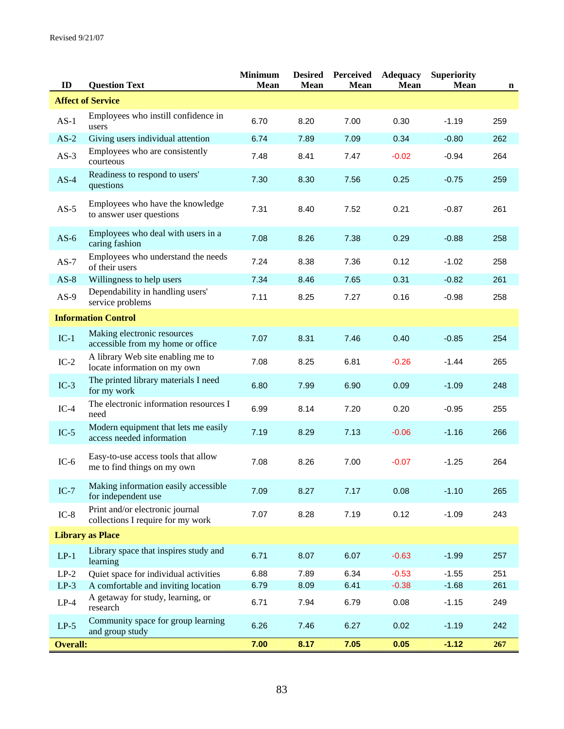Revised 9/21/07

| ID | Question Text | Minimum Mean | Desired Mean | Perceived Mean | Adequacy Mean | Superiority Mean | n |
|---|---|---|---|---|---|---|---|
| **Affect of Service** | | | | | | | |
| AS-1 | Employees who instill confidence in users | 6.70 | 8.20 | 7.00 | 0.30 | -1.19 | 259 |
| AS-2 | Giving users individual attention | 6.74 | 7.89 | 7.09 | 0.34 | -0.80 | 262 |
| AS-3 | Employees who are consistently courteous | 7.48 | 8.41 | 7.47 | -0.02 | -0.94 | 264 |
| AS-4 | Readiness to respond to users' questions | 7.30 | 8.30 | 7.56 | 0.25 | -0.75 | 259 |
| AS-5 | Employees who have the knowledge to answer user questions | 7.31 | 8.40 | 7.52 | 0.21 | -0.87 | 261 |
| AS-6 | Employees who deal with users in a caring fashion | 7.08 | 8.26 | 7.38 | 0.29 | -0.88 | 258 |
| AS-7 | Employees who understand the needs of their users | 7.24 | 8.38 | 7.36 | 0.12 | -1.02 | 258 |
| AS-8 | Willingness to help users | 7.34 | 8.46 | 7.65 | 0.31 | -0.82 | 261 |
| AS-9 | Dependability in handling users' service problems | 7.11 | 8.25 | 7.27 | 0.16 | -0.98 | 258 |
| **Information Control** | | | | | | | |
| IC-1 | Making electronic resources accessible from my home or office | 7.07 | 8.31 | 7.46 | 0.40 | -0.85 | 254 |
| IC-2 | A library Web site enabling me to locate information on my own | 7.08 | 8.25 | 6.81 | -0.26 | -1.44 | 265 |
| IC-3 | The printed library materials I need for my work | 6.80 | 7.99 | 6.90 | 0.09 | -1.09 | 248 |
| IC-4 | The electronic information resources I need | 6.99 | 8.14 | 7.20 | 0.20 | -0.95 | 255 |
| IC-5 | Modern equipment that lets me easily access needed information | 7.19 | 8.29 | 7.13 | -0.06 | -1.16 | 266 |
| IC-6 | Easy-to-use access tools that allow me to find things on my own | 7.08 | 8.26 | 7.00 | -0.07 | -1.25 | 264 |
| IC-7 | Making information easily accessible for independent use | 7.09 | 8.27 | 7.17 | 0.08 | -1.10 | 265 |
| IC-8 | Print and/or electronic journal collections I require for my work | 7.07 | 8.28 | 7.19 | 0.12 | -1.09 | 243 |
| **Library as Place** | | | | | | | |
| LP-1 | Library space that inspires study and learning | 6.71 | 8.07 | 6.07 | -0.63 | -1.99 | 257 |
| LP-2 | Quiet space for individual activities | 6.88 | 7.89 | 6.34 | -0.53 | -1.55 | 251 |
| LP-3 | A comfortable and inviting location | 6.79 | 8.09 | 6.41 | -0.38 | -1.68 | 261 |
| LP-4 | A getaway for study, learning, or research | 6.71 | 7.94 | 6.79 | 0.08 | -1.15 | 249 |
| LP-5 | Community space for group learning and group study | 6.26 | 7.46 | 6.27 | 0.02 | -1.19 | 242 |
| **Overall:** | | **7.00** | **8.17** | **7.05** | **0.05** | **-1.12** | **267** |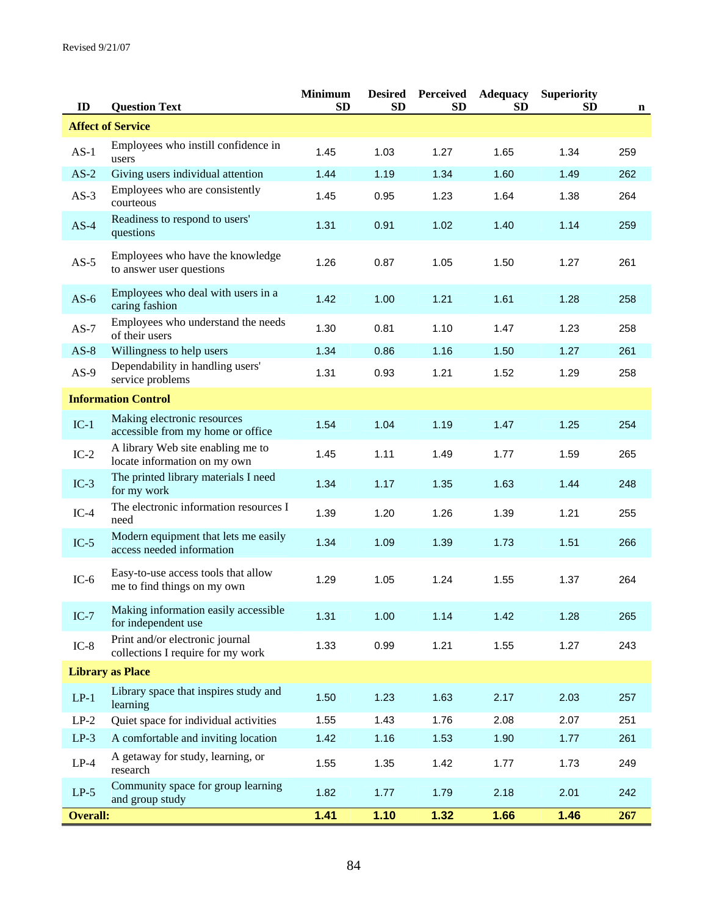Revised 9/21/07

| ID | Question Text | Minimum SD | Desired SD | Perceived SD | Adequacy SD | Superiority SD | n |
|---|---|---|---|---|---|---|---|
| **Affect of Service** | | | | | | | |
| AS-1 | Employees who instill confidence in users | 1.45 | 1.03 | 1.27 | 1.65 | 1.34 | 259 |
| AS-2 | Giving users individual attention | 1.44 | 1.19 | 1.34 | 1.60 | 1.49 | 262 |
| AS-3 | Employees who are consistently courteous | 1.45 | 0.95 | 1.23 | 1.64 | 1.38 | 264 |
| AS-4 | Readiness to respond to users' questions | 1.31 | 0.91 | 1.02 | 1.40 | 1.14 | 259 |
| AS-5 | Employees who have the knowledge to answer user questions | 1.26 | 0.87 | 1.05 | 1.50 | 1.27 | 261 |
| AS-6 | Employees who deal with users in a caring fashion | 1.42 | 1.00 | 1.21 | 1.61 | 1.28 | 258 |
| AS-7 | Employees who understand the needs of their users | 1.30 | 0.81 | 1.10 | 1.47 | 1.23 | 258 |
| AS-8 | Willingness to help users | 1.34 | 0.86 | 1.16 | 1.50 | 1.27 | 261 |
| AS-9 | Dependability in handling users' service problems | 1.31 | 0.93 | 1.21 | 1.52 | 1.29 | 258 |
| **Information Control** | | | | | | | |
| IC-1 | Making electronic resources accessible from my home or office | 1.54 | 1.04 | 1.19 | 1.47 | 1.25 | 254 |
| IC-2 | A library Web site enabling me to locate information on my own | 1.45 | 1.11 | 1.49 | 1.77 | 1.59 | 265 |
| IC-3 | The printed library materials I need for my work | 1.34 | 1.17 | 1.35 | 1.63 | 1.44 | 248 |
| IC-4 | The electronic information resources I need | 1.39 | 1.20 | 1.26 | 1.39 | 1.21 | 255 |
| IC-5 | Modern equipment that lets me easily access needed information | 1.34 | 1.09 | 1.39 | 1.73 | 1.51 | 266 |
| IC-6 | Easy-to-use access tools that allow me to find things on my own | 1.29 | 1.05 | 1.24 | 1.55 | 1.37 | 264 |
| IC-7 | Making information easily accessible for independent use | 1.31 | 1.00 | 1.14 | 1.42 | 1.28 | 265 |
| IC-8 | Print and/or electronic journal collections I require for my work | 1.33 | 0.99 | 1.21 | 1.55 | 1.27 | 243 |
| **Library as Place** | | | | | | | |
| LP-1 | Library space that inspires study and learning | 1.50 | 1.23 | 1.63 | 2.17 | 2.03 | 257 |
| LP-2 | Quiet space for individual activities | 1.55 | 1.43 | 1.76 | 2.08 | 2.07 | 251 |
| LP-3 | A comfortable and inviting location | 1.42 | 1.16 | 1.53 | 1.90 | 1.77 | 261 |
| LP-4 | A getaway for study, learning, or research | 1.55 | 1.35 | 1.42 | 1.77 | 1.73 | 249 |
| LP-5 | Community space for group learning and group study | 1.82 | 1.77 | 1.79 | 2.18 | 2.01 | 242 |
| **Overall:** | | **1.41** | **1.10** | **1.32** | **1.66** | **1.46** | **267** |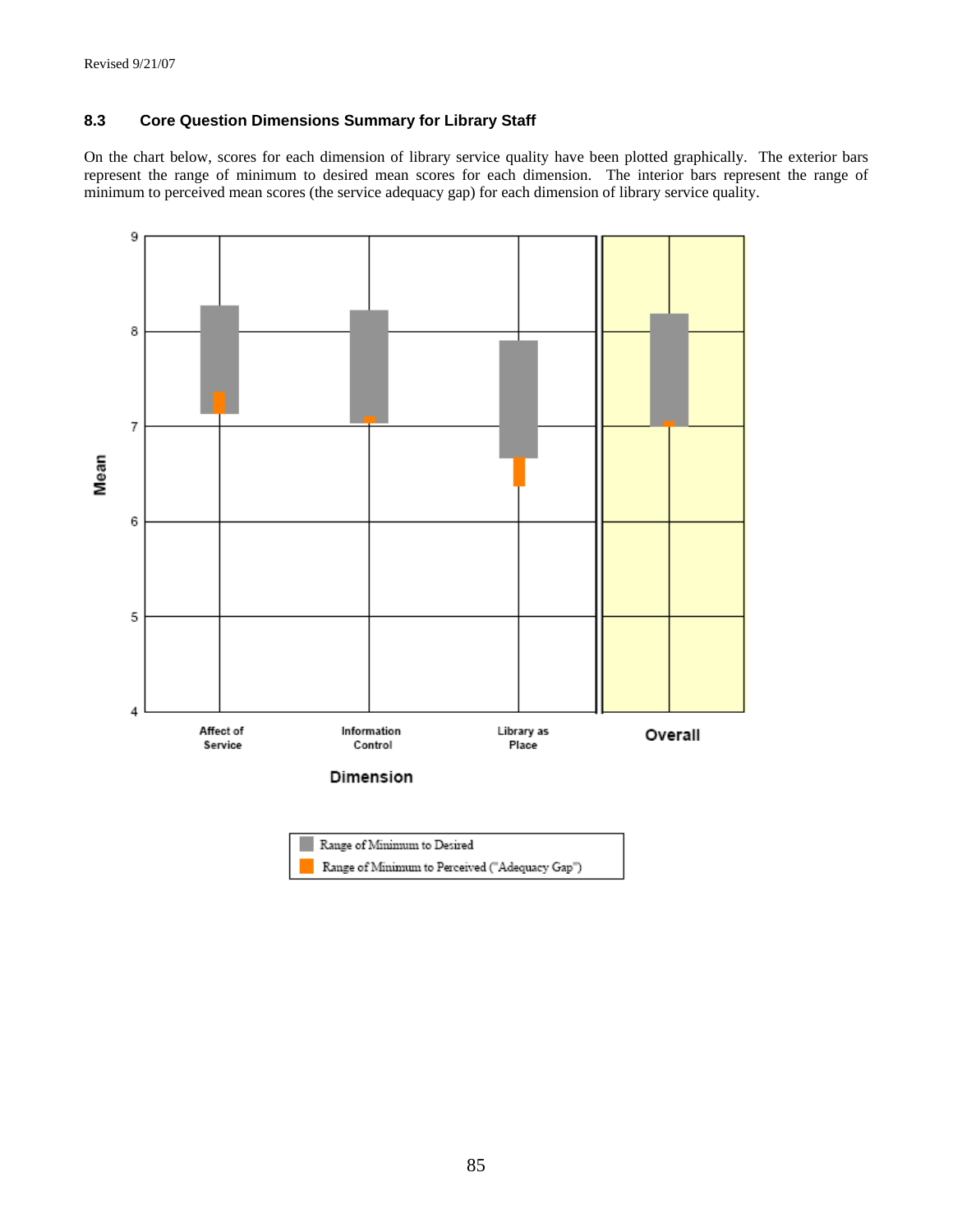### 8.3 Core Question Dimensions Summary for Library Staff

On the chart below, scores for each dimension of library service quality have been plotted graphically. The exterior bars represent the range of minimum to desired mean scores for each dimension. The interior bars represent the range of minimum to perceived mean scores (the service adequacy gap) for each dimension of library service quality.

Mean

9
8
7
6
5
4

Affect of Service

Information Control

Library as Place

Overall

Dimension

Range of Minimum to Desired

Range of Minimum to Perceived ("Adequacy Gap")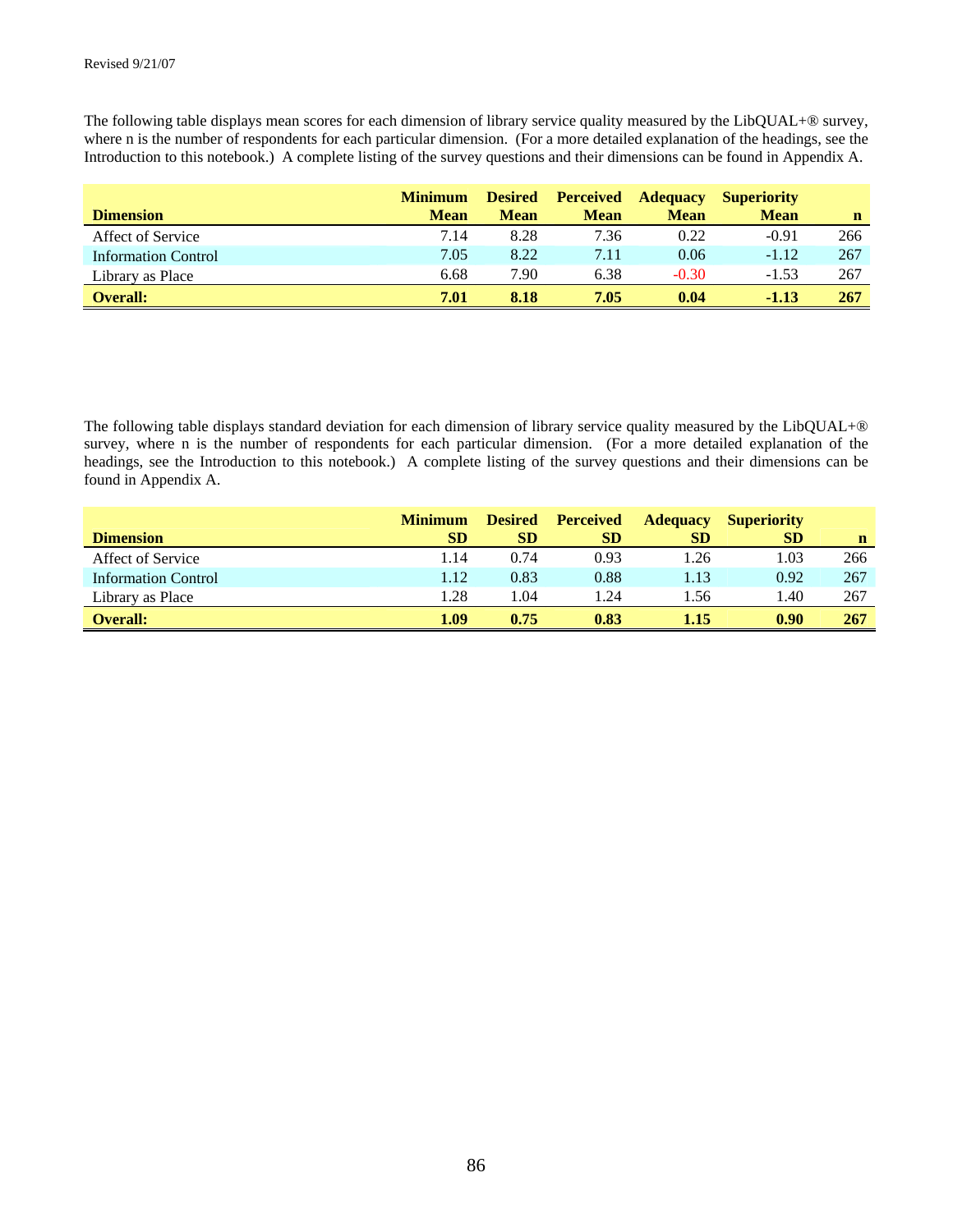Revised 9/21/07

The following table displays mean scores for each dimension of library service quality measured by the LibQUAL+® survey, where n is the number of respondents for each particular dimension. (For a more detailed explanation of the headings, see the Introduction to this notebook.) A complete listing of the survey questions and their dimensions can be found in Appendix A.

| Dimension | Minimum Mean | Desired Mean | Perceived Mean | Adequacy Mean | Superiority Mean | n |
|---|---|---|---|---|---|---|
| Affect of Service | 7.14 | 8.28 | 7.36 | 0.22 | -0.91 | 266 |
| Information Control | 7.05 | 8.22 | 7.11 | 0.06 | -1.12 | 267 |
| Library as Place | 6.68 | 7.90 | 6.38 | -0.30 | -1.53 | 267 |
| **Overall:** | **7.01** | **8.18** | **7.05** | **0.04** | **-1.13** | **267** |

The following table displays standard deviation for each dimension of library service quality measured by the LibQUAL+® survey, where n is the number of respondents for each particular dimension. (For a more detailed explanation of the headings, see the Introduction to this notebook.) A complete listing of the survey questions and their dimensions can be found in Appendix A.

| Dimension | Minimum SD | Desired SD | Perceived SD | Adequacy SD | Superiority SD | n |
|---|---|---|---|---|---|---|
| Affect of Service | 1.14 | 0.74 | 0.93 | 1.26 | 1.03 | 266 |
| Information Control | 1.12 | 0.83 | 0.88 | 1.13 | 0.92 | 267 |
| Library as Place | 1.28 | 1.04 | 1.24 | 1.56 | 1.40 | 267 |
| **Overall:** | **1.09** | **0.75** | **0.83** | **1.15** | **0.90** | **267** |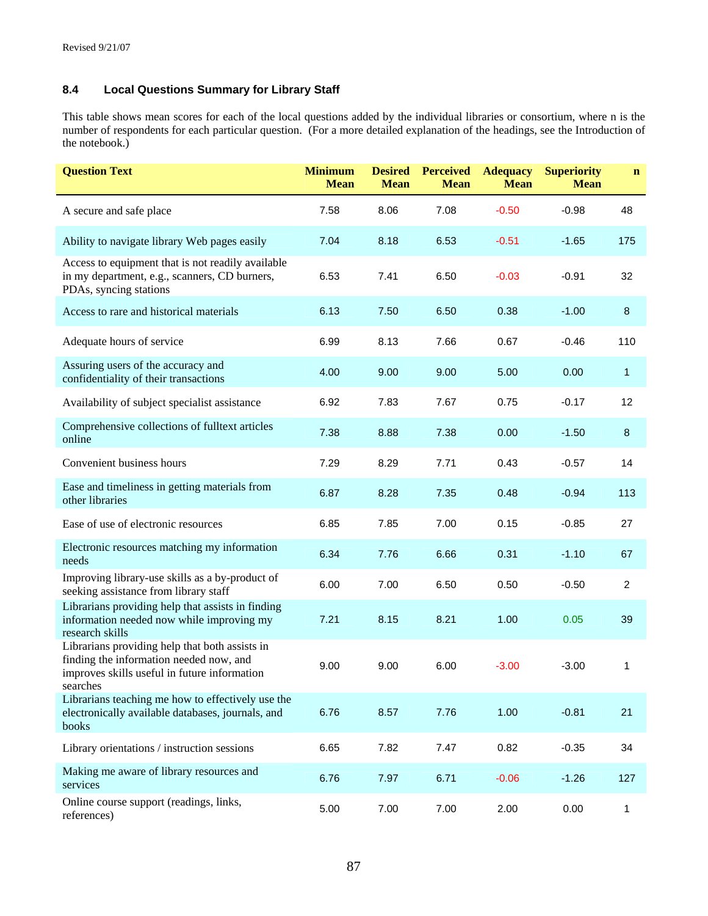Revised 9/21/07

### 8.4 Local Questions Summary for Library Staff

This table shows mean scores for each of the local questions added by the individual libraries or consortium, where n is the number of respondents for each particular question. (For a more detailed explanation of the headings, see the Introduction of the notebook.)

| Question Text | Minimum Mean | Desired Mean | Perceived Mean | Adequacy Mean | Superiority Mean | n |
|---|---|---|---|---|---|---|
| A secure and safe place | 7.58 | 8.06 | 7.08 | -0.50 | -0.98 | 48 |
| Ability to navigate library Web pages easily | 7.04 | 8.18 | 6.53 | -0.51 | -1.65 | 175 |
| Access to equipment that is not readily available in my department, e.g., scanners, CD burners, PDAs, syncing stations | 6.53 | 7.41 | 6.50 | -0.03 | -0.91 | 32 |
| Access to rare and historical materials | 6.13 | 7.50 | 6.50 | 0.38 | -1.00 | 8 |
| Adequate hours of service | 6.99 | 8.13 | 7.66 | 0.67 | -0.46 | 110 |
| Assuring users of the accuracy and confidentiality of their transactions | 4.00 | 9.00 | 9.00 | 5.00 | 0.00 | 1 |
| Availability of subject specialist assistance | 6.92 | 7.83 | 7.67 | 0.75 | -0.17 | 12 |
| Comprehensive collections of fulltext articles online | 7.38 | 8.88 | 7.38 | 0.00 | -1.50 | 8 |
| Convenient business hours | 7.29 | 8.29 | 7.71 | 0.43 | -0.57 | 14 |
| Ease and timeliness in getting materials from other libraries | 6.87 | 8.28 | 7.35 | 0.48 | -0.94 | 113 |
| Ease of use of electronic resources | 6.85 | 7.85 | 7.00 | 0.15 | -0.85 | 27 |
| Electronic resources matching my information needs | 6.34 | 7.76 | 6.66 | 0.31 | -1.10 | 67 |
| Improving library-use skills as a by-product of seeking assistance from library staff | 6.00 | 7.00 | 6.50 | 0.50 | -0.50 | 2 |
| Librarians providing help that assists in finding information needed now while improving my research skills | 7.21 | 8.15 | 8.21 | 1.00 | 0.05 | 39 |
| Librarians providing help that both assists in finding the information needed now, and improves skills useful in future information searches | 9.00 | 9.00 | 6.00 | -3.00 | -3.00 | 1 |
| Librarians teaching me how to effectively use the electronically available databases, journals, and books | 6.76 | 8.57 | 7.76 | 1.00 | -0.81 | 21 |
| Library orientations / instruction sessions | 6.65 | 7.82 | 7.47 | 0.82 | -0.35 | 34 |
| Making me aware of library resources and services | 6.76 | 7.97 | 6.71 | -0.06 | -1.26 | 127 |
| Online course support (readings, links, references) | 5.00 | 7.00 | 7.00 | 2.00 | 0.00 | 1 |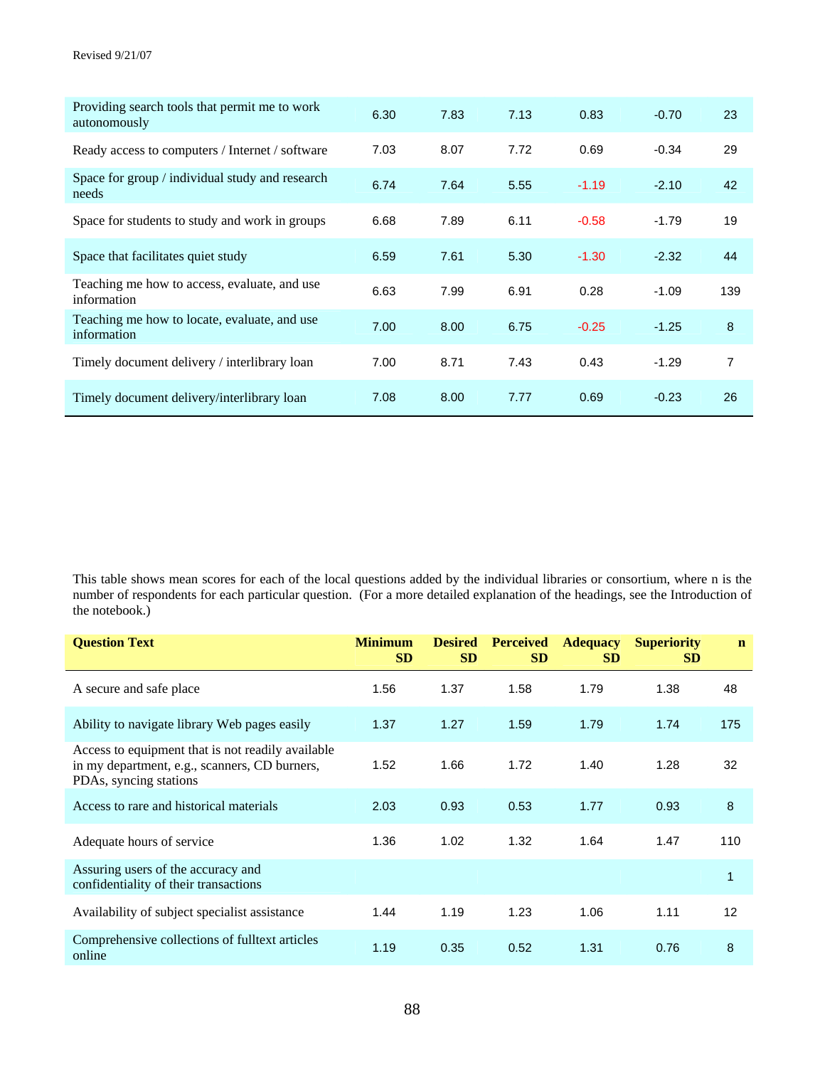| | | | | | | |
|---|---|---|---|---|---|---|
| Providing search tools that permit me to work autonomously | 6.30 | 7.83 | 7.13 | 0.83 | -0.70 | 23 |
| Ready access to computers / Internet / software | 7.03 | 8.07 | 7.72 | 0.69 | -0.34 | 29 |
| Space for group / individual study and research needs | 6.74 | 7.64 | 5.55 | -1.19 | -2.10 | 42 |
| Space for students to study and work in groups | 6.68 | 7.89 | 6.11 | -0.58 | -1.79 | 19 |
| Space that facilitates quiet study | 6.59 | 7.61 | 5.30 | -1.30 | -2.32 | 44 |
| Teaching me how to access, evaluate, and use information | 6.63 | 7.99 | 6.91 | 0.28 | -1.09 | 139 |
| Teaching me how to locate, evaluate, and use information | 7.00 | 8.00 | 6.75 | -0.25 | -1.25 | 8 |
| Timely document delivery / interlibrary loan | 7.00 | 8.71 | 7.43 | 0.43 | -1.29 | 7 |
| Timely document delivery/interlibrary loan | 7.08 | 8.00 | 7.77 | 0.69 | -0.23 | 26 |

This table shows mean scores for each of the local questions added by the individual libraries or consortium, where n is the number of respondents for each particular question. (For a more detailed explanation of the headings, see the Introduction of the notebook.)

| Question Text | Minimum SD | Desired SD | Perceived SD | Adequacy SD | Superiority SD | n |
|---|---|---|---|---|---|---|
| A secure and safe place | 1.56 | 1.37 | 1.58 | 1.79 | 1.38 | 48 |
| Ability to navigate library Web pages easily | 1.37 | 1.27 | 1.59 | 1.79 | 1.74 | 175 |
| Access to equipment that is not readily available in my department, e.g., scanners, CD burners, PDAs, syncing stations | 1.52 | 1.66 | 1.72 | 1.40 | 1.28 | 32 |
| Access to rare and historical materials | 2.03 | 0.93 | 0.53 | 1.77 | 0.93 | 8 |
| Adequate hours of service | 1.36 | 1.02 | 1.32 | 1.64 | 1.47 | 110 |
| Assuring users of the accuracy and confidentiality of their transactions | | | | | | 1 |
| Availability of subject specialist assistance | 1.44 | 1.19 | 1.23 | 1.06 | 1.11 | 12 |
| Comprehensive collections of fulltext articles online | 1.19 | 0.35 | 0.52 | 1.31 | 0.76 | 8 |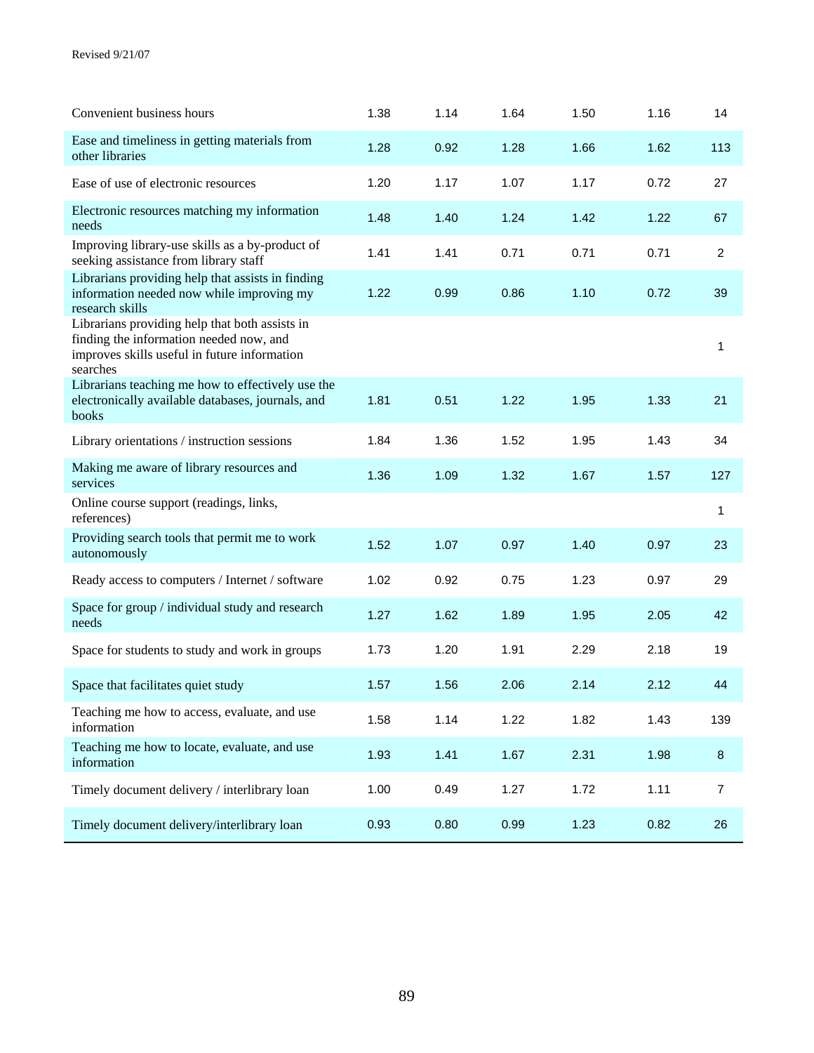| | | | | | | |
|---|---|---|---|---|---|---|
| Convenient business hours | 1.38 | 1.14 | 1.64 | 1.50 | 1.16 | 14 |
| Ease and timeliness in getting materials from other libraries | 1.28 | 0.92 | 1.28 | 1.66 | 1.62 | 113 |
| Ease of use of electronic resources | 1.20 | 1.17 | 1.07 | 1.17 | 0.72 | 27 |
| Electronic resources matching my information needs | 1.48 | 1.40 | 1.24 | 1.42 | 1.22 | 67 |
| Improving library-use skills as a by-product of seeking assistance from library staff | 1.41 | 1.41 | 0.71 | 0.71 | 0.71 | 2 |
| Librarians providing help that assists in finding information needed now while improving my research skills | 1.22 | 0.99 | 0.86 | 1.10 | 0.72 | 39 |
| Librarians providing help that both assists in finding the information needed now, and improves skills useful in future information searches | | | | | | 1 |
| Librarians teaching me how to effectively use the electronically available databases, journals, and books | 1.81 | 0.51 | 1.22 | 1.95 | 1.33 | 21 |
| Library orientations / instruction sessions | 1.84 | 1.36 | 1.52 | 1.95 | 1.43 | 34 |
| Making me aware of library resources and services | 1.36 | 1.09 | 1.32 | 1.67 | 1.57 | 127 |
| Online course support (readings, links, references) | | | | | | 1 |
| Providing search tools that permit me to work autonomously | 1.52 | 1.07 | 0.97 | 1.40 | 0.97 | 23 |
| Ready access to computers / Internet / software | 1.02 | 0.92 | 0.75 | 1.23 | 0.97 | 29 |
| Space for group / individual study and research needs | 1.27 | 1.62 | 1.89 | 1.95 | 2.05 | 42 |
| Space for students to study and work in groups | 1.73 | 1.20 | 1.91 | 2.29 | 2.18 | 19 |
| Space that facilitates quiet study | 1.57 | 1.56 | 2.06 | 2.14 | 2.12 | 44 |
| Teaching me how to access, evaluate, and use information | 1.58 | 1.14 | 1.22 | 1.82 | 1.43 | 139 |
| Teaching me how to locate, evaluate, and use information | 1.93 | 1.41 | 1.67 | 2.31 | 1.98 | 8 |
| Timely document delivery / interlibrary loan | 1.00 | 0.49 | 1.27 | 1.72 | 1.11 | 7 |
| Timely document delivery/interlibrary loan | 0.93 | 0.80 | 0.99 | 1.23 | 0.82 | 26 |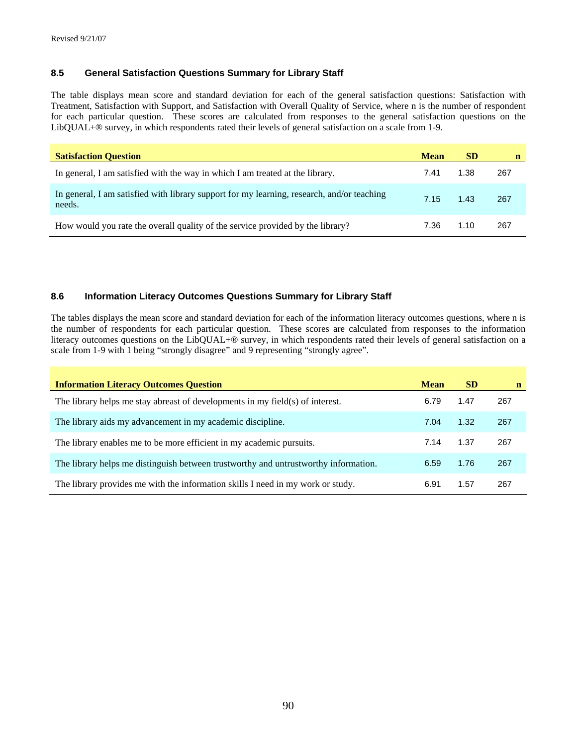Revised 9/21/07

### 8.5 General Satisfaction Questions Summary for Library Staff

The table displays mean score and standard deviation for each of the general satisfaction questions: Satisfaction with Treatment, Satisfaction with Support, and Satisfaction with Overall Quality of Service, where n is the number of respondent for each particular question. These scores are calculated from responses to the general satisfaction questions on the LibQUAL+® survey, in which respondents rated their levels of general satisfaction on a scale from 1-9.

| Satisfaction Question | Mean | SD | n |
|---|---|---|---|
| In general, I am satisfied with the way in which I am treated at the library. | 7.41 | 1.38 | 267 |
| In general, I am satisfied with library support for my learning, research, and/or teaching needs. | 7.15 | 1.43 | 267 |
| How would you rate the overall quality of the service provided by the library? | 7.36 | 1.10 | 267 |

### 8.6 Information Literacy Outcomes Questions Summary for Library Staff

The tables displays the mean score and standard deviation for each of the information literacy outcomes questions, where n is the number of respondents for each particular question. These scores are calculated from responses to the information literacy outcomes questions on the LibQUAL+® survey, in which respondents rated their levels of general satisfaction on a scale from 1-9 with 1 being "strongly disagree" and 9 representing "strongly agree".

| Information Literacy Outcomes Question | Mean | SD | n |
|---|---|---|---|
| The library helps me stay abreast of developments in my field(s) of interest. | 6.79 | 1.47 | 267 |
| The library aids my advancement in my academic discipline. | 7.04 | 1.32 | 267 |
| The library enables me to be more efficient in my academic pursuits. | 7.14 | 1.37 | 267 |
| The library helps me distinguish between trustworthy and untrustworthy information. | 6.59 | 1.76 | 267 |
| The library provides me with the information skills I need in my work or study. | 6.91 | 1.57 | 267 |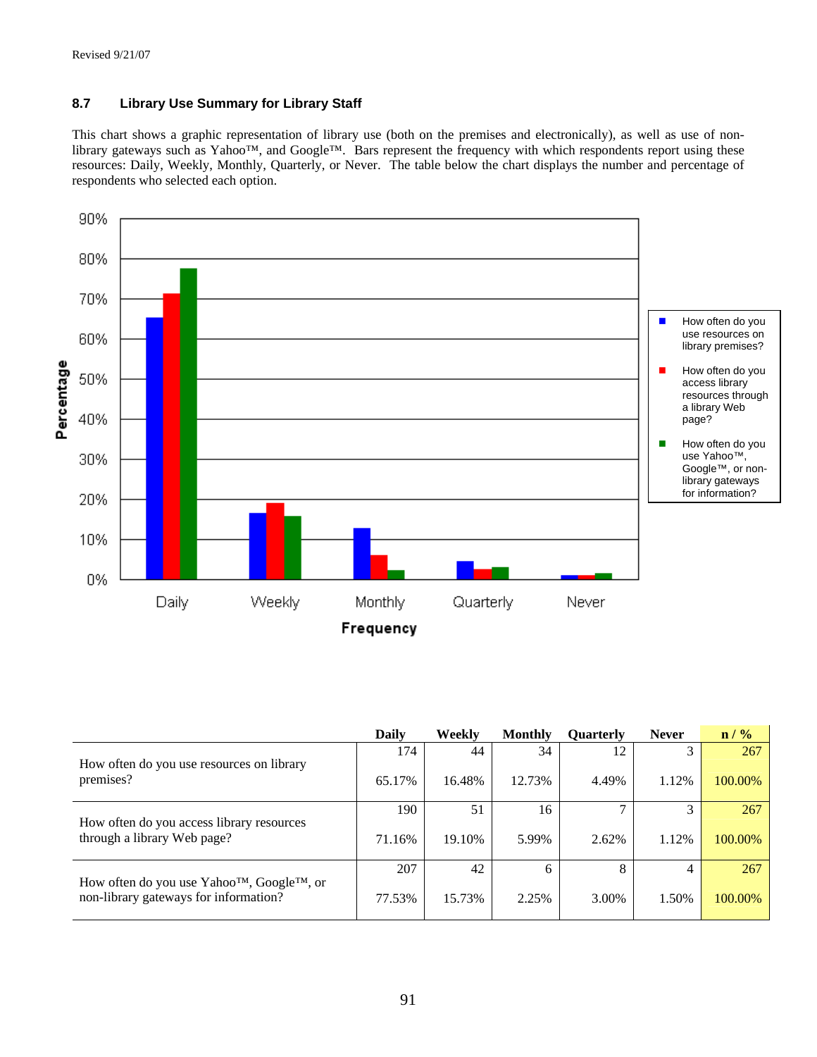Revised 9/21/07

### 8.7 Library Use Summary for Library Staff

This chart shows a graphic representation of library use (both on the premises and electronically), as well as use of non-library gateways such as Yahoo™, and Google™. Bars represent the frequency with which respondents report using these resources: Daily, Weekly, Monthly, Quarterly, or Never. The table below the chart displays the number and percentage of respondents who selected each option.

| | Daily | Weekly | Monthly | Quarterly | Never | n / % |
|---|---|---|---|---|---|---|
| How often do you use resources on library premises? | 174<br>65.17% | 44<br>16.48% | 34<br>12.73% | 12<br>4.49% | 3<br>1.12% | 267<br>100.00% |
| How often do you access library resources through a library Web page? | 190<br>71.16% | 51<br>19.10% | 16<br>5.99% | 7<br>2.62% | 3<br>1.12% | 267<br>100.00% |
| How often do you use Yahoo™, Google™, or non-library gateways for information? | 207<br>77.53% | 42<br>15.73% | 6<br>2.25% | 8<br>3.00% | 4<br>1.50% | 267<br>100.00% |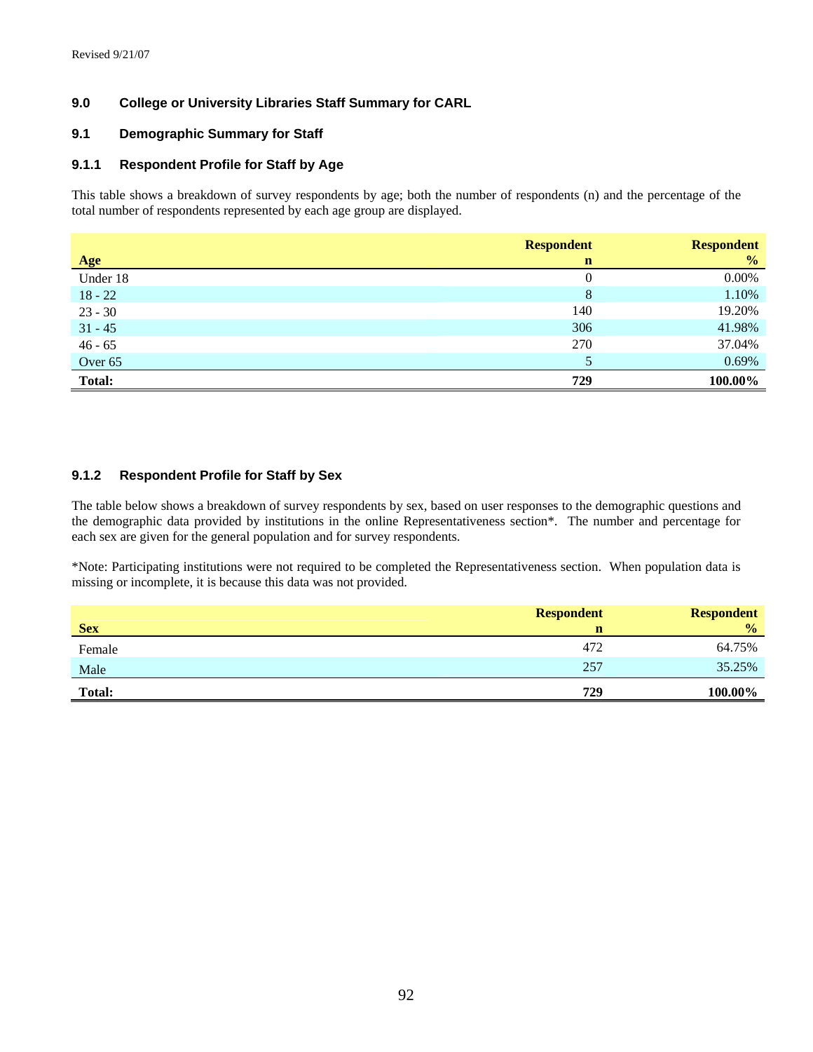# 9.0 College or University Libraries Staff Summary for CARL

## 9.1 Demographic Summary for Staff

### 9.1.1 Respondent Profile for Staff by Age

This table shows a breakdown of survey respondents by age; both the number of respondents (n) and the percentage of the total number of respondents represented by each age group are displayed.

| Age | Respondent n | Respondent % |
|---|---|---|
| Under 18 | 0 | 0.00% |
| 18 - 22 | 8 | 1.10% |
| 23 - 30 | 140 | 19.20% |
| 31 - 45 | 306 | 41.98% |
| 46 - 65 | 270 | 37.04% |
| Over 65 | 5 | 0.69% |
| **Total:** | **729** | **100.00%** |

### 9.1.2 Respondent Profile for Staff by Sex

The table below shows a breakdown of survey respondents by sex, based on user responses to the demographic questions and the demographic data provided by institutions in the online Representativeness section*. The number and percentage for each sex are given for the general population and for survey respondents.

*Note: Participating institutions were not required to be completed the Representativeness section. When population data is missing or incomplete, it is because this data was not provided.

| Sex | Respondent n | Respondent % |
|---|---|---|
| Female | 472 | 64.75% |
| Male | 257 | 35.25% |
| **Total:** | **729** | **100.00%** |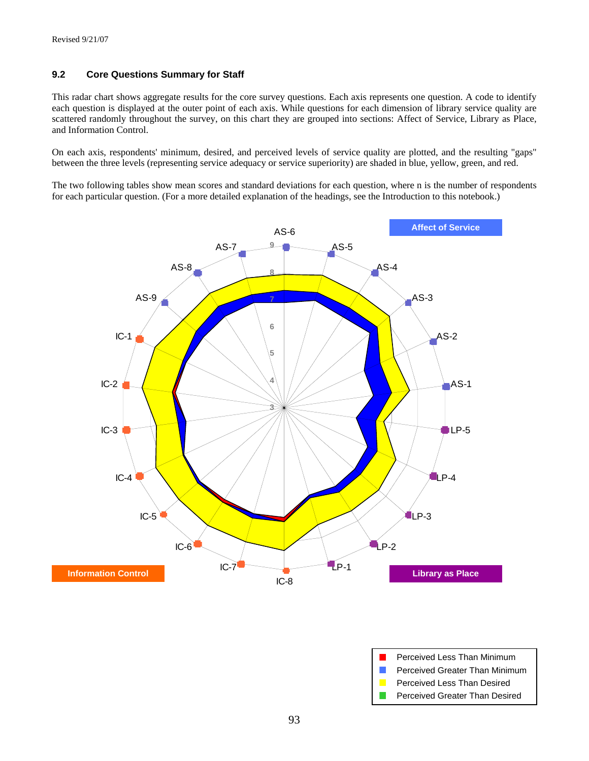## 9.2 Core Questions Summary for Staff

This radar chart shows aggregate results for the core survey questions. Each axis represents one question. A code to identify each question is displayed at the outer point of each axis. While questions for each dimension of library service quality are scattered randomly throughout the survey, on this chart they are grouped into sections: Affect of Service, Library as Place, and Information Control.

On each axis, respondents' minimum, desired, and perceived levels of service quality are plotted, and the resulting "gaps" between the three levels (representing service adequacy or service superiority) are shaded in blue, yellow, green, and red.

The two following tables show mean scores and standard deviations for each question, where n is the number of respondents for each particular question. (For a more detailed explanation of the headings, see the Introduction to this notebook.)

Affect of Service

AS-6, AS-5, AS-4, AS-3, AS-2, AS-1, AS-7, AS-8, AS-9

Library as Place

LP-5, LP-4, LP-3, LP-2, LP-1

Information Control

IC-1, IC-2, IC-3, IC-4, IC-5, IC-6, IC-7, IC-8

- Perceived Less Than Minimum
- Perceived Greater Than Minimum
- Perceived Less Than Desired
- Perceived Greater Than Desired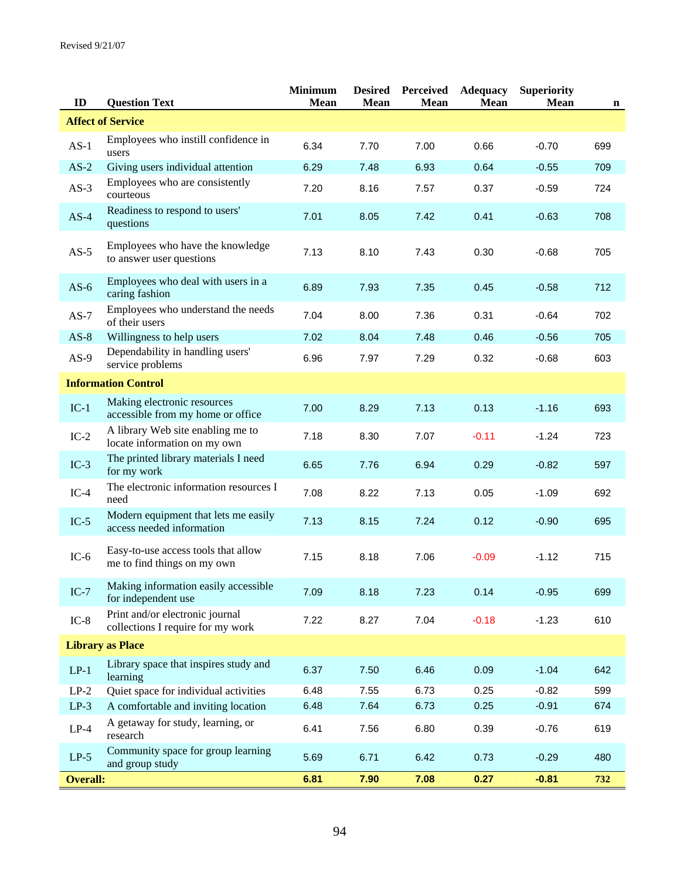Revised 9/21/07

| ID | Question Text | Minimum Mean | Desired Mean | Perceived Mean | Adequacy Mean | Superiority Mean | n |
|---|---|---|---|---|---|---|---|
| **Affect of Service** | | | | | | | |
| AS-1 | Employees who instill confidence in users | 6.34 | 7.70 | 7.00 | 0.66 | -0.70 | 699 |
| AS-2 | Giving users individual attention | 6.29 | 7.48 | 6.93 | 0.64 | -0.55 | 709 |
| AS-3 | Employees who are consistently courteous | 7.20 | 8.16 | 7.57 | 0.37 | -0.59 | 724 |
| AS-4 | Readiness to respond to users' questions | 7.01 | 8.05 | 7.42 | 0.41 | -0.63 | 708 |
| AS-5 | Employees who have the knowledge to answer user questions | 7.13 | 8.10 | 7.43 | 0.30 | -0.68 | 705 |
| AS-6 | Employees who deal with users in a caring fashion | 6.89 | 7.93 | 7.35 | 0.45 | -0.58 | 712 |
| AS-7 | Employees who understand the needs of their users | 7.04 | 8.00 | 7.36 | 0.31 | -0.64 | 702 |
| AS-8 | Willingness to help users | 7.02 | 8.04 | 7.48 | 0.46 | -0.56 | 705 |
| AS-9 | Dependability in handling users' service problems | 6.96 | 7.97 | 7.29 | 0.32 | -0.68 | 603 |
| **Information Control** | | | | | | | |
| IC-1 | Making electronic resources accessible from my home or office | 7.00 | 8.29 | 7.13 | 0.13 | -1.16 | 693 |
| IC-2 | A library Web site enabling me to locate information on my own | 7.18 | 8.30 | 7.07 | -0.11 | -1.24 | 723 |
| IC-3 | The printed library materials I need for my work | 6.65 | 7.76 | 6.94 | 0.29 | -0.82 | 597 |
| IC-4 | The electronic information resources I need | 7.08 | 8.22 | 7.13 | 0.05 | -1.09 | 692 |
| IC-5 | Modern equipment that lets me easily access needed information | 7.13 | 8.15 | 7.24 | 0.12 | -0.90 | 695 |
| IC-6 | Easy-to-use access tools that allow me to find things on my own | 7.15 | 8.18 | 7.06 | -0.09 | -1.12 | 715 |
| IC-7 | Making information easily accessible for independent use | 7.09 | 8.18 | 7.23 | 0.14 | -0.95 | 699 |
| IC-8 | Print and/or electronic journal collections I require for my work | 7.22 | 8.27 | 7.04 | -0.18 | -1.23 | 610 |
| **Library as Place** | | | | | | | |
| LP-1 | Library space that inspires study and learning | 6.37 | 7.50 | 6.46 | 0.09 | -1.04 | 642 |
| LP-2 | Quiet space for individual activities | 6.48 | 7.55 | 6.73 | 0.25 | -0.82 | 599 |
| LP-3 | A comfortable and inviting location | 6.48 | 7.64 | 6.73 | 0.25 | -0.91 | 674 |
| LP-4 | A getaway for study, learning, or research | 6.41 | 7.56 | 6.80 | 0.39 | -0.76 | 619 |
| LP-5 | Community space for group learning and group study | 5.69 | 6.71 | 6.42 | 0.73 | -0.29 | 480 |
| **Overall:** | | **6.81** | **7.90** | **7.08** | **0.27** | **-0.81** | **732** |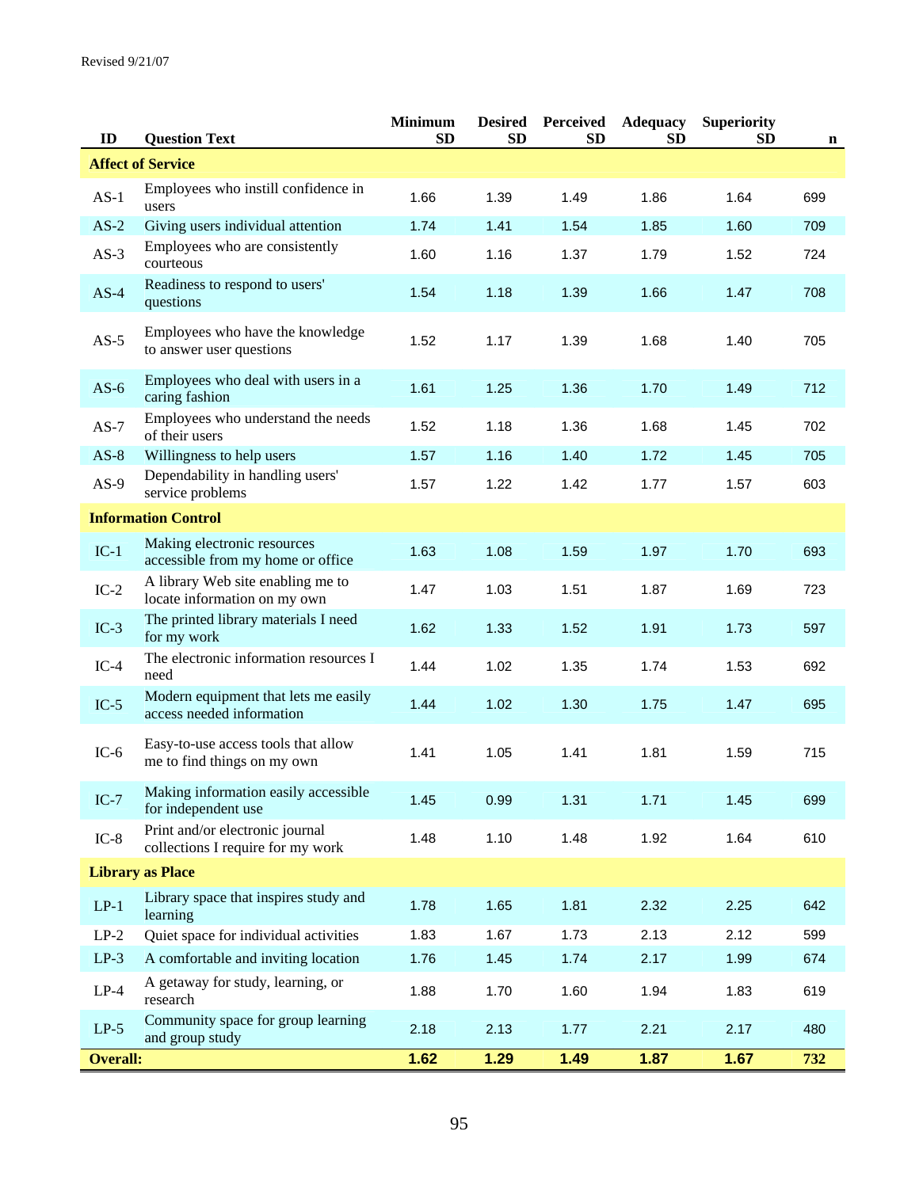Revised 9/21/07

| ID | Question Text | Minimum SD | Desired SD | Perceived SD | Adequacy SD | Superiority SD | n |
|---|---|---|---|---|---|---|---|
| **Affect of Service** | | | | | | | |
| AS-1 | Employees who instill confidence in users | 1.66 | 1.39 | 1.49 | 1.86 | 1.64 | 699 |
| AS-2 | Giving users individual attention | 1.74 | 1.41 | 1.54 | 1.85 | 1.60 | 709 |
| AS-3 | Employees who are consistently courteous | 1.60 | 1.16 | 1.37 | 1.79 | 1.52 | 724 |
| AS-4 | Readiness to respond to users' questions | 1.54 | 1.18 | 1.39 | 1.66 | 1.47 | 708 |
| AS-5 | Employees who have the knowledge to answer user questions | 1.52 | 1.17 | 1.39 | 1.68 | 1.40 | 705 |
| AS-6 | Employees who deal with users in a caring fashion | 1.61 | 1.25 | 1.36 | 1.70 | 1.49 | 712 |
| AS-7 | Employees who understand the needs of their users | 1.52 | 1.18 | 1.36 | 1.68 | 1.45 | 702 |
| AS-8 | Willingness to help users | 1.57 | 1.16 | 1.40 | 1.72 | 1.45 | 705 |
| AS-9 | Dependability in handling users' service problems | 1.57 | 1.22 | 1.42 | 1.77 | 1.57 | 603 |
| **Information Control** | | | | | | | |
| IC-1 | Making electronic resources accessible from my home or office | 1.63 | 1.08 | 1.59 | 1.97 | 1.70 | 693 |
| IC-2 | A library Web site enabling me to locate information on my own | 1.47 | 1.03 | 1.51 | 1.87 | 1.69 | 723 |
| IC-3 | The printed library materials I need for my work | 1.62 | 1.33 | 1.52 | 1.91 | 1.73 | 597 |
| IC-4 | The electronic information resources I need | 1.44 | 1.02 | 1.35 | 1.74 | 1.53 | 692 |
| IC-5 | Modern equipment that lets me easily access needed information | 1.44 | 1.02 | 1.30 | 1.75 | 1.47 | 695 |
| IC-6 | Easy-to-use access tools that allow me to find things on my own | 1.41 | 1.05 | 1.41 | 1.81 | 1.59 | 715 |
| IC-7 | Making information easily accessible for independent use | 1.45 | 0.99 | 1.31 | 1.71 | 1.45 | 699 |
| IC-8 | Print and/or electronic journal collections I require for my work | 1.48 | 1.10 | 1.48 | 1.92 | 1.64 | 610 |
| **Library as Place** | | | | | | | |
| LP-1 | Library space that inspires study and learning | 1.78 | 1.65 | 1.81 | 2.32 | 2.25 | 642 |
| LP-2 | Quiet space for individual activities | 1.83 | 1.67 | 1.73 | 2.13 | 2.12 | 599 |
| LP-3 | A comfortable and inviting location | 1.76 | 1.45 | 1.74 | 2.17 | 1.99 | 674 |
| LP-4 | A getaway for study, learning, or research | 1.88 | 1.70 | 1.60 | 1.94 | 1.83 | 619 |
| LP-5 | Community space for group learning and group study | 2.18 | 2.13 | 1.77 | 2.21 | 2.17 | 480 |
| **Overall:** | | **1.62** | **1.29** | **1.49** | **1.87** | **1.67** | **732** |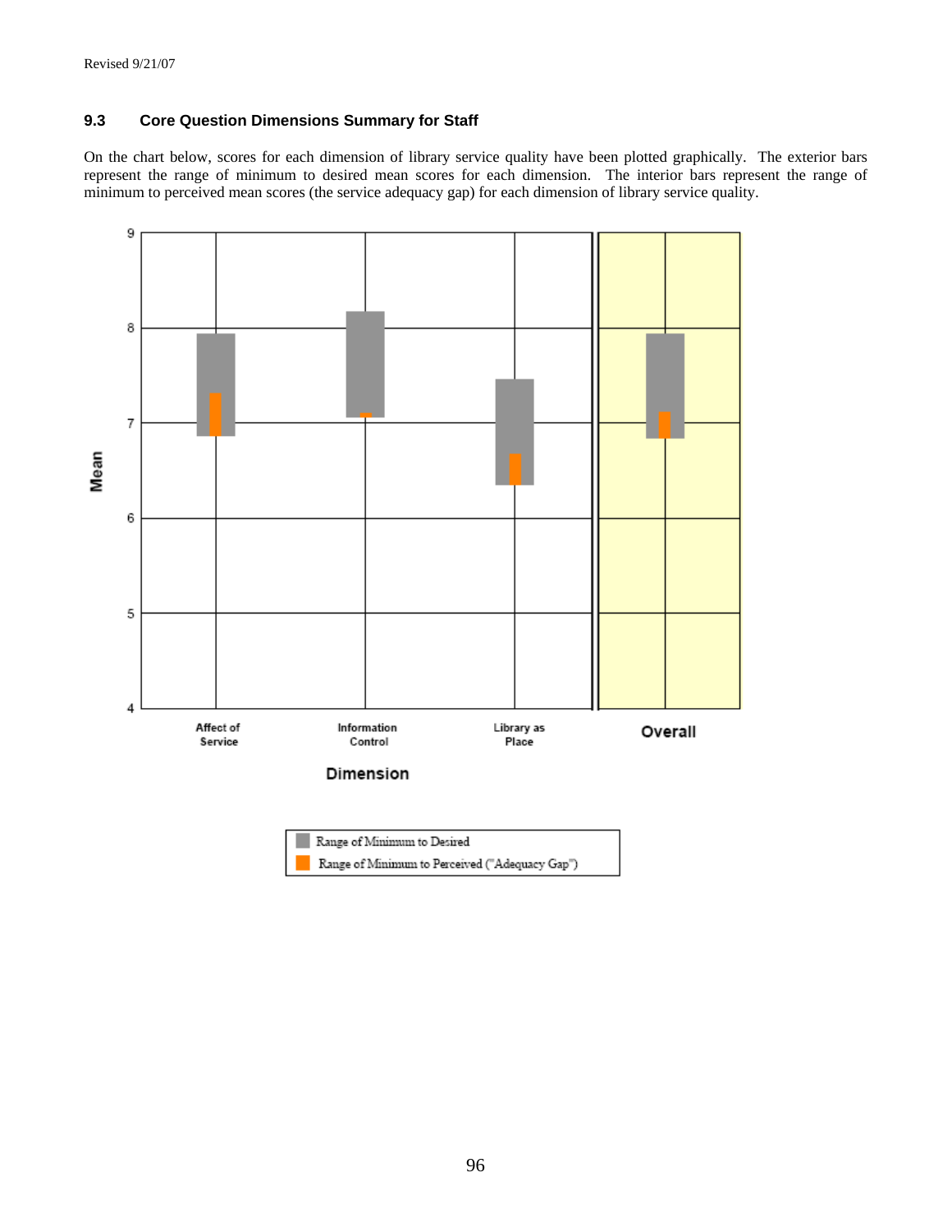Revised 9/21/07

### 9.3 Core Question Dimensions Summary for Staff

On the chart below, scores for each dimension of library service quality have been plotted graphically. The exterior bars represent the range of minimum to desired mean scores for each dimension. The interior bars represent the range of minimum to perceived mean scores (the service adequacy gap) for each dimension of library service quality.

Mean

9
8
7
6
5
4

Affect of Service | Information Control | Library as Place | Overall

Dimension

Range of Minimum to Desired
Range of Minimum to Perceived ("Adequacy Gap")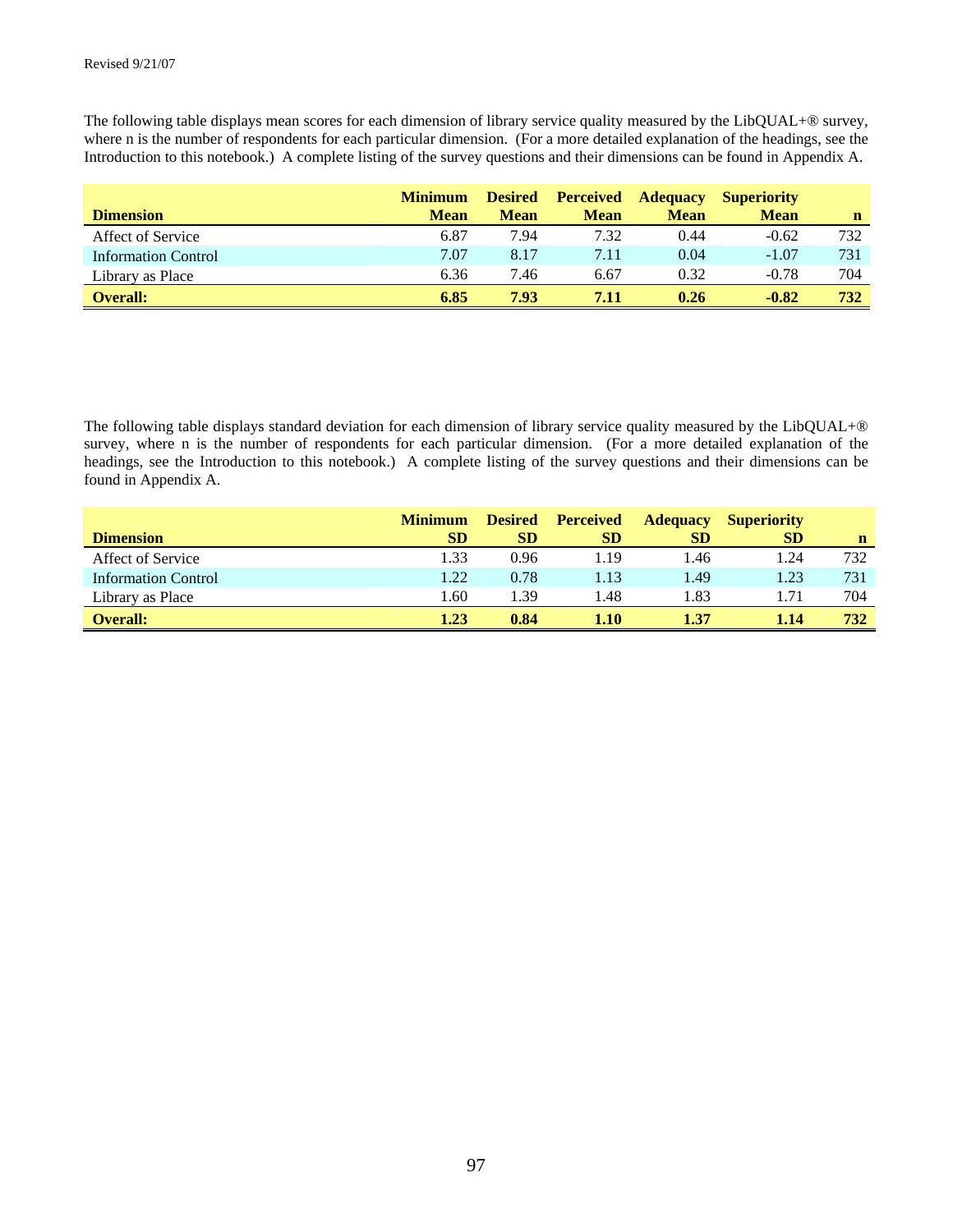Revised 9/21/07

The following table displays mean scores for each dimension of library service quality measured by the LibQUAL+® survey, where n is the number of respondents for each particular dimension. (For a more detailed explanation of the headings, see the Introduction to this notebook.) A complete listing of the survey questions and their dimensions can be found in Appendix A.

| Dimension | Minimum Mean | Desired Mean | Perceived Mean | Adequacy Mean | Superiority Mean | n |
|---|---|---|---|---|---|---|
| Affect of Service | 6.87 | 7.94 | 7.32 | 0.44 | -0.62 | 732 |
| Information Control | 7.07 | 8.17 | 7.11 | 0.04 | -1.07 | 731 |
| Library as Place | 6.36 | 7.46 | 6.67 | 0.32 | -0.78 | 704 |
| **Overall:** | **6.85** | **7.93** | **7.11** | **0.26** | **-0.82** | **732** |

The following table displays standard deviation for each dimension of library service quality measured by the LibQUAL+® survey, where n is the number of respondents for each particular dimension. (For a more detailed explanation of the headings, see the Introduction to this notebook.) A complete listing of the survey questions and their dimensions can be found in Appendix A.

| Dimension | Minimum SD | Desired SD | Perceived SD | Adequacy SD | Superiority SD | n |
|---|---|---|---|---|---|---|
| Affect of Service | 1.33 | 0.96 | 1.19 | 1.46 | 1.24 | 732 |
| Information Control | 1.22 | 0.78 | 1.13 | 1.49 | 1.23 | 731 |
| Library as Place | 1.60 | 1.39 | 1.48 | 1.83 | 1.71 | 704 |
| **Overall:** | **1.23** | **0.84** | **1.10** | **1.37** | **1.14** | **732** |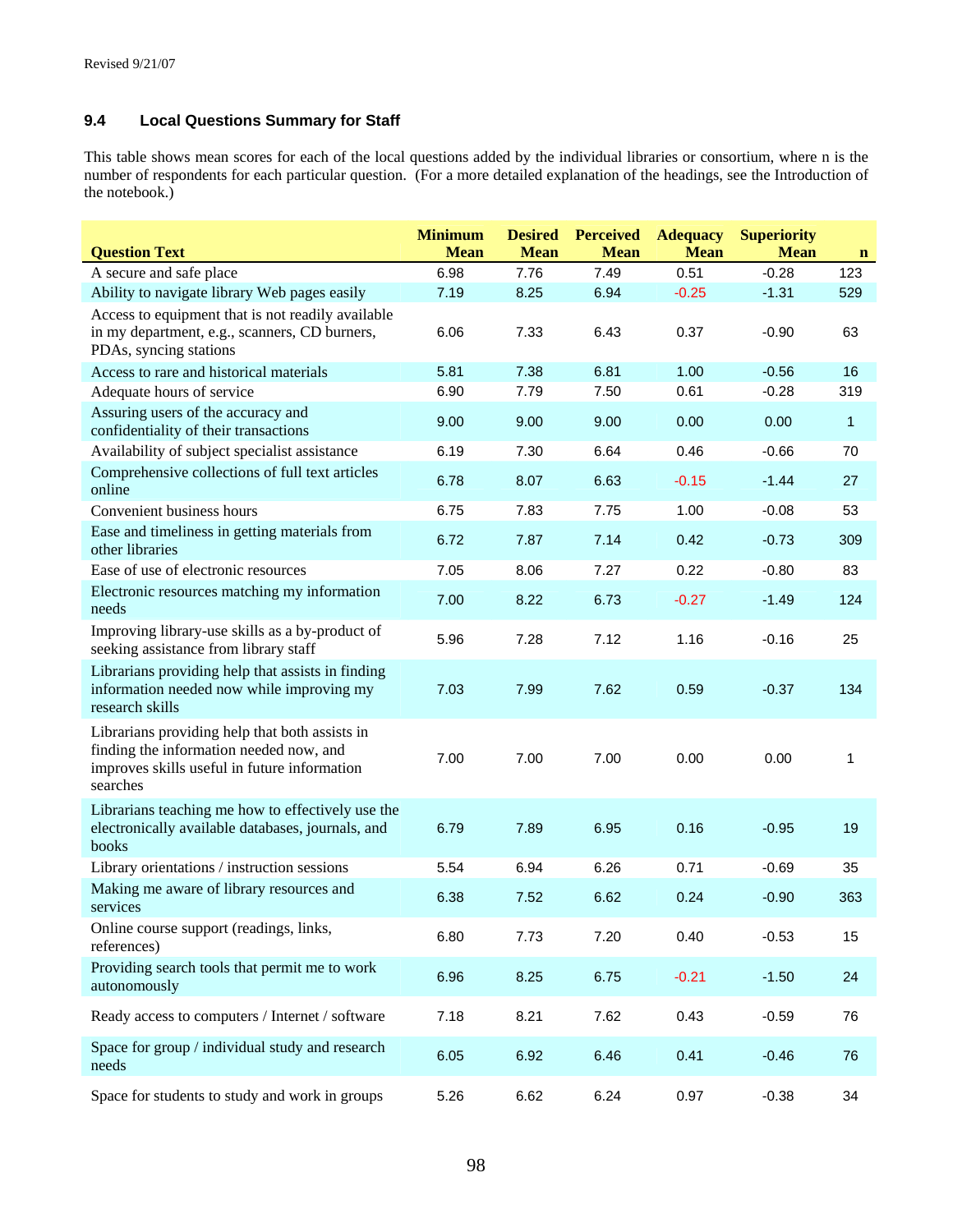Revised 9/21/07

### 9.4 Local Questions Summary for Staff

This table shows mean scores for each of the local questions added by the individual libraries or consortium, where n is the number of respondents for each particular question. (For a more detailed explanation of the headings, see the Introduction of the notebook.)

| Question Text | Minimum Mean | Desired Mean | Perceived Mean | Adequacy Mean | Superiority Mean | n |
|---|---|---|---|---|---|---|
| A secure and safe place | 6.98 | 7.76 | 7.49 | 0.51 | -0.28 | 123 |
| Ability to navigate library Web pages easily | 7.19 | 8.25 | 6.94 | -0.25 | -1.31 | 529 |
| Access to equipment that is not readily available in my department, e.g., scanners, CD burners, PDAs, syncing stations | 6.06 | 7.33 | 6.43 | 0.37 | -0.90 | 63 |
| Access to rare and historical materials | 5.81 | 7.38 | 6.81 | 1.00 | -0.56 | 16 |
| Adequate hours of service | 6.90 | 7.79 | 7.50 | 0.61 | -0.28 | 319 |
| Assuring users of the accuracy and confidentiality of their transactions | 9.00 | 9.00 | 9.00 | 0.00 | 0.00 | 1 |
| Availability of subject specialist assistance | 6.19 | 7.30 | 6.64 | 0.46 | -0.66 | 70 |
| Comprehensive collections of full text articles online | 6.78 | 8.07 | 6.63 | -0.15 | -1.44 | 27 |
| Convenient business hours | 6.75 | 7.83 | 7.75 | 1.00 | -0.08 | 53 |
| Ease and timeliness in getting materials from other libraries | 6.72 | 7.87 | 7.14 | 0.42 | -0.73 | 309 |
| Ease of use of electronic resources | 7.05 | 8.06 | 7.27 | 0.22 | -0.80 | 83 |
| Electronic resources matching my information needs | 7.00 | 8.22 | 6.73 | -0.27 | -1.49 | 124 |
| Improving library-use skills as a by-product of seeking assistance from library staff | 5.96 | 7.28 | 7.12 | 1.16 | -0.16 | 25 |
| Librarians providing help that assists in finding information needed now while improving my research skills | 7.03 | 7.99 | 7.62 | 0.59 | -0.37 | 134 |
| Librarians providing help that both assists in finding the information needed now, and improves skills useful in future information searches | 7.00 | 7.00 | 7.00 | 0.00 | 0.00 | 1 |
| Librarians teaching me how to effectively use the electronically available databases, journals, and books | 6.79 | 7.89 | 6.95 | 0.16 | -0.95 | 19 |
| Library orientations / instruction sessions | 5.54 | 6.94 | 6.26 | 0.71 | -0.69 | 35 |
| Making me aware of library resources and services | 6.38 | 7.52 | 6.62 | 0.24 | -0.90 | 363 |
| Online course support (readings, links, references) | 6.80 | 7.73 | 7.20 | 0.40 | -0.53 | 15 |
| Providing search tools that permit me to work autonomously | 6.96 | 8.25 | 6.75 | -0.21 | -1.50 | 24 |
| Ready access to computers / Internet / software | 7.18 | 8.21 | 7.62 | 0.43 | -0.59 | 76 |
| Space for group / individual study and research needs | 6.05 | 6.92 | 6.46 | 0.41 | -0.46 | 76 |
| Space for students to study and work in groups | 5.26 | 6.62 | 6.24 | 0.97 | -0.38 | 34 |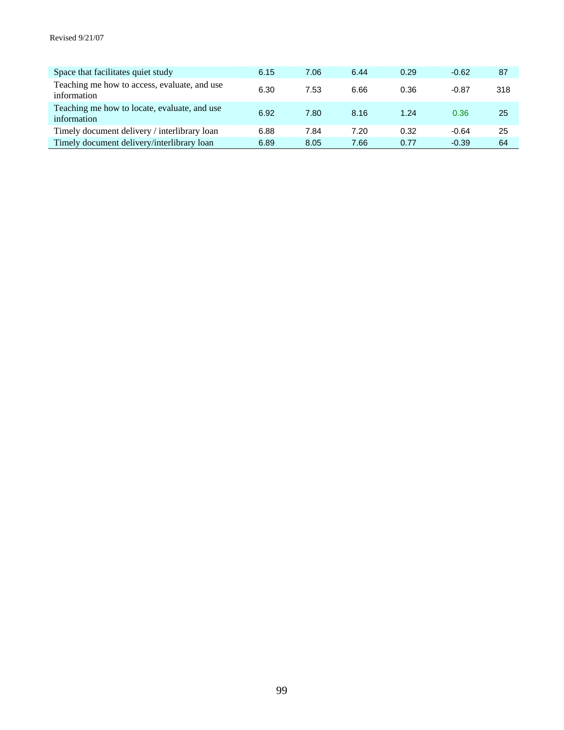| | | | | | | |
|---|---|---|---|---|---|---|
| Space that facilitates quiet study | 6.15 | 7.06 | 6.44 | 0.29 | -0.62 | 87 |
| Teaching me how to access, evaluate, and use information | 6.30 | 7.53 | 6.66 | 0.36 | -0.87 | 318 |
| Teaching me how to locate, evaluate, and use information | 6.92 | 7.80 | 8.16 | 1.24 | 0.36 | 25 |
| Timely document delivery / interlibrary loan | 6.88 | 7.84 | 7.20 | 0.32 | -0.64 | 25 |
| Timely document delivery/interlibrary loan | 6.89 | 8.05 | 7.66 | 0.77 | -0.39 | 64 |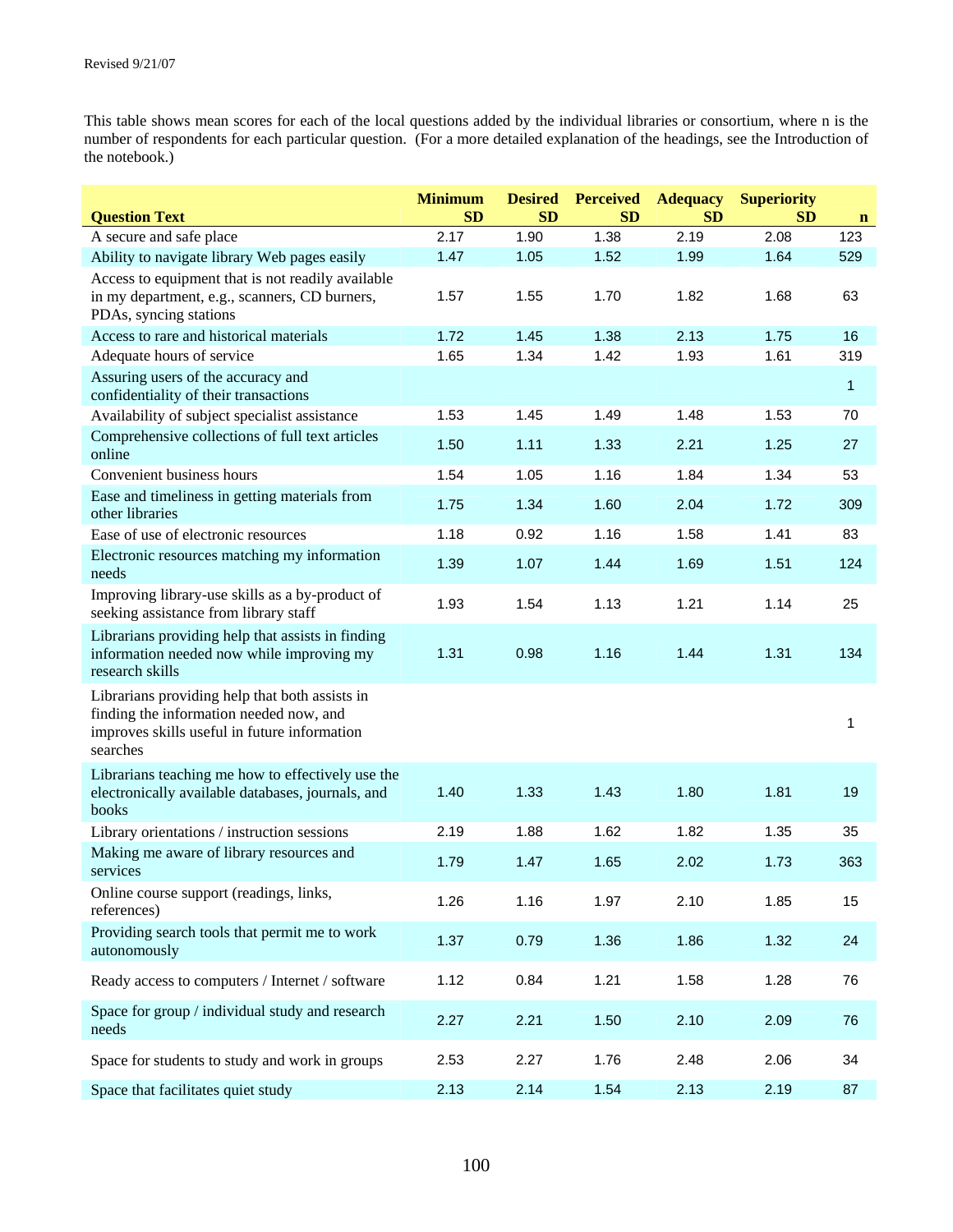Revised 9/21/07

This table shows mean scores for each of the local questions added by the individual libraries or consortium, where n is the number of respondents for each particular question. (For a more detailed explanation of the headings, see the Introduction of the notebook.)

| Question Text | Minimum SD | Desired SD | Perceived SD | Adequacy SD | Superiority SD | n |
|---|---|---|---|---|---|---|
| A secure and safe place | 2.17 | 1.90 | 1.38 | 2.19 | 2.08 | 123 |
| Ability to navigate library Web pages easily | 1.47 | 1.05 | 1.52 | 1.99 | 1.64 | 529 |
| Access to equipment that is not readily available in my department, e.g., scanners, CD burners, PDAs, syncing stations | 1.57 | 1.55 | 1.70 | 1.82 | 1.68 | 63 |
| Access to rare and historical materials | 1.72 | 1.45 | 1.38 | 2.13 | 1.75 | 16 |
| Adequate hours of service | 1.65 | 1.34 | 1.42 | 1.93 | 1.61 | 319 |
| Assuring users of the accuracy and confidentiality of their transactions | | | | | | 1 |
| Availability of subject specialist assistance | 1.53 | 1.45 | 1.49 | 1.48 | 1.53 | 70 |
| Comprehensive collections of full text articles online | 1.50 | 1.11 | 1.33 | 2.21 | 1.25 | 27 |
| Convenient business hours | 1.54 | 1.05 | 1.16 | 1.84 | 1.34 | 53 |
| Ease and timeliness in getting materials from other libraries | 1.75 | 1.34 | 1.60 | 2.04 | 1.72 | 309 |
| Ease of use of electronic resources | 1.18 | 0.92 | 1.16 | 1.58 | 1.41 | 83 |
| Electronic resources matching my information needs | 1.39 | 1.07 | 1.44 | 1.69 | 1.51 | 124 |
| Improving library-use skills as a by-product of seeking assistance from library staff | 1.93 | 1.54 | 1.13 | 1.21 | 1.14 | 25 |
| Librarians providing help that assists in finding information needed now while improving my research skills | 1.31 | 0.98 | 1.16 | 1.44 | 1.31 | 134 |
| Librarians providing help that both assists in finding the information needed now, and improves skills useful in future information searches | | | | | | 1 |
| Librarians teaching me how to effectively use the electronically available databases, journals, and books | 1.40 | 1.33 | 1.43 | 1.80 | 1.81 | 19 |
| Library orientations / instruction sessions | 2.19 | 1.88 | 1.62 | 1.82 | 1.35 | 35 |
| Making me aware of library resources and services | 1.79 | 1.47 | 1.65 | 2.02 | 1.73 | 363 |
| Online course support (readings, links, references) | 1.26 | 1.16 | 1.97 | 2.10 | 1.85 | 15 |
| Providing search tools that permit me to work autonomously | 1.37 | 0.79 | 1.36 | 1.86 | 1.32 | 24 |
| Ready access to computers / Internet / software | 1.12 | 0.84 | 1.21 | 1.58 | 1.28 | 76 |
| Space for group / individual study and research needs | 2.27 | 2.21 | 1.50 | 2.10 | 2.09 | 76 |
| Space for students to study and work in groups | 2.53 | 2.27 | 1.76 | 2.48 | 2.06 | 34 |
| Space that facilitates quiet study | 2.13 | 2.14 | 1.54 | 2.13 | 2.19 | 87 |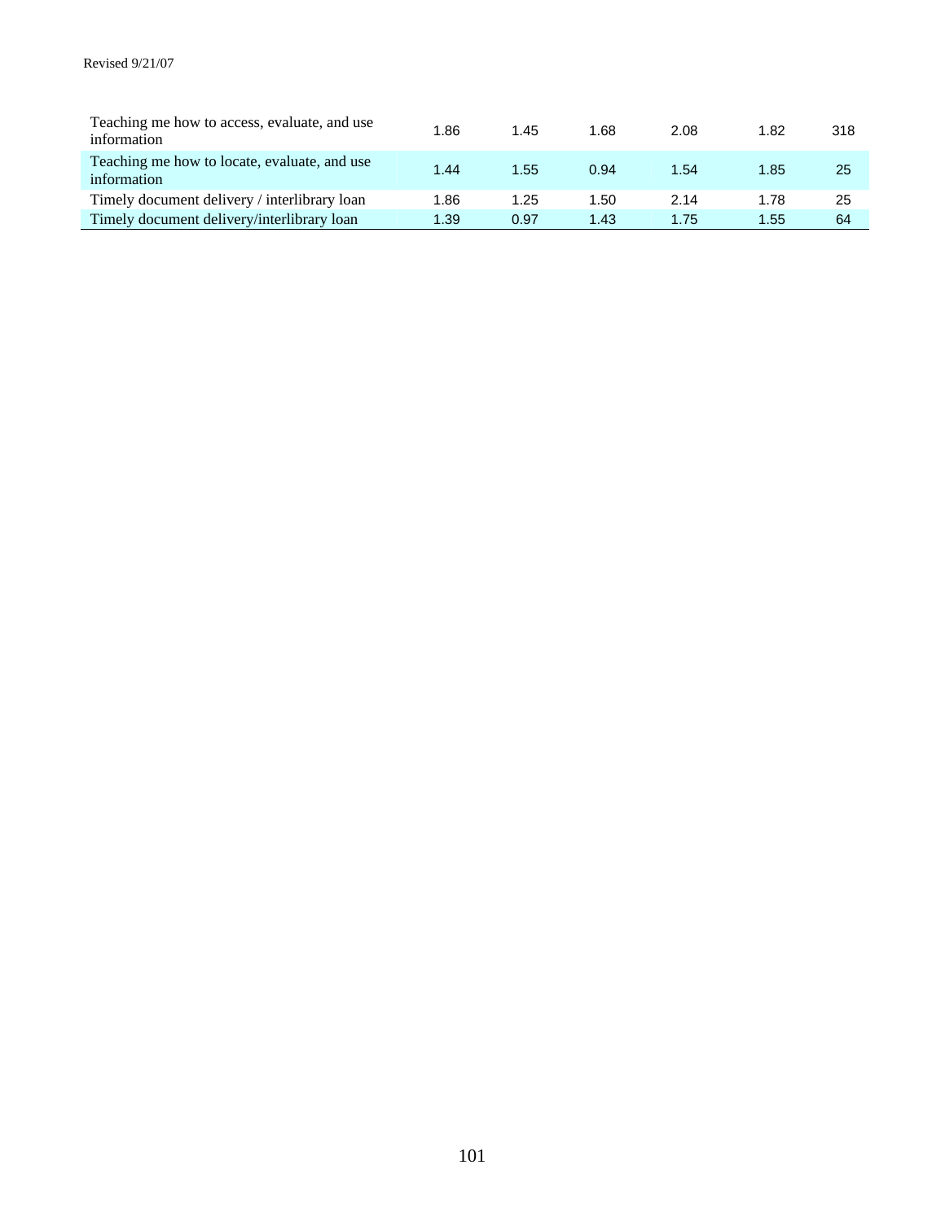| | | | | | | |
|---|---|---|---|---|---|---|
| Teaching me how to access, evaluate, and use information | 1.86 | 1.45 | 1.68 | 2.08 | 1.82 | 318 |
| Teaching me how to locate, evaluate, and use information | 1.44 | 1.55 | 0.94 | 1.54 | 1.85 | 25 |
| Timely document delivery / interlibrary loan | 1.86 | 1.25 | 1.50 | 2.14 | 1.78 | 25 |
| Timely document delivery/interlibrary loan | 1.39 | 0.97 | 1.43 | 1.75 | 1.55 | 64 |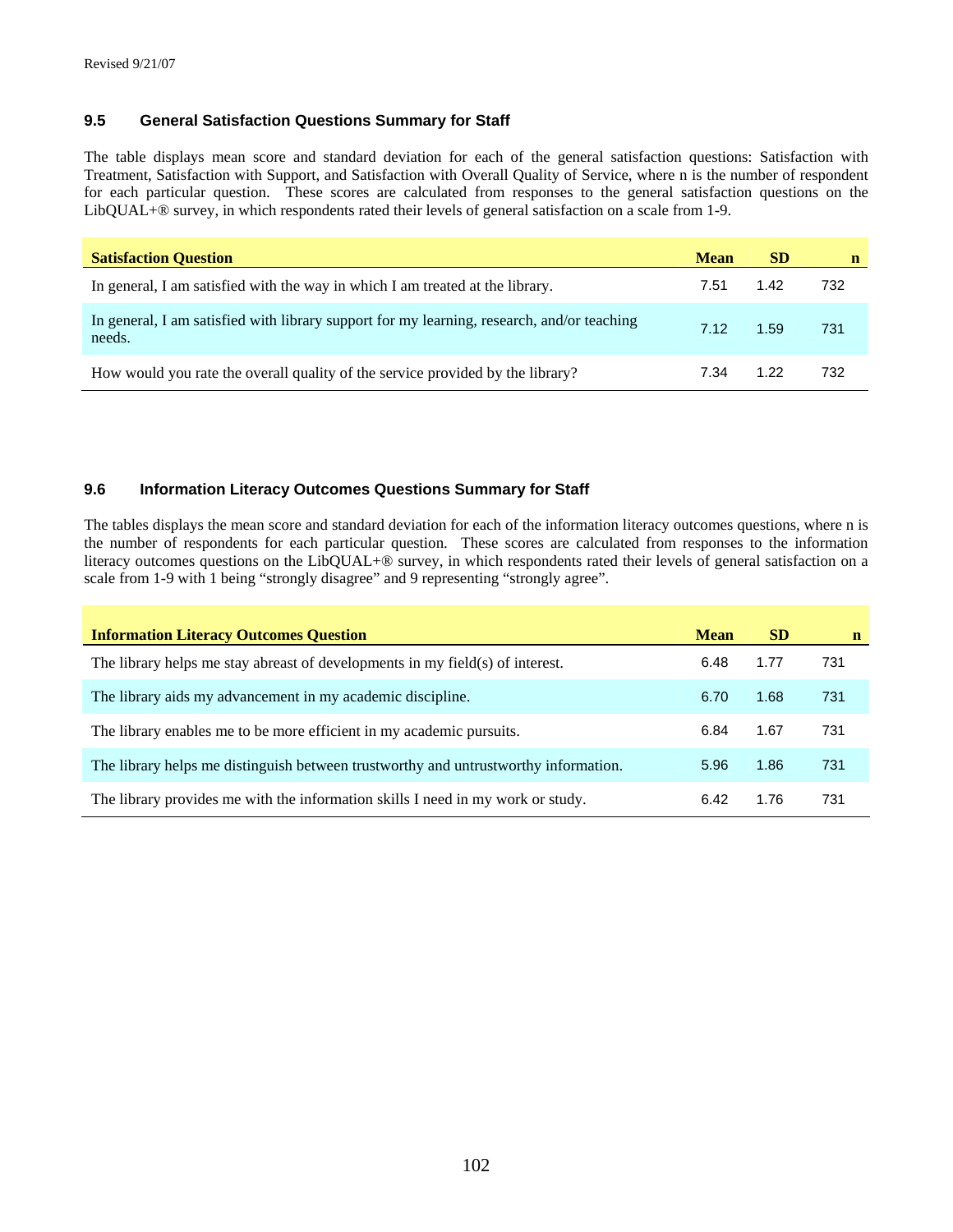Revised 9/21/07

### 9.5 General Satisfaction Questions Summary for Staff

The table displays mean score and standard deviation for each of the general satisfaction questions: Satisfaction with Treatment, Satisfaction with Support, and Satisfaction with Overall Quality of Service, where n is the number of respondent for each particular question. These scores are calculated from responses to the general satisfaction questions on the LibQUAL+® survey, in which respondents rated their levels of general satisfaction on a scale from 1-9.

| Satisfaction Question | Mean | SD | n |
|---|---|---|---|
| In general, I am satisfied with the way in which I am treated at the library. | 7.51 | 1.42 | 732 |
| In general, I am satisfied with library support for my learning, research, and/or teaching needs. | 7.12 | 1.59 | 731 |
| How would you rate the overall quality of the service provided by the library? | 7.34 | 1.22 | 732 |

### 9.6 Information Literacy Outcomes Questions Summary for Staff

The tables displays the mean score and standard deviation for each of the information literacy outcomes questions, where n is the number of respondents for each particular question. These scores are calculated from responses to the information literacy outcomes questions on the LibQUAL+® survey, in which respondents rated their levels of general satisfaction on a scale from 1-9 with 1 being "strongly disagree" and 9 representing "strongly agree".

| Information Literacy Outcomes Question | Mean | SD | n |
|---|---|---|---|
| The library helps me stay abreast of developments in my field(s) of interest. | 6.48 | 1.77 | 731 |
| The library aids my advancement in my academic discipline. | 6.70 | 1.68 | 731 |
| The library enables me to be more efficient in my academic pursuits. | 6.84 | 1.67 | 731 |
| The library helps me distinguish between trustworthy and untrustworthy information. | 5.96 | 1.86 | 731 |
| The library provides me with the information skills I need in my work or study. | 6.42 | 1.76 | 731 |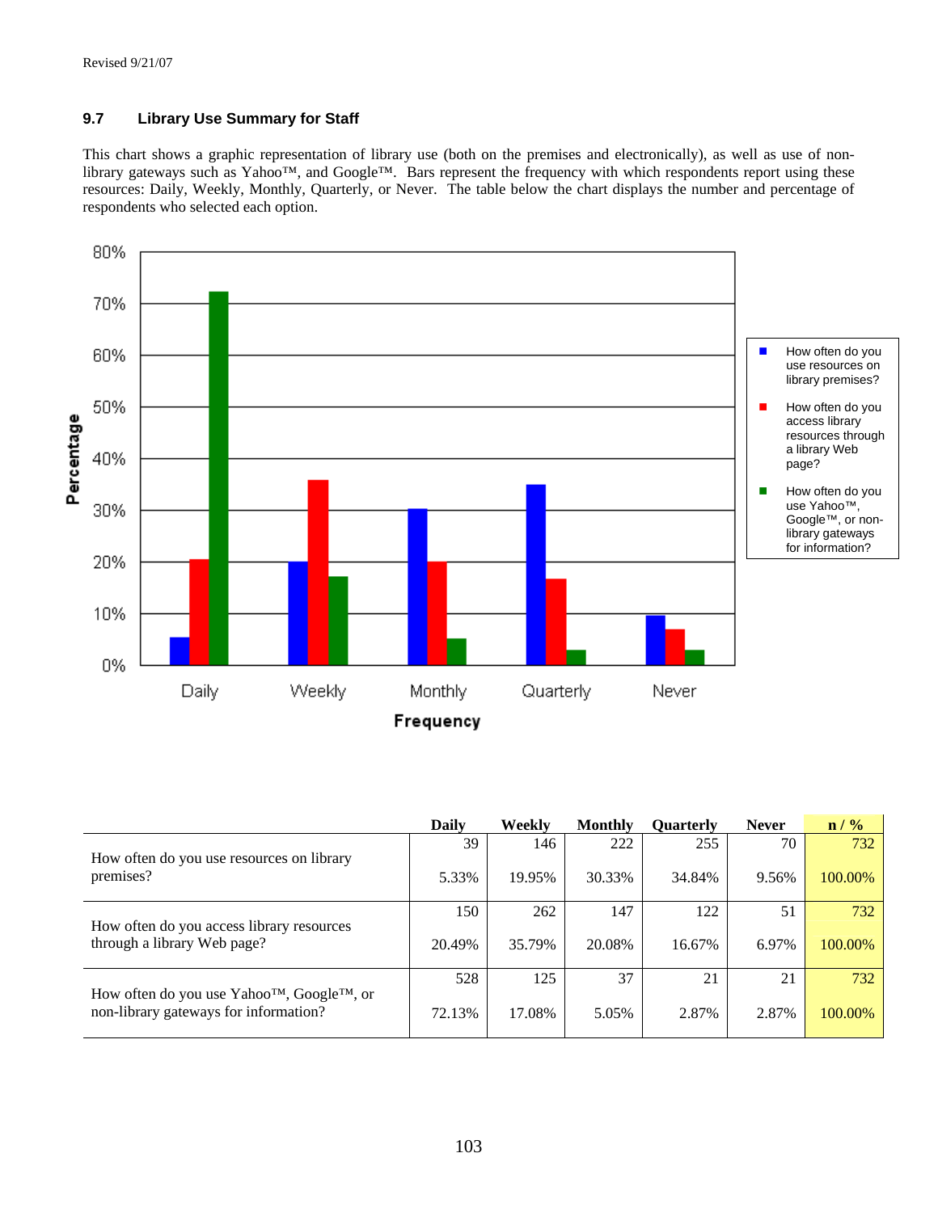Revised 9/21/07

### 9.7 Library Use Summary for Staff

This chart shows a graphic representation of library use (both on the premises and electronically), as well as use of non-library gateways such as Yahoo™, and Google™. Bars represent the frequency with which respondents report using these resources: Daily, Weekly, Monthly, Quarterly, or Never. The table below the chart displays the number and percentage of respondents who selected each option.

| | Daily | Weekly | Monthly | Quarterly | Never | n / % |
|---|---|---|---|---|---|---|
| How often do you use resources on library premises? | 39 | 146 | 222 | 255 | 70 | 732 |
| | 5.33% | 19.95% | 30.33% | 34.84% | 9.56% | 100.00% |
| How often do you access library resources through a library Web page? | 150 | 262 | 147 | 122 | 51 | 732 |
| | 20.49% | 35.79% | 20.08% | 16.67% | 6.97% | 100.00% |
| How often do you use Yahoo™, Google™, or non-library gateways for information? | 528 | 125 | 37 | 21 | 21 | 732 |
| | 72.13% | 17.08% | 5.05% | 2.87% | 2.87% | 100.00% |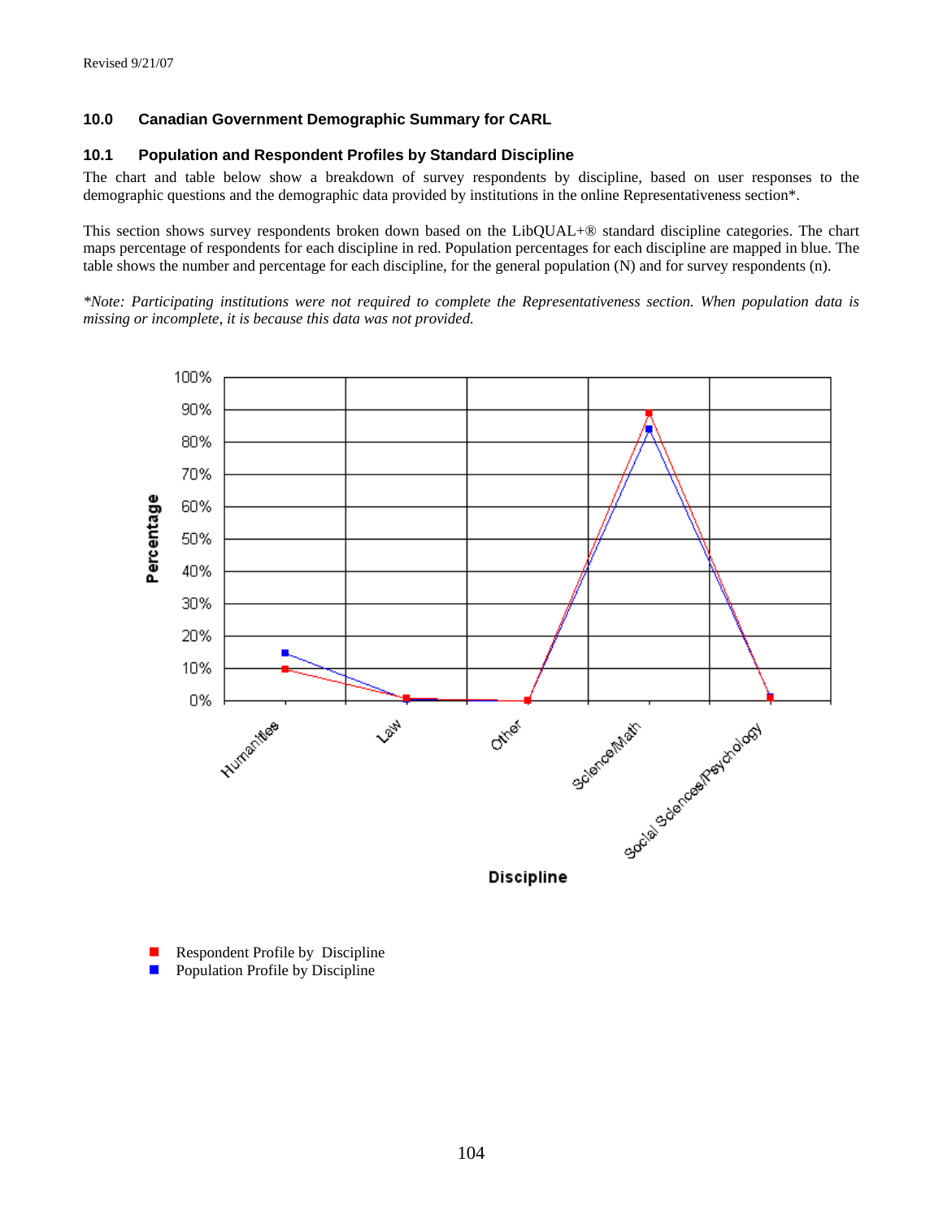Revised 9/21/07

## 10.0 Canadian Government Demographic Summary for CARL

### 10.1 Population and Respondent Profiles by Standard Discipline

The chart and table below show a breakdown of survey respondents by discipline, based on user responses to the demographic questions and the demographic data provided by institutions in the online Representativeness section*.

This section shows survey respondents broken down based on the LibQUAL+® standard discipline categories. The chart maps percentage of respondents for each discipline in red. Population percentages for each discipline are mapped in blue. The table shows the number and percentage for each discipline, for the general population (N) and for survey respondents (n).

*\*Note: Participating institutions were not required to complete the Representativeness section. When population data is missing or incomplete, it is because this data was not provided.*

Percentage

100%
90%
80%
70%
60%
50%
40%
30%
20%
10%
0%

Humanities | Law | Other | Science/Math | Social Sciences/Psychology

Discipline

- Respondent Profile by Discipline
- Population Profile by Discipline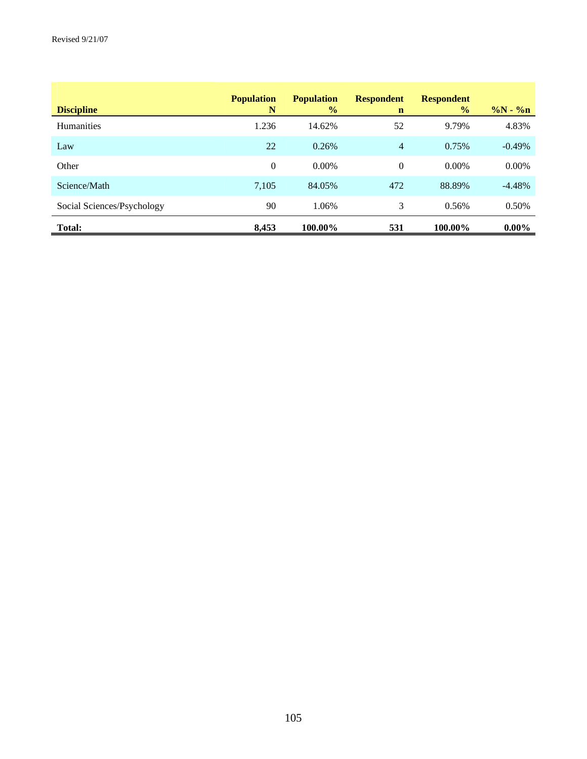Revised 9/21/07

| Discipline | Population N | Population % | Respondent n | Respondent % | %N - %n |
|---|---|---|---|---|---|
| Humanities | 1.236 | 14.62% | 52 | 9.79% | 4.83% |
| Law | 22 | 0.26% | 4 | 0.75% | -0.49% |
| Other | 0 | 0.00% | 0 | 0.00% | 0.00% |
| Science/Math | 7,105 | 84.05% | 472 | 88.89% | -4.48% |
| Social Sciences/Psychology | 90 | 1.06% | 3 | 0.56% | 0.50% |
| **Total:** | **8,453** | **100.00%** | **531** | **100.00%** | **0.00%** |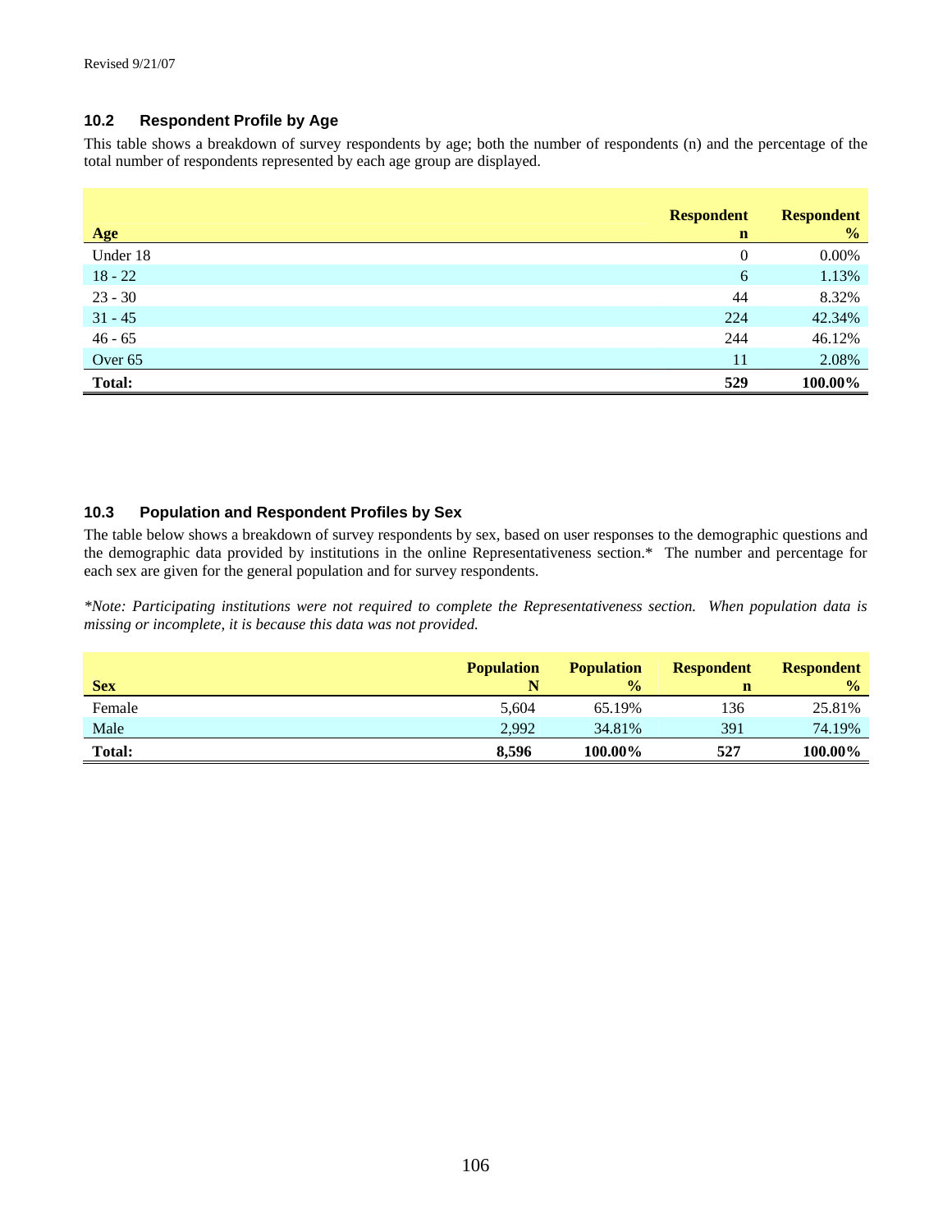Revised 9/21/07

### 10.2 Respondent Profile by Age

This table shows a breakdown of survey respondents by age; both the number of respondents (n) and the percentage of the total number of respondents represented by each age group are displayed.

| Age | Respondent n | Respondent % |
|---|---|---|
| Under 18 | 0 | 0.00% |
| 18 - 22 | 6 | 1.13% |
| 23 - 30 | 44 | 8.32% |
| 31 - 45 | 224 | 42.34% |
| 46 - 65 | 244 | 46.12% |
| Over 65 | 11 | 2.08% |
| **Total:** | **529** | **100.00%** |

### 10.3 Population and Respondent Profiles by Sex

The table below shows a breakdown of survey respondents by sex, based on user responses to the demographic questions and the demographic data provided by institutions in the online Representativeness section.* The number and percentage for each sex are given for the general population and for survey respondents.

*\*Note: Participating institutions were not required to complete the Representativeness section. When population data is missing or incomplete, it is because this data was not provided.*

| Sex | Population N | Population % | Respondent n | Respondent % |
|---|---|---|---|---|
| Female | 5,604 | 65.19% | 136 | 25.81% |
| Male | 2,992 | 34.81% | 391 | 74.19% |
| **Total:** | **8,596** | **100.00%** | **527** | **100.00%** |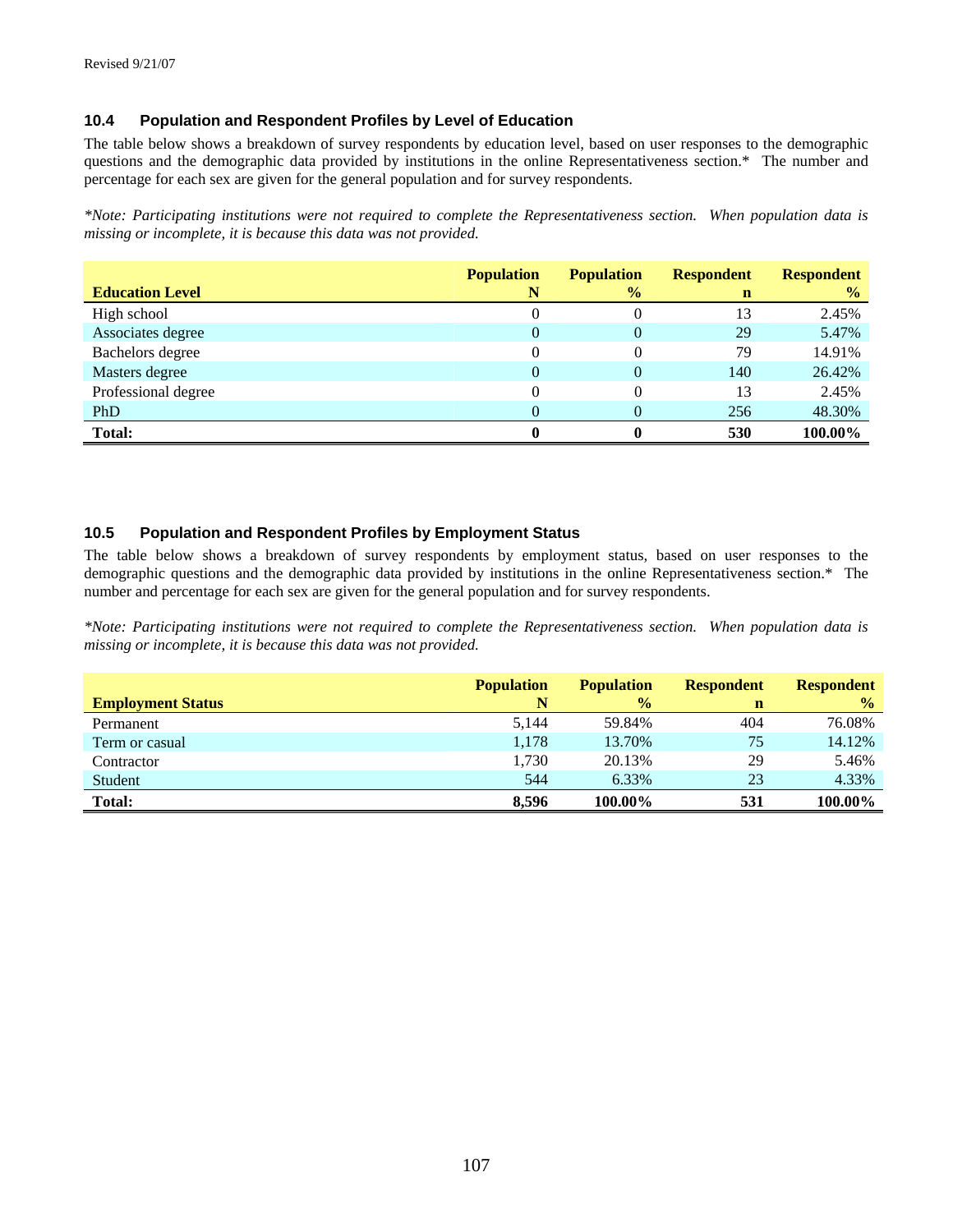Revised 9/21/07

### 10.4 Population and Respondent Profiles by Level of Education

The table below shows a breakdown of survey respondents by education level, based on user responses to the demographic questions and the demographic data provided by institutions in the online Representativeness section.* The number and percentage for each sex are given for the general population and for survey respondents.

*\*Note: Participating institutions were not required to complete the Representativeness section. When population data is missing or incomplete, it is because this data was not provided.*

| Education Level | Population N | Population % | Respondent n | Respondent % |
|---|---|---|---|---|
| High school | 0 | 0 | 13 | 2.45% |
| Associates degree | 0 | 0 | 29 | 5.47% |
| Bachelors degree | 0 | 0 | 79 | 14.91% |
| Masters degree | 0 | 0 | 140 | 26.42% |
| Professional degree | 0 | 0 | 13 | 2.45% |
| PhD | 0 | 0 | 256 | 48.30% |
| **Total:** | **0** | **0** | **530** | **100.00%** |

### 10.5 Population and Respondent Profiles by Employment Status

The table below shows a breakdown of survey respondents by employment status, based on user responses to the demographic questions and the demographic data provided by institutions in the online Representativeness section.* The number and percentage for each sex are given for the general population and for survey respondents.

*\*Note: Participating institutions were not required to complete the Representativeness section. When population data is missing or incomplete, it is because this data was not provided.*

| Employment Status | Population N | Population % | Respondent n | Respondent % |
|---|---|---|---|---|
| Permanent | 5,144 | 59.84% | 404 | 76.08% |
| Term or casual | 1,178 | 13.70% | 75 | 14.12% |
| Contractor | 1,730 | 20.13% | 29 | 5.46% |
| Student | 544 | 6.33% | 23 | 4.33% |
| **Total:** | **8,596** | **100.00%** | **531** | **100.00%** |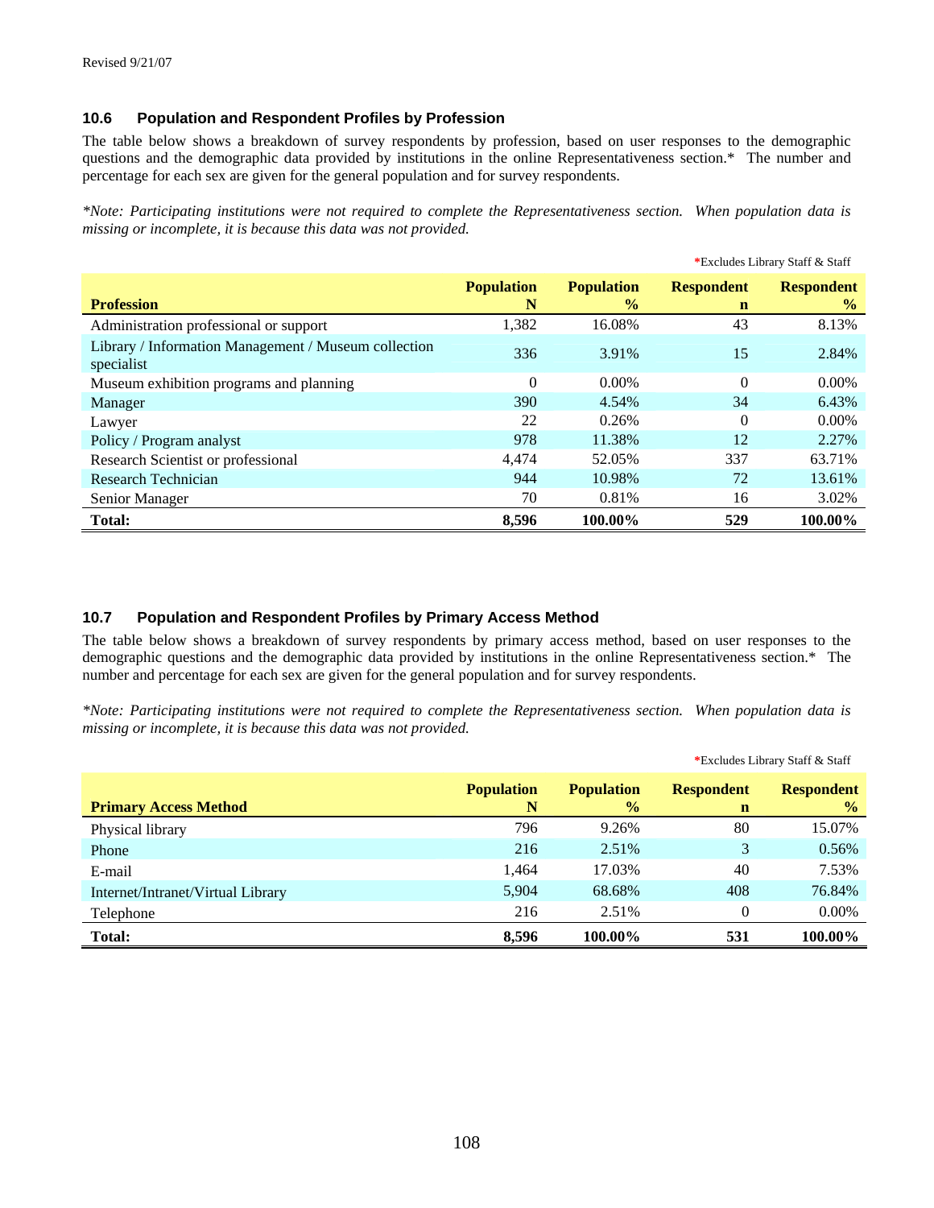Revised 9/21/07

### 10.6 Population and Respondent Profiles by Profession

The table below shows a breakdown of survey respondents by profession, based on user responses to the demographic questions and the demographic data provided by institutions in the online Representativeness section.* The number and percentage for each sex are given for the general population and for survey respondents.

*\*Note: Participating institutions were not required to complete the Representativeness section. When population data is missing or incomplete, it is because this data was not provided.*

*Excludes Library Staff & Staff

| Profession | Population N | Population % | Respondent n | Respondent % |
|---|---|---|---|---|
| Administration professional or support | 1,382 | 16.08% | 43 | 8.13% |
| Library / Information Management / Museum collection specialist | 336 | 3.91% | 15 | 2.84% |
| Museum exhibition programs and planning | 0 | 0.00% | 0 | 0.00% |
| Manager | 390 | 4.54% | 34 | 6.43% |
| Lawyer | 22 | 0.26% | 0 | 0.00% |
| Policy / Program analyst | 978 | 11.38% | 12 | 2.27% |
| Research Scientist or professional | 4,474 | 52.05% | 337 | 63.71% |
| Research Technician | 944 | 10.98% | 72 | 13.61% |
| Senior Manager | 70 | 0.81% | 16 | 3.02% |
| **Total:** | **8,596** | **100.00%** | **529** | **100.00%** |

### 10.7 Population and Respondent Profiles by Primary Access Method

The table below shows a breakdown of survey respondents by primary access method, based on user responses to the demographic questions and the demographic data provided by institutions in the online Representativeness section.* The number and percentage for each sex are given for the general population and for survey respondents.

*\*Note: Participating institutions were not required to complete the Representativeness section. When population data is missing or incomplete, it is because this data was not provided.*

*Excludes Library Staff & Staff

| Primary Access Method | Population N | Population % | Respondent n | Respondent % |
|---|---|---|---|---|
| Physical library | 796 | 9.26% | 80 | 15.07% |
| Phone | 216 | 2.51% | 3 | 0.56% |
| E-mail | 1,464 | 17.03% | 40 | 7.53% |
| Internet/Intranet/Virtual Library | 5,904 | 68.68% | 408 | 76.84% |
| Telephone | 216 | 2.51% | 0 | 0.00% |
| **Total:** | **8,596** | **100.00%** | **531** | **100.00%** |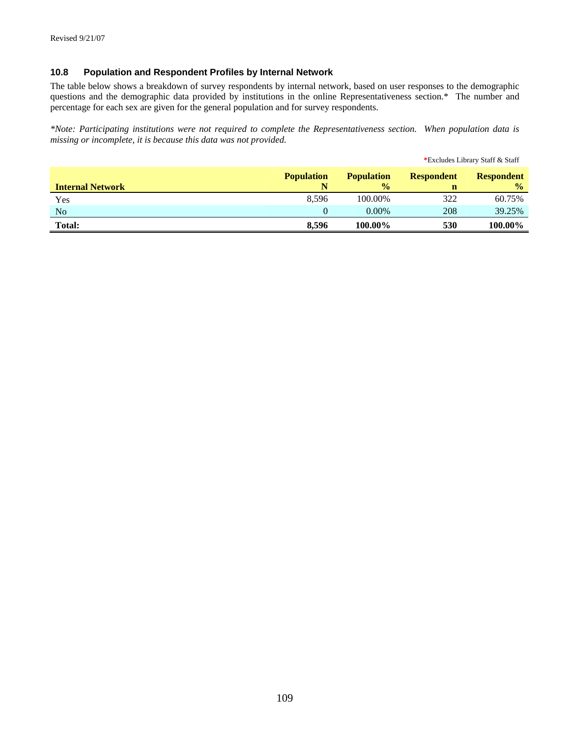Revised 9/21/07

### 10.8 Population and Respondent Profiles by Internal Network

The table below shows a breakdown of survey respondents by internal network, based on user responses to the demographic questions and the demographic data provided by institutions in the online Representativeness section.* The number and percentage for each sex are given for the general population and for survey respondents.

*\*Note: Participating institutions were not required to complete the Representativeness section. When population data is missing or incomplete, it is because this data was not provided.*

*Excludes Library Staff & Staff

| Internal Network | Population N | Population % | Respondent n | Respondent % |
|---|---|---|---|---|
| Yes | 8,596 | 100.00% | 322 | 60.75% |
| No | 0 | 0.00% | 208 | 39.25% |
| **Total:** | **8,596** | **100.00%** | **530** | **100.00%** |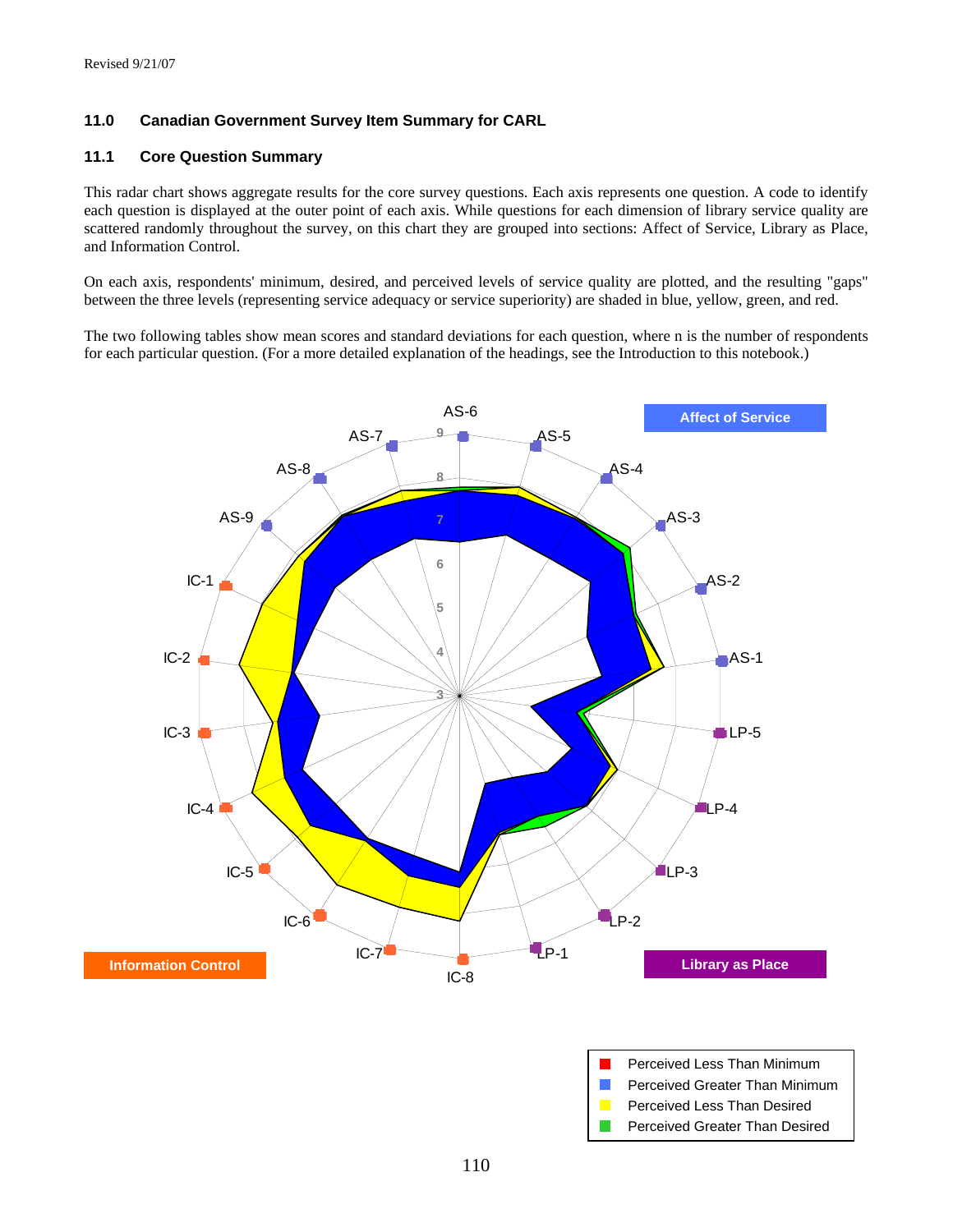Revised 9/21/07

## 11.0 Canadian Government Survey Item Summary for CARL

### 11.1 Core Question Summary

This radar chart shows aggregate results for the core survey questions. Each axis represents one question. A code to identify each question is displayed at the outer point of each axis. While questions for each dimension of library service quality are scattered randomly throughout the survey, on this chart they are grouped into sections: Affect of Service, Library as Place, and Information Control.

On each axis, respondents' minimum, desired, and perceived levels of service quality are plotted, and the resulting "gaps" between the three levels (representing service adequacy or service superiority) are shaded in blue, yellow, green, and red.

The two following tables show mean scores and standard deviations for each question, where n is the number of respondents for each particular question. (For a more detailed explanation of the headings, see the Introduction to this notebook.)

Affect of Service

Information Control

Library as Place

AS-6, AS-5, AS-4, AS-3, AS-2, AS-1, LP-5, LP-4, LP-3, LP-2, LP-1, IC-8, IC-7, IC-6, IC-5, IC-4, IC-3, IC-2, IC-1, AS-9, AS-8, AS-7

- Perceived Less Than Minimum
- Perceived Greater Than Minimum
- Perceived Less Than Desired
- Perceived Greater Than Desired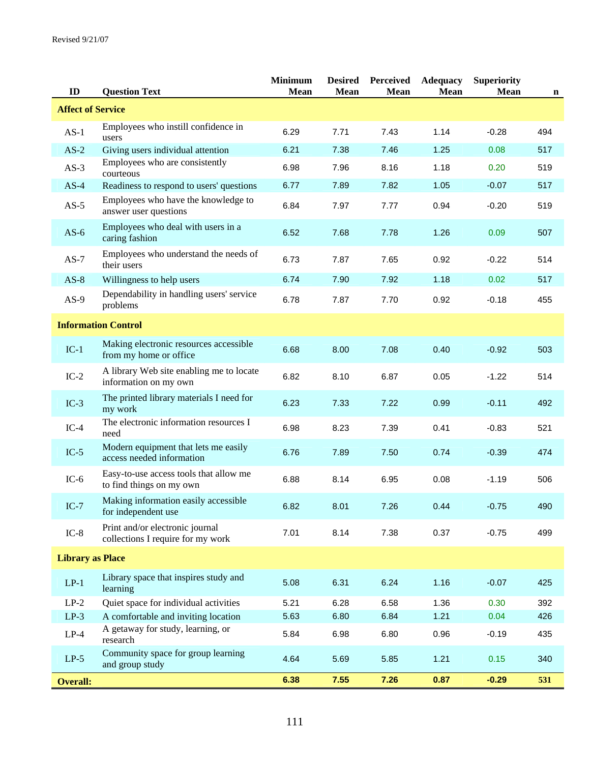Revised 9/21/07

| ID | Question Text | Minimum Mean | Desired Mean | Perceived Mean | Adequacy Mean | Superiority Mean | n |
|---|---|---|---|---|---|---|---|
| **Affect of Service** | | | | | | | |
| AS-1 | Employees who instill confidence in users | 6.29 | 7.71 | 7.43 | 1.14 | -0.28 | 494 |
| AS-2 | Giving users individual attention | 6.21 | 7.38 | 7.46 | 1.25 | 0.08 | 517 |
| AS-3 | Employees who are consistently courteous | 6.98 | 7.96 | 8.16 | 1.18 | 0.20 | 519 |
| AS-4 | Readiness to respond to users' questions | 6.77 | 7.89 | 7.82 | 1.05 | -0.07 | 517 |
| AS-5 | Employees who have the knowledge to answer user questions | 6.84 | 7.97 | 7.77 | 0.94 | -0.20 | 519 |
| AS-6 | Employees who deal with users in a caring fashion | 6.52 | 7.68 | 7.78 | 1.26 | 0.09 | 507 |
| AS-7 | Employees who understand the needs of their users | 6.73 | 7.87 | 7.65 | 0.92 | -0.22 | 514 |
| AS-8 | Willingness to help users | 6.74 | 7.90 | 7.92 | 1.18 | 0.02 | 517 |
| AS-9 | Dependability in handling users' service problems | 6.78 | 7.87 | 7.70 | 0.92 | -0.18 | 455 |
| **Information Control** | | | | | | | |
| IC-1 | Making electronic resources accessible from my home or office | 6.68 | 8.00 | 7.08 | 0.40 | -0.92 | 503 |
| IC-2 | A library Web site enabling me to locate information on my own | 6.82 | 8.10 | 6.87 | 0.05 | -1.22 | 514 |
| IC-3 | The printed library materials I need for my work | 6.23 | 7.33 | 7.22 | 0.99 | -0.11 | 492 |
| IC-4 | The electronic information resources I need | 6.98 | 8.23 | 7.39 | 0.41 | -0.83 | 521 |
| IC-5 | Modern equipment that lets me easily access needed information | 6.76 | 7.89 | 7.50 | 0.74 | -0.39 | 474 |
| IC-6 | Easy-to-use access tools that allow me to find things on my own | 6.88 | 8.14 | 6.95 | 0.08 | -1.19 | 506 |
| IC-7 | Making information easily accessible for independent use | 6.82 | 8.01 | 7.26 | 0.44 | -0.75 | 490 |
| IC-8 | Print and/or electronic journal collections I require for my work | 7.01 | 8.14 | 7.38 | 0.37 | -0.75 | 499 |
| **Library as Place** | | | | | | | |
| LP-1 | Library space that inspires study and learning | 5.08 | 6.31 | 6.24 | 1.16 | -0.07 | 425 |
| LP-2 | Quiet space for individual activities | 5.21 | 6.28 | 6.58 | 1.36 | 0.30 | 392 |
| LP-3 | A comfortable and inviting location | 5.63 | 6.80 | 6.84 | 1.21 | 0.04 | 426 |
| LP-4 | A getaway for study, learning, or research | 5.84 | 6.98 | 6.80 | 0.96 | -0.19 | 435 |
| LP-5 | Community space for group learning and group study | 4.64 | 5.69 | 5.85 | 1.21 | 0.15 | 340 |
| **Overall:** | | **6.38** | **7.55** | **7.26** | **0.87** | **-0.29** | **531** |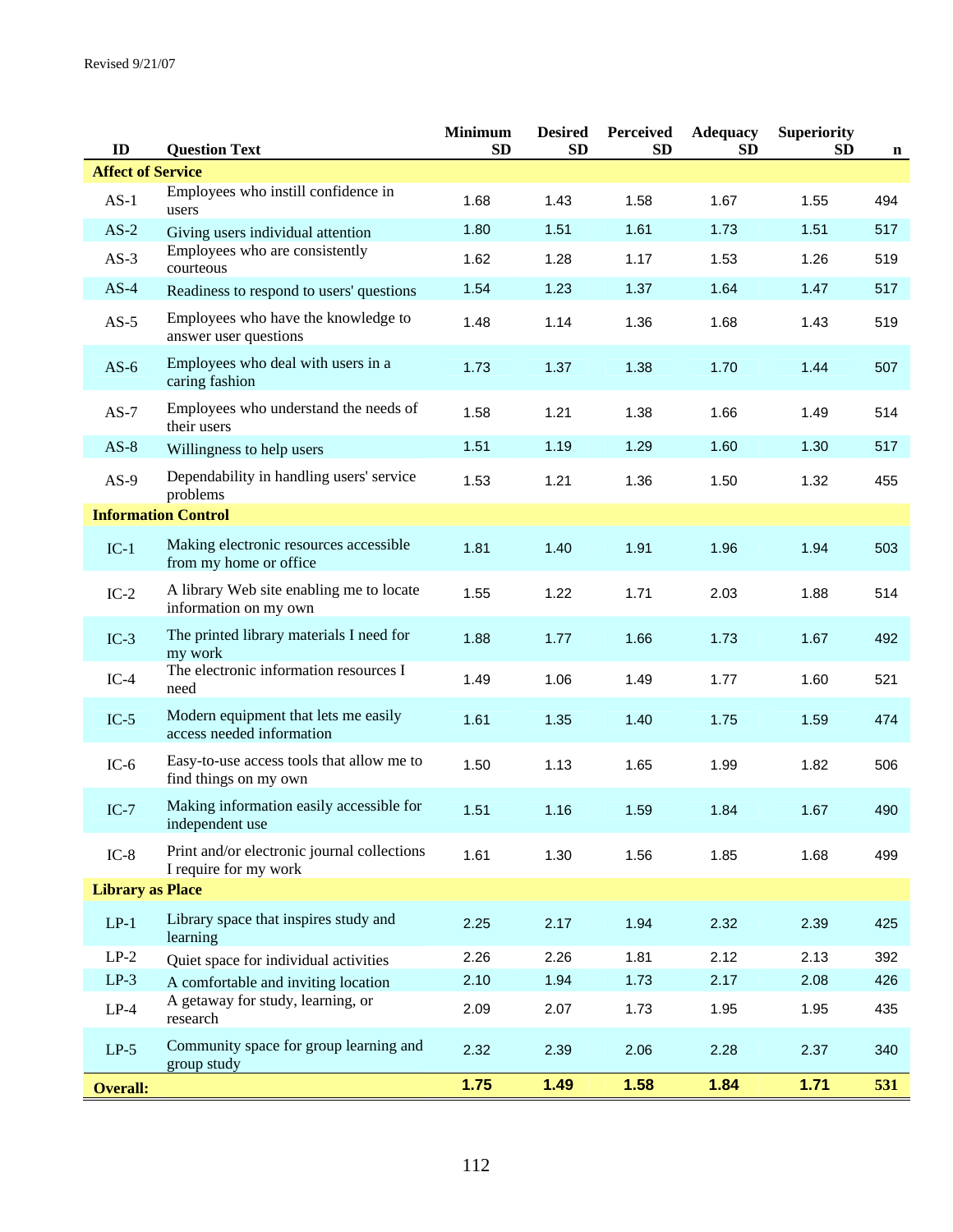Revised 9/21/07

| ID | Question Text | Minimum SD | Desired SD | Perceived SD | Adequacy SD | Superiority SD | n |
|---|---|---|---|---|---|---|---|
| **Affect of Service** | | | | | | | |
| AS-1 | Employees who instill confidence in users | 1.68 | 1.43 | 1.58 | 1.67 | 1.55 | 494 |
| AS-2 | Giving users individual attention | 1.80 | 1.51 | 1.61 | 1.73 | 1.51 | 517 |
| AS-3 | Employees who are consistently courteous | 1.62 | 1.28 | 1.17 | 1.53 | 1.26 | 519 |
| AS-4 | Readiness to respond to users' questions | 1.54 | 1.23 | 1.37 | 1.64 | 1.47 | 517 |
| AS-5 | Employees who have the knowledge to answer user questions | 1.48 | 1.14 | 1.36 | 1.68 | 1.43 | 519 |
| AS-6 | Employees who deal with users in a caring fashion | 1.73 | 1.37 | 1.38 | 1.70 | 1.44 | 507 |
| AS-7 | Employees who understand the needs of their users | 1.58 | 1.21 | 1.38 | 1.66 | 1.49 | 514 |
| AS-8 | Willingness to help users | 1.51 | 1.19 | 1.29 | 1.60 | 1.30 | 517 |
| AS-9 | Dependability in handling users' service problems | 1.53 | 1.21 | 1.36 | 1.50 | 1.32 | 455 |
| **Information Control** | | | | | | | |
| IC-1 | Making electronic resources accessible from my home or office | 1.81 | 1.40 | 1.91 | 1.96 | 1.94 | 503 |
| IC-2 | A library Web site enabling me to locate information on my own | 1.55 | 1.22 | 1.71 | 2.03 | 1.88 | 514 |
| IC-3 | The printed library materials I need for my work | 1.88 | 1.77 | 1.66 | 1.73 | 1.67 | 492 |
| IC-4 | The electronic information resources I need | 1.49 | 1.06 | 1.49 | 1.77 | 1.60 | 521 |
| IC-5 | Modern equipment that lets me easily access needed information | 1.61 | 1.35 | 1.40 | 1.75 | 1.59 | 474 |
| IC-6 | Easy-to-use access tools that allow me to find things on my own | 1.50 | 1.13 | 1.65 | 1.99 | 1.82 | 506 |
| IC-7 | Making information easily accessible for independent use | 1.51 | 1.16 | 1.59 | 1.84 | 1.67 | 490 |
| IC-8 | Print and/or electronic journal collections I require for my work | 1.61 | 1.30 | 1.56 | 1.85 | 1.68 | 499 |
| **Library as Place** | | | | | | | |
| LP-1 | Library space that inspires study and learning | 2.25 | 2.17 | 1.94 | 2.32 | 2.39 | 425 |
| LP-2 | Quiet space for individual activities | 2.26 | 2.26 | 1.81 | 2.12 | 2.13 | 392 |
| LP-3 | A comfortable and inviting location | 2.10 | 1.94 | 1.73 | 2.17 | 2.08 | 426 |
| LP-4 | A getaway for study, learning, or research | 2.09 | 2.07 | 1.73 | 1.95 | 1.95 | 435 |
| LP-5 | Community space for group learning and group study | 2.32 | 2.39 | 2.06 | 2.28 | 2.37 | 340 |
| **Overall:** | | **1.75** | **1.49** | **1.58** | **1.84** | **1.71** | **531** |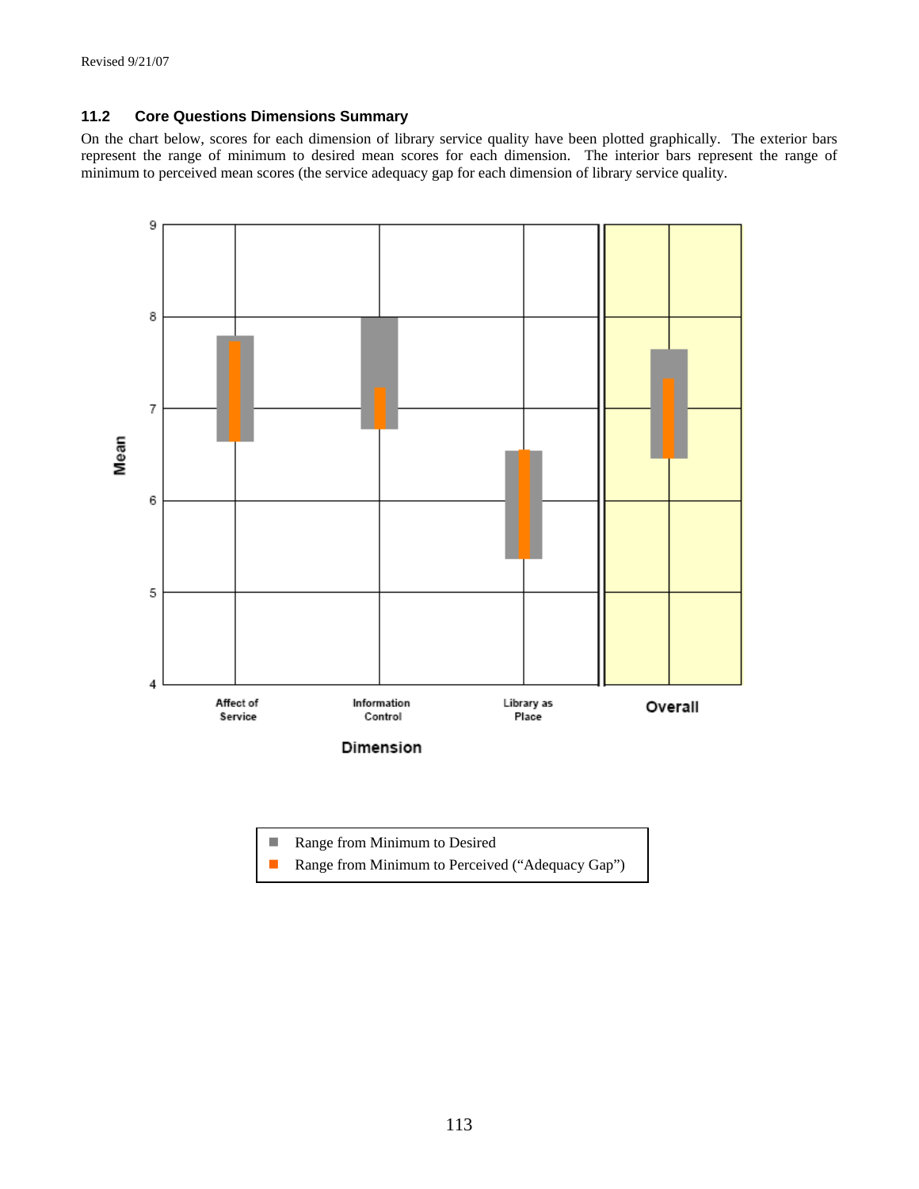### 11.2 Core Questions Dimensions Summary

On the chart below, scores for each dimension of library service quality have been plotted graphically. The exterior bars represent the range of minimum to desired mean scores for each dimension. The interior bars represent the range of minimum to perceived mean scores (the service adequacy gap for each dimension of library service quality.

Mean

Affect of Service | Information Control | Library as Place | Overall

Dimension

- Range from Minimum to Desired
- Range from Minimum to Perceived (“Adequacy Gap”)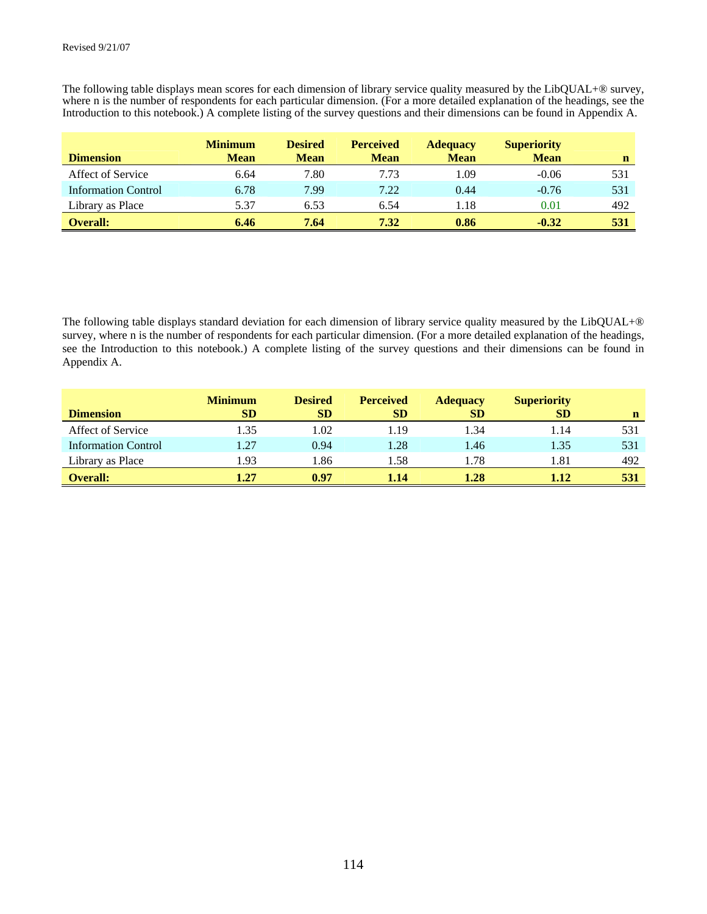Revised 9/21/07

The following table displays mean scores for each dimension of library service quality measured by the LibQUAL+® survey, where n is the number of respondents for each particular dimension. (For a more detailed explanation of the headings, see the Introduction to this notebook.) A complete listing of the survey questions and their dimensions can be found in Appendix A.

| Dimension | Minimum Mean | Desired Mean | Perceived Mean | Adequacy Mean | Superiority Mean | n |
|---|---|---|---|---|---|---|
| Affect of Service | 6.64 | 7.80 | 7.73 | 1.09 | -0.06 | 531 |
| Information Control | 6.78 | 7.99 | 7.22 | 0.44 | -0.76 | 531 |
| Library as Place | 5.37 | 6.53 | 6.54 | 1.18 | 0.01 | 492 |
| **Overall:** | **6.46** | **7.64** | **7.32** | **0.86** | **-0.32** | **531** |

The following table displays standard deviation for each dimension of library service quality measured by the LibQUAL+® survey, where n is the number of respondents for each particular dimension. (For a more detailed explanation of the headings, see the Introduction to this notebook.) A complete listing of the survey questions and their dimensions can be found in Appendix A.

| Dimension | Minimum SD | Desired SD | Perceived SD | Adequacy SD | Superiority SD | n |
|---|---|---|---|---|---|---|
| Affect of Service | 1.35 | 1.02 | 1.19 | 1.34 | 1.14 | 531 |
| Information Control | 1.27 | 0.94 | 1.28 | 1.46 | 1.35 | 531 |
| Library as Place | 1.93 | 1.86 | 1.58 | 1.78 | 1.81 | 492 |
| **Overall:** | **1.27** | **0.97** | **1.14** | **1.28** | **1.12** | **531** |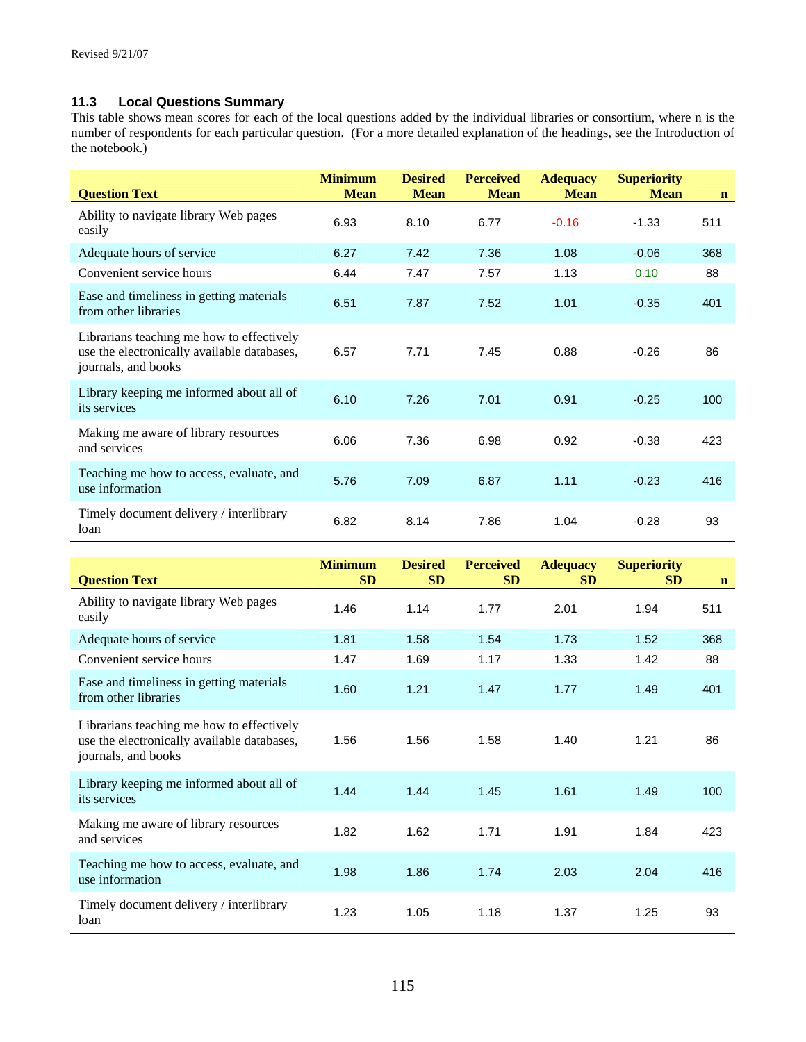Revised 9/21/07

### 11.3 Local Questions Summary

This table shows mean scores for each of the local questions added by the individual libraries or consortium, where n is the number of respondents for each particular question. (For a more detailed explanation of the headings, see the Introduction of the notebook.)

| Question Text | Minimum Mean | Desired Mean | Perceived Mean | Adequacy Mean | Superiority Mean | n |
|---|---|---|---|---|---|---|
| Ability to navigate library Web pages easily | 6.93 | 8.10 | 6.77 | -0.16 | -1.33 | 511 |
| Adequate hours of service | 6.27 | 7.42 | 7.36 | 1.08 | -0.06 | 368 |
| Convenient service hours | 6.44 | 7.47 | 7.57 | 1.13 | 0.10 | 88 |
| Ease and timeliness in getting materials from other libraries | 6.51 | 7.87 | 7.52 | 1.01 | -0.35 | 401 |
| Librarians teaching me how to effectively use the electronically available databases, journals, and books | 6.57 | 7.71 | 7.45 | 0.88 | -0.26 | 86 |
| Library keeping me informed about all of its services | 6.10 | 7.26 | 7.01 | 0.91 | -0.25 | 100 |
| Making me aware of library resources and services | 6.06 | 7.36 | 6.98 | 0.92 | -0.38 | 423 |
| Teaching me how to access, evaluate, and use information | 5.76 | 7.09 | 6.87 | 1.11 | -0.23 | 416 |
| Timely document delivery / interlibrary loan | 6.82 | 8.14 | 7.86 | 1.04 | -0.28 | 93 |

| Question Text | Minimum SD | Desired SD | Perceived SD | Adequacy SD | Superiority SD | n |
|---|---|---|---|---|---|---|
| Ability to navigate library Web pages easily | 1.46 | 1.14 | 1.77 | 2.01 | 1.94 | 511 |
| Adequate hours of service | 1.81 | 1.58 | 1.54 | 1.73 | 1.52 | 368 |
| Convenient service hours | 1.47 | 1.69 | 1.17 | 1.33 | 1.42 | 88 |
| Ease and timeliness in getting materials from other libraries | 1.60 | 1.21 | 1.47 | 1.77 | 1.49 | 401 |
| Librarians teaching me how to effectively use the electronically available databases, journals, and books | 1.56 | 1.56 | 1.58 | 1.40 | 1.21 | 86 |
| Library keeping me informed about all of its services | 1.44 | 1.44 | 1.45 | 1.61 | 1.49 | 100 |
| Making me aware of library resources and services | 1.82 | 1.62 | 1.71 | 1.91 | 1.84 | 423 |
| Teaching me how to access, evaluate, and use information | 1.98 | 1.86 | 1.74 | 2.03 | 2.04 | 416 |
| Timely document delivery / interlibrary loan | 1.23 | 1.05 | 1.18 | 1.37 | 1.25 | 93 |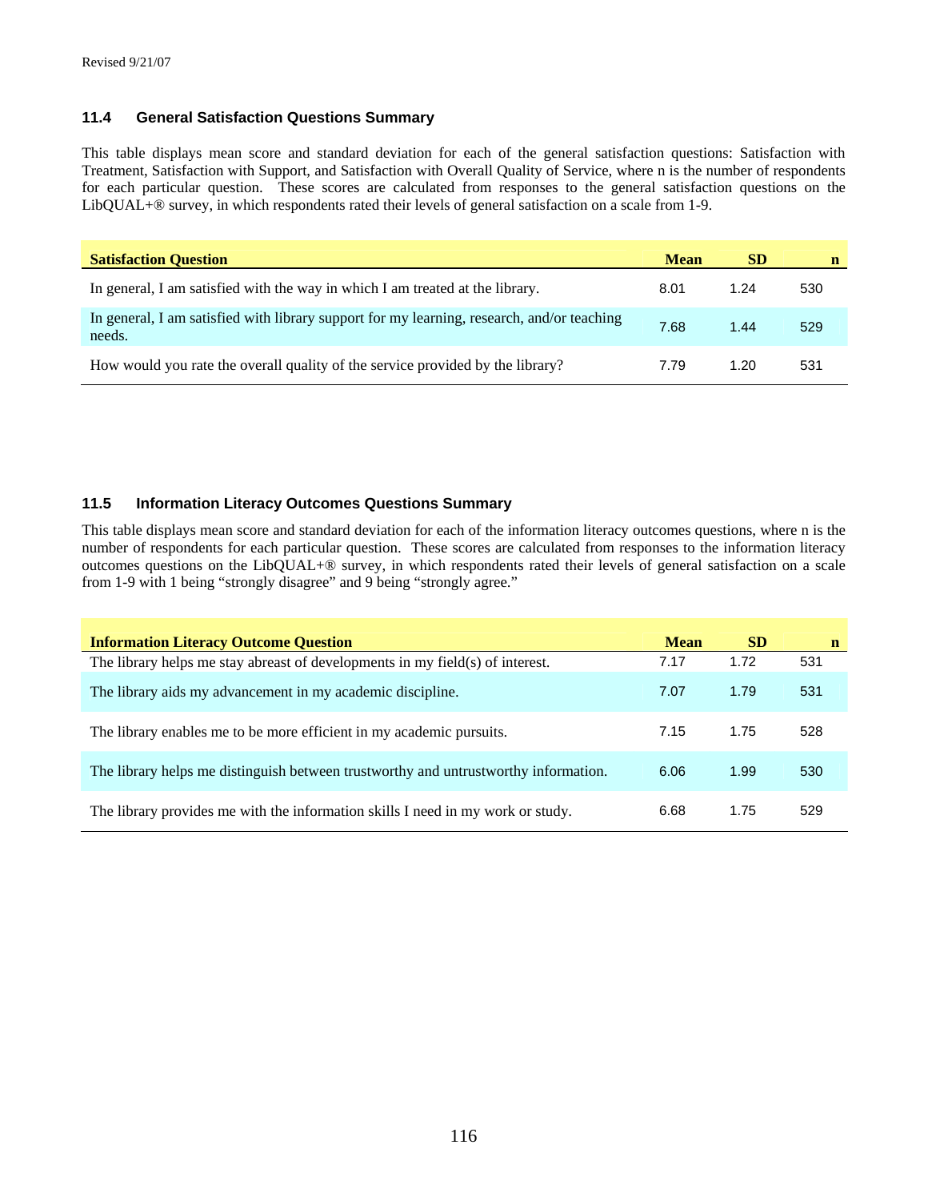### 11.4 General Satisfaction Questions Summary

This table displays mean score and standard deviation for each of the general satisfaction questions: Satisfaction with Treatment, Satisfaction with Support, and Satisfaction with Overall Quality of Service, where n is the number of respondents for each particular question. These scores are calculated from responses to the general satisfaction questions on the LibQUAL+® survey, in which respondents rated their levels of general satisfaction on a scale from 1-9.

| Satisfaction Question | Mean | SD | n |
|---|---|---|---|
| In general, I am satisfied with the way in which I am treated at the library. | 8.01 | 1.24 | 530 |
| In general, I am satisfied with library support for my learning, research, and/or teaching needs. | 7.68 | 1.44 | 529 |
| How would you rate the overall quality of the service provided by the library? | 7.79 | 1.20 | 531 |

### 11.5 Information Literacy Outcomes Questions Summary

This table displays mean score and standard deviation for each of the information literacy outcomes questions, where n is the number of respondents for each particular question. These scores are calculated from responses to the information literacy outcomes questions on the LibQUAL+® survey, in which respondents rated their levels of general satisfaction on a scale from 1-9 with 1 being "strongly disagree" and 9 being "strongly agree."

| Information Literacy Outcome Question | Mean | SD | n |
|---|---|---|---|
| The library helps me stay abreast of developments in my field(s) of interest. | 7.17 | 1.72 | 531 |
| The library aids my advancement in my academic discipline. | 7.07 | 1.79 | 531 |
| The library enables me to be more efficient in my academic pursuits. | 7.15 | 1.75 | 528 |
| The library helps me distinguish between trustworthy and untrustworthy information. | 6.06 | 1.99 | 530 |
| The library provides me with the information skills I need in my work or study. | 6.68 | 1.75 | 529 |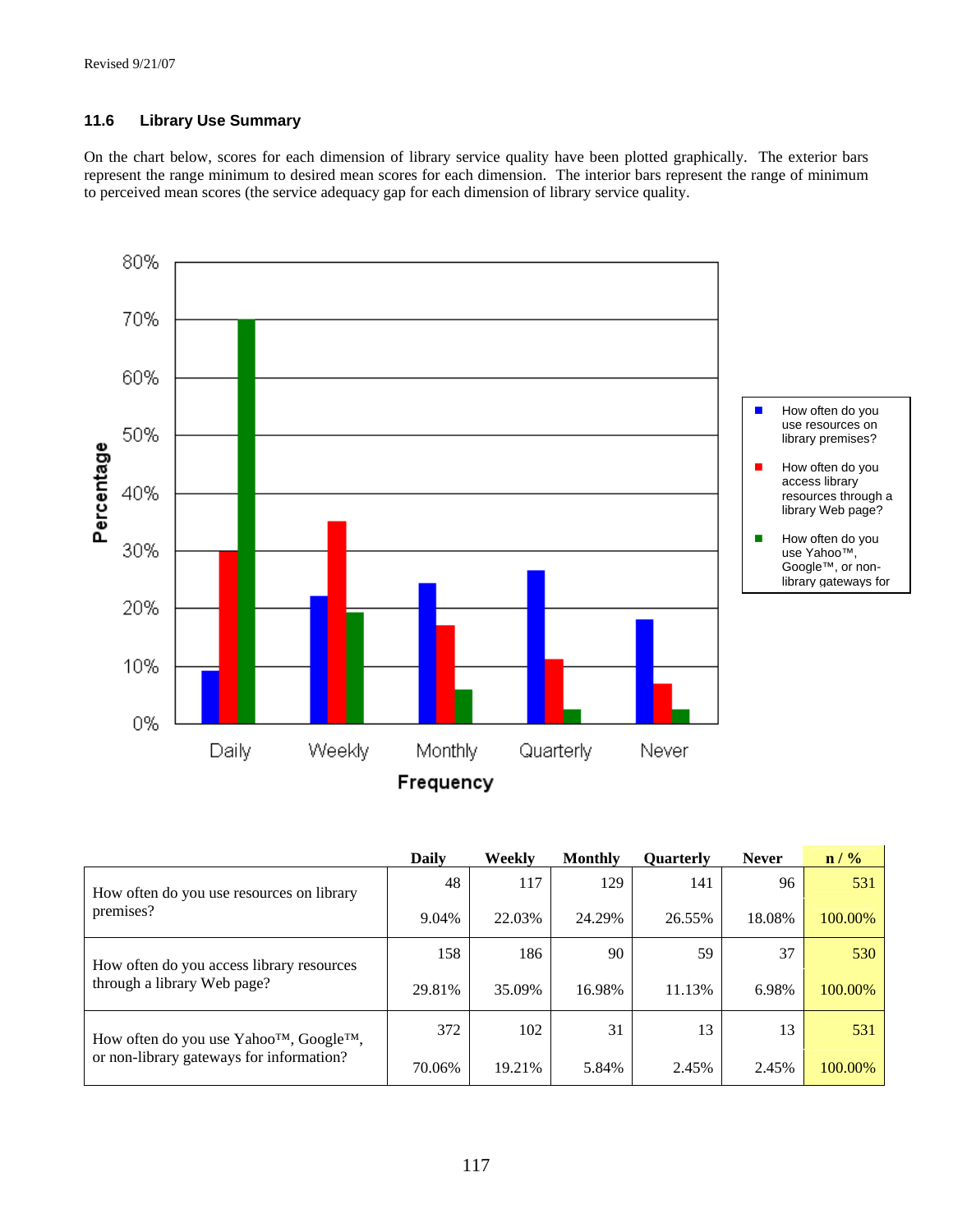Revised 9/21/07

### 11.6 Library Use Summary

On the chart below, scores for each dimension of library service quality have been plotted graphically. The exterior bars represent the range minimum to desired mean scores for each dimension. The interior bars represent the range of minimum to perceived mean scores (the service adequacy gap for each dimension of library service quality.

| | Daily | Weekly | Monthly | Quarterly | Never | n / % |
|---|---|---|---|---|---|---|
| How often do you use resources on library premises? | 48 | 117 | 129 | 141 | 96 | 531 |
| | 9.04% | 22.03% | 24.29% | 26.55% | 18.08% | 100.00% |
| How often do you access library resources through a library Web page? | 158 | 186 | 90 | 59 | 37 | 530 |
| | 29.81% | 35.09% | 16.98% | 11.13% | 6.98% | 100.00% |
| How often do you use Yahoo™, Google™, or non-library gateways for information? | 372 | 102 | 31 | 13 | 13 | 531 |
| | 70.06% | 19.21% | 5.84% | 2.45% | 2.45% | 100.00% |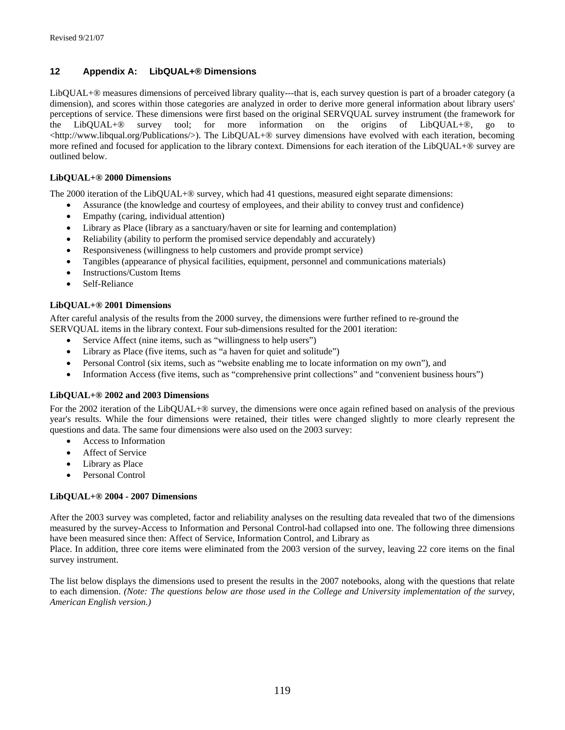## 12 Appendix A: LibQUAL+® Dimensions

LibQUAL+® measures dimensions of perceived library quality---that is, each survey question is part of a broader category (a dimension), and scores within those categories are analyzed in order to derive more general information about library users' perceptions of service. These dimensions were first based on the original SERVQUAL survey instrument (the framework for the LibQUAL+® survey tool; for more information on the origins of LibQUAL+®, go to <http://www.libqual.org/Publications/>). The LibQUAL+® survey dimensions have evolved with each iteration, becoming more refined and focused for application to the library context. Dimensions for each iteration of the LibQUAL+® survey are outlined below.

**LibQUAL+® 2000 Dimensions**

The 2000 iteration of the LibQUAL+® survey, which had 41 questions, measured eight separate dimensions:

- Assurance (the knowledge and courtesy of employees, and their ability to convey trust and confidence)
- Empathy (caring, individual attention)
- Library as Place (library as a sanctuary/haven or site for learning and contemplation)
- Reliability (ability to perform the promised service dependably and accurately)
- Responsiveness (willingness to help customers and provide prompt service)
- Tangibles (appearance of physical facilities, equipment, personnel and communications materials)
- Instructions/Custom Items
- Self-Reliance

**LibQUAL+® 2001 Dimensions**

After careful analysis of the results from the 2000 survey, the dimensions were further refined to re-ground the SERVQUAL items in the library context. Four sub-dimensions resulted for the 2001 iteration:

- Service Affect (nine items, such as “willingness to help users”)
- Library as Place (five items, such as “a haven for quiet and solitude”)
- Personal Control (six items, such as “website enabling me to locate information on my own”), and
- Information Access (five items, such as “comprehensive print collections” and “convenient business hours”)

**LibQUAL+® 2002 and 2003 Dimensions**

For the 2002 iteration of the LibQUAL+® survey, the dimensions were once again refined based on analysis of the previous year's results. While the four dimensions were retained, their titles were changed slightly to more clearly represent the questions and data. The same four dimensions were also used on the 2003 survey:

- Access to Information
- Affect of Service
- Library as Place
- Personal Control

**LibQUAL+® 2004 - 2007 Dimensions**

After the 2003 survey was completed, factor and reliability analyses on the resulting data revealed that two of the dimensions measured by the survey-Access to Information and Personal Control-had collapsed into one. The following three dimensions have been measured since then: Affect of Service, Information Control, and Library as Place. In addition, three core items were eliminated from the 2003 version of the survey, leaving 22 core items on the final survey instrument.

The list below displays the dimensions used to present the results in the 2007 notebooks, along with the questions that relate to each dimension. *(Note: The questions below are those used in the College and University implementation of the survey, American English version.)*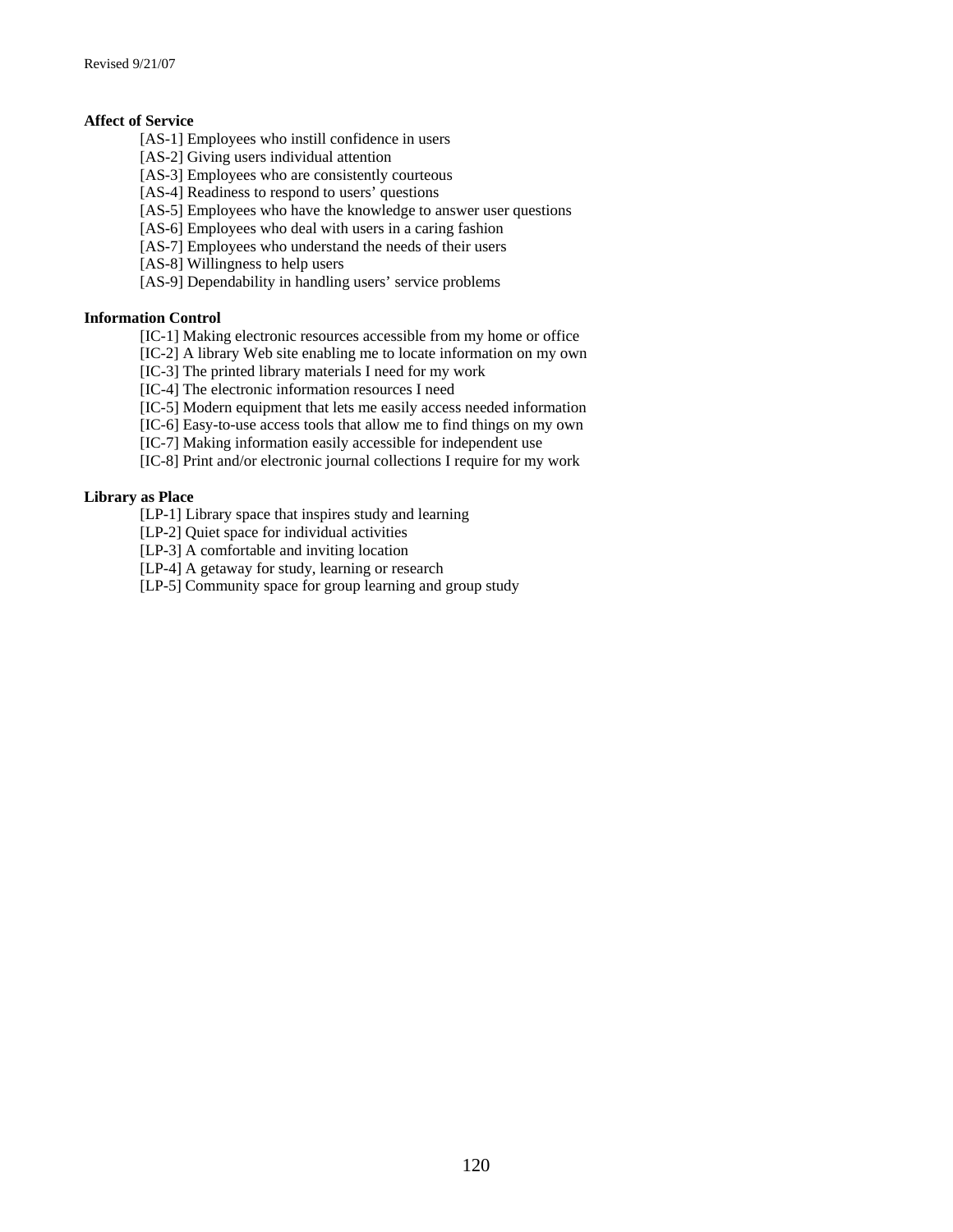Revised 9/21/07

**Affect of Service**

[AS-1] Employees who instill confidence in users
[AS-2] Giving users individual attention
[AS-3] Employees who are consistently courteous
[AS-4] Readiness to respond to users' questions
[AS-5] Employees who have the knowledge to answer user questions
[AS-6] Employees who deal with users in a caring fashion
[AS-7] Employees who understand the needs of their users
[AS-8] Willingness to help users
[AS-9] Dependability in handling users' service problems

**Information Control**

[IC-1] Making electronic resources accessible from my home or office
[IC-2] A library Web site enabling me to locate information on my own
[IC-3] The printed library materials I need for my work
[IC-4] The electronic information resources I need
[IC-5] Modern equipment that lets me easily access needed information
[IC-6] Easy-to-use access tools that allow me to find things on my own
[IC-7] Making information easily accessible for independent use
[IC-8] Print and/or electronic journal collections I require for my work

**Library as Place**

[LP-1] Library space that inspires study and learning
[LP-2] Quiet space for individual activities
[LP-3] A comfortable and inviting location
[LP-4] A getaway for study, learning or research
[LP-5] Community space for group learning and group study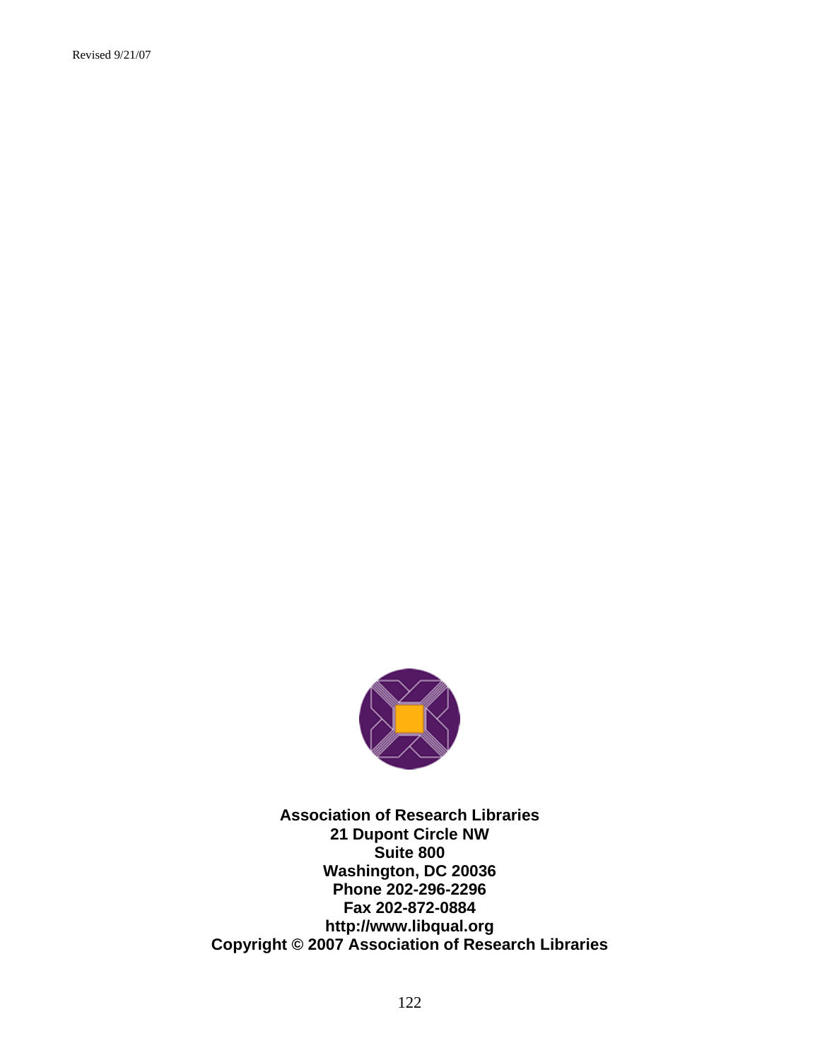Revised 9/21/07

**Association of Research Libraries**
**21 Dupont Circle NW**
**Suite 800**
**Washington, DC 20036**
**Phone 202-296-2296**
**Fax 202-872-0884**
**http://www.libqual.org**
**Copyright © 2007 Association of Research Libraries**